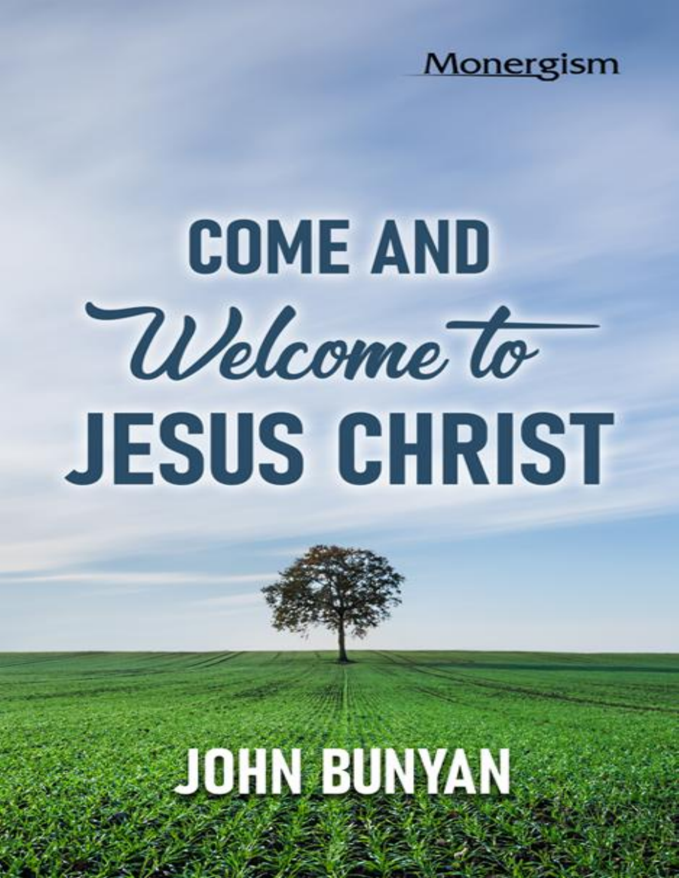Monergism

# COME AND Welcome to JESUS CHRIST

JOHN BUNYAN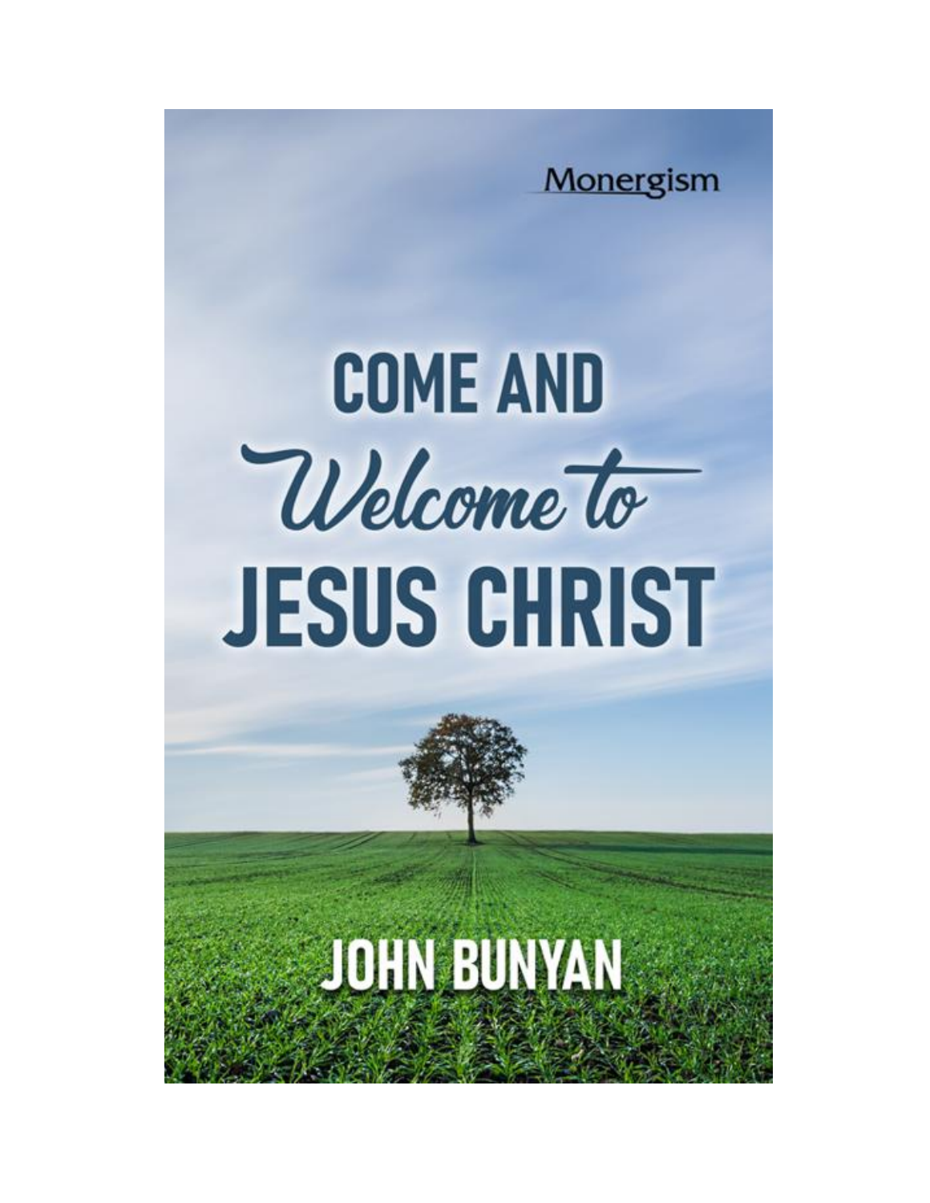Monergism

# COME AND Welcome to JESUS CHRIST

JOHN BUNYAN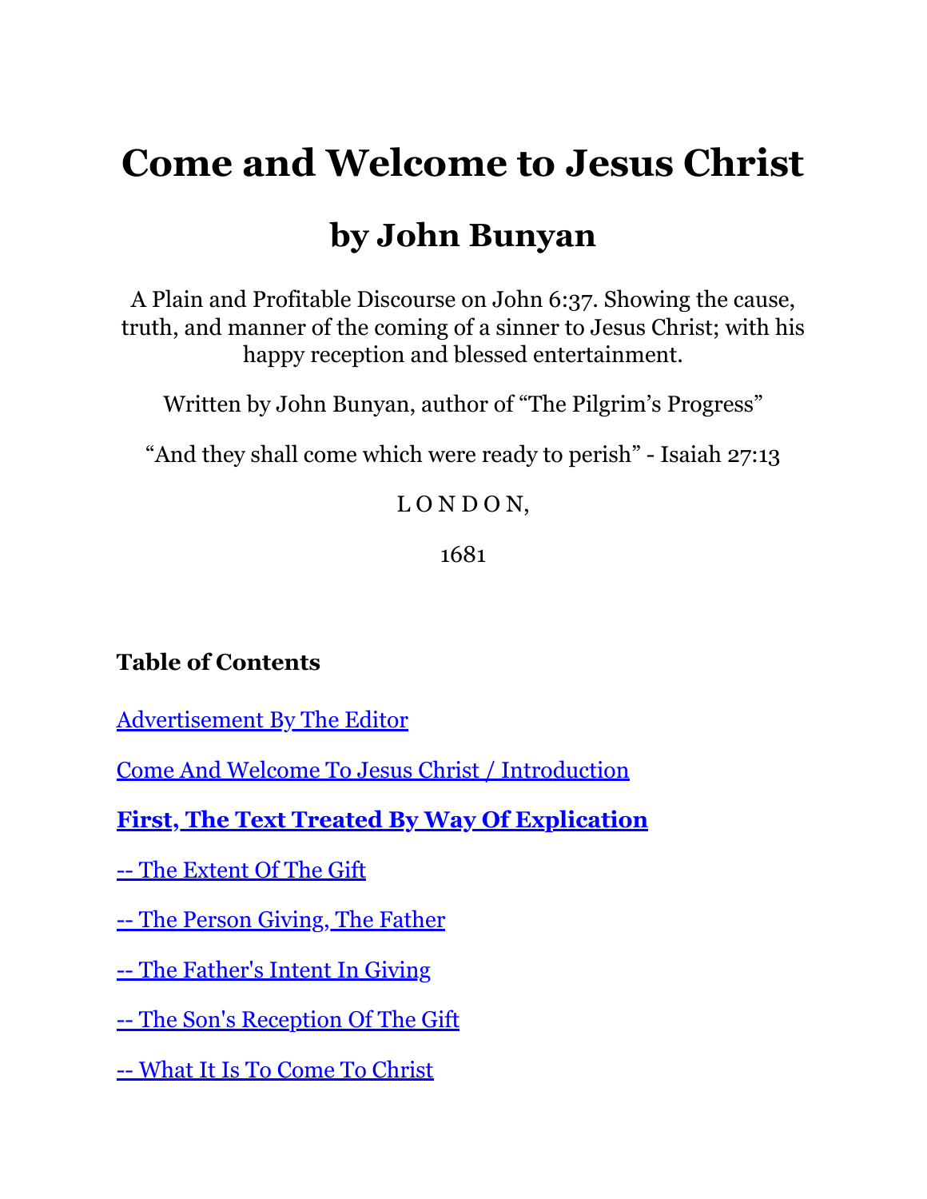# Come and Welcome to Jesus Christ

## by John Bunyan

A Plain and Profitable Discourse on John 6:37. Showing the cause, truth, and manner of the coming of a sinner to Jesus Christ; with his happy reception and blessed entertainment.

Written by John Bunyan, author of "The Pilgrim's Progress"

"And they shall come which were ready to perish" - Isaiah 27:13

L O N D O N,

1681

**Table of Contents**

Advertisement By The Editor

Come And Welcome To Jesus Christ / Introduction

**First, The Text Treated By Way Of Explication**

-- The Extent Of The Gift

-- The Person Giving, The Father

-- The Father's Intent In Giving

-- The Son's Reception Of The Gift

-- What It Is To Come To Christ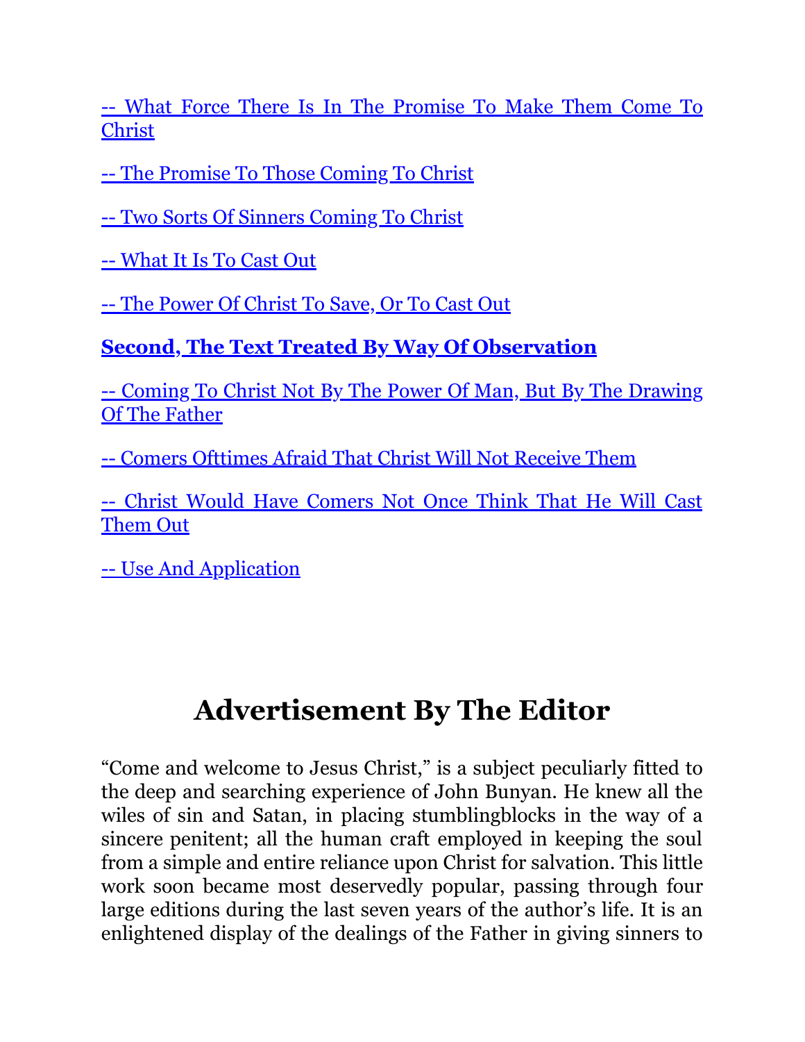-- What Force There Is In The Promise To Make Them Come To Christ

-- The Promise To Those Coming To Christ

-- Two Sorts Of Sinners Coming To Christ

-- What It Is To Cast Out

-- The Power Of Christ To Save, Or To Cast Out

**Second, The Text Treated By Way Of Observation**

-- Coming To Christ Not By The Power Of Man, But By The Drawing Of The Father

-- Comers Ofttimes Afraid That Christ Will Not Receive Them

-- Christ Would Have Comers Not Once Think That He Will Cast Them Out

-- Use And Application

# Advertisement By The Editor

“Come and welcome to Jesus Christ,” is a subject peculiarly fitted to the deep and searching experience of John Bunyan. He knew all the wiles of sin and Satan, in placing stumblingblocks in the way of a sincere penitent; all the human craft employed in keeping the soul from a simple and entire reliance upon Christ for salvation. This little work soon became most deservedly popular, passing through four large editions during the last seven years of the author’s life. It is an enlightened display of the dealings of the Father in giving sinners to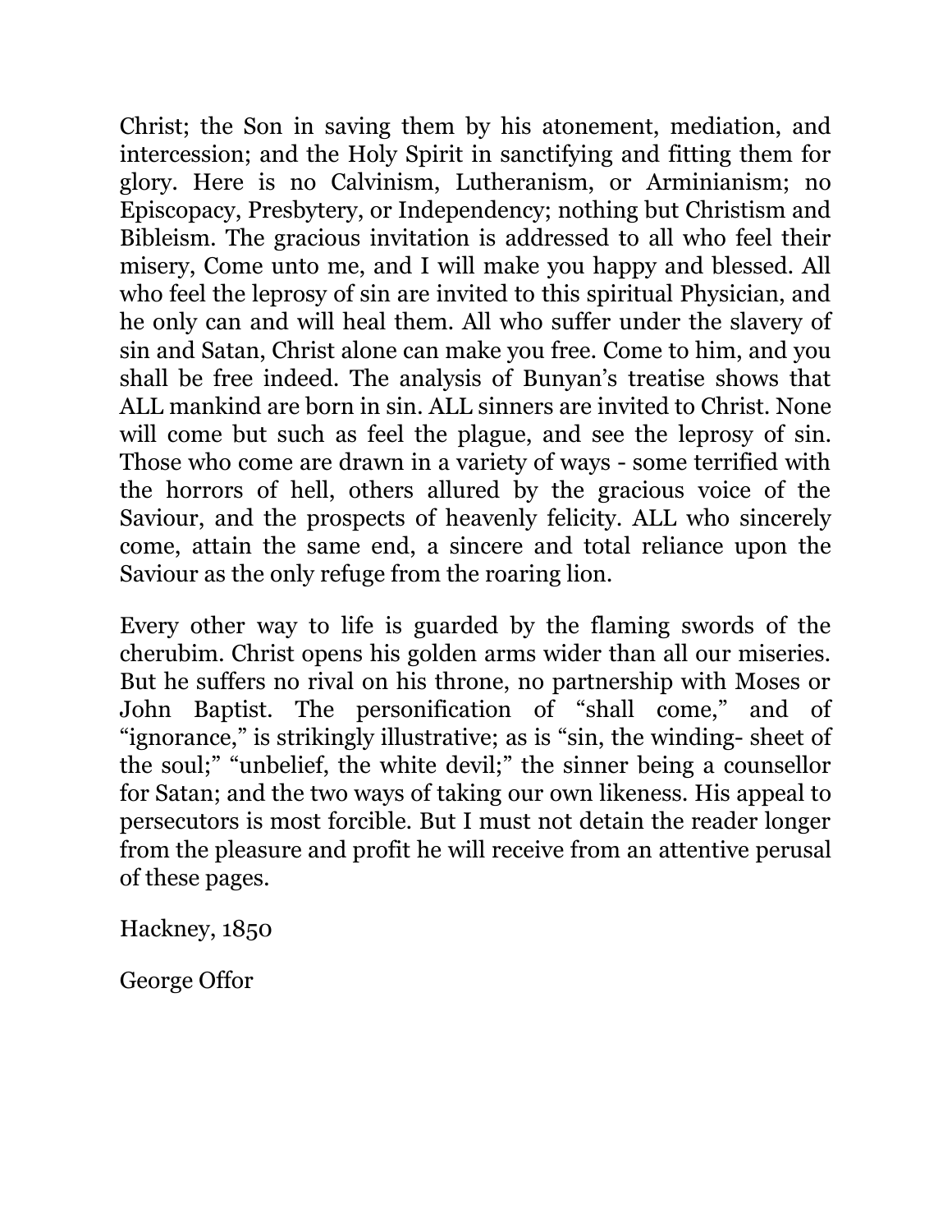Christ; the Son in saving them by his atonement, mediation, and intercession; and the Holy Spirit in sanctifying and fitting them for glory. Here is no Calvinism, Lutheranism, or Arminianism; no Episcopacy, Presbytery, or Independency; nothing but Christism and Bibleism. The gracious invitation is addressed to all who feel their misery, Come unto me, and I will make you happy and blessed. All who feel the leprosy of sin are invited to this spiritual Physician, and he only can and will heal them. All who suffer under the slavery of sin and Satan, Christ alone can make you free. Come to him, and you shall be free indeed. The analysis of Bunyan's treatise shows that ALL mankind are born in sin. ALL sinners are invited to Christ. None will come but such as feel the plague, and see the leprosy of sin. Those who come are drawn in a variety of ways - some terrified with the horrors of hell, others allured by the gracious voice of the Saviour, and the prospects of heavenly felicity. ALL who sincerely come, attain the same end, a sincere and total reliance upon the Saviour as the only refuge from the roaring lion.

Every other way to life is guarded by the flaming swords of the cherubim. Christ opens his golden arms wider than all our miseries. But he suffers no rival on his throne, no partnership with Moses or John Baptist. The personification of "shall come," and of "ignorance," is strikingly illustrative; as is "sin, the winding- sheet of the soul;" "unbelief, the white devil;" the sinner being a counsellor for Satan; and the two ways of taking our own likeness. His appeal to persecutors is most forcible. But I must not detain the reader longer from the pleasure and profit he will receive from an attentive perusal of these pages.

Hackney, 1850

George Offor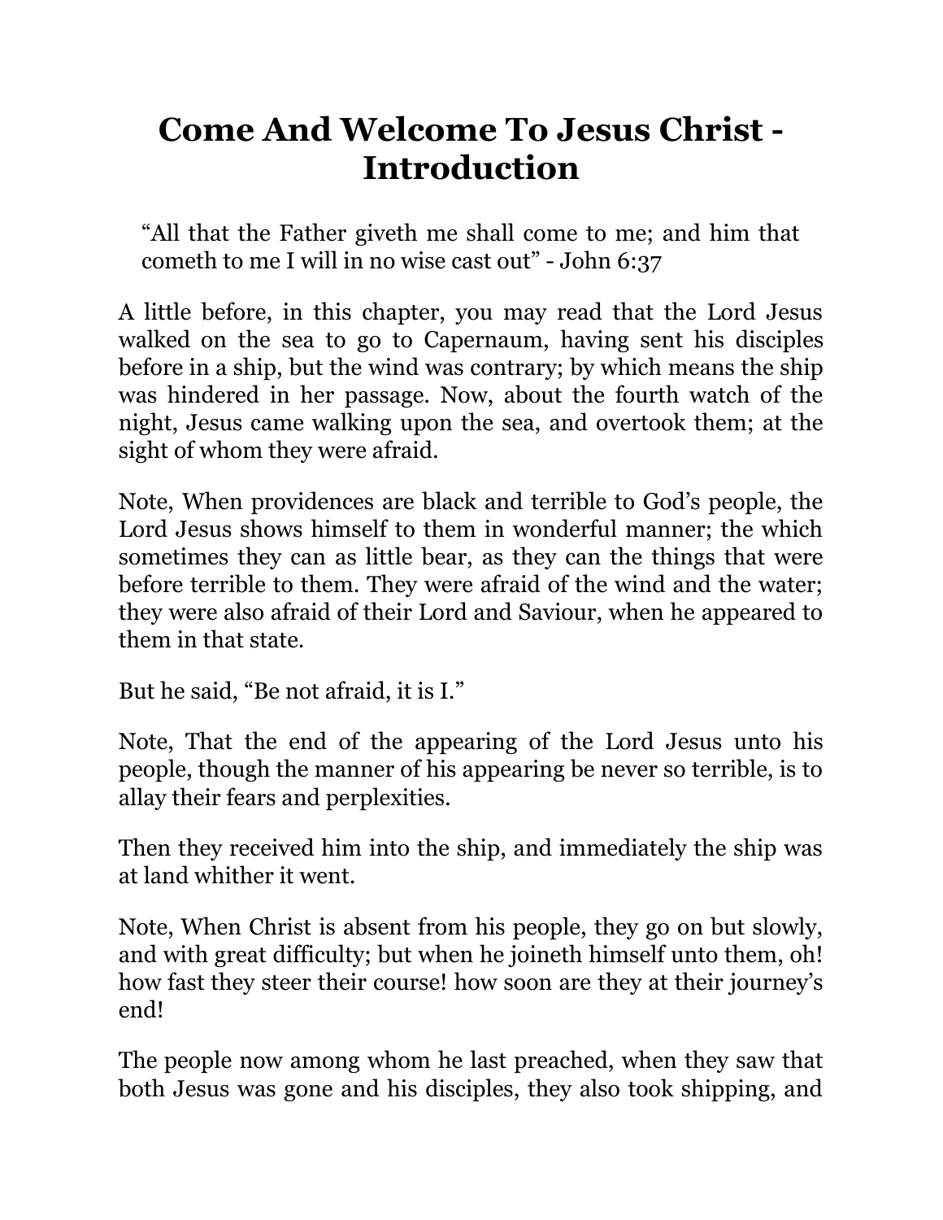# Come And Welcome To Jesus Christ - Introduction

> "All that the Father giveth me shall come to me; and him that cometh to me I will in no wise cast out" - John 6:37

A little before, in this chapter, you may read that the Lord Jesus walked on the sea to go to Capernaum, having sent his disciples before in a ship, but the wind was contrary; by which means the ship was hindered in her passage. Now, about the fourth watch of the night, Jesus came walking upon the sea, and overtook them; at the sight of whom they were afraid.

Note, When providences are black and terrible to God's people, the Lord Jesus shows himself to them in wonderful manner; the which sometimes they can as little bear, as they can the things that were before terrible to them. They were afraid of the wind and the water; they were also afraid of their Lord and Saviour, when he appeared to them in that state.

But he said, "Be not afraid, it is I."

Note, That the end of the appearing of the Lord Jesus unto his people, though the manner of his appearing be never so terrible, is to allay their fears and perplexities.

Then they received him into the ship, and immediately the ship was at land whither it went.

Note, When Christ is absent from his people, they go on but slowly, and with great difficulty; but when he joineth himself unto them, oh! how fast they steer their course! how soon are they at their journey's end!

The people now among whom he last preached, when they saw that both Jesus was gone and his disciples, they also took shipping, and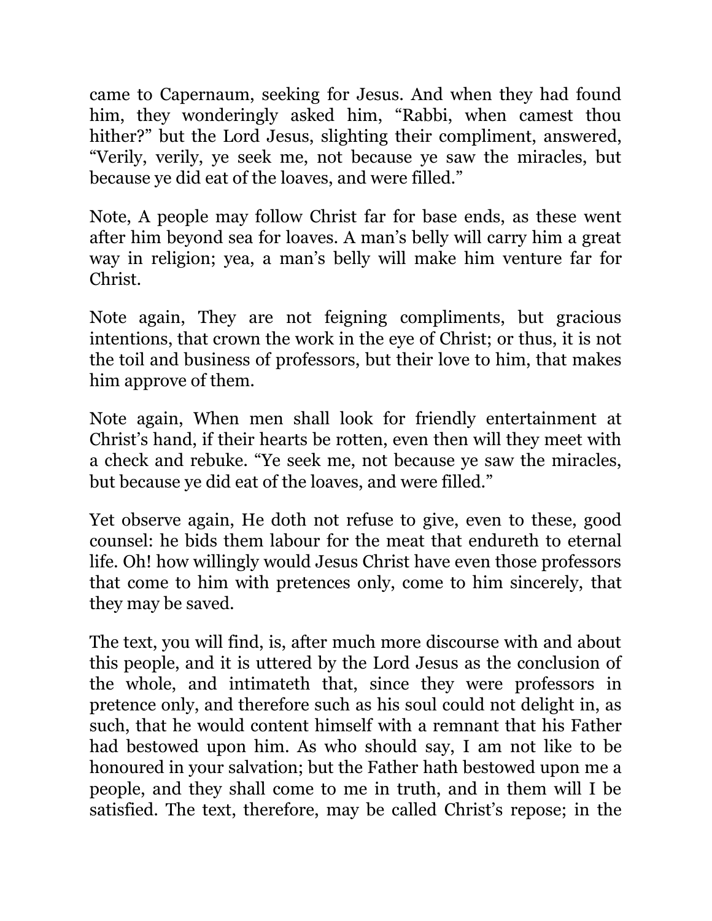came to Capernaum, seeking for Jesus. And when they had found him, they wonderingly asked him, “Rabbi, when camest thou hither?” but the Lord Jesus, slighting their compliment, answered, “Verily, verily, ye seek me, not because ye saw the miracles, but because ye did eat of the loaves, and were filled.”

Note, A people may follow Christ far for base ends, as these went after him beyond sea for loaves. A man’s belly will carry him a great way in religion; yea, a man’s belly will make him venture far for Christ.

Note again, They are not feigning compliments, but gracious intentions, that crown the work in the eye of Christ; or thus, it is not the toil and business of professors, but their love to him, that makes him approve of them.

Note again, When men shall look for friendly entertainment at Christ’s hand, if their hearts be rotten, even then will they meet with a check and rebuke. “Ye seek me, not because ye saw the miracles, but because ye did eat of the loaves, and were filled.”

Yet observe again, He doth not refuse to give, even to these, good counsel: he bids them labour for the meat that endureth to eternal life. Oh! how willingly would Jesus Christ have even those professors that come to him with pretences only, come to him sincerely, that they may be saved.

The text, you will find, is, after much more discourse with and about this people, and it is uttered by the Lord Jesus as the conclusion of the whole, and intimateth that, since they were professors in pretence only, and therefore such as his soul could not delight in, as such, that he would content himself with a remnant that his Father had bestowed upon him. As who should say, I am not like to be honoured in your salvation; but the Father hath bestowed upon me a people, and they shall come to me in truth, and in them will I be satisfied. The text, therefore, may be called Christ’s repose; in the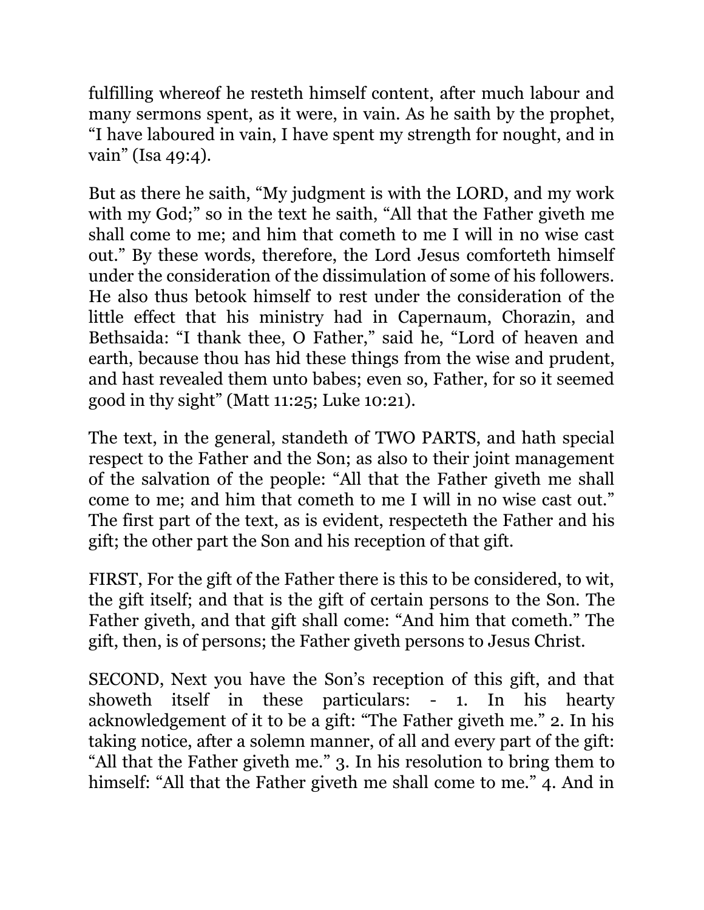fulfilling whereof he resteth himself content, after much labour and many sermons spent, as it were, in vain. As he saith by the prophet, "I have laboured in vain, I have spent my strength for nought, and in vain" (Isa 49:4).

But as there he saith, "My judgment is with the LORD, and my work with my God;" so in the text he saith, "All that the Father giveth me shall come to me; and him that cometh to me I will in no wise cast out." By these words, therefore, the Lord Jesus comforteth himself under the consideration of the dissimulation of some of his followers. He also thus betook himself to rest under the consideration of the little effect that his ministry had in Capernaum, Chorazin, and Bethsaida: "I thank thee, O Father," said he, "Lord of heaven and earth, because thou has hid these things from the wise and prudent, and hast revealed them unto babes; even so, Father, for so it seemed good in thy sight" (Matt 11:25; Luke 10:21).

The text, in the general, standeth of TWO PARTS, and hath special respect to the Father and the Son; as also to their joint management of the salvation of the people: "All that the Father giveth me shall come to me; and him that cometh to me I will in no wise cast out." The first part of the text, as is evident, respecteth the Father and his gift; the other part the Son and his reception of that gift.

FIRST, For the gift of the Father there is this to be considered, to wit, the gift itself; and that is the gift of certain persons to the Son. The Father giveth, and that gift shall come: "And him that cometh." The gift, then, is of persons; the Father giveth persons to Jesus Christ.

SECOND, Next you have the Son's reception of this gift, and that showeth itself in these particulars: - 1. In his hearty acknowledgement of it to be a gift: "The Father giveth me." 2. In his taking notice, after a solemn manner, of all and every part of the gift: "All that the Father giveth me." 3. In his resolution to bring them to himself: "All that the Father giveth me shall come to me." 4. And in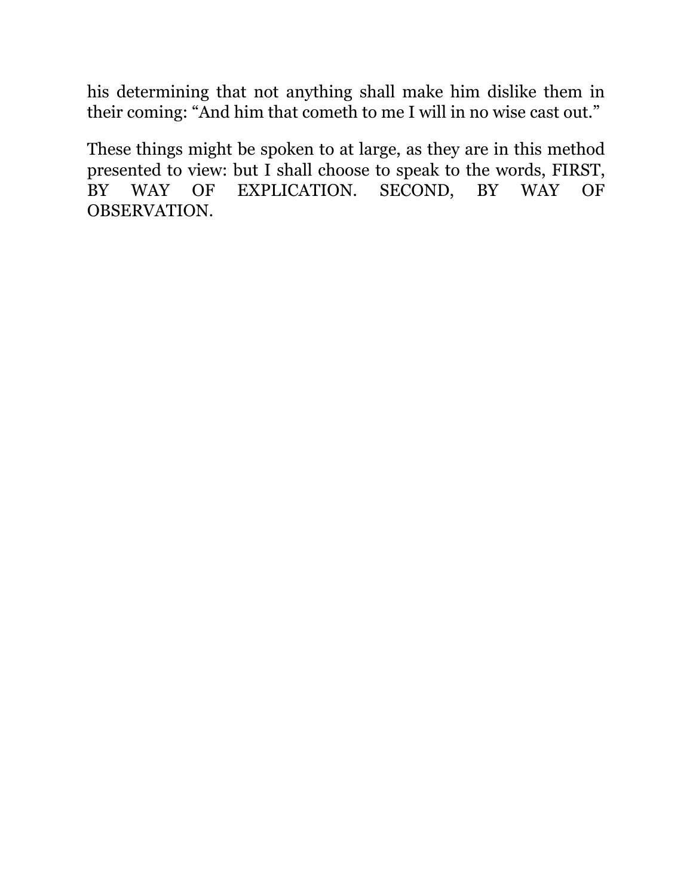his determining that not anything shall make him dislike them in their coming: “And him that cometh to me I will in no wise cast out.”

These things might be spoken to at large, as they are in this method presented to view: but I shall choose to speak to the words, FIRST, BY WAY OF EXPLICATION. SECOND, BY WAY OF OBSERVATION.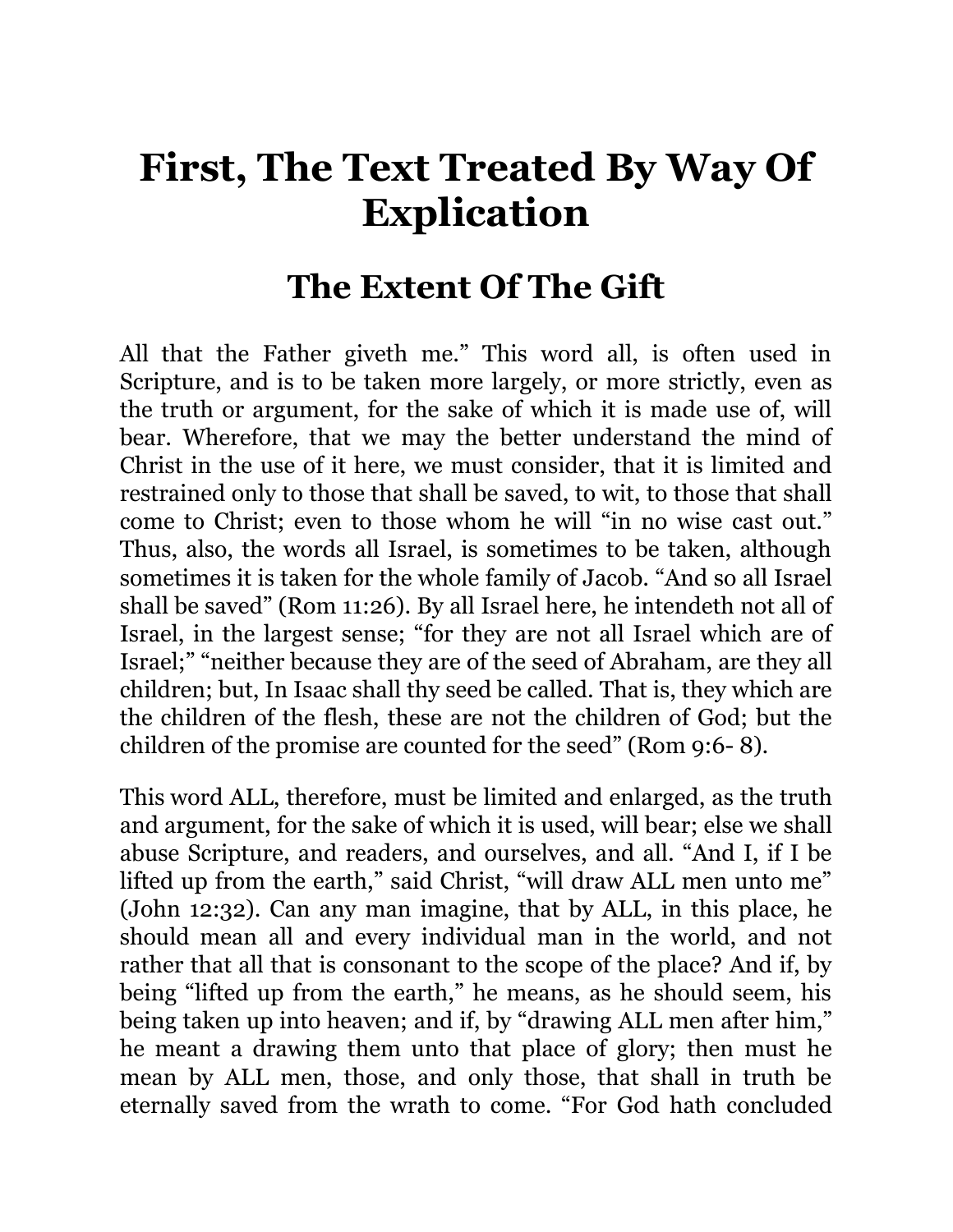# First, The Text Treated By Way Of Explication

## The Extent Of The Gift

All that the Father giveth me." This word all, is often used in Scripture, and is to be taken more largely, or more strictly, even as the truth or argument, for the sake of which it is made use of, will bear. Wherefore, that we may the better understand the mind of Christ in the use of it here, we must consider, that it is limited and restrained only to those that shall be saved, to wit, to those that shall come to Christ; even to those whom he will "in no wise cast out." Thus, also, the words all Israel, is sometimes to be taken, although sometimes it is taken for the whole family of Jacob. "And so all Israel shall be saved" (Rom 11:26). By all Israel here, he intendeth not all of Israel, in the largest sense; "for they are not all Israel which are of Israel;" "neither because they are of the seed of Abraham, are they all children; but, In Isaac shall thy seed be called. That is, they which are the children of the flesh, these are not the children of God; but the children of the promise are counted for the seed" (Rom 9:6- 8).

This word ALL, therefore, must be limited and enlarged, as the truth and argument, for the sake of which it is used, will bear; else we shall abuse Scripture, and readers, and ourselves, and all. "And I, if I be lifted up from the earth," said Christ, "will draw ALL men unto me" (John 12:32). Can any man imagine, that by ALL, in this place, he should mean all and every individual man in the world, and not rather that all that is consonant to the scope of the place? And if, by being "lifted up from the earth," he means, as he should seem, his being taken up into heaven; and if, by "drawing ALL men after him," he meant a drawing them unto that place of glory; then must he mean by ALL men, those, and only those, that shall in truth be eternally saved from the wrath to come. "For God hath concluded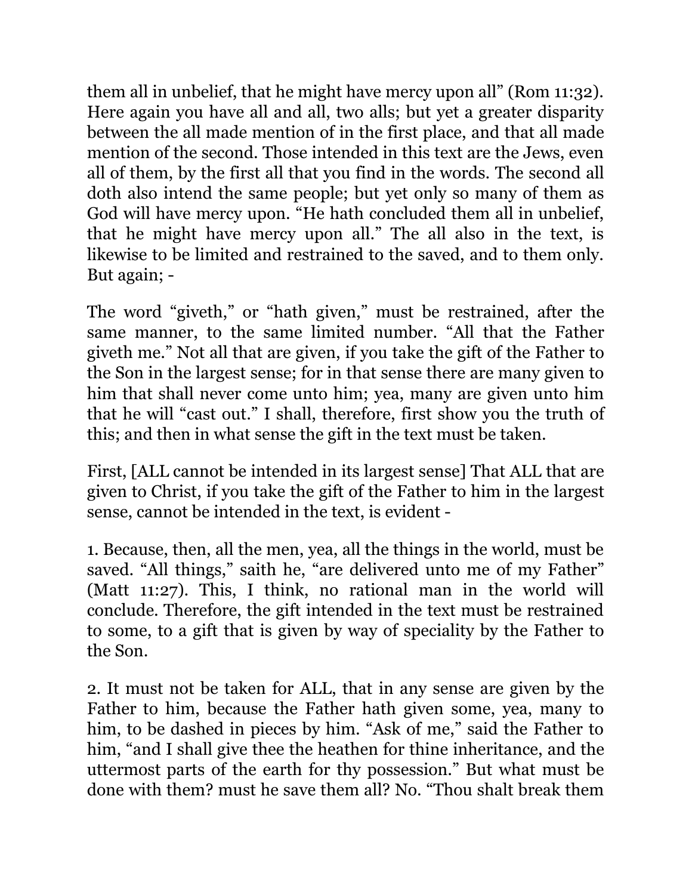them all in unbelief, that he might have mercy upon all" (Rom 11:32). Here again you have all and all, two alls; but yet a greater disparity between the all made mention of in the first place, and that all made mention of the second. Those intended in this text are the Jews, even all of them, by the first all that you find in the words. The second all doth also intend the same people; but yet only so many of them as God will have mercy upon. "He hath concluded them all in unbelief, that he might have mercy upon all." The all also in the text, is likewise to be limited and restrained to the saved, and to them only. But again; -

The word "giveth," or "hath given," must be restrained, after the same manner, to the same limited number. "All that the Father giveth me." Not all that are given, if you take the gift of the Father to the Son in the largest sense; for in that sense there are many given to him that shall never come unto him; yea, many are given unto him that he will "cast out." I shall, therefore, first show you the truth of this; and then in what sense the gift in the text must be taken.

First, [ALL cannot be intended in its largest sense] That ALL that are given to Christ, if you take the gift of the Father to him in the largest sense, cannot be intended in the text, is evident -

1. Because, then, all the men, yea, all the things in the world, must be saved. "All things," saith he, "are delivered unto me of my Father" (Matt 11:27). This, I think, no rational man in the world will conclude. Therefore, the gift intended in the text must be restrained to some, to a gift that is given by way of speciality by the Father to the Son.

2. It must not be taken for ALL, that in any sense are given by the Father to him, because the Father hath given some, yea, many to him, to be dashed in pieces by him. "Ask of me," said the Father to him, "and I shall give thee the heathen for thine inheritance, and the uttermost parts of the earth for thy possession." But what must be done with them? must he save them all? No. "Thou shalt break them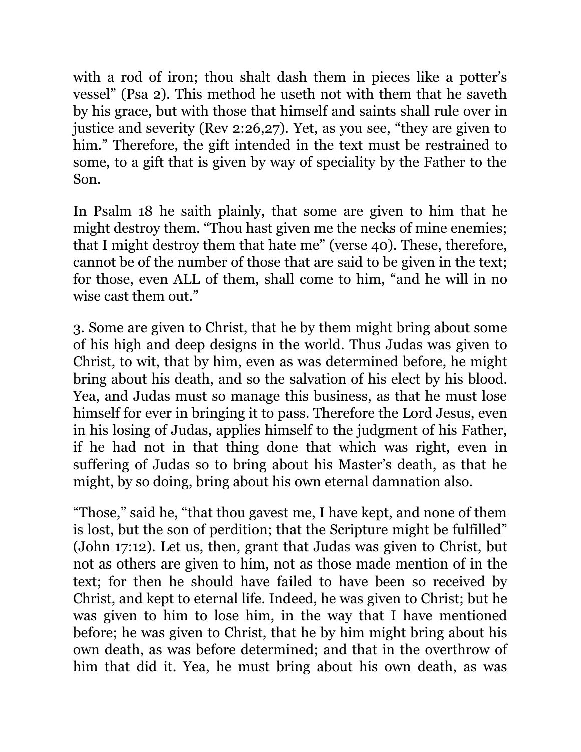with a rod of iron; thou shalt dash them in pieces like a potter's vessel" (Psa 2). This method he useth not with them that he saveth by his grace, but with those that himself and saints shall rule over in justice and severity (Rev 2:26,27). Yet, as you see, "they are given to him." Therefore, the gift intended in the text must be restrained to some, to a gift that is given by way of speciality by the Father to the Son.

In Psalm 18 he saith plainly, that some are given to him that he might destroy them. "Thou hast given me the necks of mine enemies; that I might destroy them that hate me" (verse 40). These, therefore, cannot be of the number of those that are said to be given in the text; for those, even ALL of them, shall come to him, "and he will in no wise cast them out."

3. Some are given to Christ, that he by them might bring about some of his high and deep designs in the world. Thus Judas was given to Christ, to wit, that by him, even as was determined before, he might bring about his death, and so the salvation of his elect by his blood. Yea, and Judas must so manage this business, as that he must lose himself for ever in bringing it to pass. Therefore the Lord Jesus, even in his losing of Judas, applies himself to the judgment of his Father, if he had not in that thing done that which was right, even in suffering of Judas so to bring about his Master's death, as that he might, by so doing, bring about his own eternal damnation also.

"Those," said he, "that thou gavest me, I have kept, and none of them is lost, but the son of perdition; that the Scripture might be fulfilled" (John 17:12). Let us, then, grant that Judas was given to Christ, but not as others are given to him, not as those made mention of in the text; for then he should have failed to have been so received by Christ, and kept to eternal life. Indeed, he was given to Christ; but he was given to him to lose him, in the way that I have mentioned before; he was given to Christ, that he by him might bring about his own death, as was before determined; and that in the overthrow of him that did it. Yea, he must bring about his own death, as was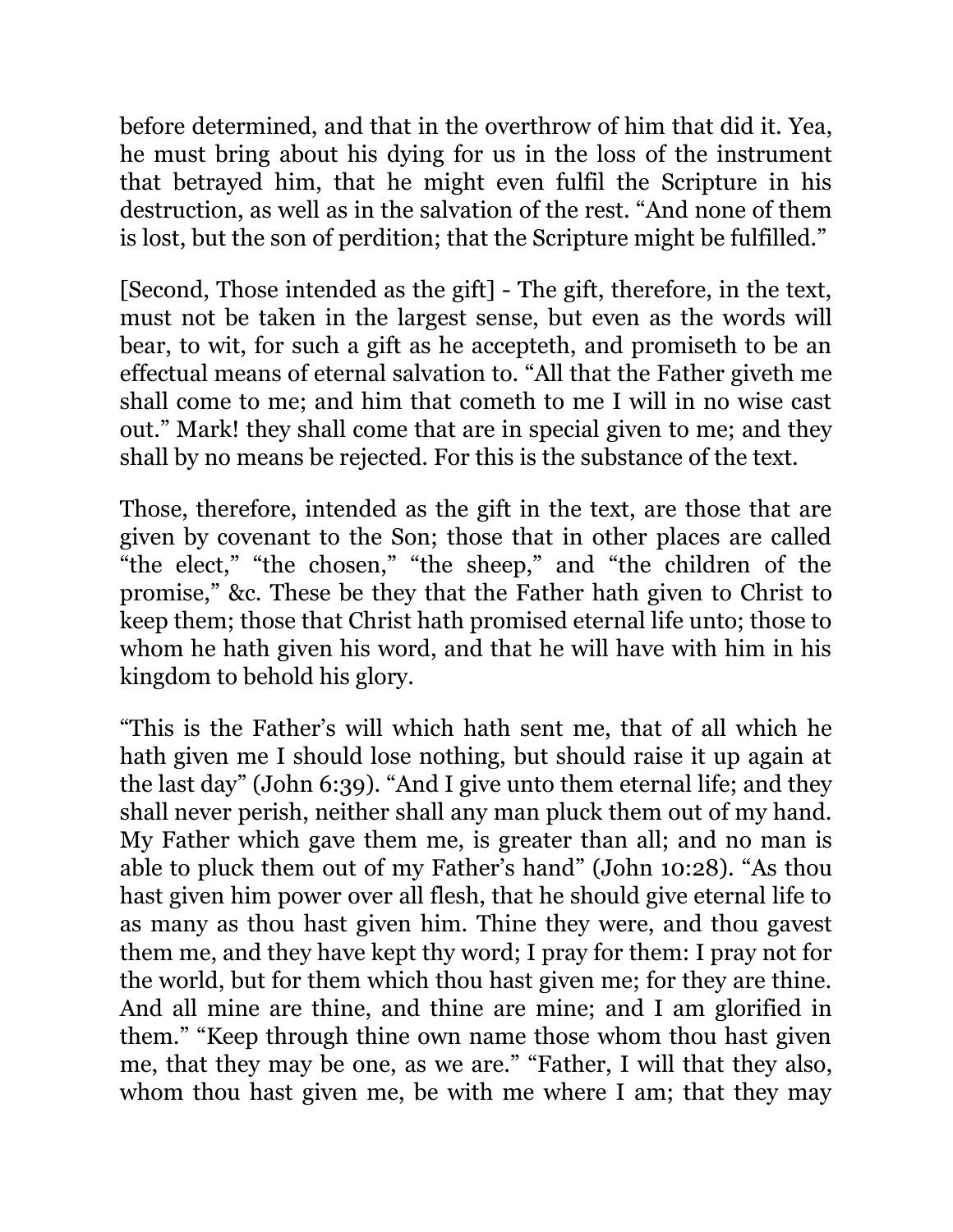before determined, and that in the overthrow of him that did it. Yea, he must bring about his dying for us in the loss of the instrument that betrayed him, that he might even fulfil the Scripture in his destruction, as well as in the salvation of the rest. “And none of them is lost, but the son of perdition; that the Scripture might be fulfilled.”

[Second, Those intended as the gift] - The gift, therefore, in the text, must not be taken in the largest sense, but even as the words will bear, to wit, for such a gift as he accepteth, and promiseth to be an effectual means of eternal salvation to. “All that the Father giveth me shall come to me; and him that cometh to me I will in no wise cast out.” Mark! they shall come that are in special given to me; and they shall by no means be rejected. For this is the substance of the text.

Those, therefore, intended as the gift in the text, are those that are given by covenant to the Son; those that in other places are called “the elect,” “the chosen,” “the sheep,” and “the children of the promise,” &c. These be they that the Father hath given to Christ to keep them; those that Christ hath promised eternal life unto; those to whom he hath given his word, and that he will have with him in his kingdom to behold his glory.

“This is the Father’s will which hath sent me, that of all which he hath given me I should lose nothing, but should raise it up again at the last day” (John 6:39). “And I give unto them eternal life; and they shall never perish, neither shall any man pluck them out of my hand. My Father which gave them me, is greater than all; and no man is able to pluck them out of my Father’s hand” (John 10:28). “As thou hast given him power over all flesh, that he should give eternal life to as many as thou hast given him. Thine they were, and thou gavest them me, and they have kept thy word; I pray for them: I pray not for the world, but for them which thou hast given me; for they are thine. And all mine are thine, and thine are mine; and I am glorified in them.” “Keep through thine own name those whom thou hast given me, that they may be one, as we are.” “Father, I will that they also, whom thou hast given me, be with me where I am; that they may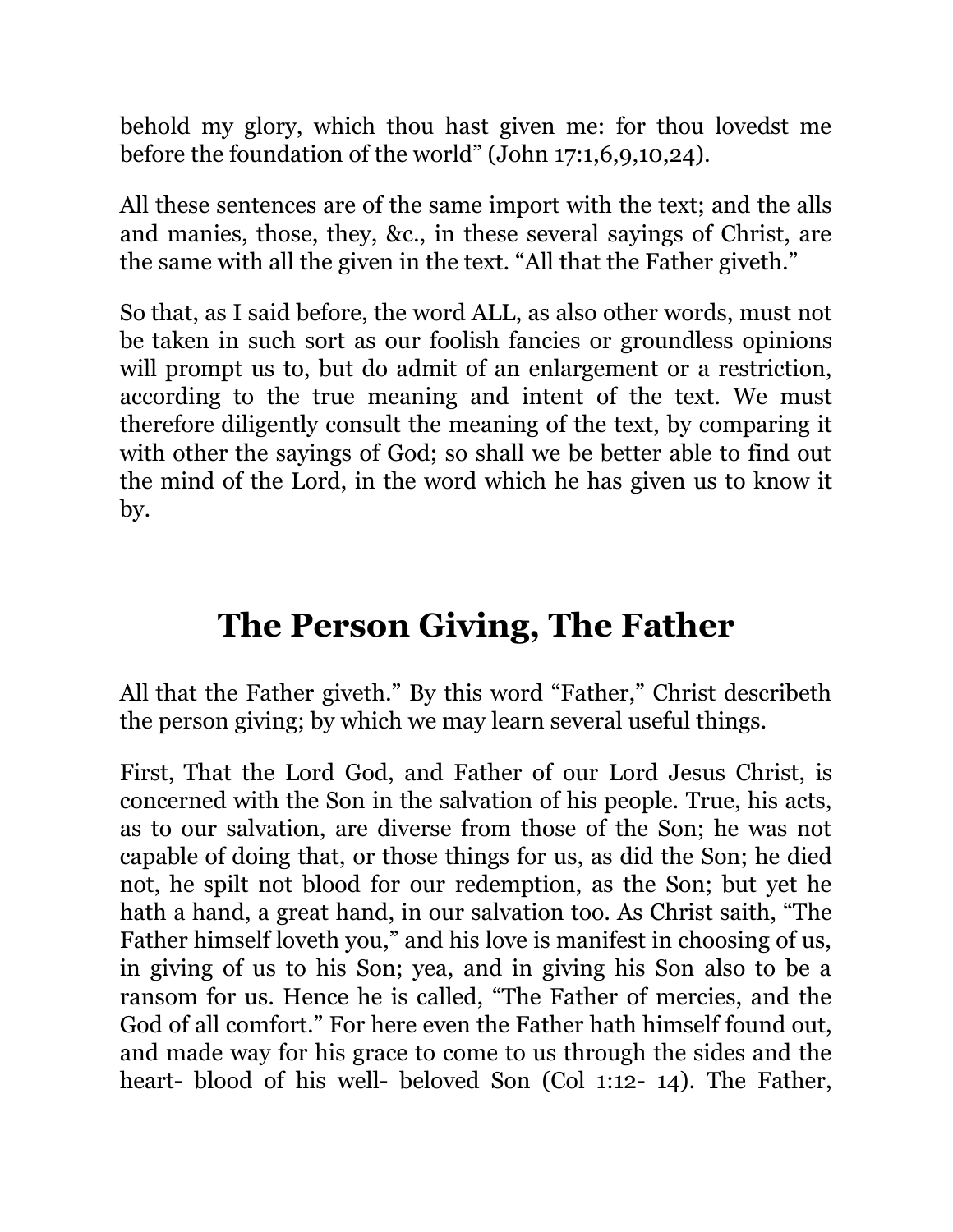behold my glory, which thou hast given me: for thou lovedst me before the foundation of the world" (John 17:1,6,9,10,24).

All these sentences are of the same import with the text; and the alls and manies, those, they, &c., in these several sayings of Christ, are the same with all the given in the text. "All that the Father giveth."

So that, as I said before, the word ALL, as also other words, must not be taken in such sort as our foolish fancies or groundless opinions will prompt us to, but do admit of an enlargement or a restriction, according to the true meaning and intent of the text. We must therefore diligently consult the meaning of the text, by comparing it with other the sayings of God; so shall we be better able to find out the mind of the Lord, in the word which he has given us to know it by.

## The Person Giving, The Father

All that the Father giveth." By this word "Father," Christ describeth the person giving; by which we may learn several useful things.

First, That the Lord God, and Father of our Lord Jesus Christ, is concerned with the Son in the salvation of his people. True, his acts, as to our salvation, are diverse from those of the Son; he was not capable of doing that, or those things for us, as did the Son; he died not, he spilt not blood for our redemption, as the Son; but yet he hath a hand, a great hand, in our salvation too. As Christ saith, "The Father himself loveth you," and his love is manifest in choosing of us, in giving of us to his Son; yea, and in giving his Son also to be a ransom for us. Hence he is called, "The Father of mercies, and the God of all comfort." For here even the Father hath himself found out, and made way for his grace to come to us through the sides and the heart- blood of his well- beloved Son (Col 1:12- 14). The Father,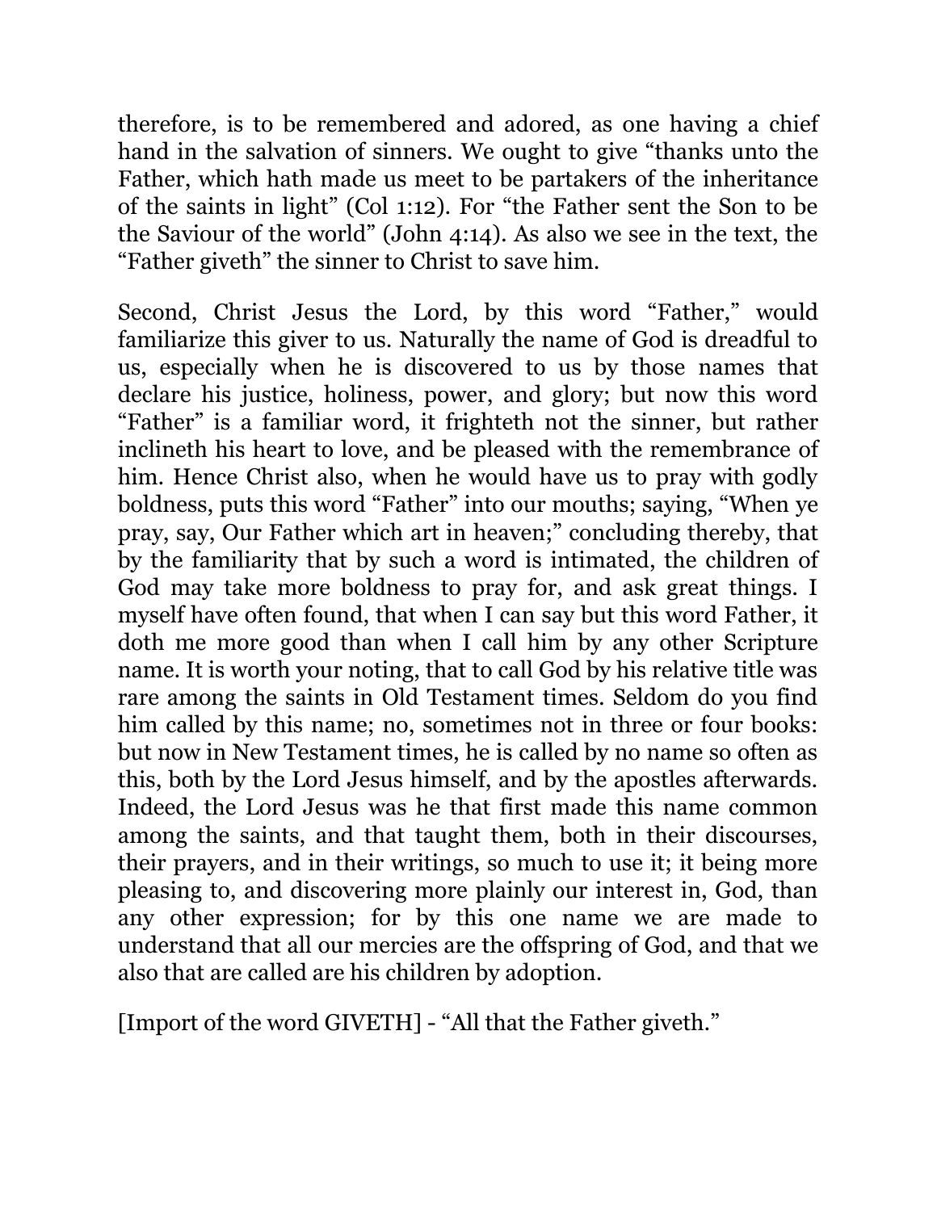therefore, is to be remembered and adored, as one having a chief hand in the salvation of sinners. We ought to give "thanks unto the Father, which hath made us meet to be partakers of the inheritance of the saints in light" (Col 1:12). For "the Father sent the Son to be the Saviour of the world" (John 4:14). As also we see in the text, the "Father giveth" the sinner to Christ to save him.

Second, Christ Jesus the Lord, by this word "Father," would familiarize this giver to us. Naturally the name of God is dreadful to us, especially when he is discovered to us by those names that declare his justice, holiness, power, and glory; but now this word "Father" is a familiar word, it frighteth not the sinner, but rather inclineth his heart to love, and be pleased with the remembrance of him. Hence Christ also, when he would have us to pray with godly boldness, puts this word "Father" into our mouths; saying, "When ye pray, say, Our Father which art in heaven;" concluding thereby, that by the familiarity that by such a word is intimated, the children of God may take more boldness to pray for, and ask great things. I myself have often found, that when I can say but this word Father, it doth me more good than when I call him by any other Scripture name. It is worth your noting, that to call God by his relative title was rare among the saints in Old Testament times. Seldom do you find him called by this name; no, sometimes not in three or four books: but now in New Testament times, he is called by no name so often as this, both by the Lord Jesus himself, and by the apostles afterwards. Indeed, the Lord Jesus was he that first made this name common among the saints, and that taught them, both in their discourses, their prayers, and in their writings, so much to use it; it being more pleasing to, and discovering more plainly our interest in, God, than any other expression; for by this one name we are made to understand that all our mercies are the offspring of God, and that we also that are called are his children by adoption.

[Import of the word GIVETH] - "All that the Father giveth."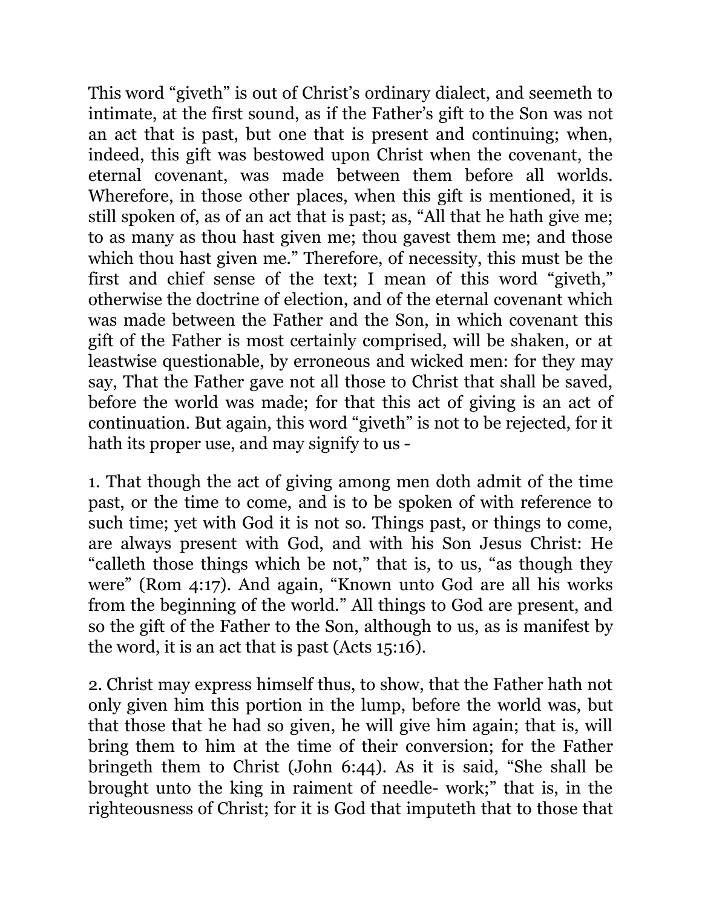This word “giveth” is out of Christ’s ordinary dialect, and seemeth to intimate, at the first sound, as if the Father’s gift to the Son was not an act that is past, but one that is present and continuing; when, indeed, this gift was bestowed upon Christ when the covenant, the eternal covenant, was made between them before all worlds. Wherefore, in those other places, when this gift is mentioned, it is still spoken of, as of an act that is past; as, “All that he hath give me; to as many as thou hast given me; thou gavest them me; and those which thou hast given me.” Therefore, of necessity, this must be the first and chief sense of the text; I mean of this word “giveth,” otherwise the doctrine of election, and of the eternal covenant which was made between the Father and the Son, in which covenant this gift of the Father is most certainly comprised, will be shaken, or at leastwise questionable, by erroneous and wicked men: for they may say, That the Father gave not all those to Christ that shall be saved, before the world was made; for that this act of giving is an act of continuation. But again, this word “giveth” is not to be rejected, for it hath its proper use, and may signify to us -

1. That though the act of giving among men doth admit of the time past, or the time to come, and is to be spoken of with reference to such time; yet with God it is not so. Things past, or things to come, are always present with God, and with his Son Jesus Christ: He “calleth those things which be not,” that is, to us, “as though they were” (Rom 4:17). And again, “Known unto God are all his works from the beginning of the world.” All things to God are present, and so the gift of the Father to the Son, although to us, as is manifest by the word, it is an act that is past (Acts 15:16).

2. Christ may express himself thus, to show, that the Father hath not only given him this portion in the lump, before the world was, but that those that he had so given, he will give him again; that is, will bring them to him at the time of their conversion; for the Father bringeth them to Christ (John 6:44). As it is said, “She shall be brought unto the king in raiment of needle- work;” that is, in the righteousness of Christ; for it is God that imputeth that to those that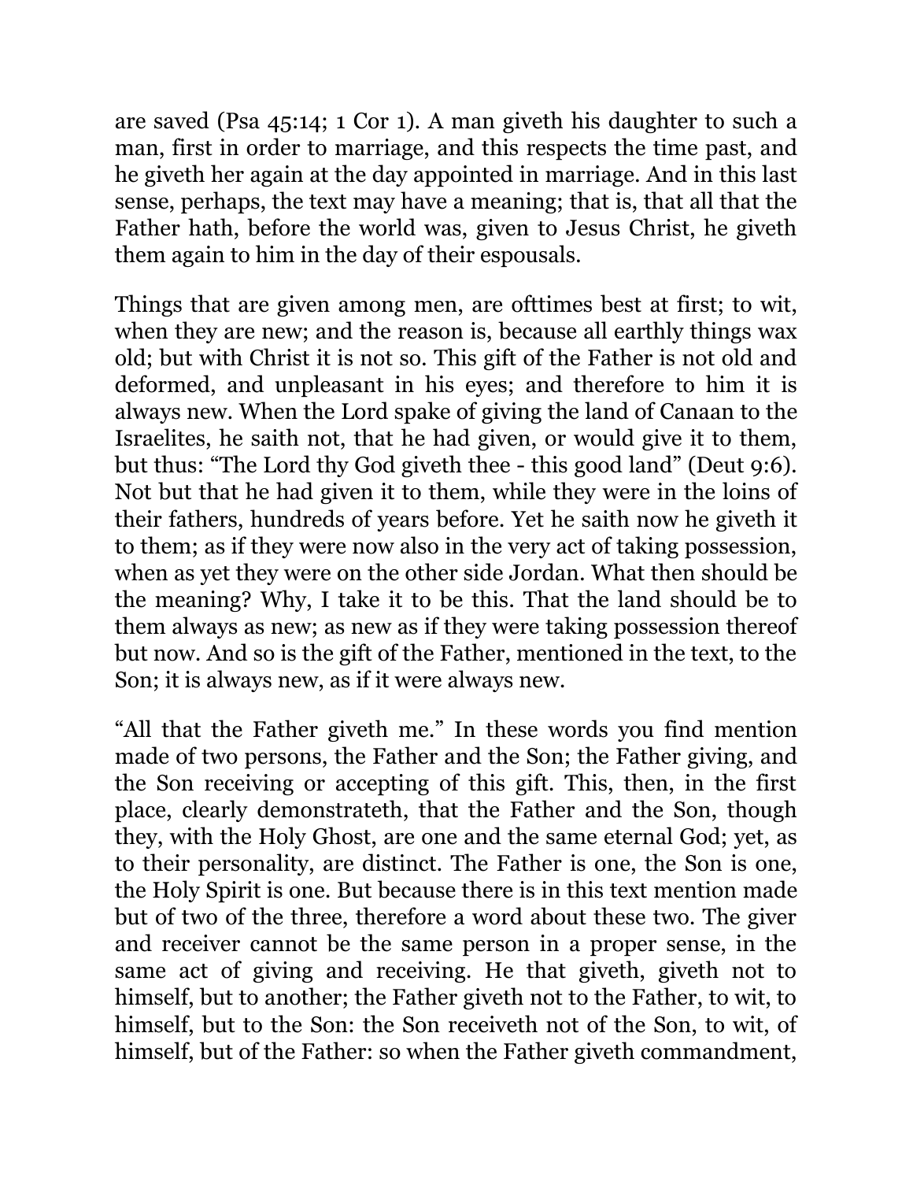are saved (Psa 45:14; 1 Cor 1). A man giveth his daughter to such a man, first in order to marriage, and this respects the time past, and he giveth her again at the day appointed in marriage. And in this last sense, perhaps, the text may have a meaning; that is, that all that the Father hath, before the world was, given to Jesus Christ, he giveth them again to him in the day of their espousals.

Things that are given among men, are ofttimes best at first; to wit, when they are new; and the reason is, because all earthly things wax old; but with Christ it is not so. This gift of the Father is not old and deformed, and unpleasant in his eyes; and therefore to him it is always new. When the Lord spake of giving the land of Canaan to the Israelites, he saith not, that he had given, or would give it to them, but thus: "The Lord thy God giveth thee - this good land" (Deut 9:6). Not but that he had given it to them, while they were in the loins of their fathers, hundreds of years before. Yet he saith now he giveth it to them; as if they were now also in the very act of taking possession, when as yet they were on the other side Jordan. What then should be the meaning? Why, I take it to be this. That the land should be to them always as new; as new as if they were taking possession thereof but now. And so is the gift of the Father, mentioned in the text, to the Son; it is always new, as if it were always new.

"All that the Father giveth me." In these words you find mention made of two persons, the Father and the Son; the Father giving, and the Son receiving or accepting of this gift. This, then, in the first place, clearly demonstrateth, that the Father and the Son, though they, with the Holy Ghost, are one and the same eternal God; yet, as to their personality, are distinct. The Father is one, the Son is one, the Holy Spirit is one. But because there is in this text mention made but of two of the three, therefore a word about these two. The giver and receiver cannot be the same person in a proper sense, in the same act of giving and receiving. He that giveth, giveth not to himself, but to another; the Father giveth not to the Father, to wit, to himself, but to the Son: the Son receiveth not of the Son, to wit, of himself, but of the Father: so when the Father giveth commandment,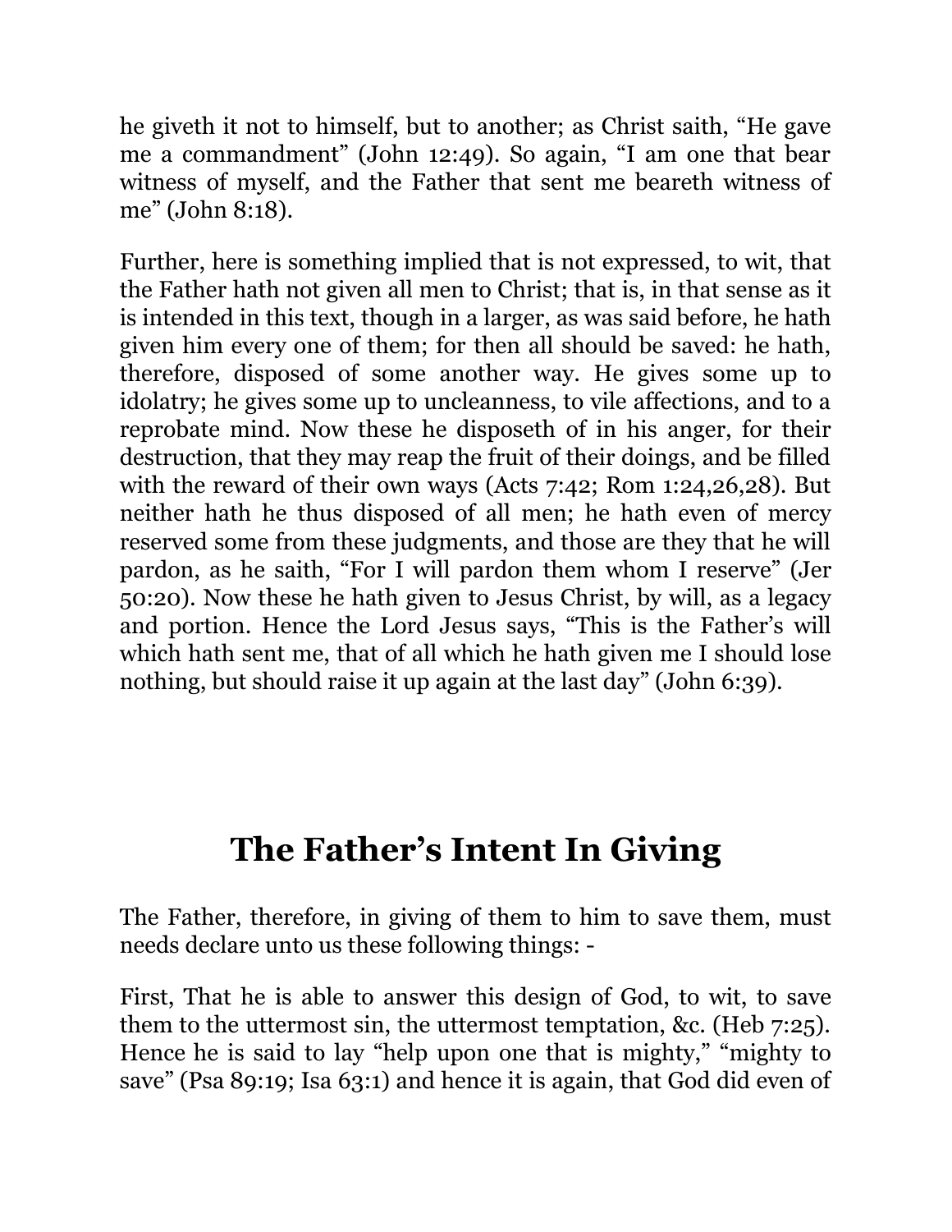he giveth it not to himself, but to another; as Christ saith, “He gave me a commandment” (John 12:49). So again, “I am one that bear witness of myself, and the Father that sent me beareth witness of me” (John 8:18).

Further, here is something implied that is not expressed, to wit, that the Father hath not given all men to Christ; that is, in that sense as it is intended in this text, though in a larger, as was said before, he hath given him every one of them; for then all should be saved: he hath, therefore, disposed of some another way. He gives some up to idolatry; he gives some up to uncleanness, to vile affections, and to a reprobate mind. Now these he disposeth of in his anger, for their destruction, that they may reap the fruit of their doings, and be filled with the reward of their own ways (Acts 7:42; Rom 1:24,26,28). But neither hath he thus disposed of all men; he hath even of mercy reserved some from these judgments, and those are they that he will pardon, as he saith, “For I will pardon them whom I reserve” (Jer 50:20). Now these he hath given to Jesus Christ, by will, as a legacy and portion. Hence the Lord Jesus says, “This is the Father’s will which hath sent me, that of all which he hath given me I should lose nothing, but should raise it up again at the last day” (John 6:39).

## The Father’s Intent In Giving

The Father, therefore, in giving of them to him to save them, must needs declare unto us these following things: -

First, That he is able to answer this design of God, to wit, to save them to the uttermost sin, the uttermost temptation, &c. (Heb 7:25). Hence he is said to lay “help upon one that is mighty,” “mighty to save” (Psa 89:19; Isa 63:1) and hence it is again, that God did even of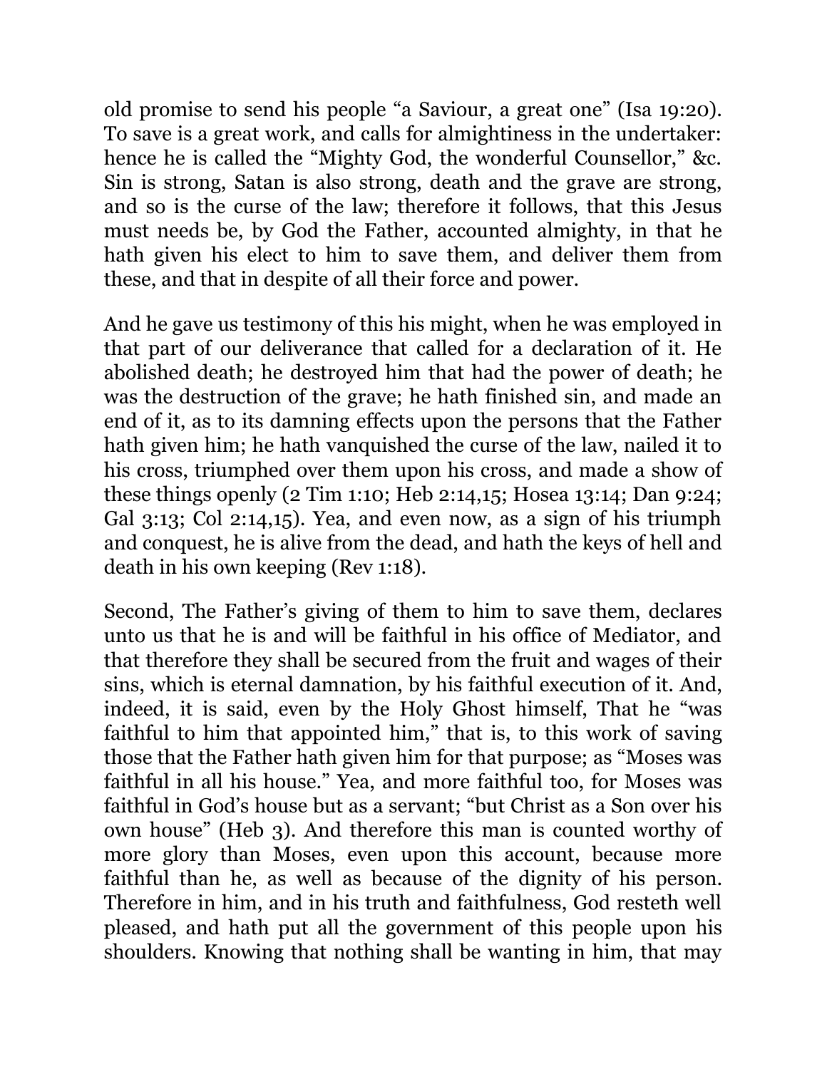old promise to send his people "a Saviour, a great one" (Isa 19:20). To save is a great work, and calls for almightiness in the undertaker: hence he is called the "Mighty God, the wonderful Counsellor," &c. Sin is strong, Satan is also strong, death and the grave are strong, and so is the curse of the law; therefore it follows, that this Jesus must needs be, by God the Father, accounted almighty, in that he hath given his elect to him to save them, and deliver them from these, and that in despite of all their force and power.

And he gave us testimony of this his might, when he was employed in that part of our deliverance that called for a declaration of it. He abolished death; he destroyed him that had the power of death; he was the destruction of the grave; he hath finished sin, and made an end of it, as to its damning effects upon the persons that the Father hath given him; he hath vanquished the curse of the law, nailed it to his cross, triumphed over them upon his cross, and made a show of these things openly (2 Tim 1:10; Heb 2:14,15; Hosea 13:14; Dan 9:24; Gal 3:13; Col 2:14,15). Yea, and even now, as a sign of his triumph and conquest, he is alive from the dead, and hath the keys of hell and death in his own keeping (Rev 1:18).

Second, The Father's giving of them to him to save them, declares unto us that he is and will be faithful in his office of Mediator, and that therefore they shall be secured from the fruit and wages of their sins, which is eternal damnation, by his faithful execution of it. And, indeed, it is said, even by the Holy Ghost himself, That he "was faithful to him that appointed him," that is, to this work of saving those that the Father hath given him for that purpose; as "Moses was faithful in all his house." Yea, and more faithful too, for Moses was faithful in God's house but as a servant; "but Christ as a Son over his own house" (Heb 3). And therefore this man is counted worthy of more glory than Moses, even upon this account, because more faithful than he, as well as because of the dignity of his person. Therefore in him, and in his truth and faithfulness, God resteth well pleased, and hath put all the government of this people upon his shoulders. Knowing that nothing shall be wanting in him, that may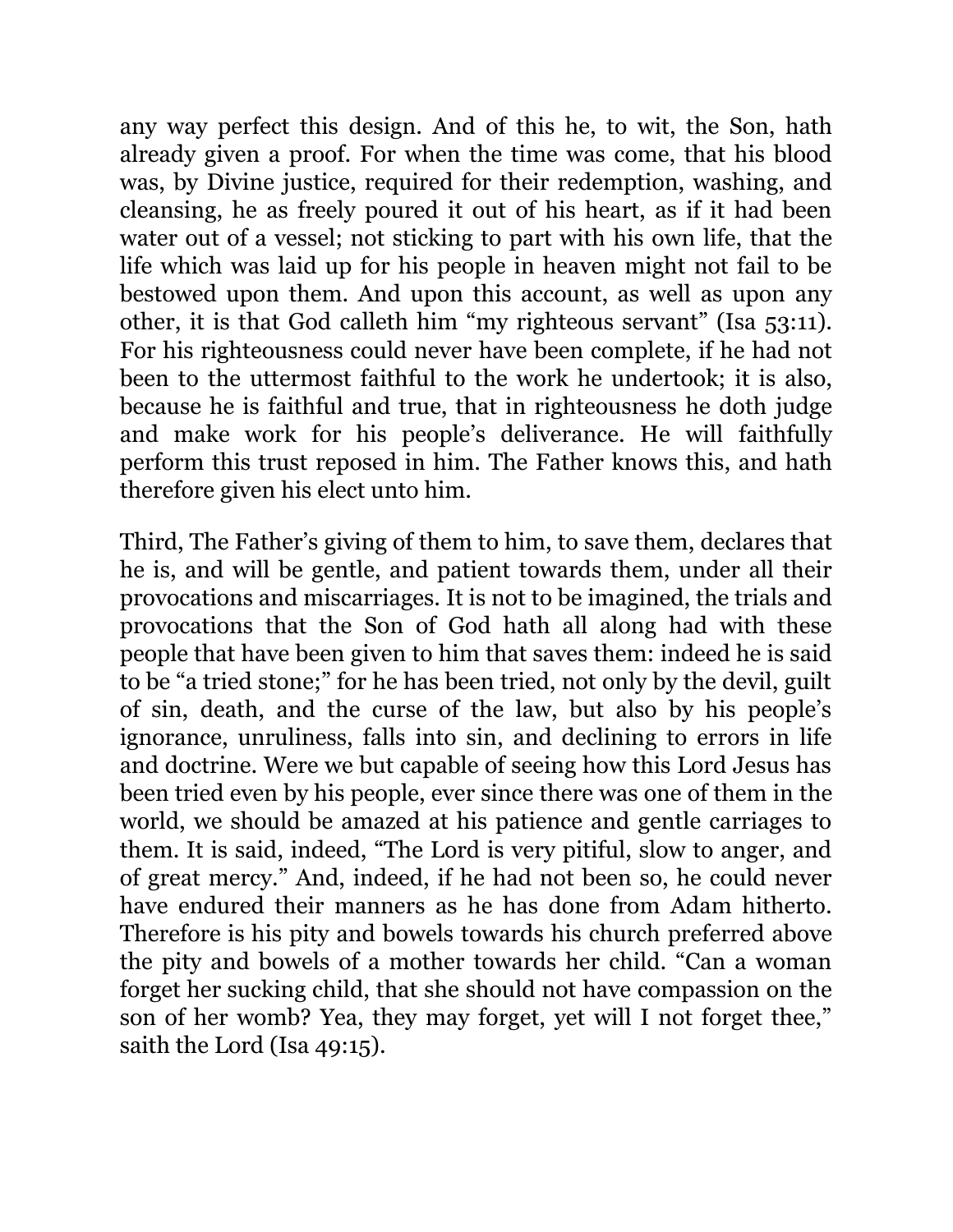any way perfect this design. And of this he, to wit, the Son, hath already given a proof. For when the time was come, that his blood was, by Divine justice, required for their redemption, washing, and cleansing, he as freely poured it out of his heart, as if it had been water out of a vessel; not sticking to part with his own life, that the life which was laid up for his people in heaven might not fail to be bestowed upon them. And upon this account, as well as upon any other, it is that God calleth him "my righteous servant" (Isa 53:11). For his righteousness could never have been complete, if he had not been to the uttermost faithful to the work he undertook; it is also, because he is faithful and true, that in righteousness he doth judge and make work for his people's deliverance. He will faithfully perform this trust reposed in him. The Father knows this, and hath therefore given his elect unto him.

Third, The Father's giving of them to him, to save them, declares that he is, and will be gentle, and patient towards them, under all their provocations and miscarriages. It is not to be imagined, the trials and provocations that the Son of God hath all along had with these people that have been given to him that saves them: indeed he is said to be "a tried stone;" for he has been tried, not only by the devil, guilt of sin, death, and the curse of the law, but also by his people's ignorance, unruliness, falls into sin, and declining to errors in life and doctrine. Were we but capable of seeing how this Lord Jesus has been tried even by his people, ever since there was one of them in the world, we should be amazed at his patience and gentle carriages to them. It is said, indeed, "The Lord is very pitiful, slow to anger, and of great mercy." And, indeed, if he had not been so, he could never have endured their manners as he has done from Adam hitherto. Therefore is his pity and bowels towards his church preferred above the pity and bowels of a mother towards her child. "Can a woman forget her sucking child, that she should not have compassion on the son of her womb? Yea, they may forget, yet will I not forget thee," saith the Lord (Isa 49:15).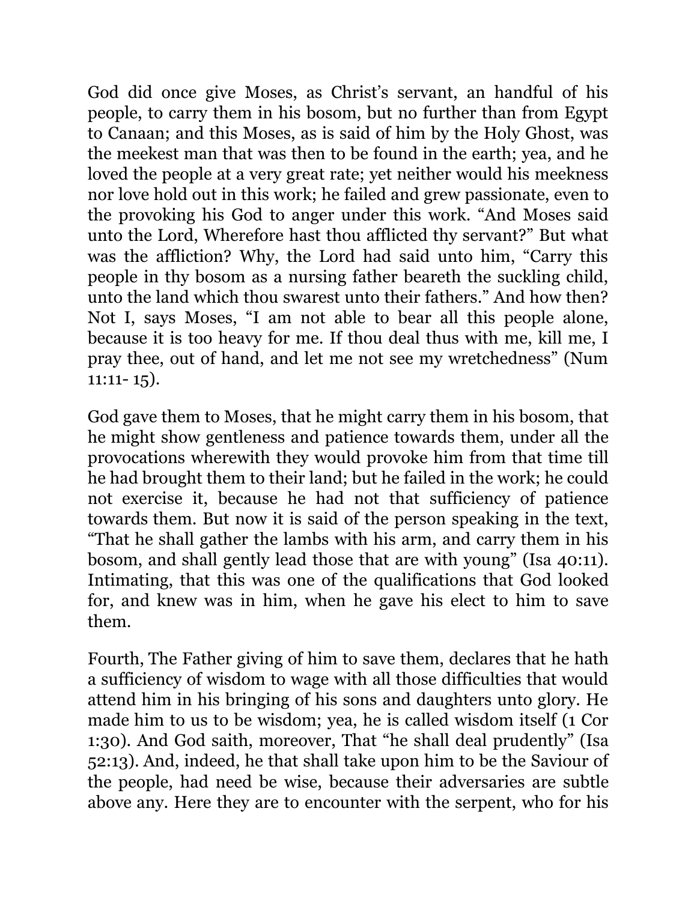God did once give Moses, as Christ's servant, an handful of his people, to carry them in his bosom, but no further than from Egypt to Canaan; and this Moses, as is said of him by the Holy Ghost, was the meekest man that was then to be found in the earth; yea, and he loved the people at a very great rate; yet neither would his meekness nor love hold out in this work; he failed and grew passionate, even to the provoking his God to anger under this work. "And Moses said unto the Lord, Wherefore hast thou afflicted thy servant?" But what was the affliction? Why, the Lord had said unto him, "Carry this people in thy bosom as a nursing father beareth the suckling child, unto the land which thou swarest unto their fathers." And how then? Not I, says Moses, "I am not able to bear all this people alone, because it is too heavy for me. If thou deal thus with me, kill me, I pray thee, out of hand, and let me not see my wretchedness" (Num 11:11- 15).

God gave them to Moses, that he might carry them in his bosom, that he might show gentleness and patience towards them, under all the provocations wherewith they would provoke him from that time till he had brought them to their land; but he failed in the work; he could not exercise it, because he had not that sufficiency of patience towards them. But now it is said of the person speaking in the text, "That he shall gather the lambs with his arm, and carry them in his bosom, and shall gently lead those that are with young" (Isa 40:11). Intimating, that this was one of the qualifications that God looked for, and knew was in him, when he gave his elect to him to save them.

Fourth, The Father giving of him to save them, declares that he hath a sufficiency of wisdom to wage with all those difficulties that would attend him in his bringing of his sons and daughters unto glory. He made him to us to be wisdom; yea, he is called wisdom itself (1 Cor 1:30). And God saith, moreover, That "he shall deal prudently" (Isa 52:13). And, indeed, he that shall take upon him to be the Saviour of the people, had need be wise, because their adversaries are subtle above any. Here they are to encounter with the serpent, who for his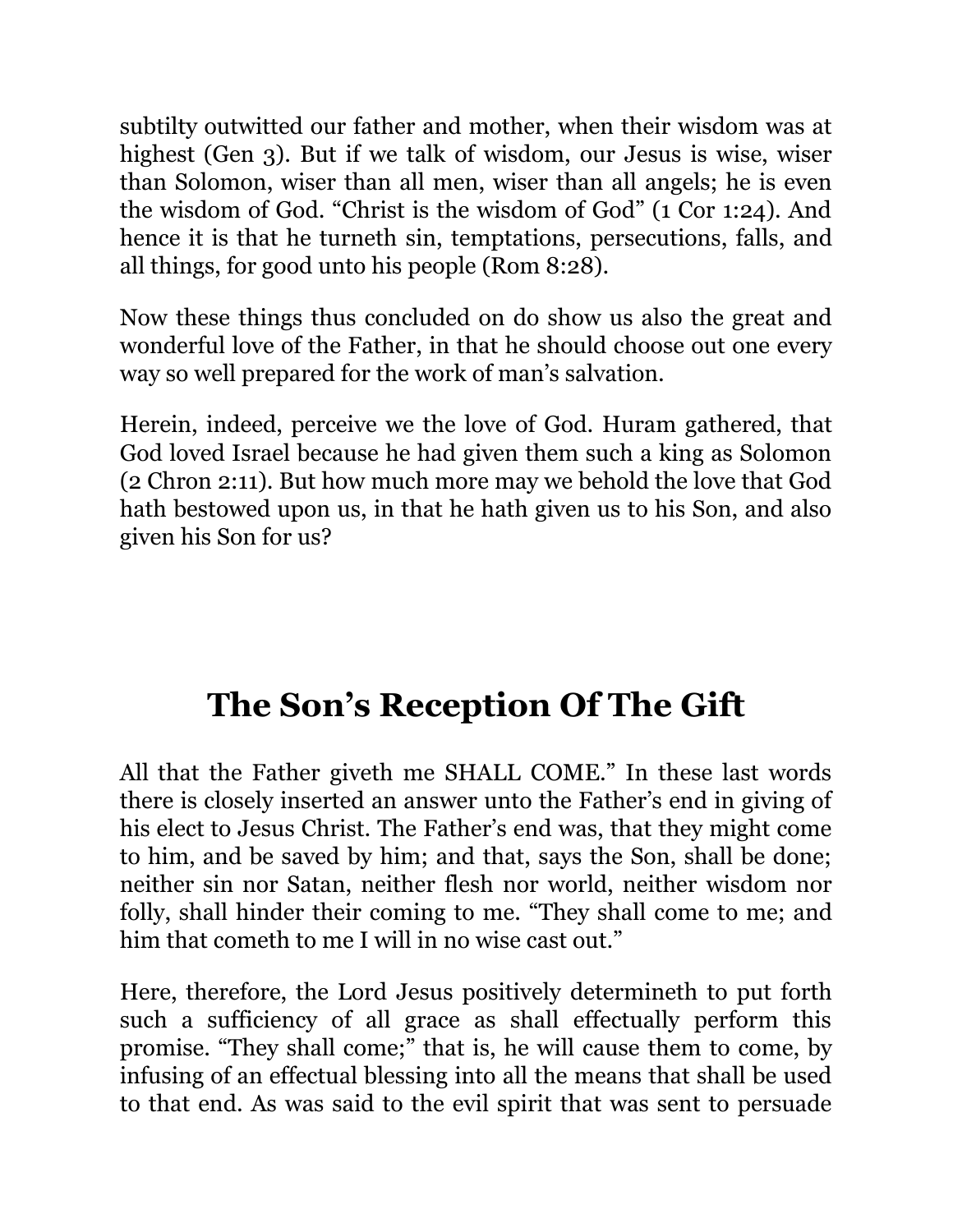subtilty outwitted our father and mother, when their wisdom was at highest (Gen 3). But if we talk of wisdom, our Jesus is wise, wiser than Solomon, wiser than all men, wiser than all angels; he is even the wisdom of God. “Christ is the wisdom of God” (1 Cor 1:24). And hence it is that he turneth sin, temptations, persecutions, falls, and all things, for good unto his people (Rom 8:28).

Now these things thus concluded on do show us also the great and wonderful love of the Father, in that he should choose out one every way so well prepared for the work of man’s salvation.

Herein, indeed, perceive we the love of God. Huram gathered, that God loved Israel because he had given them such a king as Solomon (2 Chron 2:11). But how much more may we behold the love that God hath bestowed upon us, in that he hath given us to his Son, and also given his Son for us?

## The Son’s Reception Of The Gift

All that the Father giveth me SHALL COME.” In these last words there is closely inserted an answer unto the Father’s end in giving of his elect to Jesus Christ. The Father’s end was, that they might come to him, and be saved by him; and that, says the Son, shall be done; neither sin nor Satan, neither flesh nor world, neither wisdom nor folly, shall hinder their coming to me. “They shall come to me; and him that cometh to me I will in no wise cast out.”

Here, therefore, the Lord Jesus positively determineth to put forth such a sufficiency of all grace as shall effectually perform this promise. “They shall come;” that is, he will cause them to come, by infusing of an effectual blessing into all the means that shall be used to that end. As was said to the evil spirit that was sent to persuade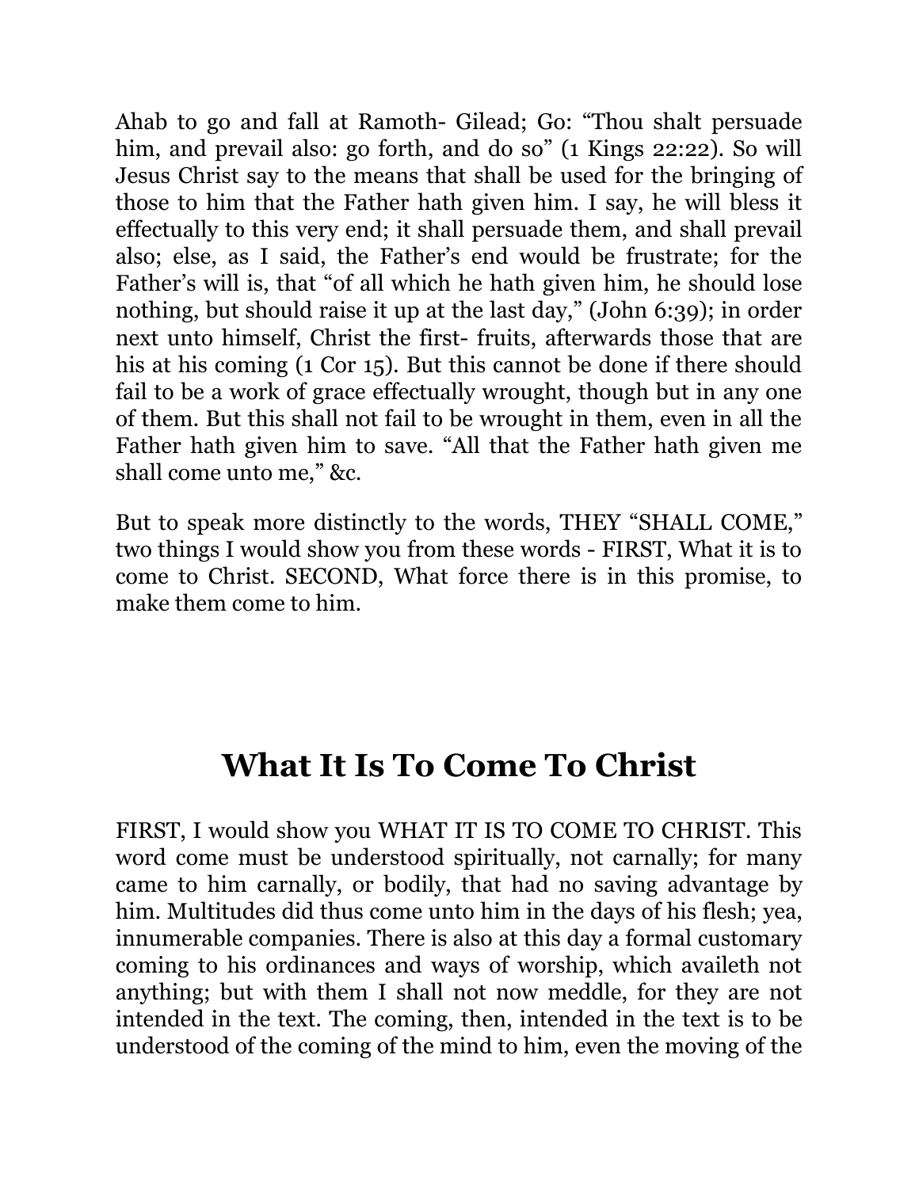Ahab to go and fall at Ramoth- Gilead; Go: “Thou shalt persuade him, and prevail also: go forth, and do so” (1 Kings 22:22). So will Jesus Christ say to the means that shall be used for the bringing of those to him that the Father hath given him. I say, he will bless it effectually to this very end; it shall persuade them, and shall prevail also; else, as I said, the Father’s end would be frustrate; for the Father’s will is, that “of all which he hath given him, he should lose nothing, but should raise it up at the last day,” (John 6:39); in order next unto himself, Christ the first- fruits, afterwards those that are his at his coming (1 Cor 15). But this cannot be done if there should fail to be a work of grace effectually wrought, though but in any one of them. But this shall not fail to be wrought in them, even in all the Father hath given him to save. “All that the Father hath given me shall come unto me,” &c.

But to speak more distinctly to the words, THEY “SHALL COME,” two things I would show you from these words - FIRST, What it is to come to Christ. SECOND, What force there is in this promise, to make them come to him.

## What It Is To Come To Christ

FIRST, I would show you WHAT IT IS TO COME TO CHRIST. This word come must be understood spiritually, not carnally; for many came to him carnally, or bodily, that had no saving advantage by him. Multitudes did thus come unto him in the days of his flesh; yea, innumerable companies. There is also at this day a formal customary coming to his ordinances and ways of worship, which availeth not anything; but with them I shall not now meddle, for they are not intended in the text. The coming, then, intended in the text is to be understood of the coming of the mind to him, even the moving of the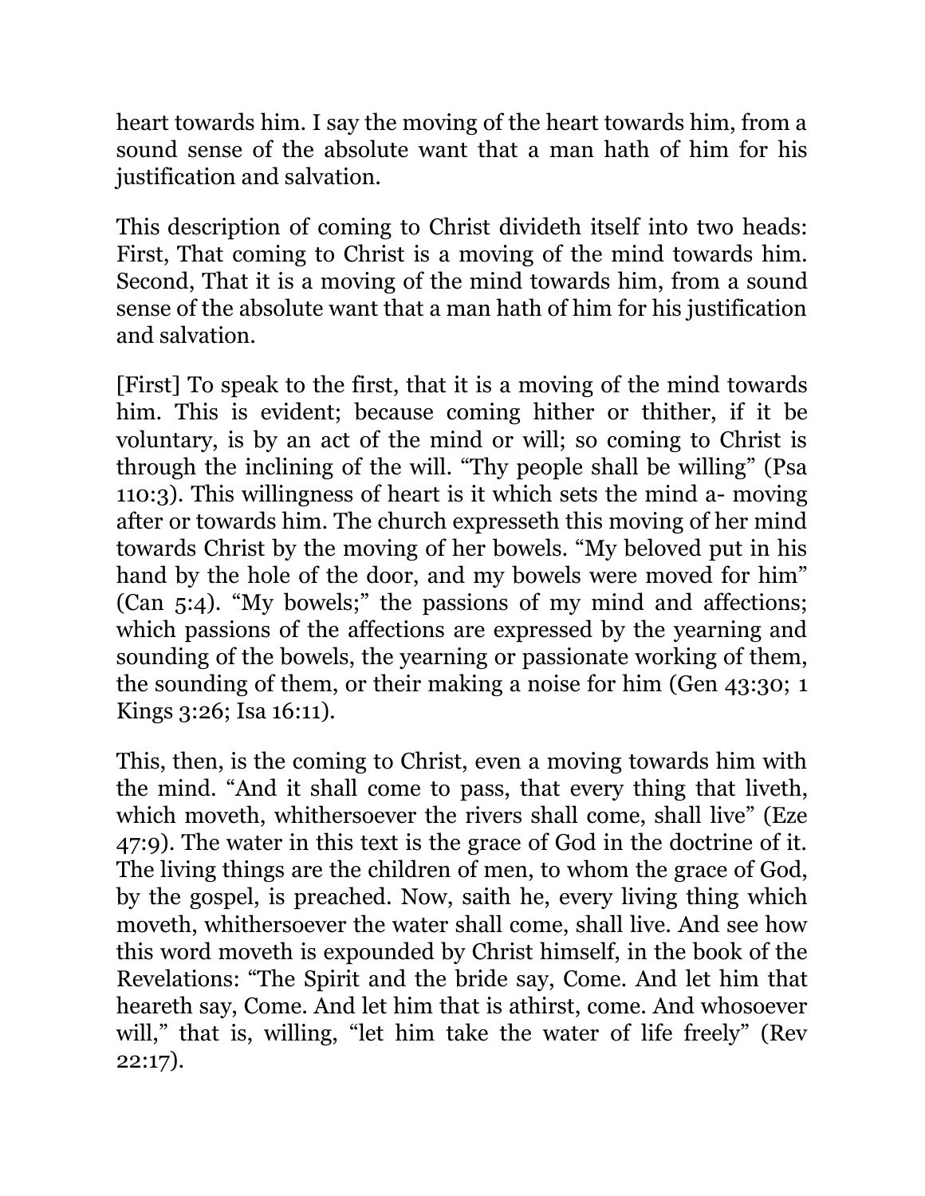heart towards him. I say the moving of the heart towards him, from a sound sense of the absolute want that a man hath of him for his justification and salvation.

This description of coming to Christ divideth itself into two heads: First, That coming to Christ is a moving of the mind towards him. Second, That it is a moving of the mind towards him, from a sound sense of the absolute want that a man hath of him for his justification and salvation.

[First] To speak to the first, that it is a moving of the mind towards him. This is evident; because coming hither or thither, if it be voluntary, is by an act of the mind or will; so coming to Christ is through the inclining of the will. "Thy people shall be willing" (Psa 110:3). This willingness of heart is it which sets the mind a- moving after or towards him. The church expresseth this moving of her mind towards Christ by the moving of her bowels. "My beloved put in his hand by the hole of the door, and my bowels were moved for him" (Can 5:4). "My bowels;" the passions of my mind and affections; which passions of the affections are expressed by the yearning and sounding of the bowels, the yearning or passionate working of them, the sounding of them, or their making a noise for him (Gen 43:30; 1 Kings 3:26; Isa 16:11).

This, then, is the coming to Christ, even a moving towards him with the mind. "And it shall come to pass, that every thing that liveth, which moveth, whithersoever the rivers shall come, shall live" (Eze 47:9). The water in this text is the grace of God in the doctrine of it. The living things are the children of men, to whom the grace of God, by the gospel, is preached. Now, saith he, every living thing which moveth, whithersoever the water shall come, shall live. And see how this word moveth is expounded by Christ himself, in the book of the Revelations: "The Spirit and the bride say, Come. And let him that heareth say, Come. And let him that is athirst, come. And whosoever will," that is, willing, "let him take the water of life freely" (Rev 22:17).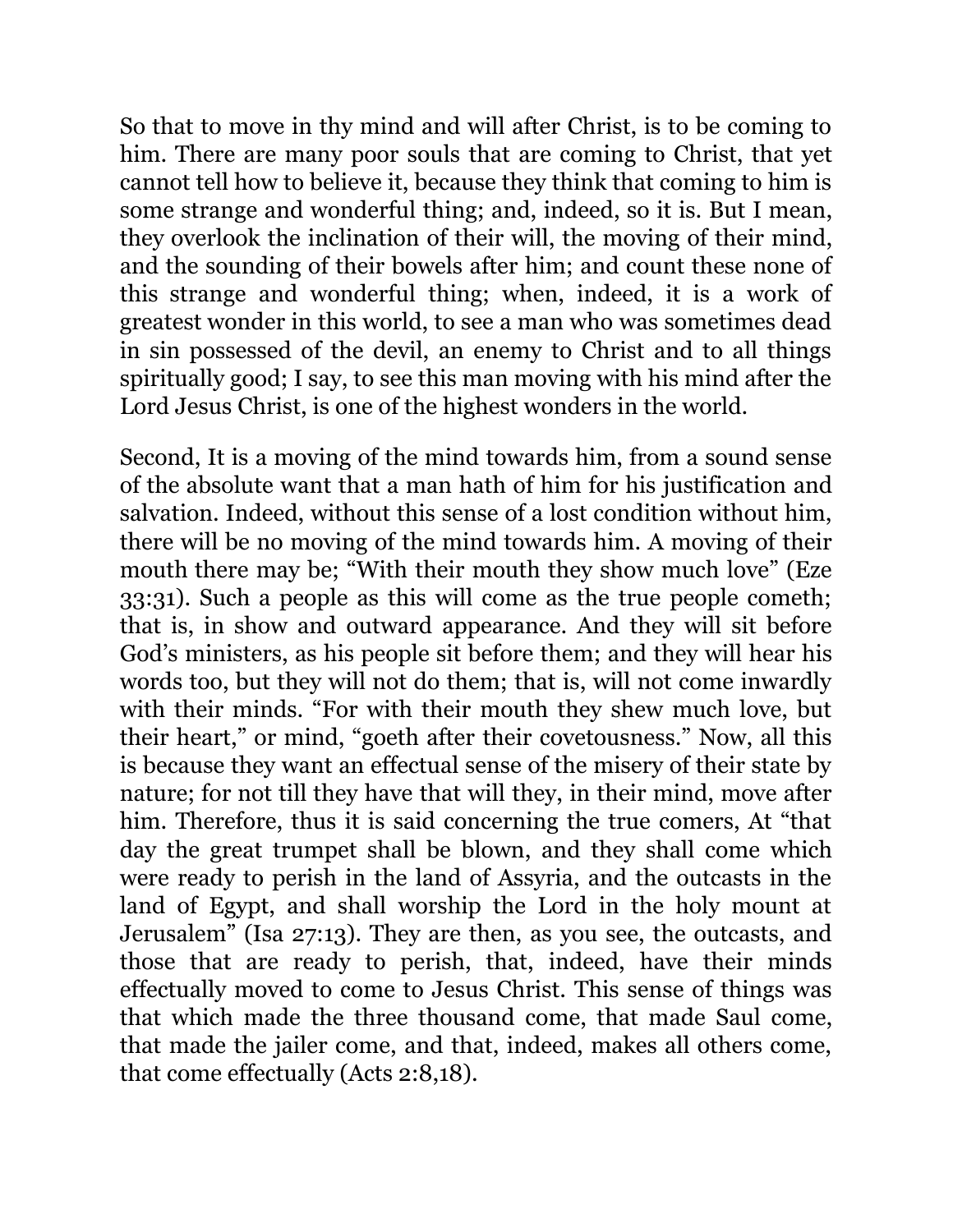So that to move in thy mind and will after Christ, is to be coming to him. There are many poor souls that are coming to Christ, that yet cannot tell how to believe it, because they think that coming to him is some strange and wonderful thing; and, indeed, so it is. But I mean, they overlook the inclination of their will, the moving of their mind, and the sounding of their bowels after him; and count these none of this strange and wonderful thing; when, indeed, it is a work of greatest wonder in this world, to see a man who was sometimes dead in sin possessed of the devil, an enemy to Christ and to all things spiritually good; I say, to see this man moving with his mind after the Lord Jesus Christ, is one of the highest wonders in the world.

Second, It is a moving of the mind towards him, from a sound sense of the absolute want that a man hath of him for his justification and salvation. Indeed, without this sense of a lost condition without him, there will be no moving of the mind towards him. A moving of their mouth there may be; "With their mouth they show much love" (Eze 33:31). Such a people as this will come as the true people cometh; that is, in show and outward appearance. And they will sit before God's ministers, as his people sit before them; and they will hear his words too, but they will not do them; that is, will not come inwardly with their minds. "For with their mouth they shew much love, but their heart," or mind, "goeth after their covetousness." Now, all this is because they want an effectual sense of the misery of their state by nature; for not till they have that will they, in their mind, move after him. Therefore, thus it is said concerning the true comers, At "that day the great trumpet shall be blown, and they shall come which were ready to perish in the land of Assyria, and the outcasts in the land of Egypt, and shall worship the Lord in the holy mount at Jerusalem" (Isa 27:13). They are then, as you see, the outcasts, and those that are ready to perish, that, indeed, have their minds effectually moved to come to Jesus Christ. This sense of things was that which made the three thousand come, that made Saul come, that made the jailer come, and that, indeed, makes all others come, that come effectually (Acts 2:8,18).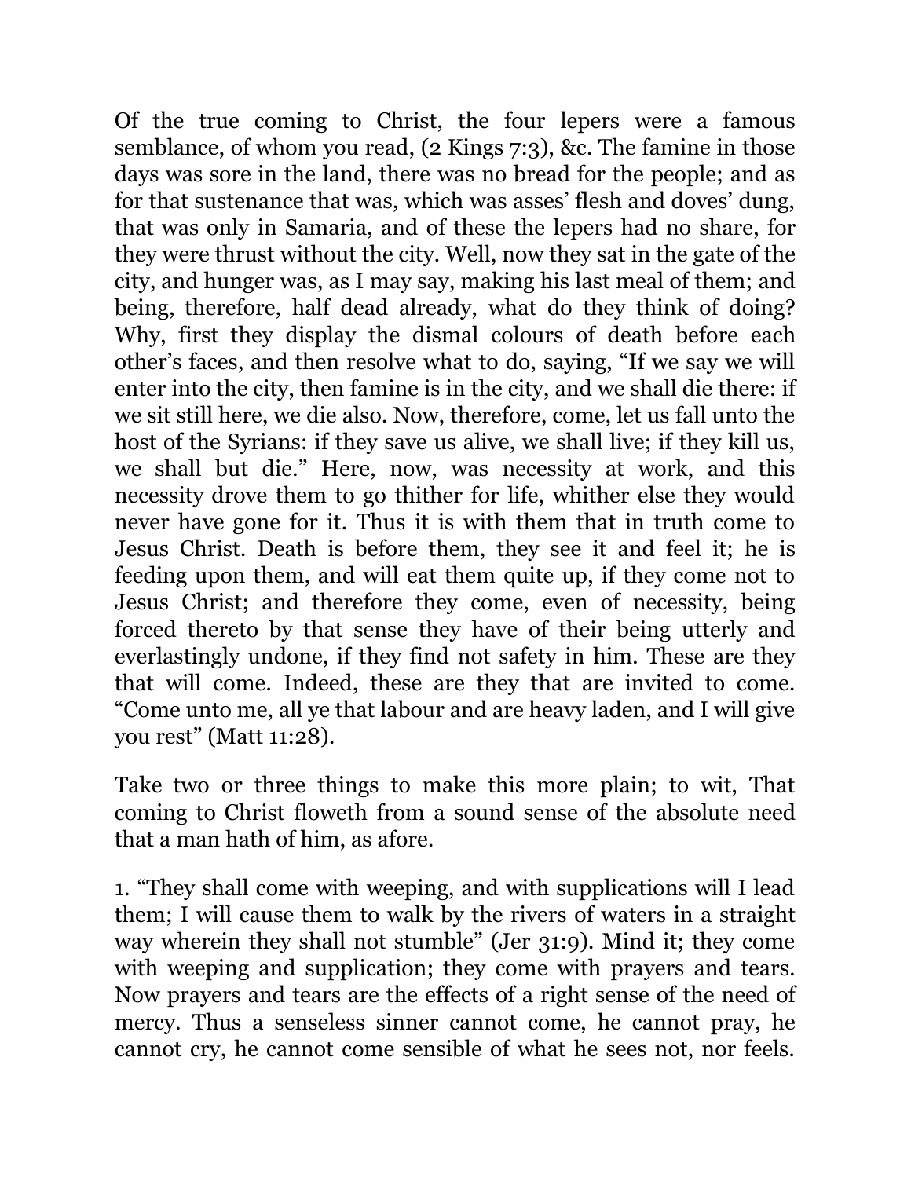Of the true coming to Christ, the four lepers were a famous semblance, of whom you read, (2 Kings 7:3), &c. The famine in those days was sore in the land, there was no bread for the people; and as for that sustenance that was, which was asses' flesh and doves' dung, that was only in Samaria, and of these the lepers had no share, for they were thrust without the city. Well, now they sat in the gate of the city, and hunger was, as I may say, making his last meal of them; and being, therefore, half dead already, what do they think of doing? Why, first they display the dismal colours of death before each other's faces, and then resolve what to do, saying, "If we say we will enter into the city, then famine is in the city, and we shall die there: if we sit still here, we die also. Now, therefore, come, let us fall unto the host of the Syrians: if they save us alive, we shall live; if they kill us, we shall but die." Here, now, was necessity at work, and this necessity drove them to go thither for life, whither else they would never have gone for it. Thus it is with them that in truth come to Jesus Christ. Death is before them, they see it and feel it; he is feeding upon them, and will eat them quite up, if they come not to Jesus Christ; and therefore they come, even of necessity, being forced thereto by that sense they have of their being utterly and everlastingly undone, if they find not safety in him. These are they that will come. Indeed, these are they that are invited to come. "Come unto me, all ye that labour and are heavy laden, and I will give you rest" (Matt 11:28).

Take two or three things to make this more plain; to wit, That coming to Christ floweth from a sound sense of the absolute need that a man hath of him, as afore.

1. "They shall come with weeping, and with supplications will I lead them; I will cause them to walk by the rivers of waters in a straight way wherein they shall not stumble" (Jer 31:9). Mind it; they come with weeping and supplication; they come with prayers and tears. Now prayers and tears are the effects of a right sense of the need of mercy. Thus a senseless sinner cannot come, he cannot pray, he cannot cry, he cannot come sensible of what he sees not, nor feels.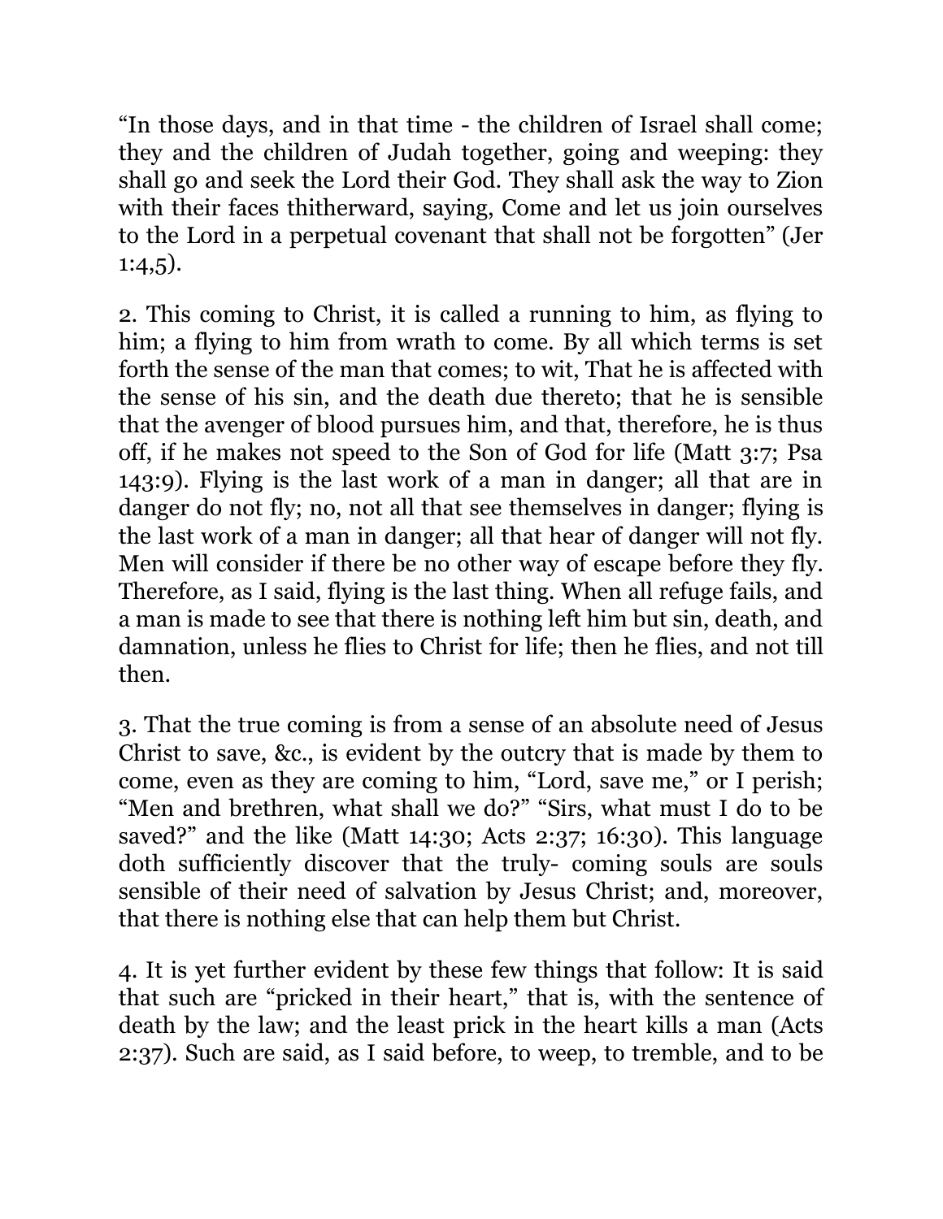"In those days, and in that time - the children of Israel shall come; they and the children of Judah together, going and weeping: they shall go and seek the Lord their God. They shall ask the way to Zion with their faces thitherward, saying, Come and let us join ourselves to the Lord in a perpetual covenant that shall not be forgotten" (Jer 1:4,5).

2. This coming to Christ, it is called a running to him, as flying to him; a flying to him from wrath to come. By all which terms is set forth the sense of the man that comes; to wit, That he is affected with the sense of his sin, and the death due thereto; that he is sensible that the avenger of blood pursues him, and that, therefore, he is thus off, if he makes not speed to the Son of God for life (Matt 3:7; Psa 143:9). Flying is the last work of a man in danger; all that are in danger do not fly; no, not all that see themselves in danger; flying is the last work of a man in danger; all that hear of danger will not fly. Men will consider if there be no other way of escape before they fly. Therefore, as I said, flying is the last thing. When all refuge fails, and a man is made to see that there is nothing left him but sin, death, and damnation, unless he flies to Christ for life; then he flies, and not till then.

3. That the true coming is from a sense of an absolute need of Jesus Christ to save, &c., is evident by the outcry that is made by them to come, even as they are coming to him, "Lord, save me," or I perish; "Men and brethren, what shall we do?" "Sirs, what must I do to be saved?" and the like (Matt 14:30; Acts 2:37; 16:30). This language doth sufficiently discover that the truly- coming souls are souls sensible of their need of salvation by Jesus Christ; and, moreover, that there is nothing else that can help them but Christ.

4. It is yet further evident by these few things that follow: It is said that such are "pricked in their heart," that is, with the sentence of death by the law; and the least prick in the heart kills a man (Acts 2:37). Such are said, as I said before, to weep, to tremble, and to be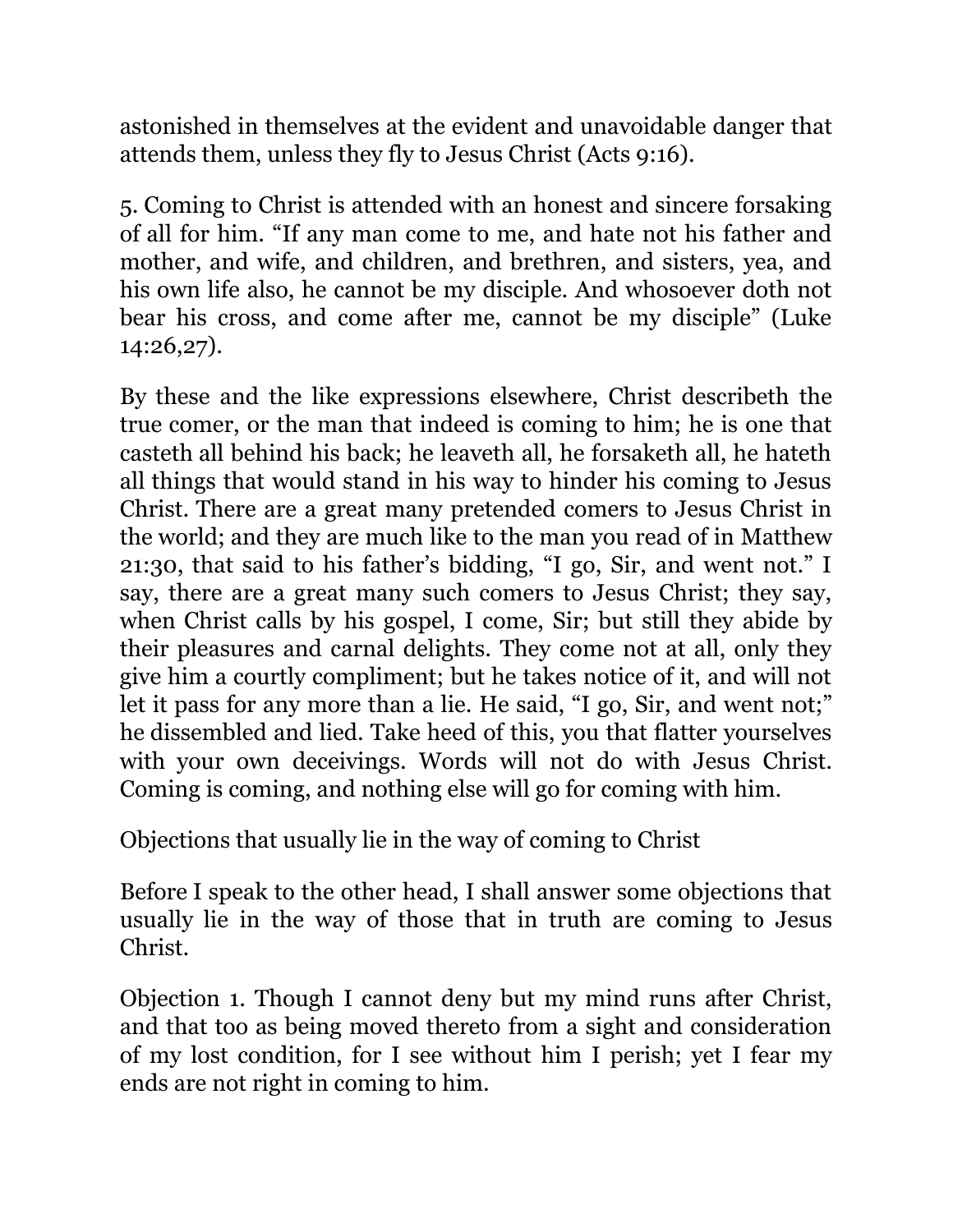astonished in themselves at the evident and unavoidable danger that attends them, unless they fly to Jesus Christ (Acts 9:16).

5. Coming to Christ is attended with an honest and sincere forsaking of all for him. “If any man come to me, and hate not his father and mother, and wife, and children, and brethren, and sisters, yea, and his own life also, he cannot be my disciple. And whosoever doth not bear his cross, and come after me, cannot be my disciple” (Luke 14:26,27).

By these and the like expressions elsewhere, Christ describeth the true comer, or the man that indeed is coming to him; he is one that casteth all behind his back; he leaveth all, he forsaketh all, he hateth all things that would stand in his way to hinder his coming to Jesus Christ. There are a great many pretended comers to Jesus Christ in the world; and they are much like to the man you read of in Matthew 21:30, that said to his father’s bidding, “I go, Sir, and went not.” I say, there are a great many such comers to Jesus Christ; they say, when Christ calls by his gospel, I come, Sir; but still they abide by their pleasures and carnal delights. They come not at all, only they give him a courtly compliment; but he takes notice of it, and will not let it pass for any more than a lie. He said, “I go, Sir, and went not;” he dissembled and lied. Take heed of this, you that flatter yourselves with your own deceivings. Words will not do with Jesus Christ. Coming is coming, and nothing else will go for coming with him.

## Objections that usually lie in the way of coming to Christ

Before I speak to the other head, I shall answer some objections that usually lie in the way of those that in truth are coming to Jesus Christ.

Objection 1. Though I cannot deny but my mind runs after Christ, and that too as being moved thereto from a sight and consideration of my lost condition, for I see without him I perish; yet I fear my ends are not right in coming to him.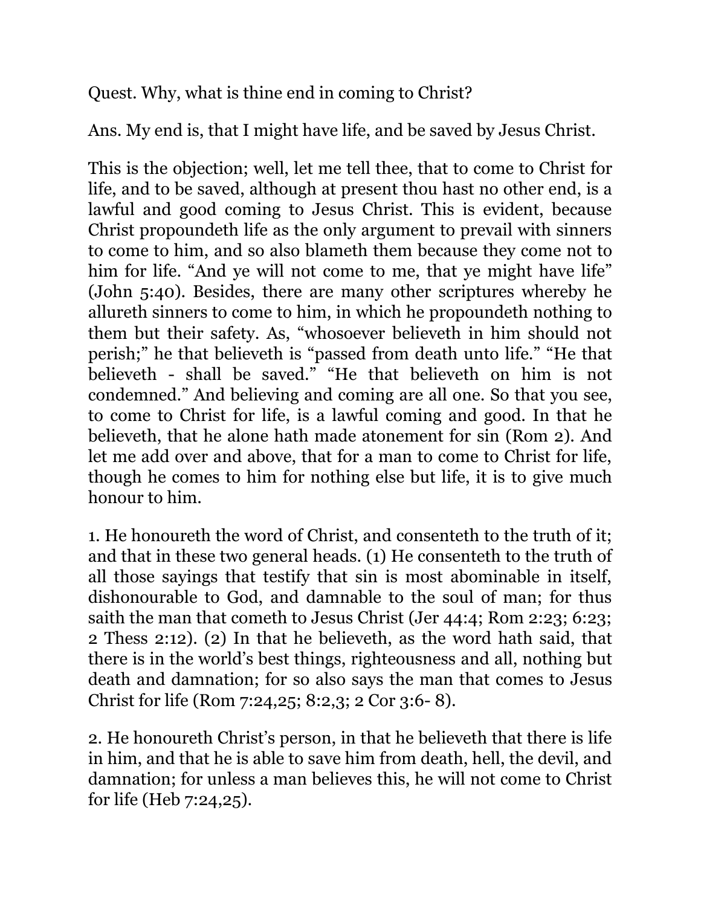Quest. Why, what is thine end in coming to Christ?

Ans. My end is, that I might have life, and be saved by Jesus Christ.

This is the objection; well, let me tell thee, that to come to Christ for life, and to be saved, although at present thou hast no other end, is a lawful and good coming to Jesus Christ. This is evident, because Christ propoundeth life as the only argument to prevail with sinners to come to him, and so also blameth them because they come not to him for life. "And ye will not come to me, that ye might have life" (John 5:40). Besides, there are many other scriptures whereby he allureth sinners to come to him, in which he propoundeth nothing to them but their safety. As, "whosoever believeth in him should not perish;" he that believeth is "passed from death unto life." "He that believeth - shall be saved." "He that believeth on him is not condemned." And believing and coming are all one. So that you see, to come to Christ for life, is a lawful coming and good. In that he believeth, that he alone hath made atonement for sin (Rom 2). And let me add over and above, that for a man to come to Christ for life, though he comes to him for nothing else but life, it is to give much honour to him.

1. He honoureth the word of Christ, and consenteth to the truth of it; and that in these two general heads. (1) He consenteth to the truth of all those sayings that testify that sin is most abominable in itself, dishonourable to God, and damnable to the soul of man; for thus saith the man that cometh to Jesus Christ (Jer 44:4; Rom 2:23; 6:23; 2 Thess 2:12). (2) In that he believeth, as the word hath said, that there is in the world's best things, righteousness and all, nothing but death and damnation; for so also says the man that comes to Jesus Christ for life (Rom 7:24,25; 8:2,3; 2 Cor 3:6- 8).

2. He honoureth Christ's person, in that he believeth that there is life in him, and that he is able to save him from death, hell, the devil, and damnation; for unless a man believes this, he will not come to Christ for life (Heb 7:24,25).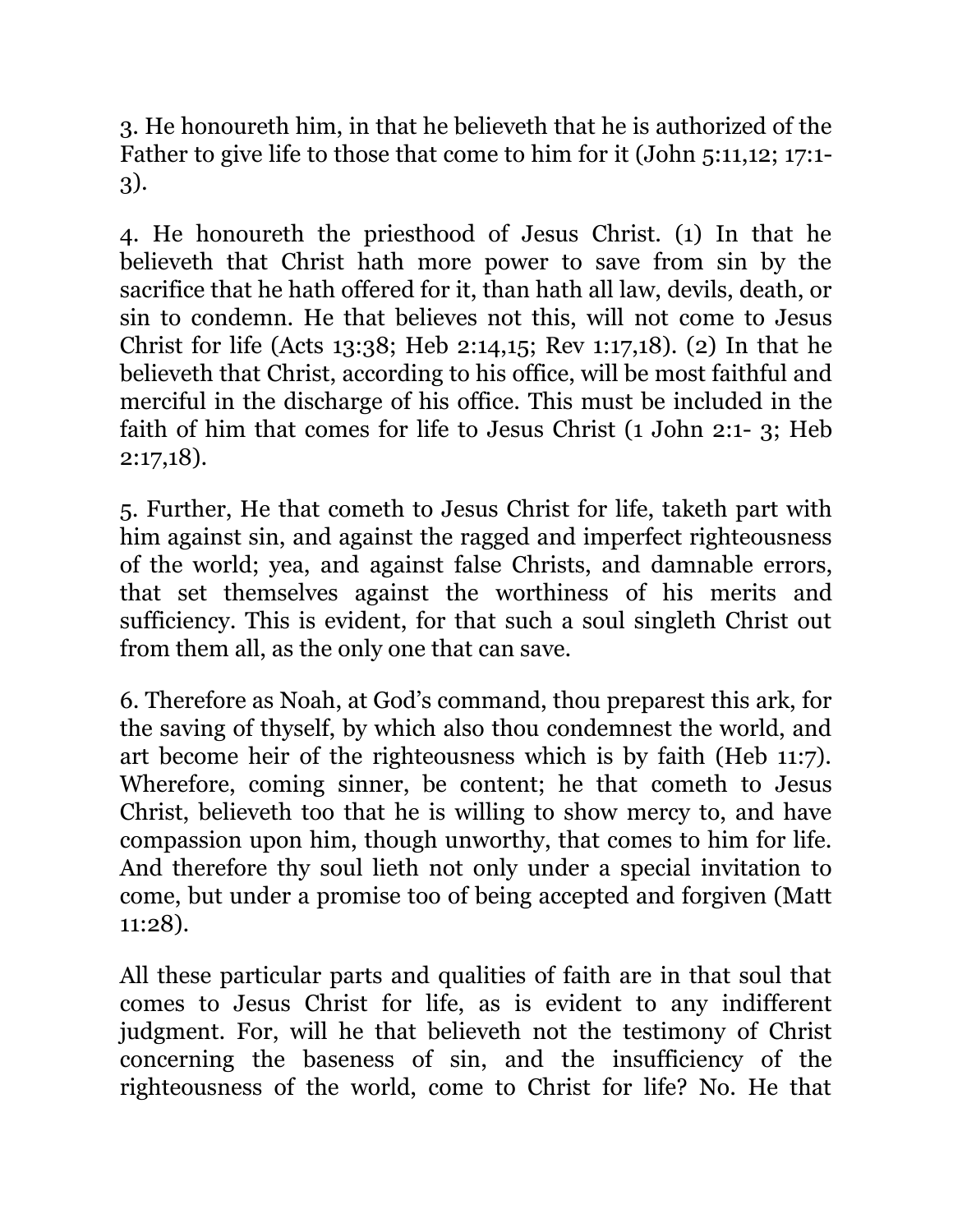3. He honoureth him, in that he believeth that he is authorized of the Father to give life to those that come to him for it (John 5:11,12; 17:1-3).

4. He honoureth the priesthood of Jesus Christ. (1) In that he believeth that Christ hath more power to save from sin by the sacrifice that he hath offered for it, than hath all law, devils, death, or sin to condemn. He that believes not this, will not come to Jesus Christ for life (Acts 13:38; Heb 2:14,15; Rev 1:17,18). (2) In that he believeth that Christ, according to his office, will be most faithful and merciful in the discharge of his office. This must be included in the faith of him that comes for life to Jesus Christ (1 John 2:1- 3; Heb 2:17,18).

5. Further, He that cometh to Jesus Christ for life, taketh part with him against sin, and against the ragged and imperfect righteousness of the world; yea, and against false Christs, and damnable errors, that set themselves against the worthiness of his merits and sufficiency. This is evident, for that such a soul singleth Christ out from them all, as the only one that can save.

6. Therefore as Noah, at God's command, thou preparest this ark, for the saving of thyself, by which also thou condemnest the world, and art become heir of the righteousness which is by faith (Heb 11:7). Wherefore, coming sinner, be content; he that cometh to Jesus Christ, believeth too that he is willing to show mercy to, and have compassion upon him, though unworthy, that comes to him for life. And therefore thy soul lieth not only under a special invitation to come, but under a promise too of being accepted and forgiven (Matt 11:28).

All these particular parts and qualities of faith are in that soul that comes to Jesus Christ for life, as is evident to any indifferent judgment. For, will he that believeth not the testimony of Christ concerning the baseness of sin, and the insufficiency of the righteousness of the world, come to Christ for life? No. He that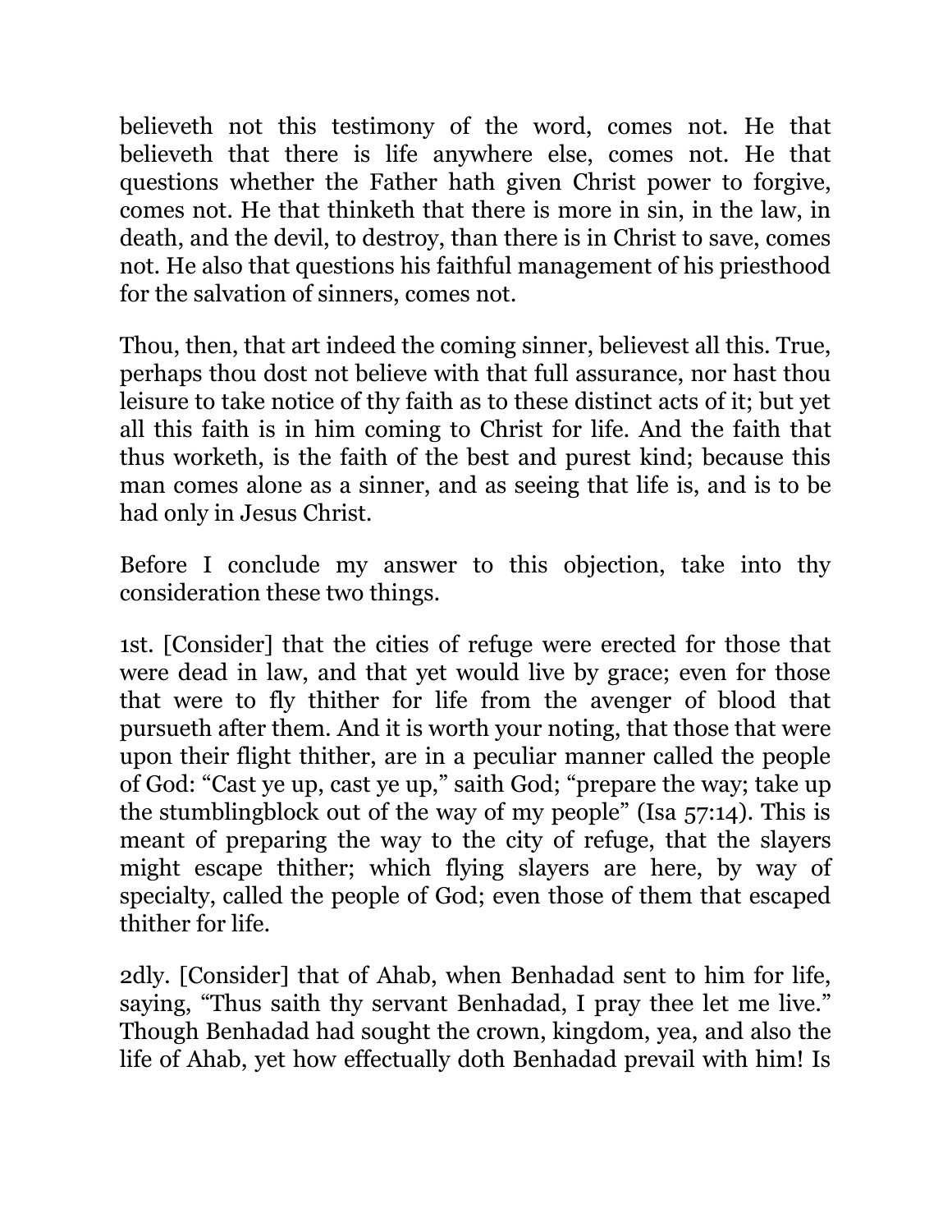believeth not this testimony of the word, comes not. He that believeth that there is life anywhere else, comes not. He that questions whether the Father hath given Christ power to forgive, comes not. He that thinketh that there is more in sin, in the law, in death, and the devil, to destroy, than there is in Christ to save, comes not. He also that questions his faithful management of his priesthood for the salvation of sinners, comes not.

Thou, then, that art indeed the coming sinner, believest all this. True, perhaps thou dost not believe with that full assurance, nor hast thou leisure to take notice of thy faith as to these distinct acts of it; but yet all this faith is in him coming to Christ for life. And the faith that thus worketh, is the faith of the best and purest kind; because this man comes alone as a sinner, and as seeing that life is, and is to be had only in Jesus Christ.

Before I conclude my answer to this objection, take into thy consideration these two things.

1st. [Consider] that the cities of refuge were erected for those that were dead in law, and that yet would live by grace; even for those that were to fly thither for life from the avenger of blood that pursueth after them. And it is worth your noting, that those that were upon their flight thither, are in a peculiar manner called the people of God: "Cast ye up, cast ye up," saith God; "prepare the way; take up the stumblingblock out of the way of my people" (Isa 57:14). This is meant of preparing the way to the city of refuge, that the slayers might escape thither; which flying slayers are here, by way of specialty, called the people of God; even those of them that escaped thither for life.

2dly. [Consider] that of Ahab, when Benhadad sent to him for life, saying, "Thus saith thy servant Benhadad, I pray thee let me live." Though Benhadad had sought the crown, kingdom, yea, and also the life of Ahab, yet how effectually doth Benhadad prevail with him! Is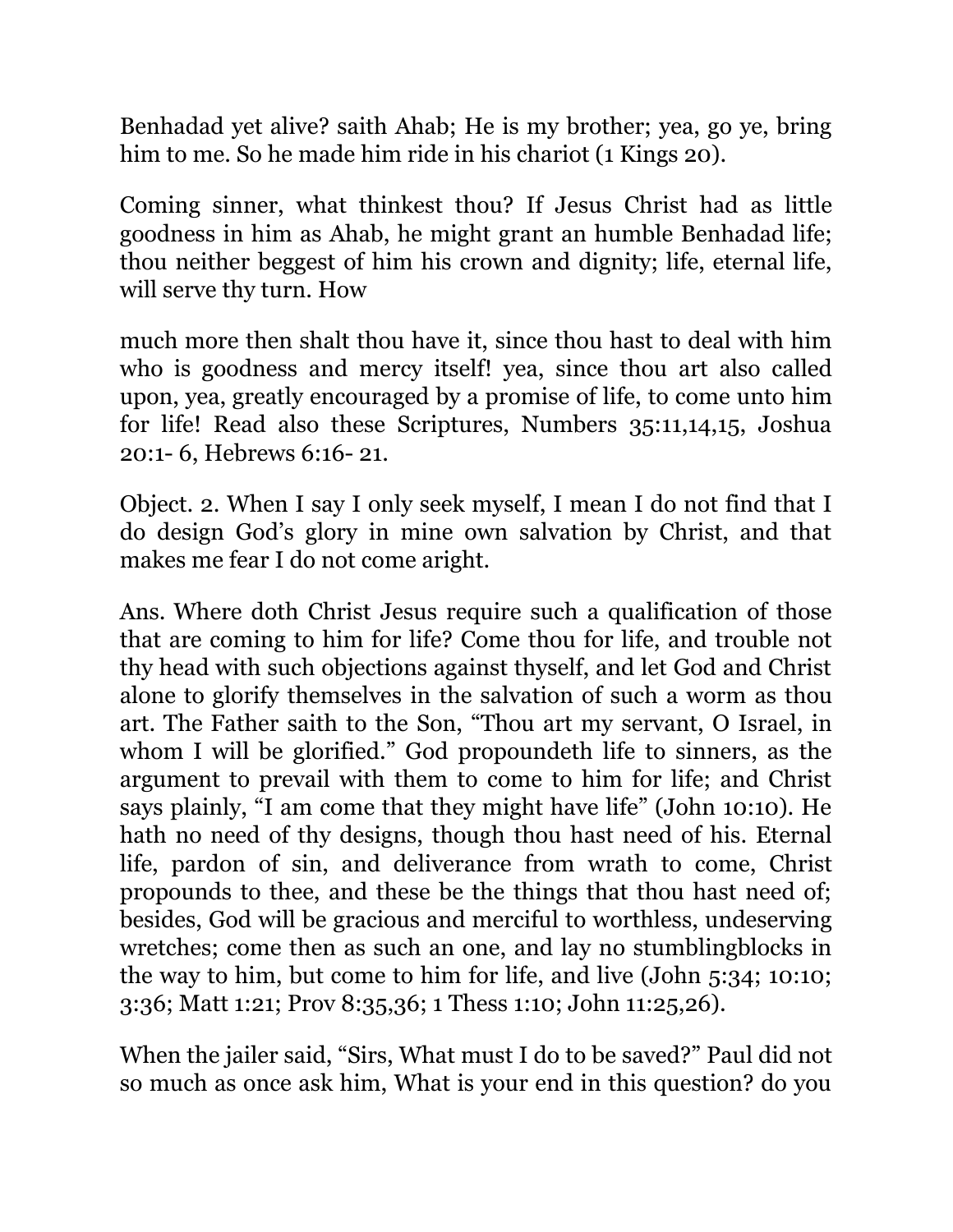Benhadad yet alive? saith Ahab; He is my brother; yea, go ye, bring him to me. So he made him ride in his chariot (1 Kings 20).

Coming sinner, what thinkest thou? If Jesus Christ had as little goodness in him as Ahab, he might grant an humble Benhadad life; thou neither beggest of him his crown and dignity; life, eternal life, will serve thy turn. How

much more then shalt thou have it, since thou hast to deal with him who is goodness and mercy itself! yea, since thou art also called upon, yea, greatly encouraged by a promise of life, to come unto him for life! Read also these Scriptures, Numbers 35:11,14,15, Joshua 20:1- 6, Hebrews 6:16- 21.

Object. 2. When I say I only seek myself, I mean I do not find that I do design God's glory in mine own salvation by Christ, and that makes me fear I do not come aright.

Ans. Where doth Christ Jesus require such a qualification of those that are coming to him for life? Come thou for life, and trouble not thy head with such objections against thyself, and let God and Christ alone to glorify themselves in the salvation of such a worm as thou art. The Father saith to the Son, "Thou art my servant, O Israel, in whom I will be glorified." God propoundeth life to sinners, as the argument to prevail with them to come to him for life; and Christ says plainly, "I am come that they might have life" (John 10:10). He hath no need of thy designs, though thou hast need of his. Eternal life, pardon of sin, and deliverance from wrath to come, Christ propounds to thee, and these be the things that thou hast need of; besides, God will be gracious and merciful to worthless, undeserving wretches; come then as such an one, and lay no stumblingblocks in the way to him, but come to him for life, and live (John 5:34; 10:10; 3:36; Matt 1:21; Prov 8:35,36; 1 Thess 1:10; John 11:25,26).

When the jailer said, "Sirs, What must I do to be saved?" Paul did not so much as once ask him, What is your end in this question? do you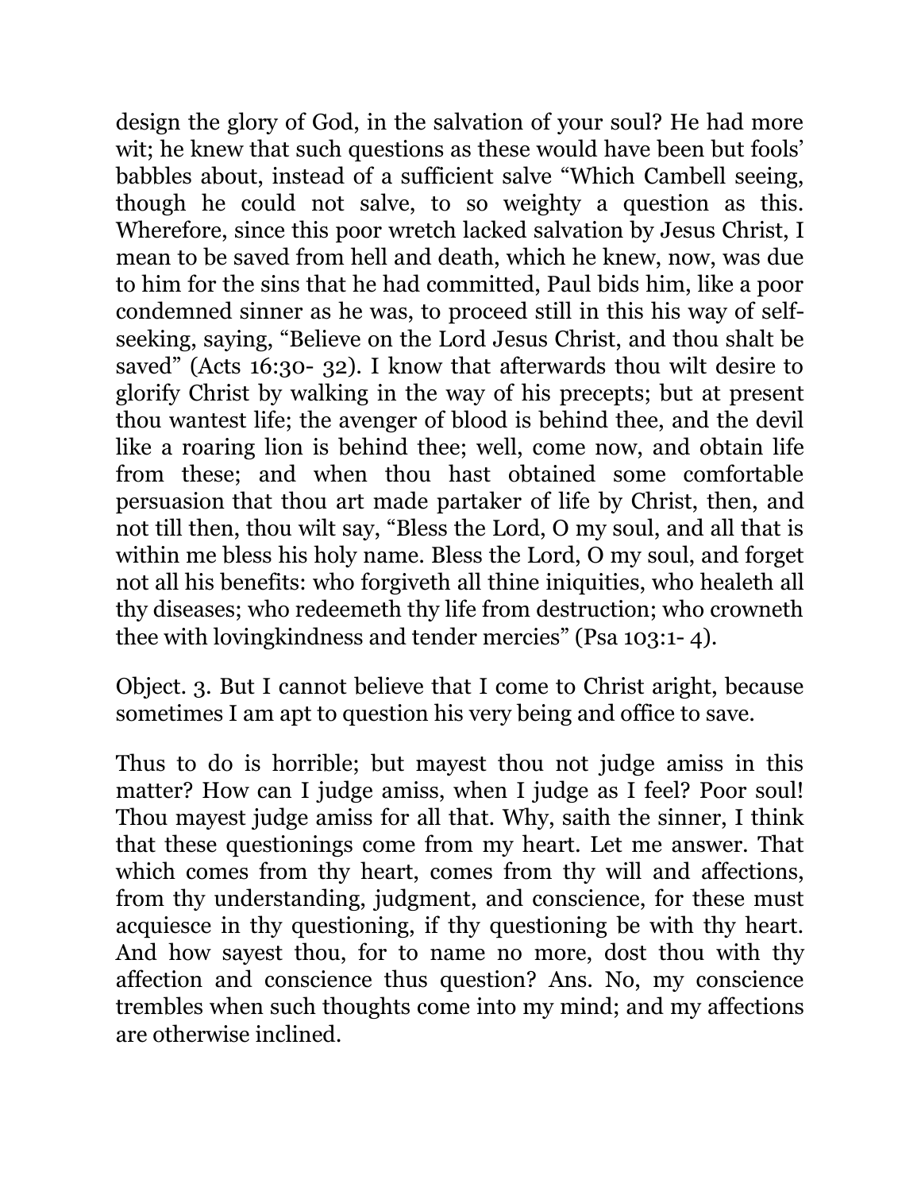design the glory of God, in the salvation of your soul? He had more wit; he knew that such questions as these would have been but fools' babbles about, instead of a sufficient salve "Which Cambell seeing, though he could not salve, to so weighty a question as this. Wherefore, since this poor wretch lacked salvation by Jesus Christ, I mean to be saved from hell and death, which he knew, now, was due to him for the sins that he had committed, Paul bids him, like a poor condemned sinner as he was, to proceed still in this his way of self-seeking, saying, "Believe on the Lord Jesus Christ, and thou shalt be saved" (Acts 16:30- 32). I know that afterwards thou wilt desire to glorify Christ by walking in the way of his precepts; but at present thou wantest life; the avenger of blood is behind thee, and the devil like a roaring lion is behind thee; well, come now, and obtain life from these; and when thou hast obtained some comfortable persuasion that thou art made partaker of life by Christ, then, and not till then, thou wilt say, "Bless the Lord, O my soul, and all that is within me bless his holy name. Bless the Lord, O my soul, and forget not all his benefits: who forgiveth all thine iniquities, who healeth all thy diseases; who redeemeth thy life from destruction; who crowneth thee with lovingkindness and tender mercies" (Psa 103:1- 4).

Object. 3. But I cannot believe that I come to Christ aright, because sometimes I am apt to question his very being and office to save.

Thus to do is horrible; but mayest thou not judge amiss in this matter? How can I judge amiss, when I judge as I feel? Poor soul! Thou mayest judge amiss for all that. Why, saith the sinner, I think that these questionings come from my heart. Let me answer. That which comes from thy heart, comes from thy will and affections, from thy understanding, judgment, and conscience, for these must acquiesce in thy questioning, if thy questioning be with thy heart. And how sayest thou, for to name no more, dost thou with thy affection and conscience thus question? Ans. No, my conscience trembles when such thoughts come into my mind; and my affections are otherwise inclined.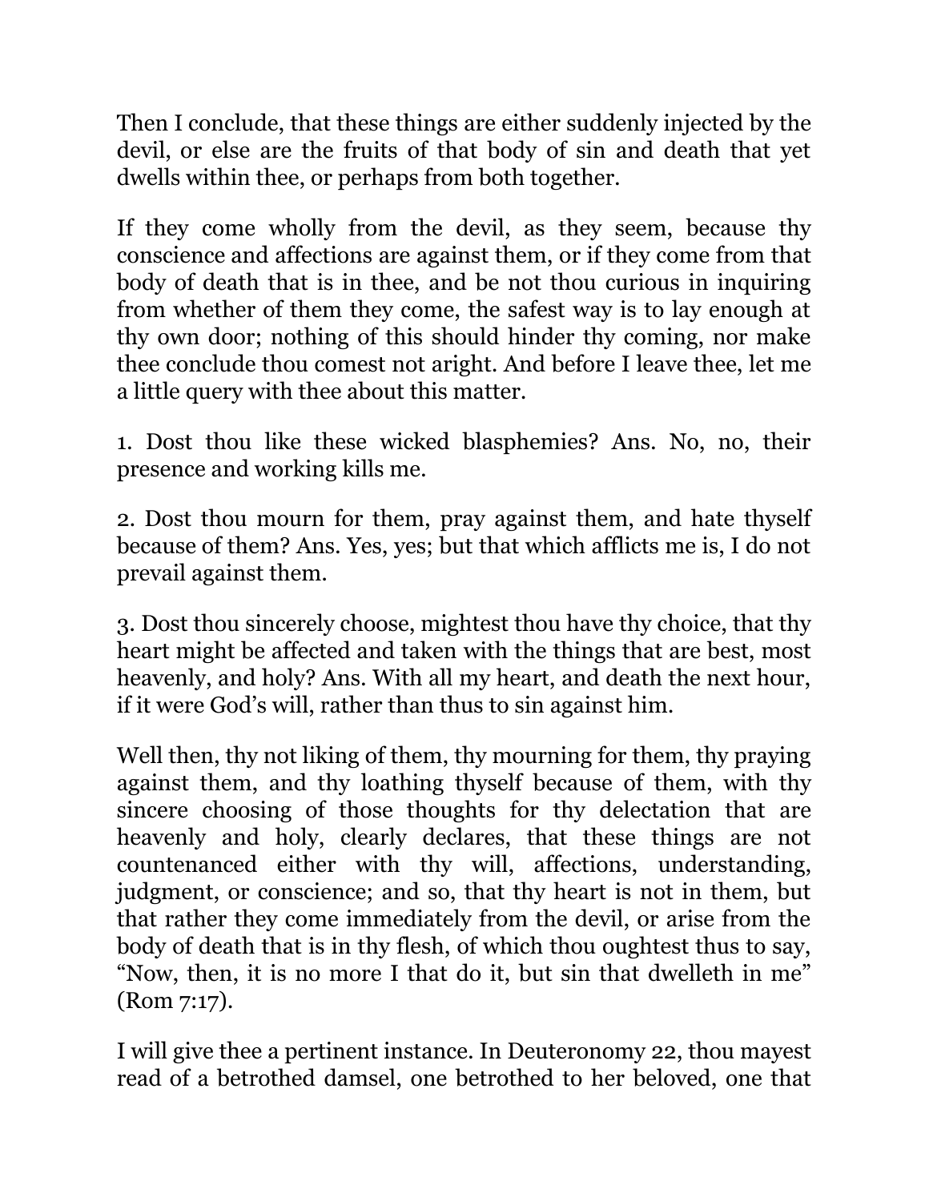Then I conclude, that these things are either suddenly injected by the devil, or else are the fruits of that body of sin and death that yet dwells within thee, or perhaps from both together.

If they come wholly from the devil, as they seem, because thy conscience and affections are against them, or if they come from that body of death that is in thee, and be not thou curious in inquiring from whether of them they come, the safest way is to lay enough at thy own door; nothing of this should hinder thy coming, nor make thee conclude thou comest not aright. And before I leave thee, let me a little query with thee about this matter.

1. Dost thou like these wicked blasphemies? Ans. No, no, their presence and working kills me.

2. Dost thou mourn for them, pray against them, and hate thyself because of them? Ans. Yes, yes; but that which afflicts me is, I do not prevail against them.

3. Dost thou sincerely choose, mightest thou have thy choice, that thy heart might be affected and taken with the things that are best, most heavenly, and holy? Ans. With all my heart, and death the next hour, if it were God's will, rather than thus to sin against him.

Well then, thy not liking of them, thy mourning for them, thy praying against them, and thy loathing thyself because of them, with thy sincere choosing of those thoughts for thy delectation that are heavenly and holy, clearly declares, that these things are not countenanced either with thy will, affections, understanding, judgment, or conscience; and so, that thy heart is not in them, but that rather they come immediately from the devil, or arise from the body of death that is in thy flesh, of which thou oughtest thus to say, "Now, then, it is no more I that do it, but sin that dwelleth in me" (Rom 7:17).

I will give thee a pertinent instance. In Deuteronomy 22, thou mayest read of a betrothed damsel, one betrothed to her beloved, one that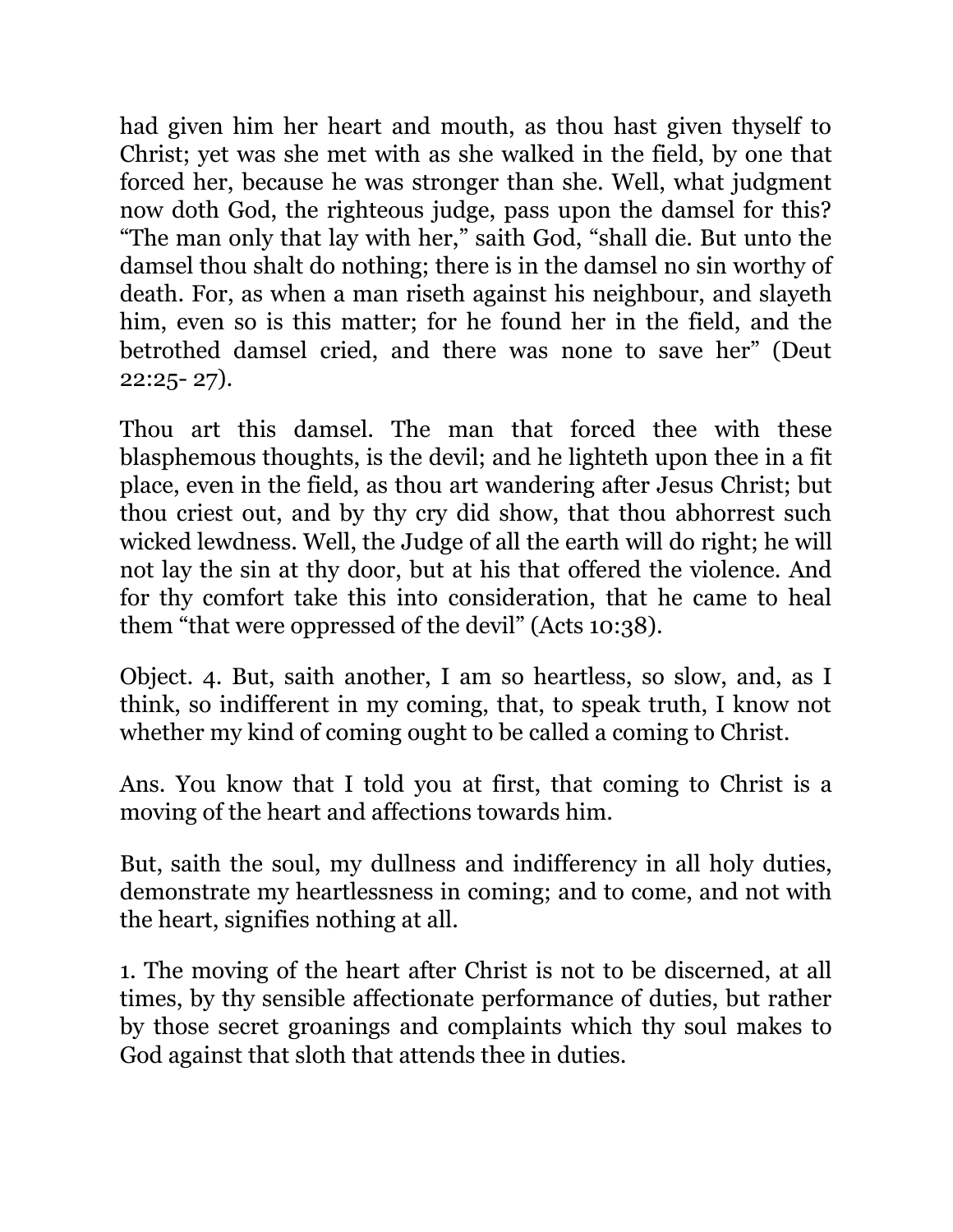had given him her heart and mouth, as thou hast given thyself to Christ; yet was she met with as she walked in the field, by one that forced her, because he was stronger than she. Well, what judgment now doth God, the righteous judge, pass upon the damsel for this? "The man only that lay with her," saith God, "shall die. But unto the damsel thou shalt do nothing; there is in the damsel no sin worthy of death. For, as when a man riseth against his neighbour, and slayeth him, even so is this matter; for he found her in the field, and the betrothed damsel cried, and there was none to save her" (Deut 22:25- 27).

Thou art this damsel. The man that forced thee with these blasphemous thoughts, is the devil; and he lighteth upon thee in a fit place, even in the field, as thou art wandering after Jesus Christ; but thou criest out, and by thy cry did show, that thou abhorrest such wicked lewdness. Well, the Judge of all the earth will do right; he will not lay the sin at thy door, but at his that offered the violence. And for thy comfort take this into consideration, that he came to heal them "that were oppressed of the devil" (Acts 10:38).

Object. 4. But, saith another, I am so heartless, so slow, and, as I think, so indifferent in my coming, that, to speak truth, I know not whether my kind of coming ought to be called a coming to Christ.

Ans. You know that I told you at first, that coming to Christ is a moving of the heart and affections towards him.

But, saith the soul, my dullness and indifferency in all holy duties, demonstrate my heartlessness in coming; and to come, and not with the heart, signifies nothing at all.

1. The moving of the heart after Christ is not to be discerned, at all times, by thy sensible affectionate performance of duties, but rather by those secret groanings and complaints which thy soul makes to God against that sloth that attends thee in duties.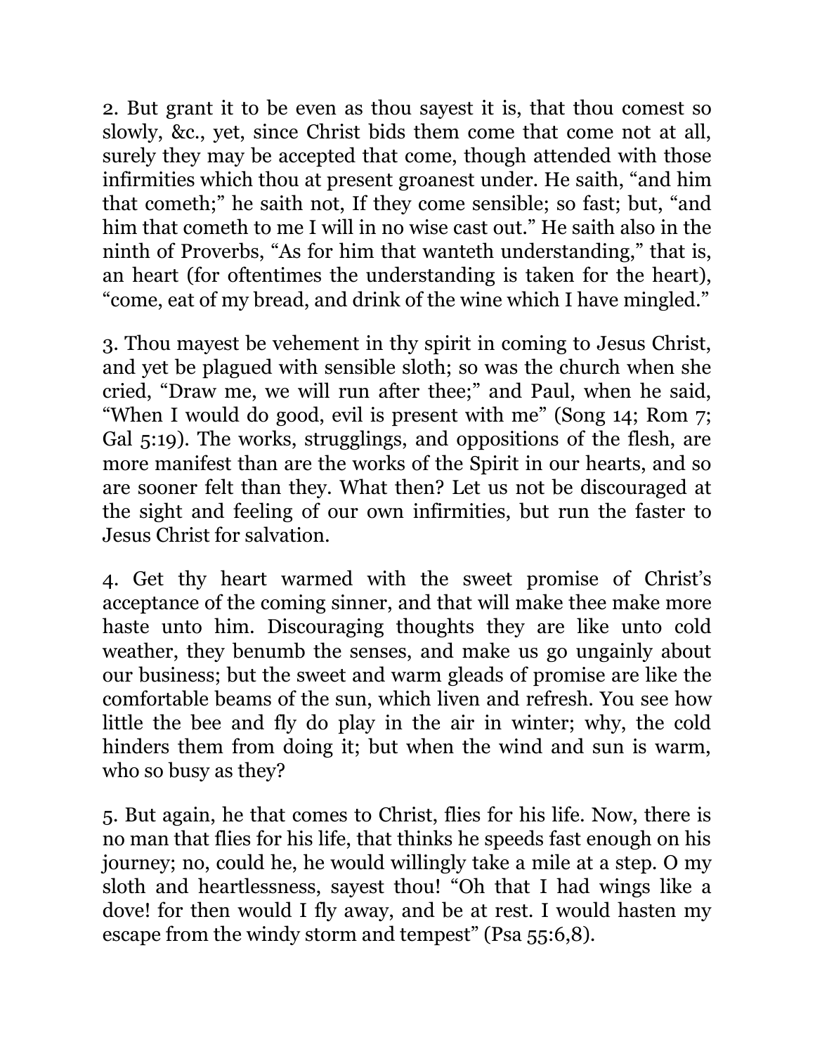2. But grant it to be even as thou sayest it is, that thou comest so slowly, &c., yet, since Christ bids them come that come not at all, surely they may be accepted that come, though attended with those infirmities which thou at present groanest under. He saith, "and him that cometh;" he saith not, If they come sensible; so fast; but, "and him that cometh to me I will in no wise cast out." He saith also in the ninth of Proverbs, "As for him that wanteth understanding," that is, an heart (for oftentimes the understanding is taken for the heart), "come, eat of my bread, and drink of the wine which I have mingled."

3. Thou mayest be vehement in thy spirit in coming to Jesus Christ, and yet be plagued with sensible sloth; so was the church when she cried, "Draw me, we will run after thee;" and Paul, when he said, "When I would do good, evil is present with me" (Song 14; Rom 7; Gal 5:19). The works, strugglings, and oppositions of the flesh, are more manifest than are the works of the Spirit in our hearts, and so are sooner felt than they. What then? Let us not be discouraged at the sight and feeling of our own infirmities, but run the faster to Jesus Christ for salvation.

4. Get thy heart warmed with the sweet promise of Christ's acceptance of the coming sinner, and that will make thee make more haste unto him. Discouraging thoughts they are like unto cold weather, they benumb the senses, and make us go ungainly about our business; but the sweet and warm gleads of promise are like the comfortable beams of the sun, which liven and refresh. You see how little the bee and fly do play in the air in winter; why, the cold hinders them from doing it; but when the wind and sun is warm, who so busy as they?

5. But again, he that comes to Christ, flies for his life. Now, there is no man that flies for his life, that thinks he speeds fast enough on his journey; no, could he, he would willingly take a mile at a step. O my sloth and heartlessness, sayest thou! "Oh that I had wings like a dove! for then would I fly away, and be at rest. I would hasten my escape from the windy storm and tempest" (Psa 55:6,8).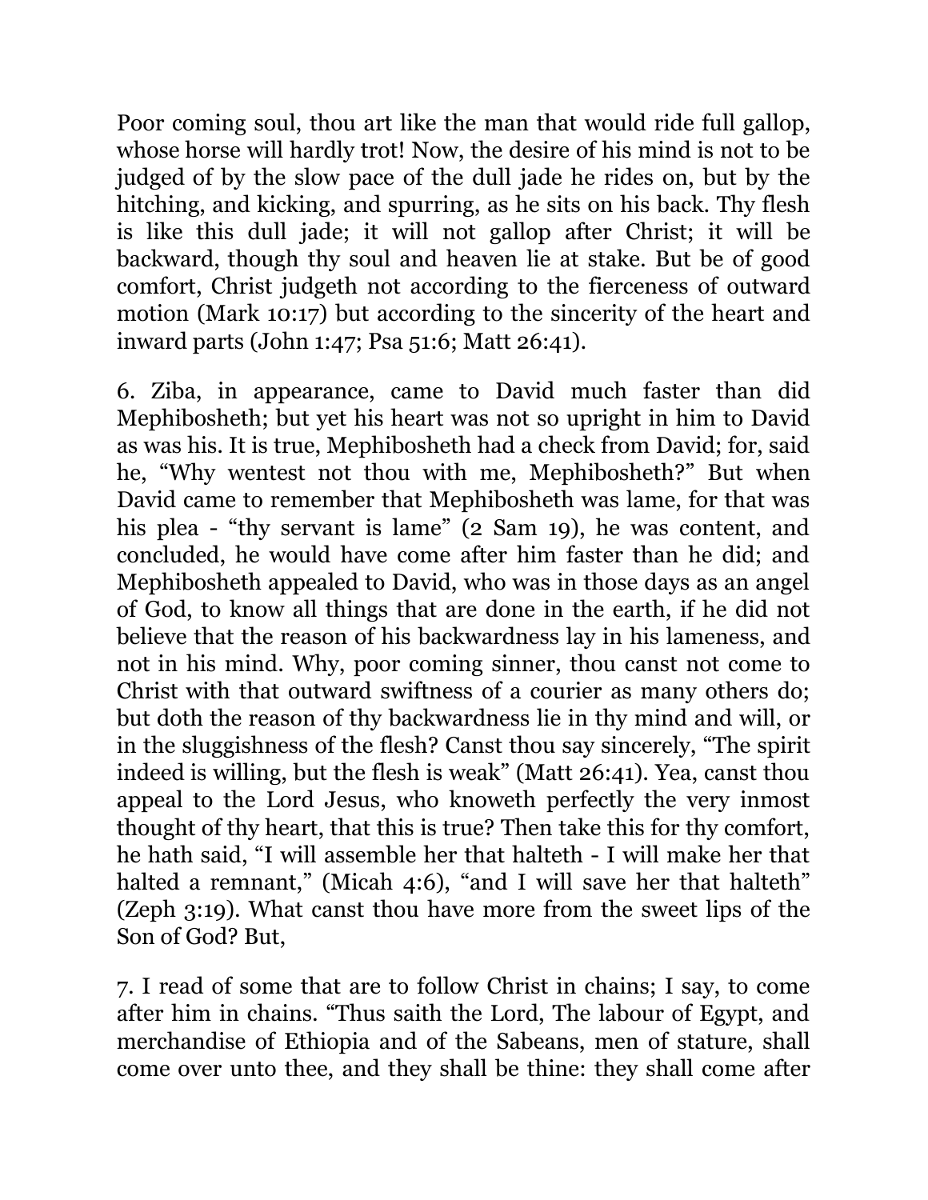Poor coming soul, thou art like the man that would ride full gallop, whose horse will hardly trot! Now, the desire of his mind is not to be judged of by the slow pace of the dull jade he rides on, but by the hitching, and kicking, and spurring, as he sits on his back. Thy flesh is like this dull jade; it will not gallop after Christ; it will be backward, though thy soul and heaven lie at stake. But be of good comfort, Christ judgeth not according to the fierceness of outward motion (Mark 10:17) but according to the sincerity of the heart and inward parts (John 1:47; Psa 51:6; Matt 26:41).

6. Ziba, in appearance, came to David much faster than did Mephibosheth; but yet his heart was not so upright in him to David as was his. It is true, Mephibosheth had a check from David; for, said he, "Why wentest not thou with me, Mephibosheth?" But when David came to remember that Mephibosheth was lame, for that was his plea - "thy servant is lame" (2 Sam 19), he was content, and concluded, he would have come after him faster than he did; and Mephibosheth appealed to David, who was in those days as an angel of God, to know all things that are done in the earth, if he did not believe that the reason of his backwardness lay in his lameness, and not in his mind. Why, poor coming sinner, thou canst not come to Christ with that outward swiftness of a courier as many others do; but doth the reason of thy backwardness lie in thy mind and will, or in the sluggishness of the flesh? Canst thou say sincerely, "The spirit indeed is willing, but the flesh is weak" (Matt 26:41). Yea, canst thou appeal to the Lord Jesus, who knoweth perfectly the very inmost thought of thy heart, that this is true? Then take this for thy comfort, he hath said, "I will assemble her that halteth - I will make her that halted a remnant," (Micah 4:6), "and I will save her that halteth" (Zeph 3:19). What canst thou have more from the sweet lips of the Son of God? But,

7. I read of some that are to follow Christ in chains; I say, to come after him in chains. "Thus saith the Lord, The labour of Egypt, and merchandise of Ethiopia and of the Sabeans, men of stature, shall come over unto thee, and they shall be thine: they shall come after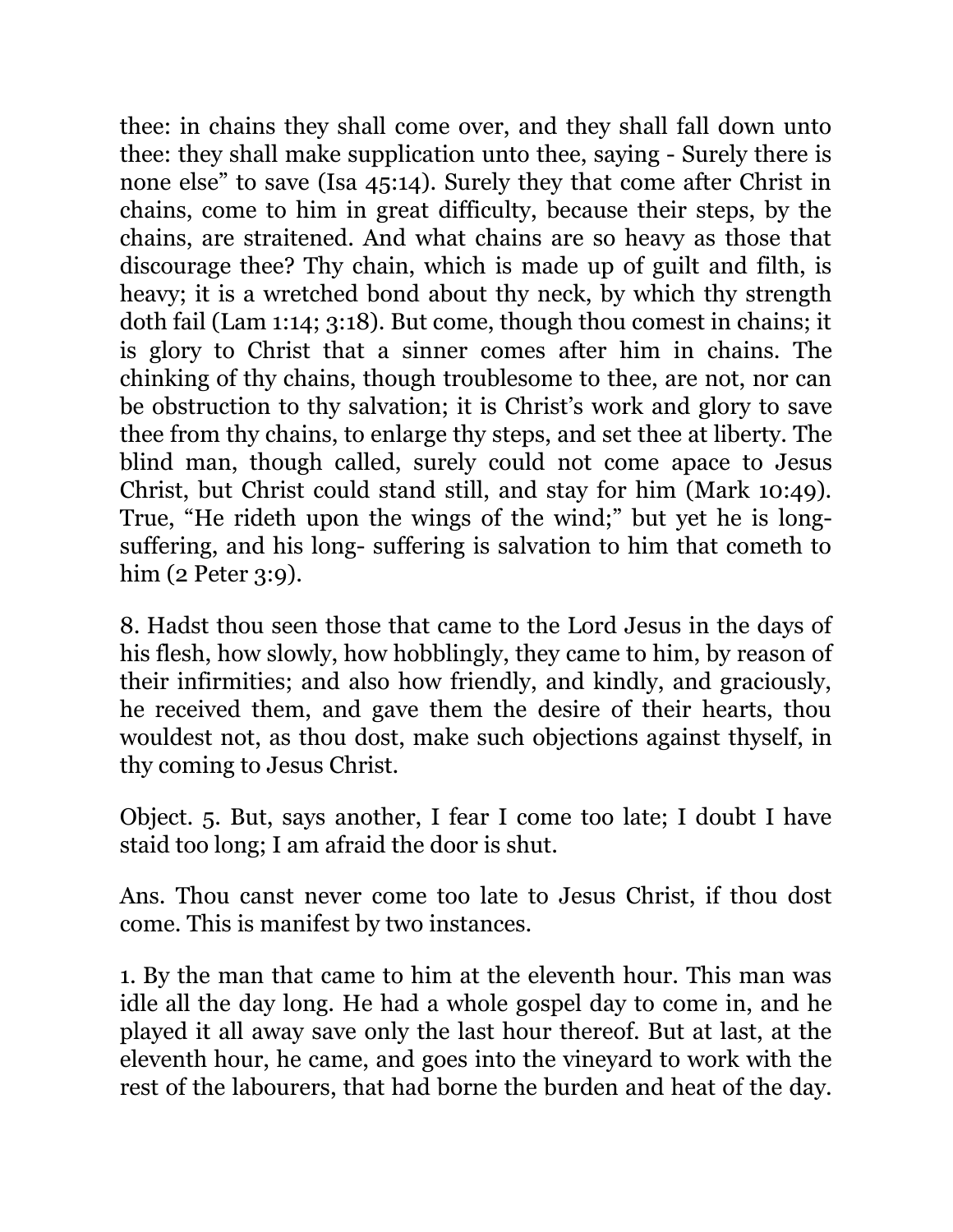thee: in chains they shall come over, and they shall fall down unto thee: they shall make supplication unto thee, saying - Surely there is none else" to save (Isa 45:14). Surely they that come after Christ in chains, come to him in great difficulty, because their steps, by the chains, are straitened. And what chains are so heavy as those that discourage thee? Thy chain, which is made up of guilt and filth, is heavy; it is a wretched bond about thy neck, by which thy strength doth fail (Lam 1:14; 3:18). But come, though thou comest in chains; it is glory to Christ that a sinner comes after him in chains. The chinking of thy chains, though troublesome to thee, are not, nor can be obstruction to thy salvation; it is Christ's work and glory to save thee from thy chains, to enlarge thy steps, and set thee at liberty. The blind man, though called, surely could not come apace to Jesus Christ, but Christ could stand still, and stay for him (Mark 10:49). True, "He rideth upon the wings of the wind;" but yet he is long-suffering, and his long- suffering is salvation to him that cometh to him (2 Peter 3:9).

8. Hadst thou seen those that came to the Lord Jesus in the days of his flesh, how slowly, how hobblingly, they came to him, by reason of their infirmities; and also how friendly, and kindly, and graciously, he received them, and gave them the desire of their hearts, thou wouldest not, as thou dost, make such objections against thyself, in thy coming to Jesus Christ.

Object. 5. But, says another, I fear I come too late; I doubt I have staid too long; I am afraid the door is shut.

Ans. Thou canst never come too late to Jesus Christ, if thou dost come. This is manifest by two instances.

1. By the man that came to him at the eleventh hour. This man was idle all the day long. He had a whole gospel day to come in, and he played it all away save only the last hour thereof. But at last, at the eleventh hour, he came, and goes into the vineyard to work with the rest of the labourers, that had borne the burden and heat of the day.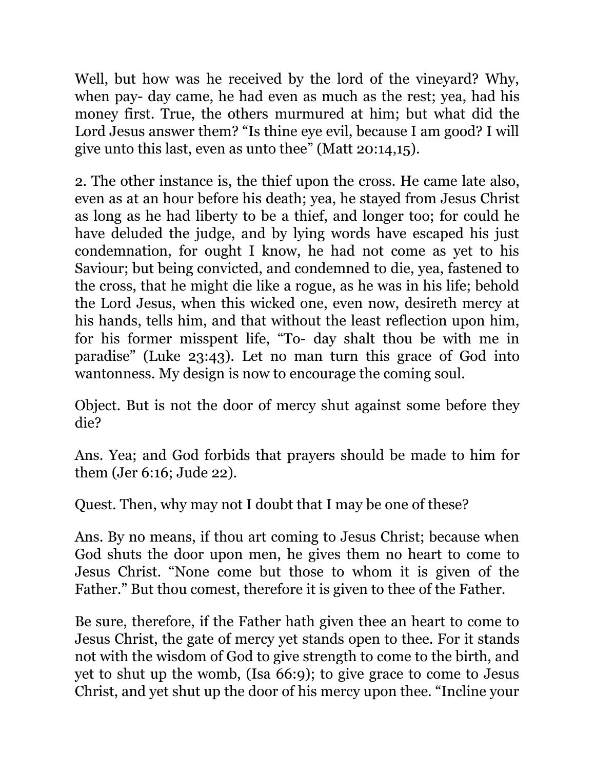Well, but how was he received by the lord of the vineyard? Why, when pay- day came, he had even as much as the rest; yea, had his money first. True, the others murmured at him; but what did the Lord Jesus answer them? “Is thine eye evil, because I am good? I will give unto this last, even as unto thee” (Matt 20:14,15).

2. The other instance is, the thief upon the cross. He came late also, even as at an hour before his death; yea, he stayed from Jesus Christ as long as he had liberty to be a thief, and longer too; for could he have deluded the judge, and by lying words have escaped his just condemnation, for ought I know, he had not come as yet to his Saviour; but being convicted, and condemned to die, yea, fastened to the cross, that he might die like a rogue, as he was in his life; behold the Lord Jesus, when this wicked one, even now, desireth mercy at his hands, tells him, and that without the least reflection upon him, for his former misspent life, “To- day shalt thou be with me in paradise” (Luke 23:43). Let no man turn this grace of God into wantonness. My design is now to encourage the coming soul.

Object. But is not the door of mercy shut against some before they die?

Ans. Yea; and God forbids that prayers should be made to him for them (Jer 6:16; Jude 22).

Quest. Then, why may not I doubt that I may be one of these?

Ans. By no means, if thou art coming to Jesus Christ; because when God shuts the door upon men, he gives them no heart to come to Jesus Christ. “None come but those to whom it is given of the Father.” But thou comest, therefore it is given to thee of the Father.

Be sure, therefore, if the Father hath given thee an heart to come to Jesus Christ, the gate of mercy yet stands open to thee. For it stands not with the wisdom of God to give strength to come to the birth, and yet to shut up the womb, (Isa 66:9); to give grace to come to Jesus Christ, and yet shut up the door of his mercy upon thee. “Incline your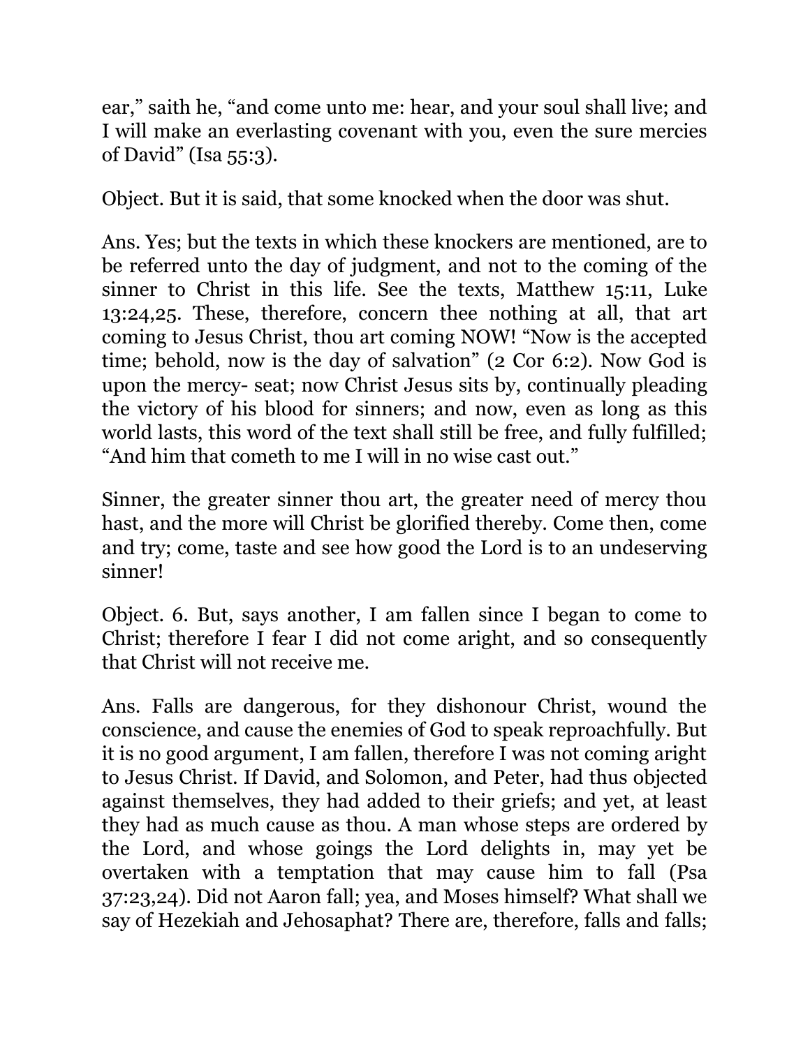ear," saith he, "and come unto me: hear, and your soul shall live; and I will make an everlasting covenant with you, even the sure mercies of David" (Isa 55:3).

Object. But it is said, that some knocked when the door was shut.

Ans. Yes; but the texts in which these knockers are mentioned, are to be referred unto the day of judgment, and not to the coming of the sinner to Christ in this life. See the texts, Matthew 15:11, Luke 13:24,25. These, therefore, concern thee nothing at all, that art coming to Jesus Christ, thou art coming NOW! "Now is the accepted time; behold, now is the day of salvation" (2 Cor 6:2). Now God is upon the mercy- seat; now Christ Jesus sits by, continually pleading the victory of his blood for sinners; and now, even as long as this world lasts, this word of the text shall still be free, and fully fulfilled; "And him that cometh to me I will in no wise cast out."

Sinner, the greater sinner thou art, the greater need of mercy thou hast, and the more will Christ be glorified thereby. Come then, come and try; come, taste and see how good the Lord is to an undeserving sinner!

Object. 6. But, says another, I am fallen since I began to come to Christ; therefore I fear I did not come aright, and so consequently that Christ will not receive me.

Ans. Falls are dangerous, for they dishonour Christ, wound the conscience, and cause the enemies of God to speak reproachfully. But it is no good argument, I am fallen, therefore I was not coming aright to Jesus Christ. If David, and Solomon, and Peter, had thus objected against themselves, they had added to their griefs; and yet, at least they had as much cause as thou. A man whose steps are ordered by the Lord, and whose goings the Lord delights in, may yet be overtaken with a temptation that may cause him to fall (Psa 37:23,24). Did not Aaron fall; yea, and Moses himself? What shall we say of Hezekiah and Jehosaphat? There are, therefore, falls and falls;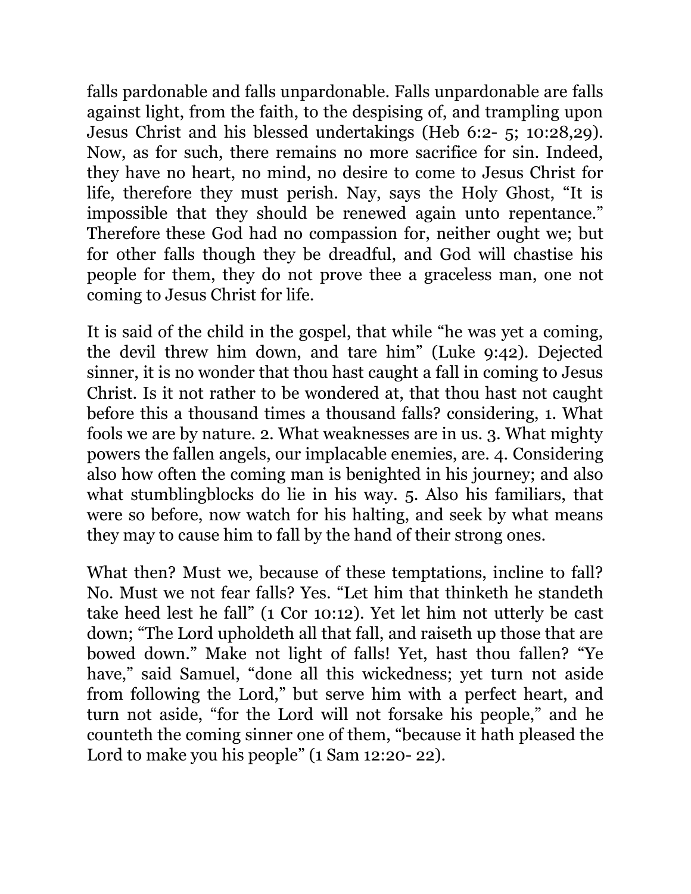falls pardonable and falls unpardonable. Falls unpardonable are falls against light, from the faith, to the despising of, and trampling upon Jesus Christ and his blessed undertakings (Heb 6:2- 5; 10:28,29). Now, as for such, there remains no more sacrifice for sin. Indeed, they have no heart, no mind, no desire to come to Jesus Christ for life, therefore they must perish. Nay, says the Holy Ghost, "It is impossible that they should be renewed again unto repentance." Therefore these God had no compassion for, neither ought we; but for other falls though they be dreadful, and God will chastise his people for them, they do not prove thee a graceless man, one not coming to Jesus Christ for life.

It is said of the child in the gospel, that while "he was yet a coming, the devil threw him down, and tare him" (Luke 9:42). Dejected sinner, it is no wonder that thou hast caught a fall in coming to Jesus Christ. Is it not rather to be wondered at, that thou hast not caught before this a thousand times a thousand falls? considering, 1. What fools we are by nature. 2. What weaknesses are in us. 3. What mighty powers the fallen angels, our implacable enemies, are. 4. Considering also how often the coming man is benighted in his journey; and also what stumblingblocks do lie in his way. 5. Also his familiars, that were so before, now watch for his halting, and seek by what means they may to cause him to fall by the hand of their strong ones.

What then? Must we, because of these temptations, incline to fall? No. Must we not fear falls? Yes. "Let him that thinketh he standeth take heed lest he fall" (1 Cor 10:12). Yet let him not utterly be cast down; "The Lord upholdeth all that fall, and raiseth up those that are bowed down." Make not light of falls! Yet, hast thou fallen? "Ye have," said Samuel, "done all this wickedness; yet turn not aside from following the Lord," but serve him with a perfect heart, and turn not aside, "for the Lord will not forsake his people," and he counteth the coming sinner one of them, "because it hath pleased the Lord to make you his people" (1 Sam 12:20- 22).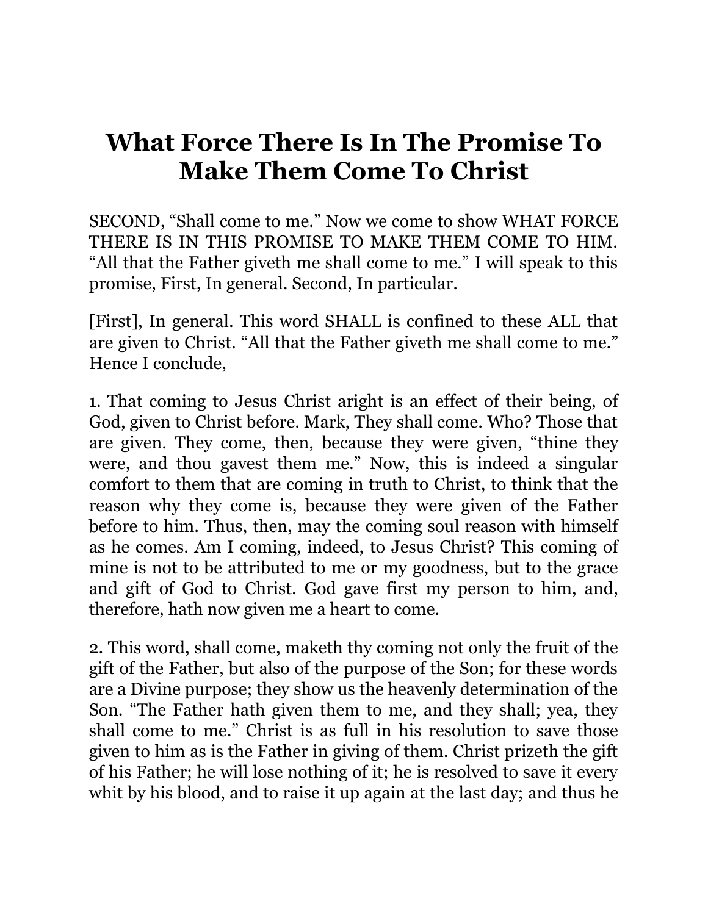# What Force There Is In The Promise To Make Them Come To Christ

SECOND, “Shall come to me.” Now we come to show WHAT FORCE THERE IS IN THIS PROMISE TO MAKE THEM COME TO HIM. “All that the Father giveth me shall come to me.” I will speak to this promise, First, In general. Second, In particular.

[First], In general. This word SHALL is confined to these ALL that are given to Christ. “All that the Father giveth me shall come to me.” Hence I conclude,

1. That coming to Jesus Christ aright is an effect of their being, of God, given to Christ before. Mark, They shall come. Who? Those that are given. They come, then, because they were given, “thine they were, and thou gavest them me.” Now, this is indeed a singular comfort to them that are coming in truth to Christ, to think that the reason why they come is, because they were given of the Father before to him. Thus, then, may the coming soul reason with himself as he comes. Am I coming, indeed, to Jesus Christ? This coming of mine is not to be attributed to me or my goodness, but to the grace and gift of God to Christ. God gave first my person to him, and, therefore, hath now given me a heart to come.

2. This word, shall come, maketh thy coming not only the fruit of the gift of the Father, but also of the purpose of the Son; for these words are a Divine purpose; they show us the heavenly determination of the Son. “The Father hath given them to me, and they shall; yea, they shall come to me.” Christ is as full in his resolution to save those given to him as is the Father in giving of them. Christ prizeth the gift of his Father; he will lose nothing of it; he is resolved to save it every whit by his blood, and to raise it up again at the last day; and thus he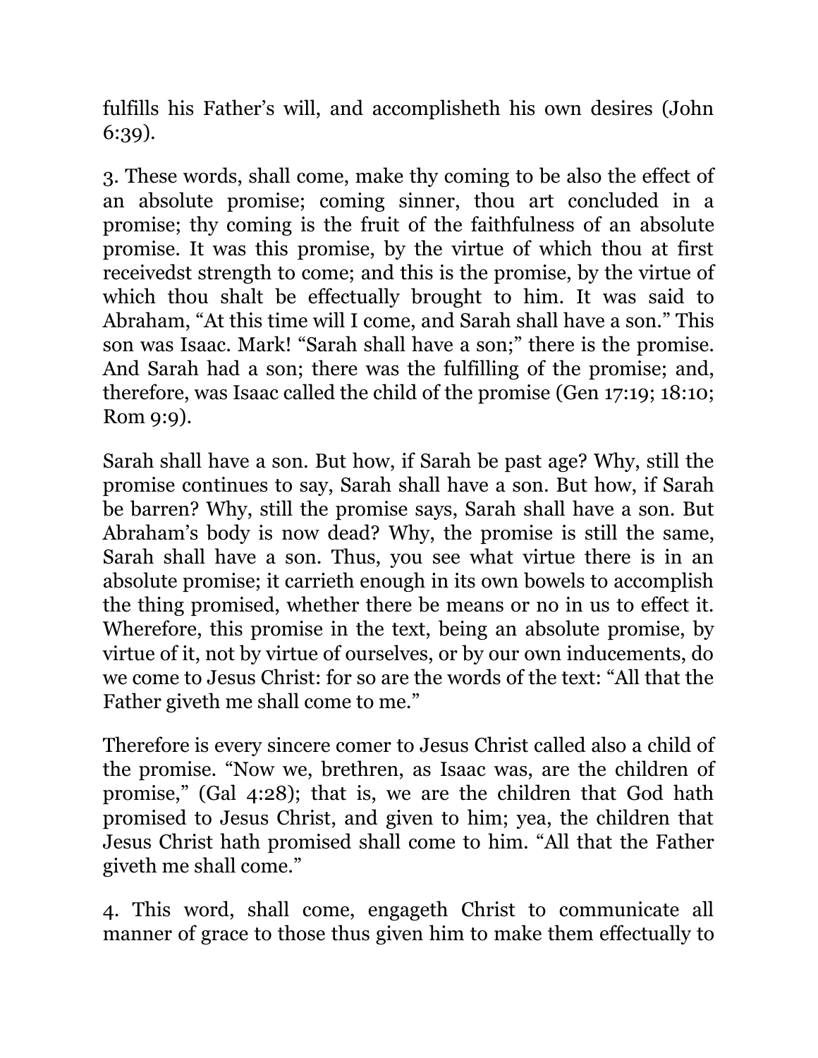fulfills his Father's will, and accomplisheth his own desires (John 6:39).

3. These words, shall come, make thy coming to be also the effect of an absolute promise; coming sinner, thou art concluded in a promise; thy coming is the fruit of the faithfulness of an absolute promise. It was this promise, by the virtue of which thou at first receivedst strength to come; and this is the promise, by the virtue of which thou shalt be effectually brought to him. It was said to Abraham, "At this time will I come, and Sarah shall have a son." This son was Isaac. Mark! "Sarah shall have a son;" there is the promise. And Sarah had a son; there was the fulfilling of the promise; and, therefore, was Isaac called the child of the promise (Gen 17:19; 18:10; Rom 9:9).

Sarah shall have a son. But how, if Sarah be past age? Why, still the promise continues to say, Sarah shall have a son. But how, if Sarah be barren? Why, still the promise says, Sarah shall have a son. But Abraham's body is now dead? Why, the promise is still the same, Sarah shall have a son. Thus, you see what virtue there is in an absolute promise; it carrieth enough in its own bowels to accomplish the thing promised, whether there be means or no in us to effect it. Wherefore, this promise in the text, being an absolute promise, by virtue of it, not by virtue of ourselves, or by our own inducements, do we come to Jesus Christ: for so are the words of the text: "All that the Father giveth me shall come to me."

Therefore is every sincere comer to Jesus Christ called also a child of the promise. "Now we, brethren, as Isaac was, are the children of promise," (Gal 4:28); that is, we are the children that God hath promised to Jesus Christ, and given to him; yea, the children that Jesus Christ hath promised shall come to him. "All that the Father giveth me shall come."

4. This word, shall come, engageth Christ to communicate all manner of grace to those thus given him to make them effectually to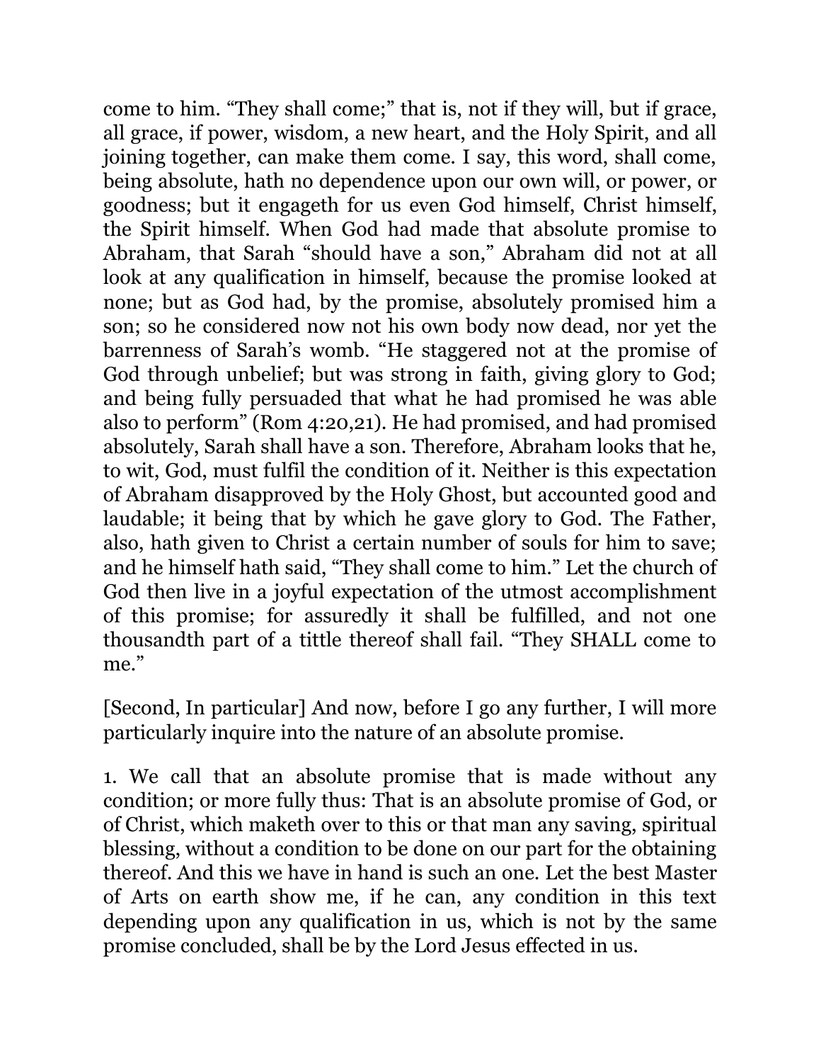come to him. “They shall come;” that is, not if they will, but if grace, all grace, if power, wisdom, a new heart, and the Holy Spirit, and all joining together, can make them come. I say, this word, shall come, being absolute, hath no dependence upon our own will, or power, or goodness; but it engageth for us even God himself, Christ himself, the Spirit himself. When God had made that absolute promise to Abraham, that Sarah “should have a son,” Abraham did not at all look at any qualification in himself, because the promise looked at none; but as God had, by the promise, absolutely promised him a son; so he considered now not his own body now dead, nor yet the barrenness of Sarah’s womb. “He staggered not at the promise of God through unbelief; but was strong in faith, giving glory to God; and being fully persuaded that what he had promised he was able also to perform” (Rom 4:20,21). He had promised, and had promised absolutely, Sarah shall have a son. Therefore, Abraham looks that he, to wit, God, must fulfil the condition of it. Neither is this expectation of Abraham disapproved by the Holy Ghost, but accounted good and laudable; it being that by which he gave glory to God. The Father, also, hath given to Christ a certain number of souls for him to save; and he himself hath said, “They shall come to him.” Let the church of God then live in a joyful expectation of the utmost accomplishment of this promise; for assuredly it shall be fulfilled, and not one thousandth part of a tittle thereof shall fail. “They SHALL come to me.”

[Second, In particular] And now, before I go any further, I will more particularly inquire into the nature of an absolute promise.

1. We call that an absolute promise that is made without any condition; or more fully thus: That is an absolute promise of God, or of Christ, which maketh over to this or that man any saving, spiritual blessing, without a condition to be done on our part for the obtaining thereof. And this we have in hand is such an one. Let the best Master of Arts on earth show me, if he can, any condition in this text depending upon any qualification in us, which is not by the same promise concluded, shall be by the Lord Jesus effected in us.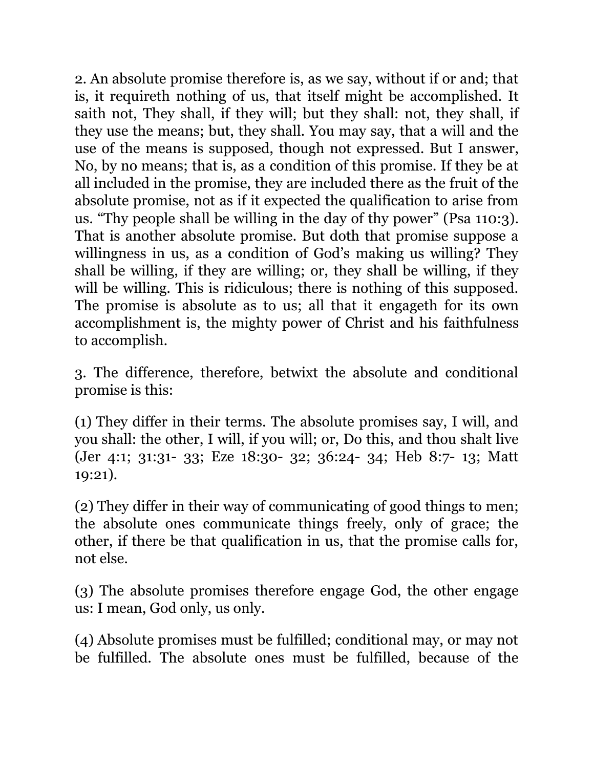2. An absolute promise therefore is, as we say, without if or and; that is, it requireth nothing of us, that itself might be accomplished. It saith not, They shall, if they will; but they shall: not, they shall, if they use the means; but, they shall. You may say, that a will and the use of the means is supposed, though not expressed. But I answer, No, by no means; that is, as a condition of this promise. If they be at all included in the promise, they are included there as the fruit of the absolute promise, not as if it expected the qualification to arise from us. “Thy people shall be willing in the day of thy power” (Psa 110:3). That is another absolute promise. But doth that promise suppose a willingness in us, as a condition of God’s making us willing? They shall be willing, if they are willing; or, they shall be willing, if they will be willing. This is ridiculous; there is nothing of this supposed. The promise is absolute as to us; all that it engageth for its own accomplishment is, the mighty power of Christ and his faithfulness to accomplish.

3. The difference, therefore, betwixt the absolute and conditional promise is this:

(1) They differ in their terms. The absolute promises say, I will, and you shall: the other, I will, if you will; or, Do this, and thou shalt live (Jer 4:1; 31:31- 33; Eze 18:30- 32; 36:24- 34; Heb 8:7- 13; Matt 19:21).

(2) They differ in their way of communicating of good things to men; the absolute ones communicate things freely, only of grace; the other, if there be that qualification in us, that the promise calls for, not else.

(3) The absolute promises therefore engage God, the other engage us: I mean, God only, us only.

(4) Absolute promises must be fulfilled; conditional may, or may not be fulfilled. The absolute ones must be fulfilled, because of the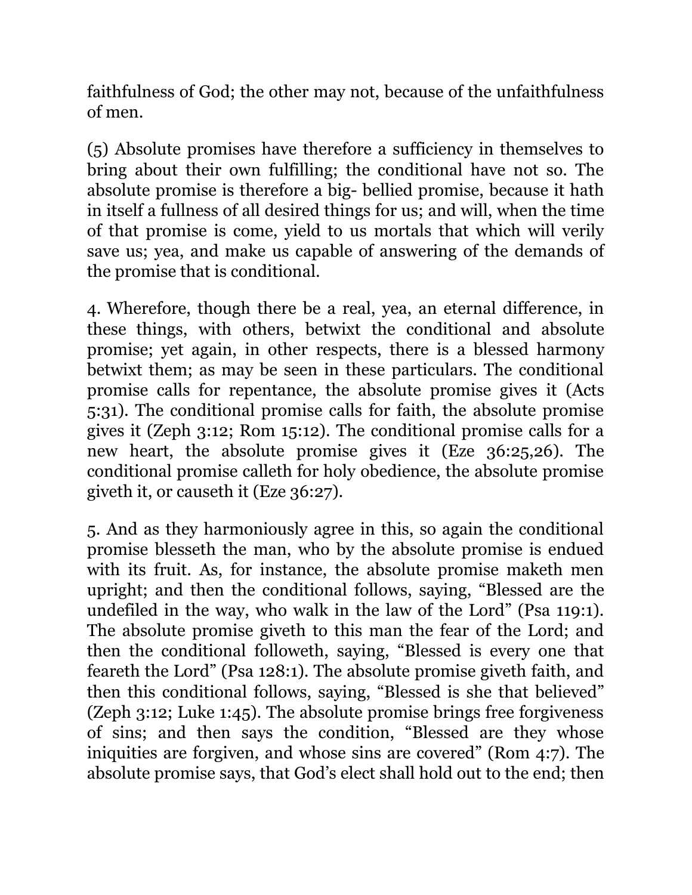faithfulness of God; the other may not, because of the unfaithfulness of men.

(5) Absolute promises have therefore a sufficiency in themselves to bring about their own fulfilling; the conditional have not so. The absolute promise is therefore a big- bellied promise, because it hath in itself a fullness of all desired things for us; and will, when the time of that promise is come, yield to us mortals that which will verily save us; yea, and make us capable of answering of the demands of the promise that is conditional.

4. Wherefore, though there be a real, yea, an eternal difference, in these things, with others, betwixt the conditional and absolute promise; yet again, in other respects, there is a blessed harmony betwixt them; as may be seen in these particulars. The conditional promise calls for repentance, the absolute promise gives it (Acts 5:31). The conditional promise calls for faith, the absolute promise gives it (Zeph 3:12; Rom 15:12). The conditional promise calls for a new heart, the absolute promise gives it (Eze 36:25,26). The conditional promise calleth for holy obedience, the absolute promise giveth it, or causeth it (Eze 36:27).

5. And as they harmoniously agree in this, so again the conditional promise blesseth the man, who by the absolute promise is endued with its fruit. As, for instance, the absolute promise maketh men upright; and then the conditional follows, saying, "Blessed are the undefiled in the way, who walk in the law of the Lord" (Psa 119:1). The absolute promise giveth to this man the fear of the Lord; and then the conditional followeth, saying, "Blessed is every one that feareth the Lord" (Psa 128:1). The absolute promise giveth faith, and then this conditional follows, saying, "Blessed is she that believed" (Zeph 3:12; Luke 1:45). The absolute promise brings free forgiveness of sins; and then says the condition, "Blessed are they whose iniquities are forgiven, and whose sins are covered" (Rom 4:7). The absolute promise says, that God's elect shall hold out to the end; then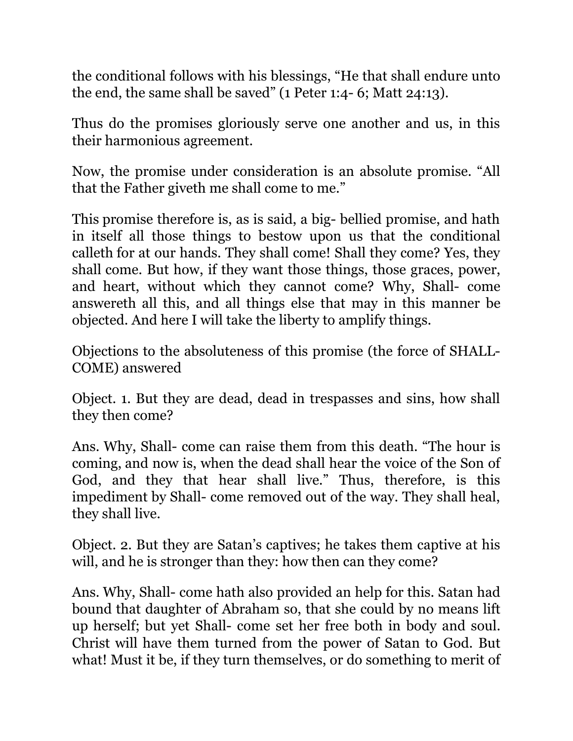the conditional follows with his blessings, “He that shall endure unto the end, the same shall be saved” (1 Peter 1:4- 6; Matt 24:13).

Thus do the promises gloriously serve one another and us, in this their harmonious agreement.

Now, the promise under consideration is an absolute promise. “All that the Father giveth me shall come to me.”

This promise therefore is, as is said, a big- bellied promise, and hath in itself all those things to bestow upon us that the conditional calleth for at our hands. They shall come! Shall they come? Yes, they shall come. But how, if they want those things, those graces, power, and heart, without which they cannot come? Why, Shall- come answereth all this, and all things else that may in this manner be objected. And here I will take the liberty to amplify things.

Objections to the absoluteness of this promise (the force of SHALL-COME) answered

Object. 1. But they are dead, dead in trespasses and sins, how shall they then come?

Ans. Why, Shall- come can raise them from this death. “The hour is coming, and now is, when the dead shall hear the voice of the Son of God, and they that hear shall live.” Thus, therefore, is this impediment by Shall- come removed out of the way. They shall heal, they shall live.

Object. 2. But they are Satan’s captives; he takes them captive at his will, and he is stronger than they: how then can they come?

Ans. Why, Shall- come hath also provided an help for this. Satan had bound that daughter of Abraham so, that she could by no means lift up herself; but yet Shall- come set her free both in body and soul. Christ will have them turned from the power of Satan to God. But what! Must it be, if they turn themselves, or do something to merit of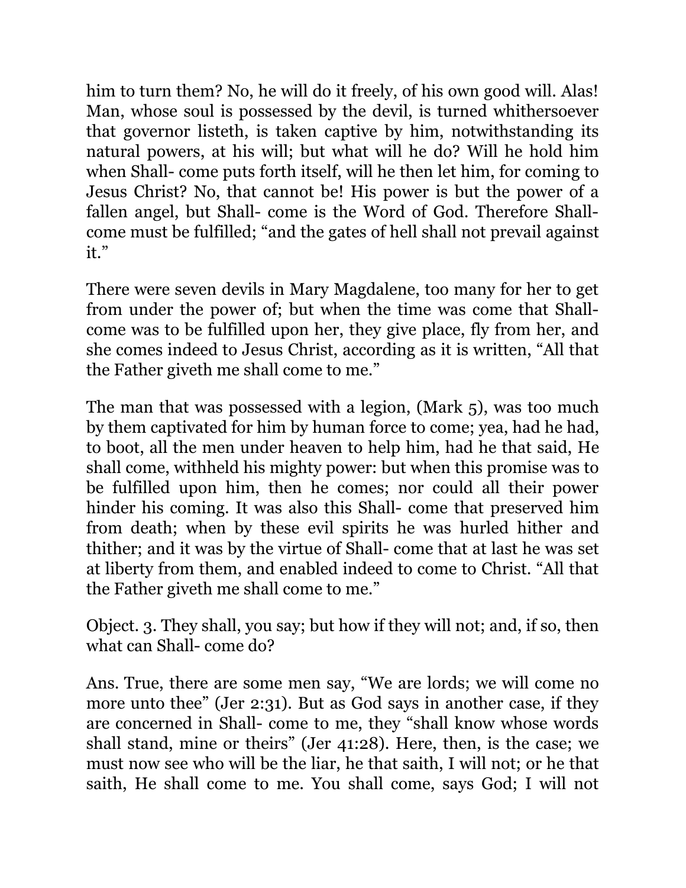him to turn them? No, he will do it freely, of his own good will. Alas! Man, whose soul is possessed by the devil, is turned whithersoever that governor listeth, is taken captive by him, notwithstanding its natural powers, at his will; but what will he do? Will he hold him when Shall- come puts forth itself, will he then let him, for coming to Jesus Christ? No, that cannot be! His power is but the power of a fallen angel, but Shall- come is the Word of God. Therefore Shall- come must be fulfilled; "and the gates of hell shall not prevail against it."

There were seven devils in Mary Magdalene, too many for her to get from under the power of; but when the time was come that Shall- come was to be fulfilled upon her, they give place, fly from her, and she comes indeed to Jesus Christ, according as it is written, "All that the Father giveth me shall come to me."

The man that was possessed with a legion, (Mark 5), was too much by them captivated for him by human force to come; yea, had he had, to boot, all the men under heaven to help him, had he that said, He shall come, withheld his mighty power: but when this promise was to be fulfilled upon him, then he comes; nor could all their power hinder his coming. It was also this Shall- come that preserved him from death; when by these evil spirits he was hurled hither and thither; and it was by the virtue of Shall- come that at last he was set at liberty from them, and enabled indeed to come to Christ. "All that the Father giveth me shall come to me."

Object. 3. They shall, you say; but how if they will not; and, if so, then what can Shall- come do?

Ans. True, there are some men say, "We are lords; we will come no more unto thee" (Jer 2:31). But as God says in another case, if they are concerned in Shall- come to me, they "shall know whose words shall stand, mine or theirs" (Jer 41:28). Here, then, is the case; we must now see who will be the liar, he that saith, I will not; or he that saith, He shall come to me. You shall come, says God; I will not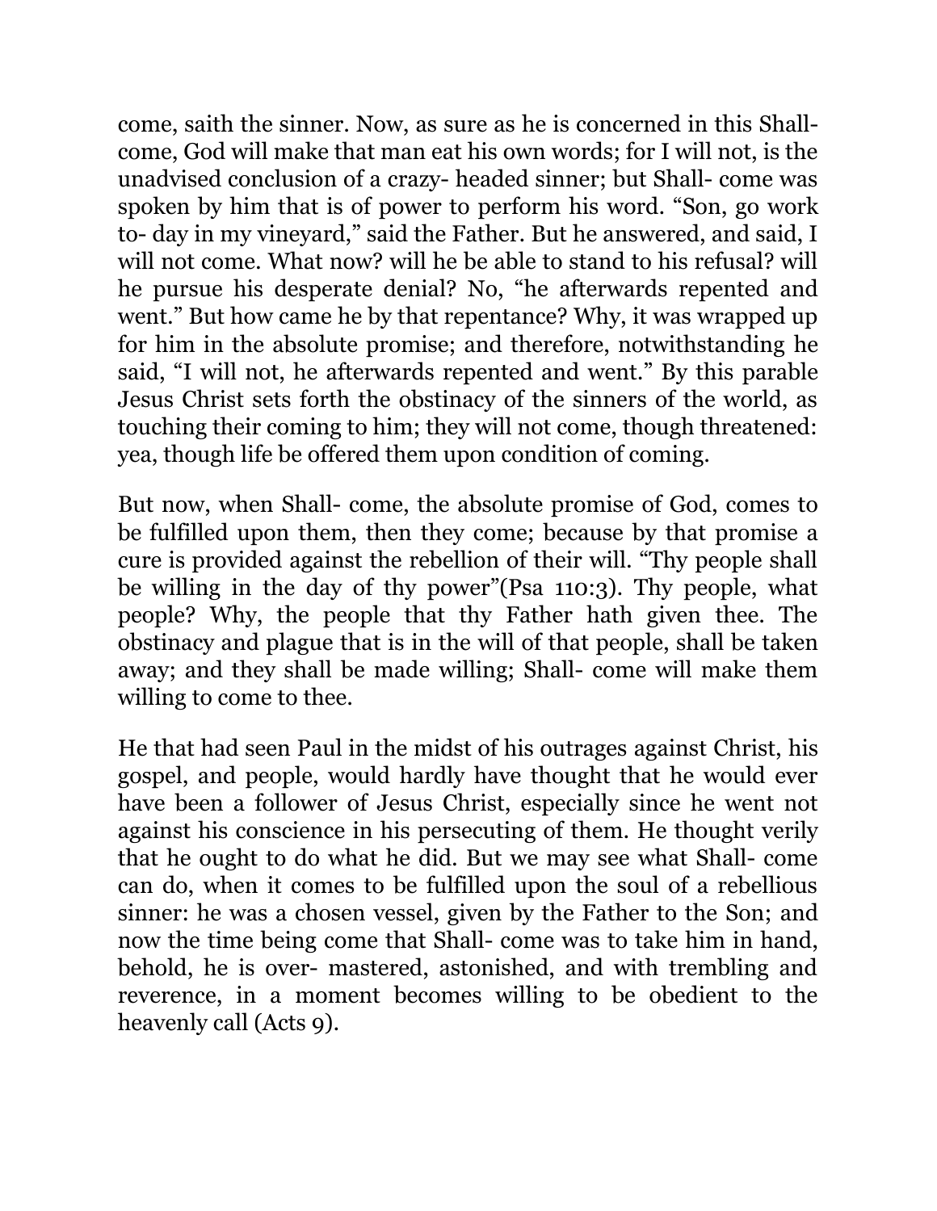come, saith the sinner. Now, as sure as he is concerned in this Shall- come, God will make that man eat his own words; for I will not, is the unadvised conclusion of a crazy- headed sinner; but Shall- come was spoken by him that is of power to perform his word. “Son, go work to- day in my vineyard,” said the Father. But he answered, and said, I will not come. What now? will he be able to stand to his refusal? will he pursue his desperate denial? No, “he afterwards repented and went.” But how came he by that repentance? Why, it was wrapped up for him in the absolute promise; and therefore, notwithstanding he said, “I will not, he afterwards repented and went.” By this parable Jesus Christ sets forth the obstinacy of the sinners of the world, as touching their coming to him; they will not come, though threatened: yea, though life be offered them upon condition of coming.

But now, when Shall- come, the absolute promise of God, comes to be fulfilled upon them, then they come; because by that promise a cure is provided against the rebellion of their will. “Thy people shall be willing in the day of thy power”(Psa 110:3). Thy people, what people? Why, the people that thy Father hath given thee. The obstinacy and plague that is in the will of that people, shall be taken away; and they shall be made willing; Shall- come will make them willing to come to thee.

He that had seen Paul in the midst of his outrages against Christ, his gospel, and people, would hardly have thought that he would ever have been a follower of Jesus Christ, especially since he went not against his conscience in his persecuting of them. He thought verily that he ought to do what he did. But we may see what Shall- come can do, when it comes to be fulfilled upon the soul of a rebellious sinner: he was a chosen vessel, given by the Father to the Son; and now the time being come that Shall- come was to take him in hand, behold, he is over- mastered, astonished, and with trembling and reverence, in a moment becomes willing to be obedient to the heavenly call (Acts 9).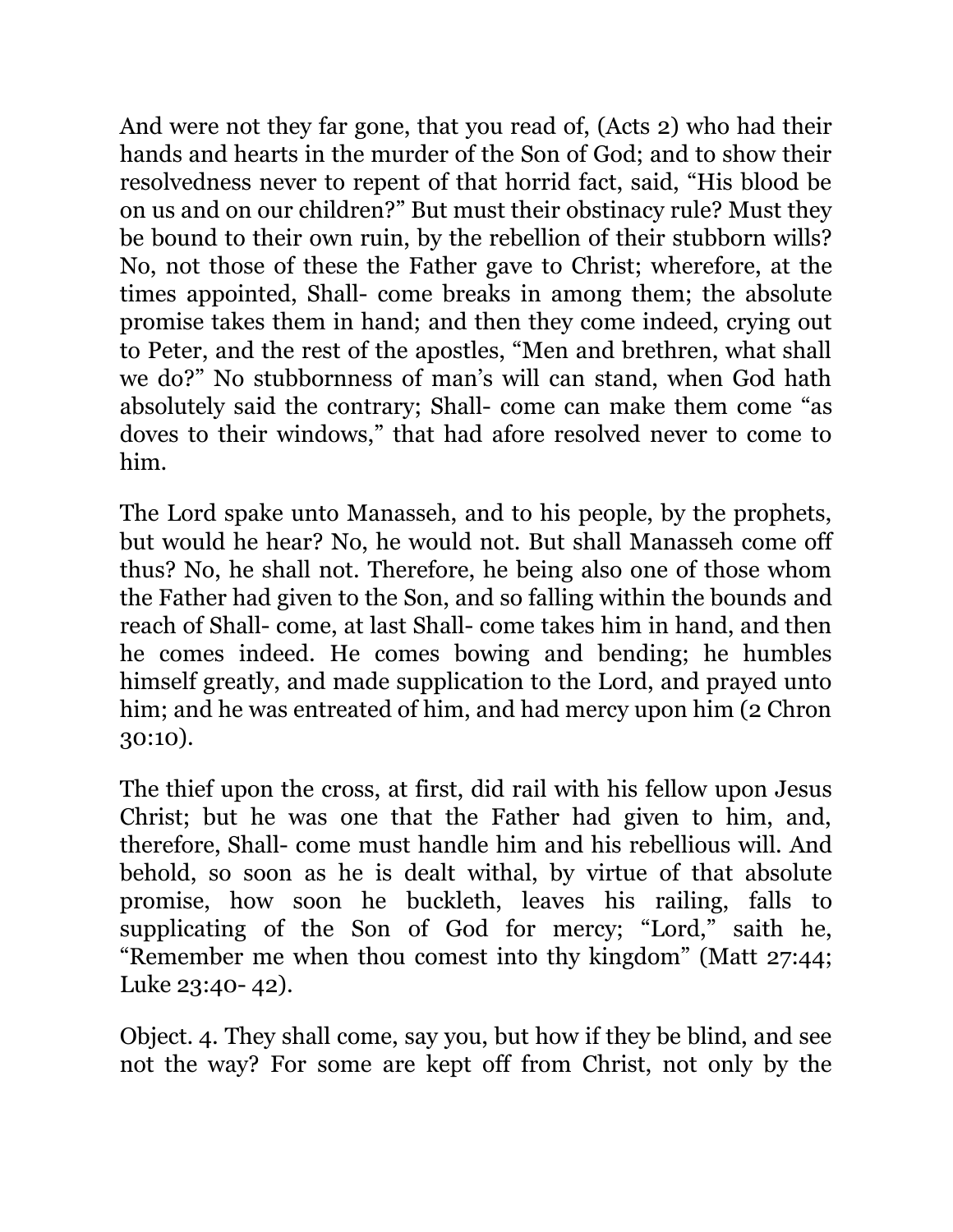And were not they far gone, that you read of, (Acts 2) who had their hands and hearts in the murder of the Son of God; and to show their resolvedness never to repent of that horrid fact, said, "His blood be on us and on our children?" But must their obstinacy rule? Must they be bound to their own ruin, by the rebellion of their stubborn wills? No, not those of these the Father gave to Christ; wherefore, at the times appointed, Shall- come breaks in among them; the absolute promise takes them in hand; and then they come indeed, crying out to Peter, and the rest of the apostles, "Men and brethren, what shall we do?" No stubbornness of man's will can stand, when God hath absolutely said the contrary; Shall- come can make them come "as doves to their windows," that had afore resolved never to come to him.

The Lord spake unto Manasseh, and to his people, by the prophets, but would he hear? No, he would not. But shall Manasseh come off thus? No, he shall not. Therefore, he being also one of those whom the Father had given to the Son, and so falling within the bounds and reach of Shall- come, at last Shall- come takes him in hand, and then he comes indeed. He comes bowing and bending; he humbles himself greatly, and made supplication to the Lord, and prayed unto him; and he was entreated of him, and had mercy upon him (2 Chron 30:10).

The thief upon the cross, at first, did rail with his fellow upon Jesus Christ; but he was one that the Father had given to him, and, therefore, Shall- come must handle him and his rebellious will. And behold, so soon as he is dealt withal, by virtue of that absolute promise, how soon he buckleth, leaves his railing, falls to supplicating of the Son of God for mercy; "Lord," saith he, "Remember me when thou comest into thy kingdom" (Matt 27:44; Luke 23:40- 42).

Object. 4. They shall come, say you, but how if they be blind, and see not the way? For some are kept off from Christ, not only by the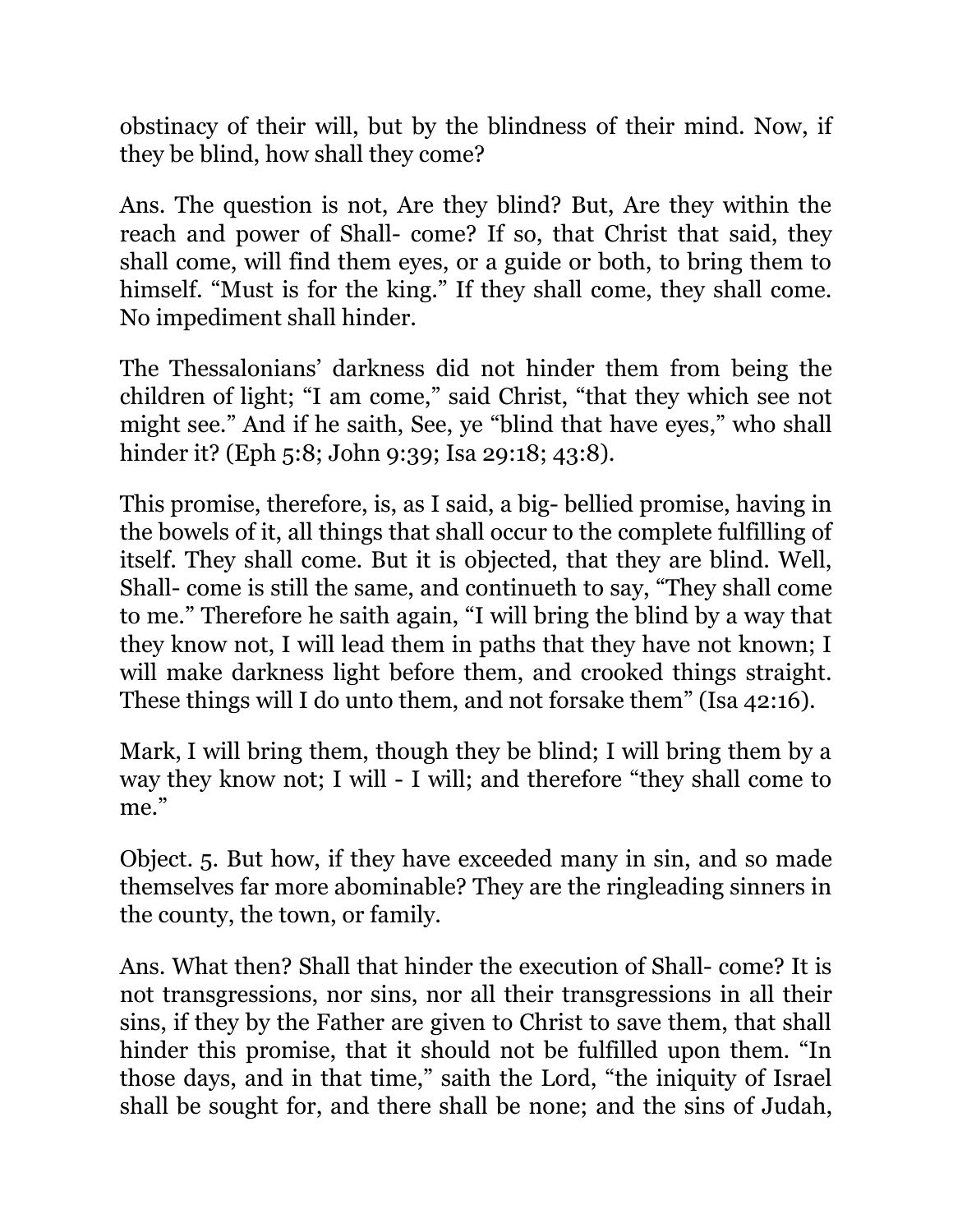obstinacy of their will, but by the blindness of their mind. Now, if they be blind, how shall they come?

Ans. The question is not, Are they blind? But, Are they within the reach and power of Shall- come? If so, that Christ that said, they shall come, will find them eyes, or a guide or both, to bring them to himself. "Must is for the king." If they shall come, they shall come. No impediment shall hinder.

The Thessalonians' darkness did not hinder them from being the children of light; "I am come," said Christ, "that they which see not might see." And if he saith, See, ye "blind that have eyes," who shall hinder it? (Eph 5:8; John 9:39; Isa 29:18; 43:8).

This promise, therefore, is, as I said, a big- bellied promise, having in the bowels of it, all things that shall occur to the complete fulfilling of itself. They shall come. But it is objected, that they are blind. Well, Shall- come is still the same, and continueth to say, "They shall come to me." Therefore he saith again, "I will bring the blind by a way that they know not, I will lead them in paths that they have not known; I will make darkness light before them, and crooked things straight. These things will I do unto them, and not forsake them" (Isa 42:16).

Mark, I will bring them, though they be blind; I will bring them by a way they know not; I will - I will; and therefore "they shall come to me."

Object. 5. But how, if they have exceeded many in sin, and so made themselves far more abominable? They are the ringleading sinners in the county, the town, or family.

Ans. What then? Shall that hinder the execution of Shall- come? It is not transgressions, nor sins, nor all their transgressions in all their sins, if they by the Father are given to Christ to save them, that shall hinder this promise, that it should not be fulfilled upon them. "In those days, and in that time," saith the Lord, "the iniquity of Israel shall be sought for, and there shall be none; and the sins of Judah,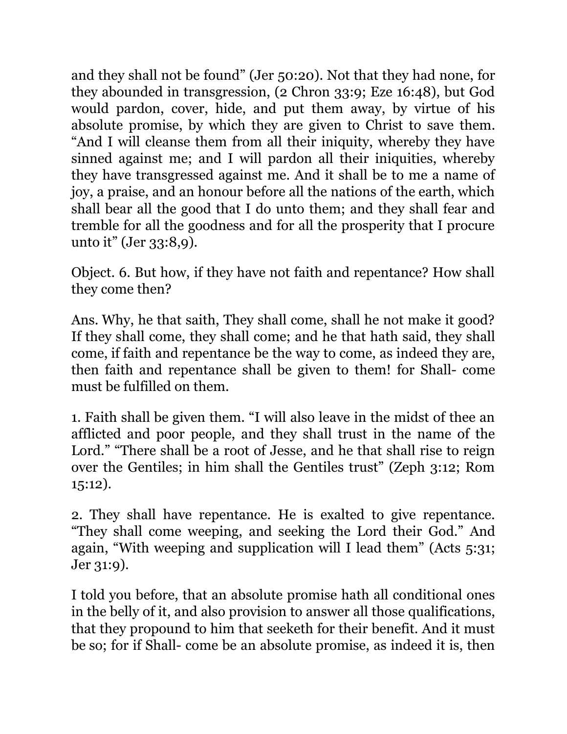and they shall not be found" (Jer 50:20). Not that they had none, for they abounded in transgression, (2 Chron 33:9; Eze 16:48), but God would pardon, cover, hide, and put them away, by virtue of his absolute promise, by which they are given to Christ to save them. "And I will cleanse them from all their iniquity, whereby they have sinned against me; and I will pardon all their iniquities, whereby they have transgressed against me. And it shall be to me a name of joy, a praise, and an honour before all the nations of the earth, which shall bear all the good that I do unto them; and they shall fear and tremble for all the goodness and for all the prosperity that I procure unto it" (Jer 33:8,9).

Object. 6. But how, if they have not faith and repentance? How shall they come then?

Ans. Why, he that saith, They shall come, shall he not make it good? If they shall come, they shall come; and he that hath said, they shall come, if faith and repentance be the way to come, as indeed they are, then faith and repentance shall be given to them! for Shall- come must be fulfilled on them.

1. Faith shall be given them. "I will also leave in the midst of thee an afflicted and poor people, and they shall trust in the name of the Lord." "There shall be a root of Jesse, and he that shall rise to reign over the Gentiles; in him shall the Gentiles trust" (Zeph 3:12; Rom 15:12).

2. They shall have repentance. He is exalted to give repentance. "They shall come weeping, and seeking the Lord their God." And again, "With weeping and supplication will I lead them" (Acts 5:31; Jer 31:9).

I told you before, that an absolute promise hath all conditional ones in the belly of it, and also provision to answer all those qualifications, that they propound to him that seeketh for their benefit. And it must be so; for if Shall- come be an absolute promise, as indeed it is, then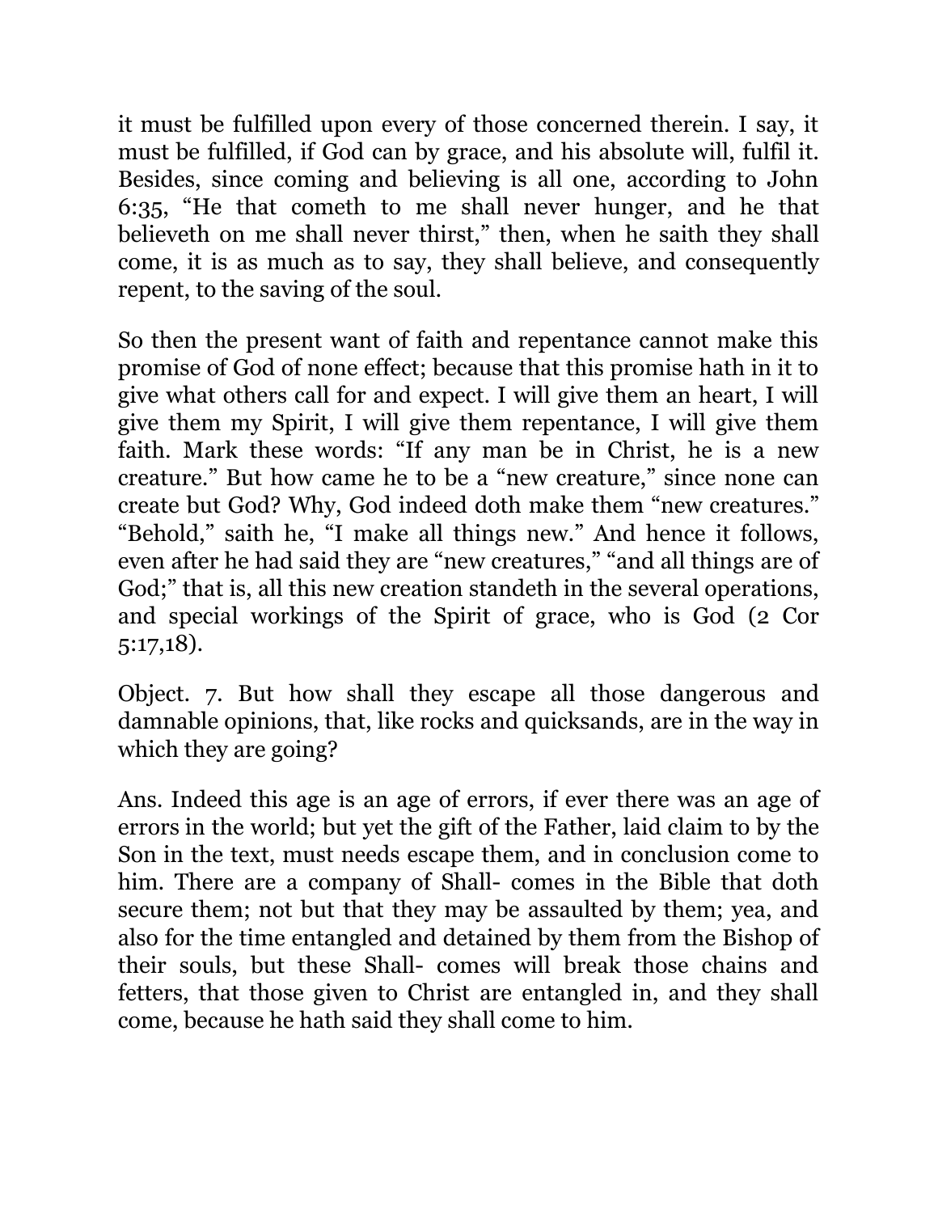it must be fulfilled upon every of those concerned therein. I say, it must be fulfilled, if God can by grace, and his absolute will, fulfil it. Besides, since coming and believing is all one, according to John 6:35, “He that cometh to me shall never hunger, and he that believeth on me shall never thirst,” then, when he saith they shall come, it is as much as to say, they shall believe, and consequently repent, to the saving of the soul.

So then the present want of faith and repentance cannot make this promise of God of none effect; because that this promise hath in it to give what others call for and expect. I will give them an heart, I will give them my Spirit, I will give them repentance, I will give them faith. Mark these words: “If any man be in Christ, he is a new creature.” But how came he to be a “new creature,” since none can create but God? Why, God indeed doth make them “new creatures.” “Behold,” saith he, “I make all things new.” And hence it follows, even after he had said they are “new creatures,” “and all things are of God;” that is, all this new creation standeth in the several operations, and special workings of the Spirit of grace, who is God (2 Cor 5:17,18).

Object. 7. But how shall they escape all those dangerous and damnable opinions, that, like rocks and quicksands, are in the way in which they are going?

Ans. Indeed this age is an age of errors, if ever there was an age of errors in the world; but yet the gift of the Father, laid claim to by the Son in the text, must needs escape them, and in conclusion come to him. There are a company of Shall- comes in the Bible that doth secure them; not but that they may be assaulted by them; yea, and also for the time entangled and detained by them from the Bishop of their souls, but these Shall- comes will break those chains and fetters, that those given to Christ are entangled in, and they shall come, because he hath said they shall come to him.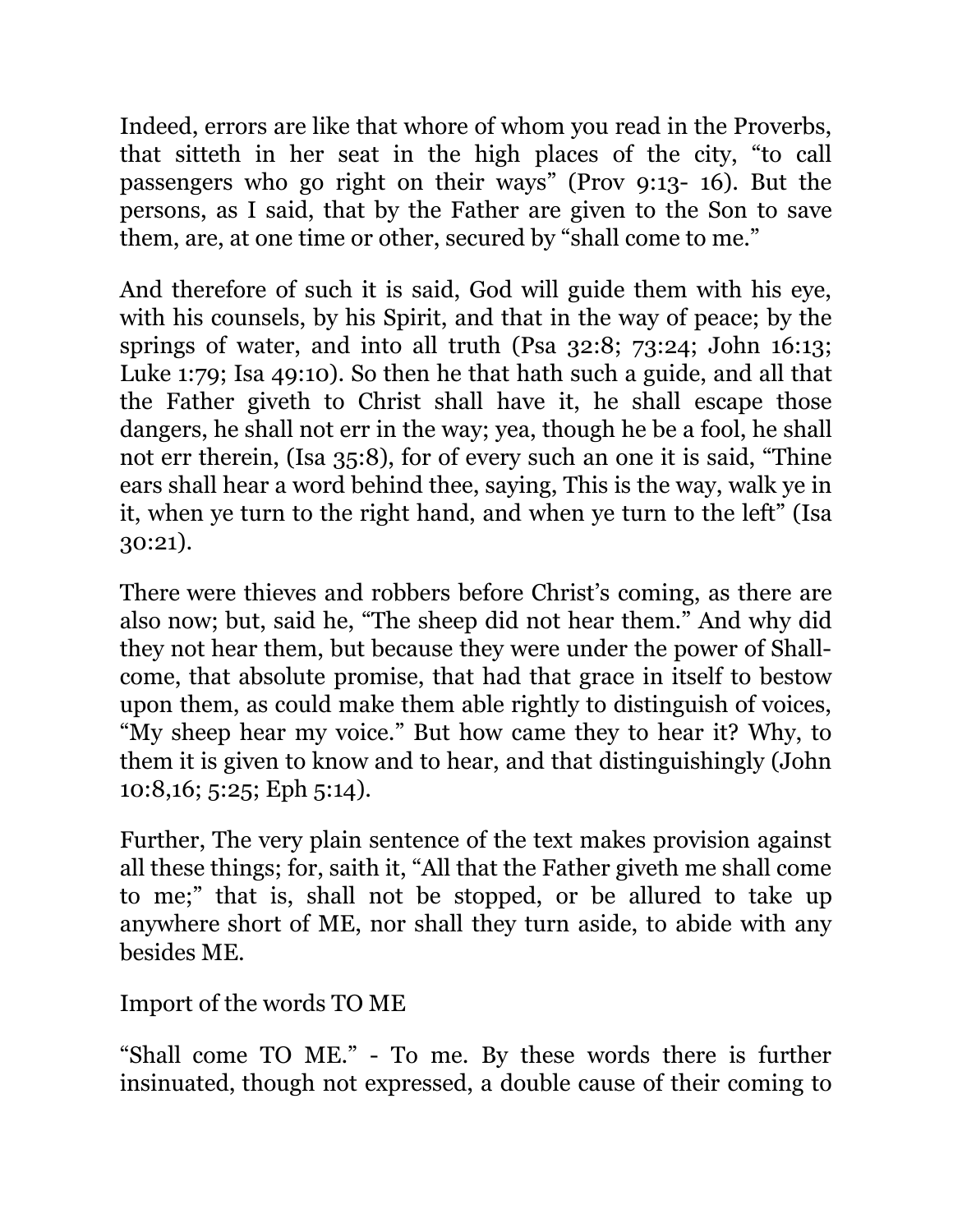Indeed, errors are like that whore of whom you read in the Proverbs, that sitteth in her seat in the high places of the city, "to call passengers who go right on their ways" (Prov 9:13- 16). But the persons, as I said, that by the Father are given to the Son to save them, are, at one time or other, secured by "shall come to me."

And therefore of such it is said, God will guide them with his eye, with his counsels, by his Spirit, and that in the way of peace; by the springs of water, and into all truth (Psa 32:8; 73:24; John 16:13; Luke 1:79; Isa 49:10). So then he that hath such a guide, and all that the Father giveth to Christ shall have it, he shall escape those dangers, he shall not err in the way; yea, though he be a fool, he shall not err therein, (Isa 35:8), for of every such an one it is said, "Thine ears shall hear a word behind thee, saying, This is the way, walk ye in it, when ye turn to the right hand, and when ye turn to the left" (Isa 30:21).

There were thieves and robbers before Christ's coming, as there are also now; but, said he, "The sheep did not hear them." And why did they not hear them, but because they were under the power of Shall-come, that absolute promise, that had that grace in itself to bestow upon them, as could make them able rightly to distinguish of voices, "My sheep hear my voice." But how came they to hear it? Why, to them it is given to know and to hear, and that distinguishingly (John 10:8,16; 5:25; Eph 5:14).

Further, The very plain sentence of the text makes provision against all these things; for, saith it, "All that the Father giveth me shall come to me;" that is, shall not be stopped, or be allured to take up anywhere short of ME, nor shall they turn aside, to abide with any besides ME.

## Import of the words TO ME

"Shall come TO ME." - To me. By these words there is further insinuated, though not expressed, a double cause of their coming to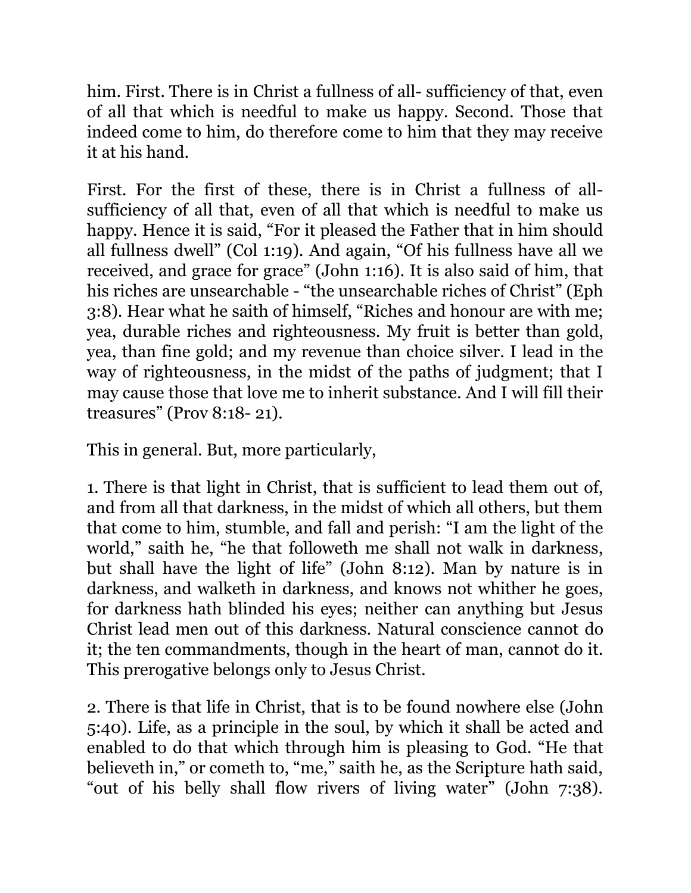him. First. There is in Christ a fullness of all- sufficiency of that, even of all that which is needful to make us happy. Second. Those that indeed come to him, do therefore come to him that they may receive it at his hand.

First. For the first of these, there is in Christ a fullness of all-sufficiency of all that, even of all that which is needful to make us happy. Hence it is said, “For it pleased the Father that in him should all fullness dwell” (Col 1:19). And again, “Of his fullness have all we received, and grace for grace” (John 1:16). It is also said of him, that his riches are unsearchable - “the unsearchable riches of Christ” (Eph 3:8). Hear what he saith of himself, “Riches and honour are with me; yea, durable riches and righteousness. My fruit is better than gold, yea, than fine gold; and my revenue than choice silver. I lead in the way of righteousness, in the midst of the paths of judgment; that I may cause those that love me to inherit substance. And I will fill their treasures” (Prov 8:18- 21).

This in general. But, more particularly,

1. There is that light in Christ, that is sufficient to lead them out of, and from all that darkness, in the midst of which all others, but them that come to him, stumble, and fall and perish: “I am the light of the world,” saith he, “he that followeth me shall not walk in darkness, but shall have the light of life” (John 8:12). Man by nature is in darkness, and walketh in darkness, and knows not whither he goes, for darkness hath blinded his eyes; neither can anything but Jesus Christ lead men out of this darkness. Natural conscience cannot do it; the ten commandments, though in the heart of man, cannot do it. This prerogative belongs only to Jesus Christ.

2. There is that life in Christ, that is to be found nowhere else (John 5:40). Life, as a principle in the soul, by which it shall be acted and enabled to do that which through him is pleasing to God. “He that believeth in,” or cometh to, “me,” saith he, as the Scripture hath said, “out of his belly shall flow rivers of living water” (John 7:38).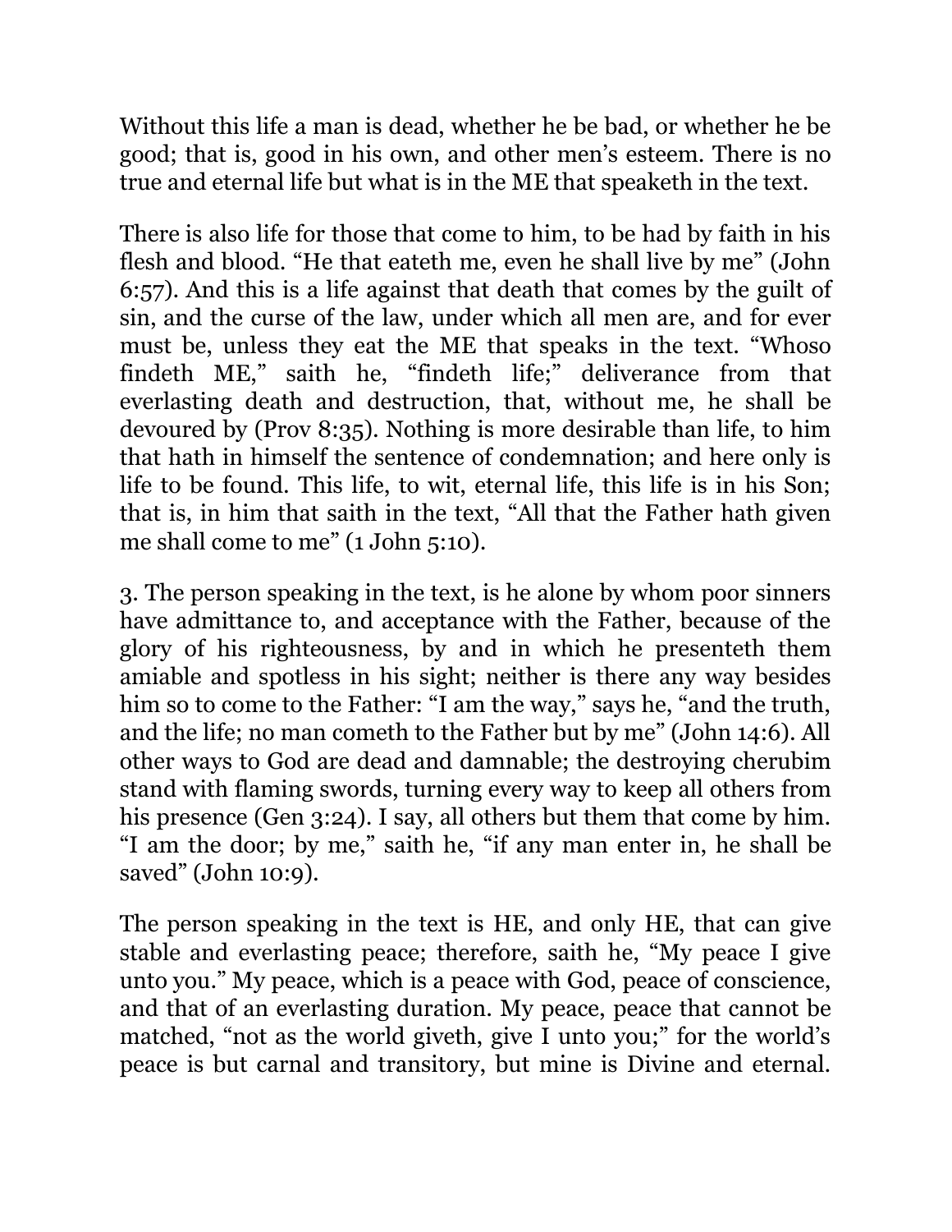Without this life a man is dead, whether he be bad, or whether he be good; that is, good in his own, and other men's esteem. There is no true and eternal life but what is in the ME that speaketh in the text.

There is also life for those that come to him, to be had by faith in his flesh and blood. "He that eateth me, even he shall live by me" (John 6:57). And this is a life against that death that comes by the guilt of sin, and the curse of the law, under which all men are, and for ever must be, unless they eat the ME that speaks in the text. "Whoso findeth ME," saith he, "findeth life;" deliverance from that everlasting death and destruction, that, without me, he shall be devoured by (Prov 8:35). Nothing is more desirable than life, to him that hath in himself the sentence of condemnation; and here only is life to be found. This life, to wit, eternal life, this life is in his Son; that is, in him that saith in the text, "All that the Father hath given me shall come to me" (1 John 5:10).

3. The person speaking in the text, is he alone by whom poor sinners have admittance to, and acceptance with the Father, because of the glory of his righteousness, by and in which he presenteth them amiable and spotless in his sight; neither is there any way besides him so to come to the Father: "I am the way," says he, "and the truth, and the life; no man cometh to the Father but by me" (John 14:6). All other ways to God are dead and damnable; the destroying cherubim stand with flaming swords, turning every way to keep all others from his presence (Gen 3:24). I say, all others but them that come by him. "I am the door; by me," saith he, "if any man enter in, he shall be saved" (John 10:9).

The person speaking in the text is HE, and only HE, that can give stable and everlasting peace; therefore, saith he, "My peace I give unto you." My peace, which is a peace with God, peace of conscience, and that of an everlasting duration. My peace, peace that cannot be matched, "not as the world giveth, give I unto you;" for the world's peace is but carnal and transitory, but mine is Divine and eternal.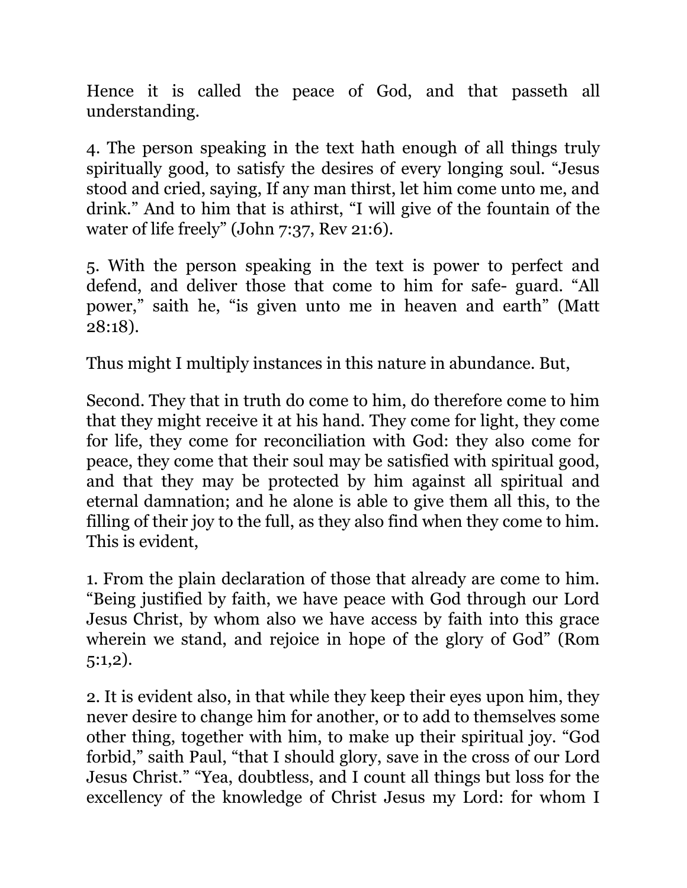Hence it is called the peace of God, and that passeth all understanding.

4. The person speaking in the text hath enough of all things truly spiritually good, to satisfy the desires of every longing soul. “Jesus stood and cried, saying, If any man thirst, let him come unto me, and drink.” And to him that is athirst, “I will give of the fountain of the water of life freely” (John 7:37, Rev 21:6).

5. With the person speaking in the text is power to perfect and defend, and deliver those that come to him for safe- guard. “All power,” saith he, “is given unto me in heaven and earth” (Matt 28:18).

Thus might I multiply instances in this nature in abundance. But,

Second. They that in truth do come to him, do therefore come to him that they might receive it at his hand. They come for light, they come for life, they come for reconciliation with God: they also come for peace, they come that their soul may be satisfied with spiritual good, and that they may be protected by him against all spiritual and eternal damnation; and he alone is able to give them all this, to the filling of their joy to the full, as they also find when they come to him. This is evident,

1. From the plain declaration of those that already are come to him. “Being justified by faith, we have peace with God through our Lord Jesus Christ, by whom also we have access by faith into this grace wherein we stand, and rejoice in hope of the glory of God” (Rom 5:1,2).

2. It is evident also, in that while they keep their eyes upon him, they never desire to change him for another, or to add to themselves some other thing, together with him, to make up their spiritual joy. “God forbid,” saith Paul, “that I should glory, save in the cross of our Lord Jesus Christ.” “Yea, doubtless, and I count all things but loss for the excellency of the knowledge of Christ Jesus my Lord: for whom I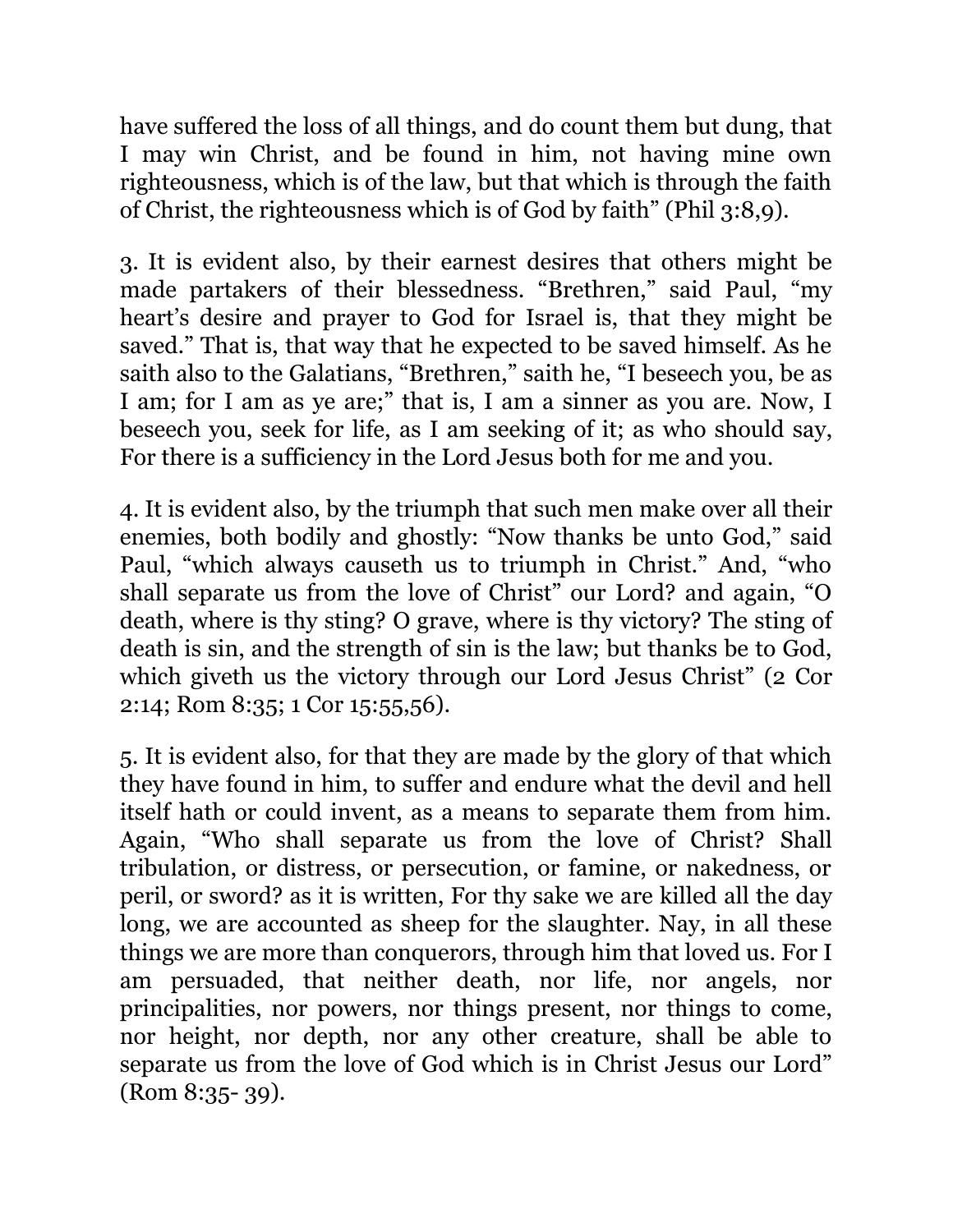have suffered the loss of all things, and do count them but dung, that I may win Christ, and be found in him, not having mine own righteousness, which is of the law, but that which is through the faith of Christ, the righteousness which is of God by faith" (Phil 3:8,9).

3. It is evident also, by their earnest desires that others might be made partakers of their blessedness. "Brethren," said Paul, "my heart's desire and prayer to God for Israel is, that they might be saved." That is, that way that he expected to be saved himself. As he saith also to the Galatians, "Brethren," saith he, "I beseech you, be as I am; for I am as ye are;" that is, I am a sinner as you are. Now, I beseech you, seek for life, as I am seeking of it; as who should say, For there is a sufficiency in the Lord Jesus both for me and you.

4. It is evident also, by the triumph that such men make over all their enemies, both bodily and ghostly: "Now thanks be unto God," said Paul, "which always causeth us to triumph in Christ." And, "who shall separate us from the love of Christ" our Lord? and again, "O death, where is thy sting? O grave, where is thy victory? The sting of death is sin, and the strength of sin is the law; but thanks be to God, which giveth us the victory through our Lord Jesus Christ" (2 Cor 2:14; Rom 8:35; 1 Cor 15:55,56).

5. It is evident also, for that they are made by the glory of that which they have found in him, to suffer and endure what the devil and hell itself hath or could invent, as a means to separate them from him. Again, "Who shall separate us from the love of Christ? Shall tribulation, or distress, or persecution, or famine, or nakedness, or peril, or sword? as it is written, For thy sake we are killed all the day long, we are accounted as sheep for the slaughter. Nay, in all these things we are more than conquerors, through him that loved us. For I am persuaded, that neither death, nor life, nor angels, nor principalities, nor powers, nor things present, nor things to come, nor height, nor depth, nor any other creature, shall be able to separate us from the love of God which is in Christ Jesus our Lord" (Rom 8:35- 39).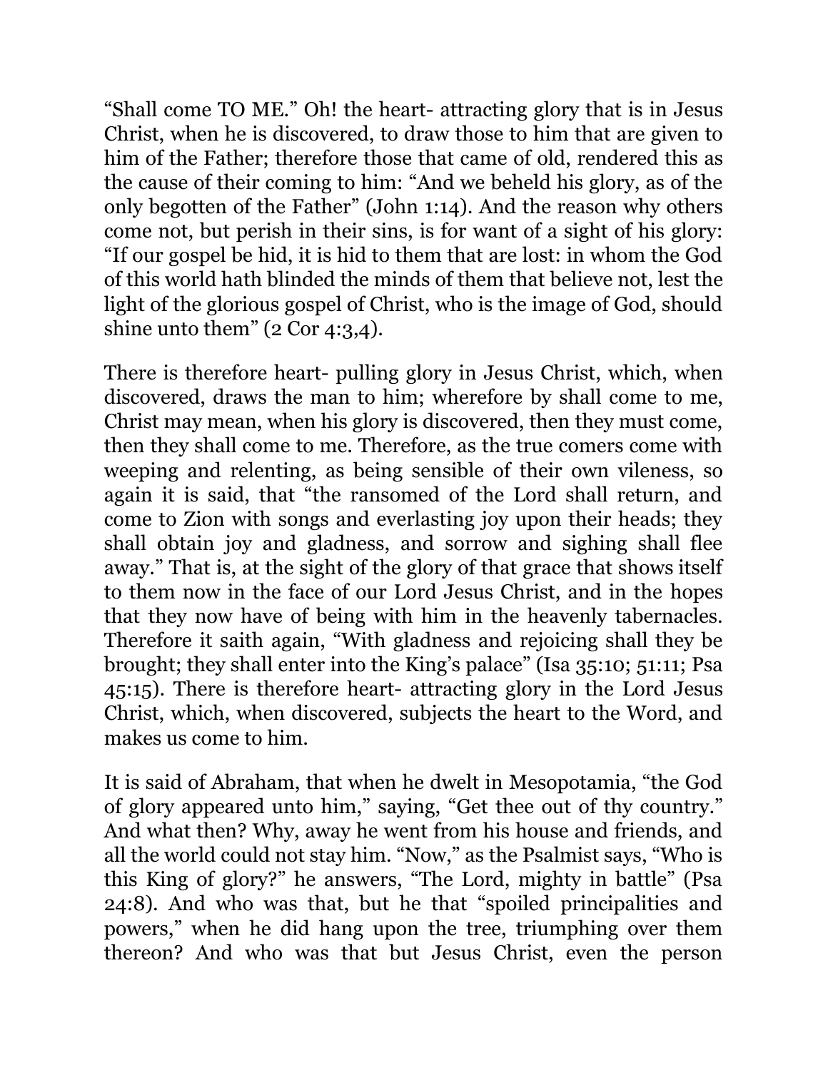“Shall come TO ME.” Oh! the heart- attracting glory that is in Jesus Christ, when he is discovered, to draw those to him that are given to him of the Father; therefore those that came of old, rendered this as the cause of their coming to him: “And we beheld his glory, as of the only begotten of the Father” (John 1:14). And the reason why others come not, but perish in their sins, is for want of a sight of his glory: “If our gospel be hid, it is hid to them that are lost: in whom the God of this world hath blinded the minds of them that believe not, lest the light of the glorious gospel of Christ, who is the image of God, should shine unto them” (2 Cor 4:3,4).

There is therefore heart- pulling glory in Jesus Christ, which, when discovered, draws the man to him; wherefore by shall come to me, Christ may mean, when his glory is discovered, then they must come, then they shall come to me. Therefore, as the true comers come with weeping and relenting, as being sensible of their own vileness, so again it is said, that “the ransomed of the Lord shall return, and come to Zion with songs and everlasting joy upon their heads; they shall obtain joy and gladness, and sorrow and sighing shall flee away.” That is, at the sight of the glory of that grace that shows itself to them now in the face of our Lord Jesus Christ, and in the hopes that they now have of being with him in the heavenly tabernacles. Therefore it saith again, “With gladness and rejoicing shall they be brought; they shall enter into the King’s palace” (Isa 35:10; 51:11; Psa 45:15). There is therefore heart- attracting glory in the Lord Jesus Christ, which, when discovered, subjects the heart to the Word, and makes us come to him.

It is said of Abraham, that when he dwelt in Mesopotamia, “the God of glory appeared unto him,” saying, “Get thee out of thy country.” And what then? Why, away he went from his house and friends, and all the world could not stay him. “Now,” as the Psalmist says, “Who is this King of glory?” he answers, “The Lord, mighty in battle” (Psa 24:8). And who was that, but he that “spoiled principalities and powers,” when he did hang upon the tree, triumphing over them thereon? And who was that but Jesus Christ, even the person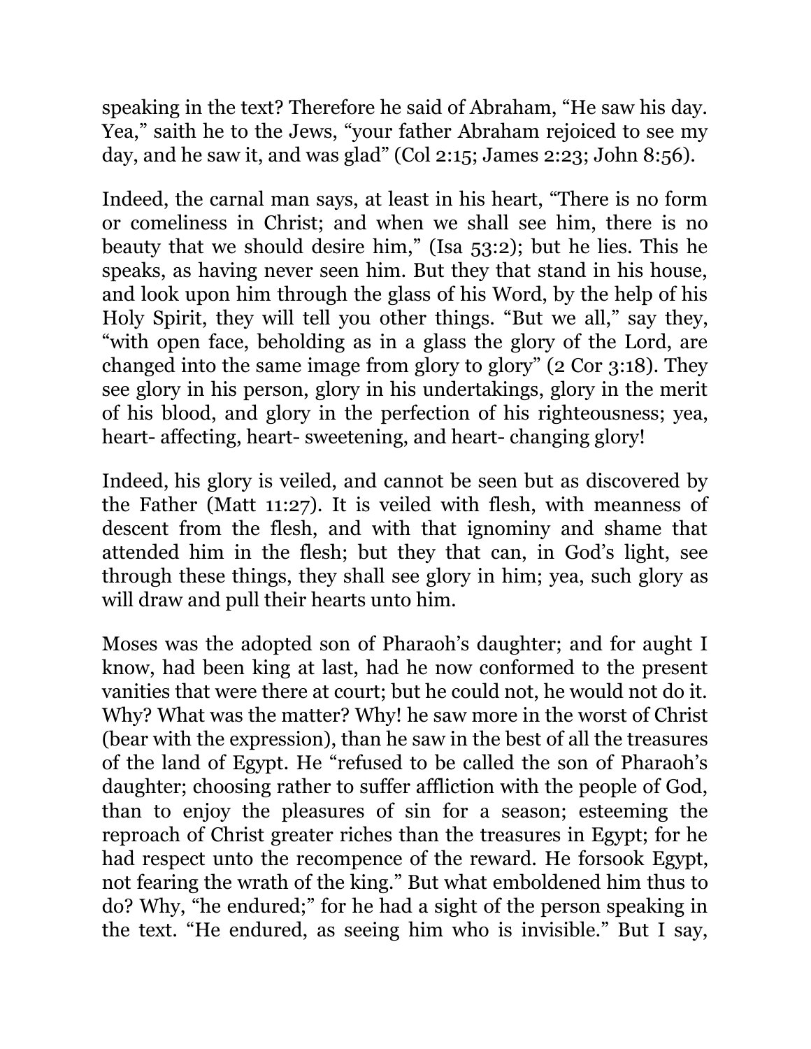speaking in the text? Therefore he said of Abraham, “He saw his day. Yea,” saith he to the Jews, “your father Abraham rejoiced to see my day, and he saw it, and was glad” (Col 2:15; James 2:23; John 8:56).

Indeed, the carnal man says, at least in his heart, “There is no form or comeliness in Christ; and when we shall see him, there is no beauty that we should desire him,” (Isa 53:2); but he lies. This he speaks, as having never seen him. But they that stand in his house, and look upon him through the glass of his Word, by the help of his Holy Spirit, they will tell you other things. “But we all,” say they, “with open face, beholding as in a glass the glory of the Lord, are changed into the same image from glory to glory” (2 Cor 3:18). They see glory in his person, glory in his undertakings, glory in the merit of his blood, and glory in the perfection of his righteousness; yea, heart- affecting, heart- sweetening, and heart- changing glory!

Indeed, his glory is veiled, and cannot be seen but as discovered by the Father (Matt 11:27). It is veiled with flesh, with meanness of descent from the flesh, and with that ignominy and shame that attended him in the flesh; but they that can, in God’s light, see through these things, they shall see glory in him; yea, such glory as will draw and pull their hearts unto him.

Moses was the adopted son of Pharaoh’s daughter; and for aught I know, had been king at last, had he now conformed to the present vanities that were there at court; but he could not, he would not do it. Why? What was the matter? Why! he saw more in the worst of Christ (bear with the expression), than he saw in the best of all the treasures of the land of Egypt. He “refused to be called the son of Pharaoh’s daughter; choosing rather to suffer affliction with the people of God, than to enjoy the pleasures of sin for a season; esteeming the reproach of Christ greater riches than the treasures in Egypt; for he had respect unto the recompence of the reward. He forsook Egypt, not fearing the wrath of the king.” But what emboldened him thus to do? Why, “he endured;” for he had a sight of the person speaking in the text. “He endured, as seeing him who is invisible.” But I say,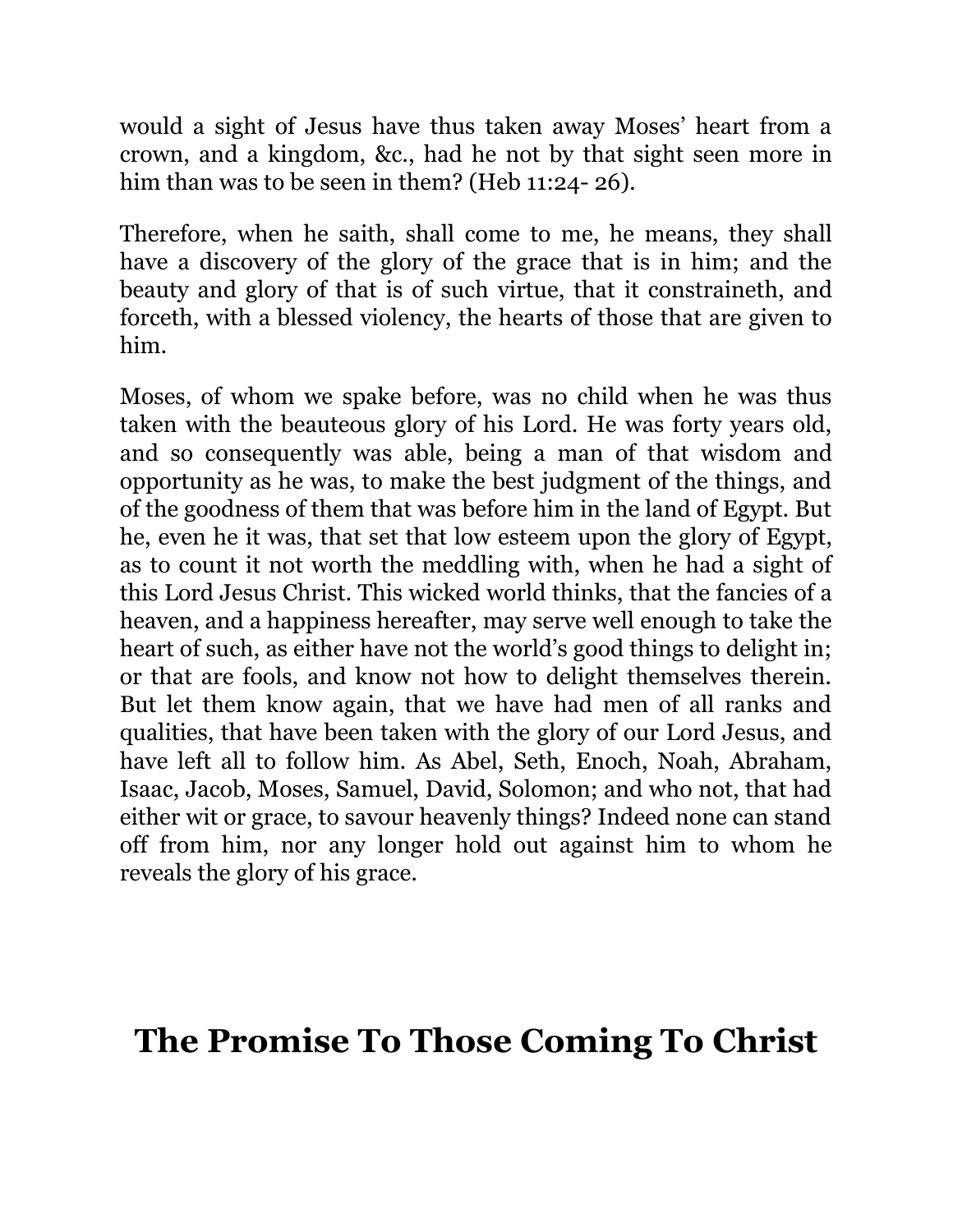would a sight of Jesus have thus taken away Moses' heart from a crown, and a kingdom, &c., had he not by that sight seen more in him than was to be seen in them? (Heb 11:24- 26).

Therefore, when he saith, shall come to me, he means, they shall have a discovery of the glory of the grace that is in him; and the beauty and glory of that is of such virtue, that it constraineth, and forceth, with a blessed violency, the hearts of those that are given to him.

Moses, of whom we spake before, was no child when he was thus taken with the beauteous glory of his Lord. He was forty years old, and so consequently was able, being a man of that wisdom and opportunity as he was, to make the best judgment of the things, and of the goodness of them that was before him in the land of Egypt. But he, even he it was, that set that low esteem upon the glory of Egypt, as to count it not worth the meddling with, when he had a sight of this Lord Jesus Christ. This wicked world thinks, that the fancies of a heaven, and a happiness hereafter, may serve well enough to take the heart of such, as either have not the world's good things to delight in; or that are fools, and know not how to delight themselves therein. But let them know again, that we have had men of all ranks and qualities, that have been taken with the glory of our Lord Jesus, and have left all to follow him. As Abel, Seth, Enoch, Noah, Abraham, Isaac, Jacob, Moses, Samuel, David, Solomon; and who not, that had either wit or grace, to savour heavenly things? Indeed none can stand off from him, nor any longer hold out against him to whom he reveals the glory of his grace.

## The Promise To Those Coming To Christ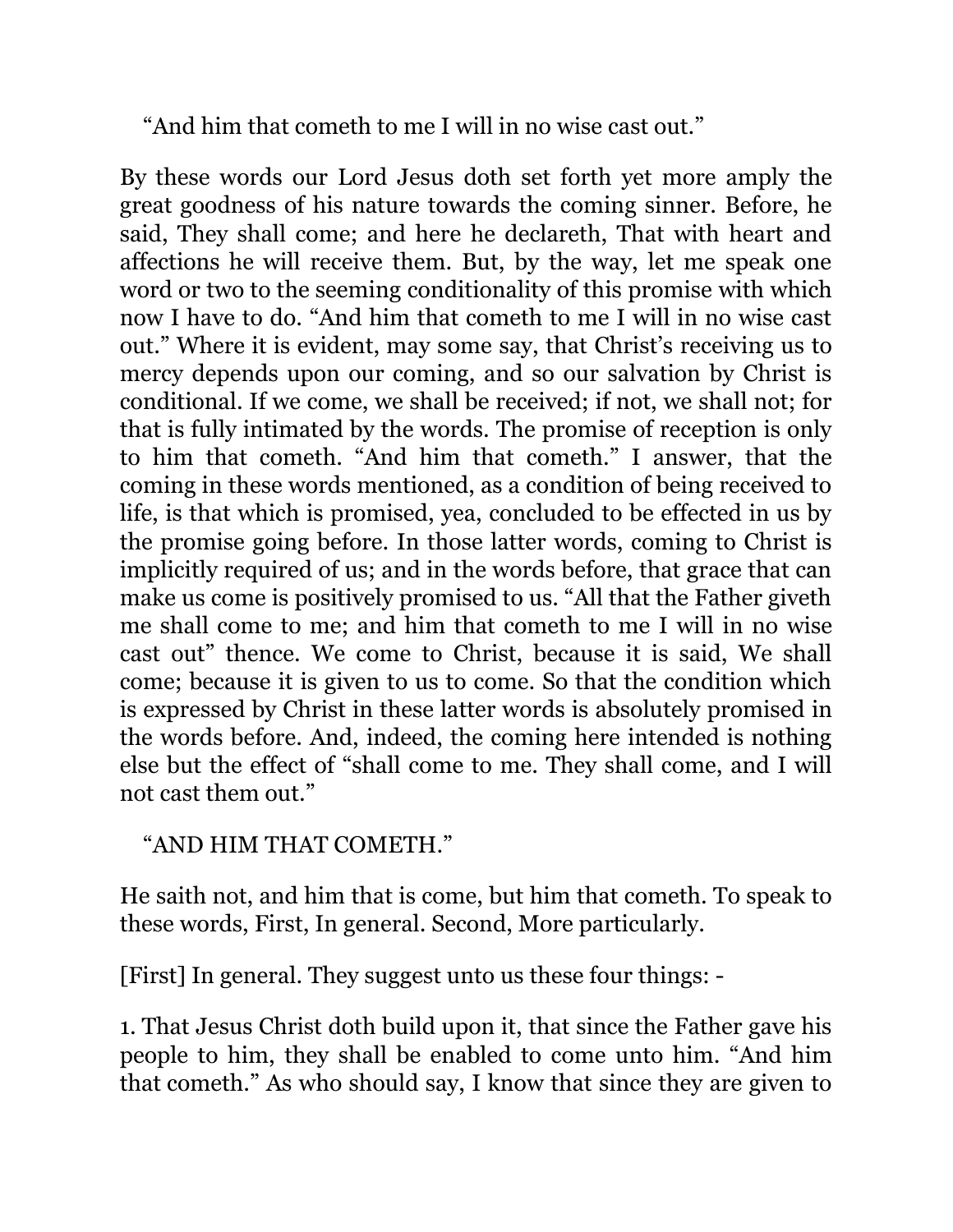"And him that cometh to me I will in no wise cast out."

By these words our Lord Jesus doth set forth yet more amply the great goodness of his nature towards the coming sinner. Before, he said, They shall come; and here he declareth, That with heart and affections he will receive them. But, by the way, let me speak one word or two to the seeming conditionality of this promise with which now I have to do. "And him that cometh to me I will in no wise cast out." Where it is evident, may some say, that Christ's receiving us to mercy depends upon our coming, and so our salvation by Christ is conditional. If we come, we shall be received; if not, we shall not; for that is fully intimated by the words. The promise of reception is only to him that cometh. "And him that cometh." I answer, that the coming in these words mentioned, as a condition of being received to life, is that which is promised, yea, concluded to be effected in us by the promise going before. In those latter words, coming to Christ is implicitly required of us; and in the words before, that grace that can make us come is positively promised to us. "All that the Father giveth me shall come to me; and him that cometh to me I will in no wise cast out" thence. We come to Christ, because it is said, We shall come; because it is given to us to come. So that the condition which is expressed by Christ in these latter words is absolutely promised in the words before. And, indeed, the coming here intended is nothing else but the effect of "shall come to me. They shall come, and I will not cast them out."

"AND HIM THAT COMETH."

He saith not, and him that is come, but him that cometh. To speak to these words, First, In general. Second, More particularly.

[First] In general. They suggest unto us these four things: -

1. That Jesus Christ doth build upon it, that since the Father gave his people to him, they shall be enabled to come unto him. "And him that cometh." As who should say, I know that since they are given to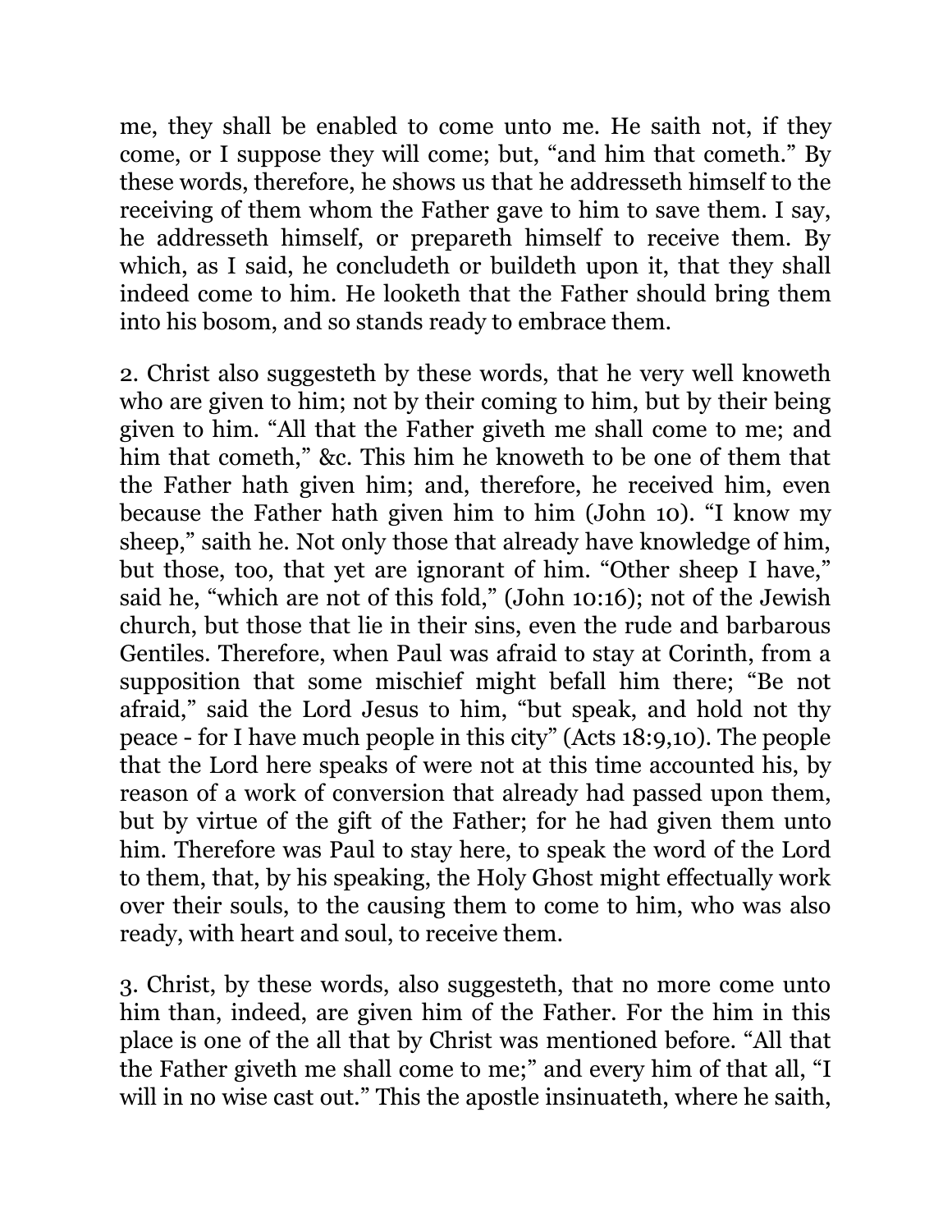me, they shall be enabled to come unto me. He saith not, if they come, or I suppose they will come; but, "and him that cometh." By these words, therefore, he shows us that he addresseth himself to the receiving of them whom the Father gave to him to save them. I say, he addresseth himself, or prepareth himself to receive them. By which, as I said, he concludeth or buildeth upon it, that they shall indeed come to him. He looketh that the Father should bring them into his bosom, and so stands ready to embrace them.

2. Christ also suggesteth by these words, that he very well knoweth who are given to him; not by their coming to him, but by their being given to him. "All that the Father giveth me shall come to me; and him that cometh," &c. This him he knoweth to be one of them that the Father hath given him; and, therefore, he received him, even because the Father hath given him to him (John 10). "I know my sheep," saith he. Not only those that already have knowledge of him, but those, too, that yet are ignorant of him. "Other sheep I have," said he, "which are not of this fold," (John 10:16); not of the Jewish church, but those that lie in their sins, even the rude and barbarous Gentiles. Therefore, when Paul was afraid to stay at Corinth, from a supposition that some mischief might befall him there; "Be not afraid," said the Lord Jesus to him, "but speak, and hold not thy peace - for I have much people in this city" (Acts 18:9,10). The people that the Lord here speaks of were not at this time accounted his, by reason of a work of conversion that already had passed upon them, but by virtue of the gift of the Father; for he had given them unto him. Therefore was Paul to stay here, to speak the word of the Lord to them, that, by his speaking, the Holy Ghost might effectually work over their souls, to the causing them to come to him, who was also ready, with heart and soul, to receive them.

3. Christ, by these words, also suggesteth, that no more come unto him than, indeed, are given him of the Father. For the him in this place is one of the all that by Christ was mentioned before. "All that the Father giveth me shall come to me;" and every him of that all, "I will in no wise cast out." This the apostle insinuateth, where he saith,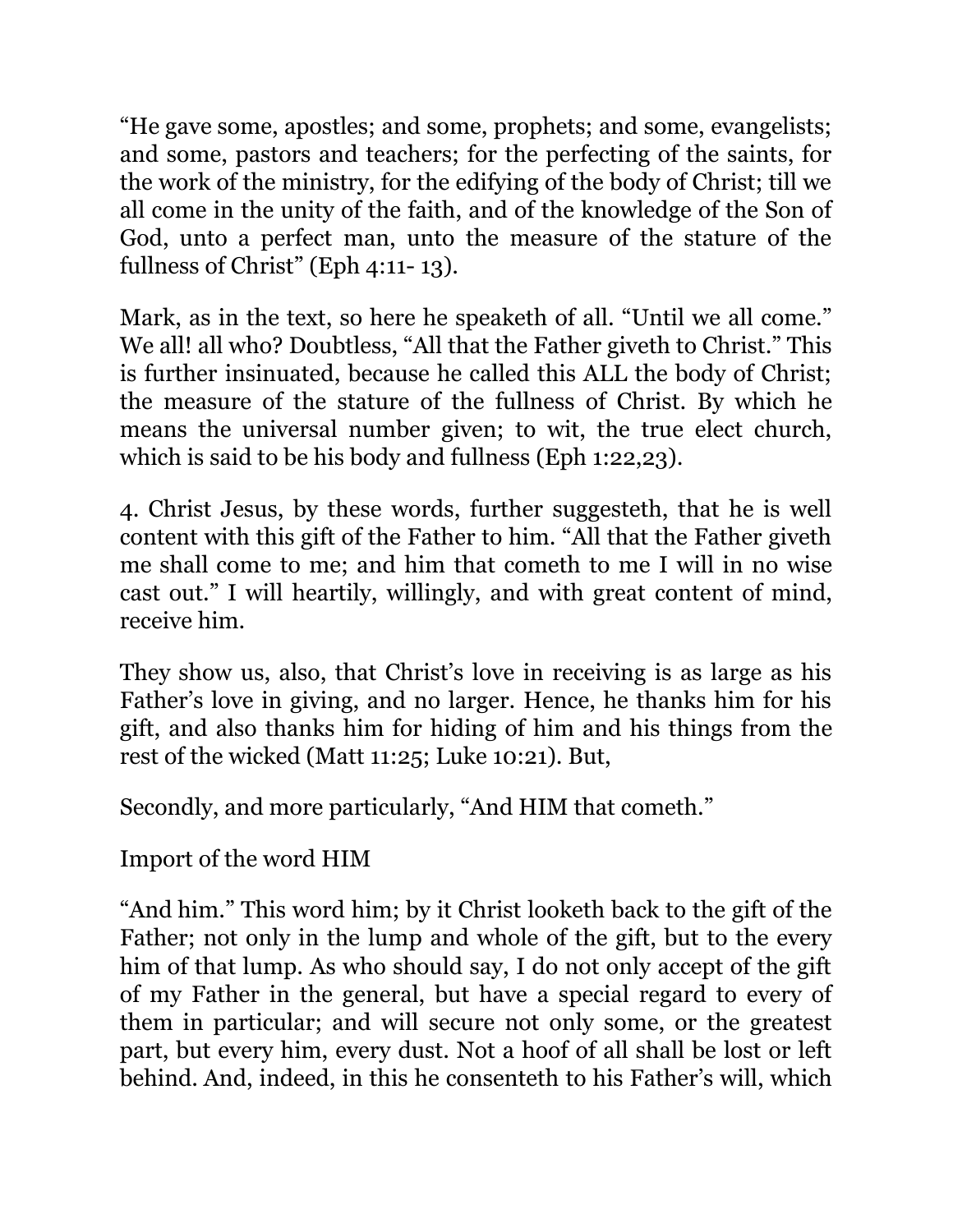"He gave some, apostles; and some, prophets; and some, evangelists; and some, pastors and teachers; for the perfecting of the saints, for the work of the ministry, for the edifying of the body of Christ; till we all come in the unity of the faith, and of the knowledge of the Son of God, unto a perfect man, unto the measure of the stature of the fullness of Christ" (Eph 4:11- 13).

Mark, as in the text, so here he speaketh of all. "Until we all come." We all! all who? Doubtless, "All that the Father giveth to Christ." This is further insinuated, because he called this ALL the body of Christ; the measure of the stature of the fullness of Christ. By which he means the universal number given; to wit, the true elect church, which is said to be his body and fullness (Eph 1:22,23).

4. Christ Jesus, by these words, further suggesteth, that he is well content with this gift of the Father to him. "All that the Father giveth me shall come to me; and him that cometh to me I will in no wise cast out." I will heartily, willingly, and with great content of mind, receive him.

They show us, also, that Christ's love in receiving is as large as his Father's love in giving, and no larger. Hence, he thanks him for his gift, and also thanks him for hiding of him and his things from the rest of the wicked (Matt 11:25; Luke 10:21). But,

Secondly, and more particularly, "And HIM that cometh."

## Import of the word HIM

"And him." This word him; by it Christ looketh back to the gift of the Father; not only in the lump and whole of the gift, but to the every him of that lump. As who should say, I do not only accept of the gift of my Father in the general, but have a special regard to every of them in particular; and will secure not only some, or the greatest part, but every him, every dust. Not a hoof of all shall be lost or left behind. And, indeed, in this he consenteth to his Father's will, which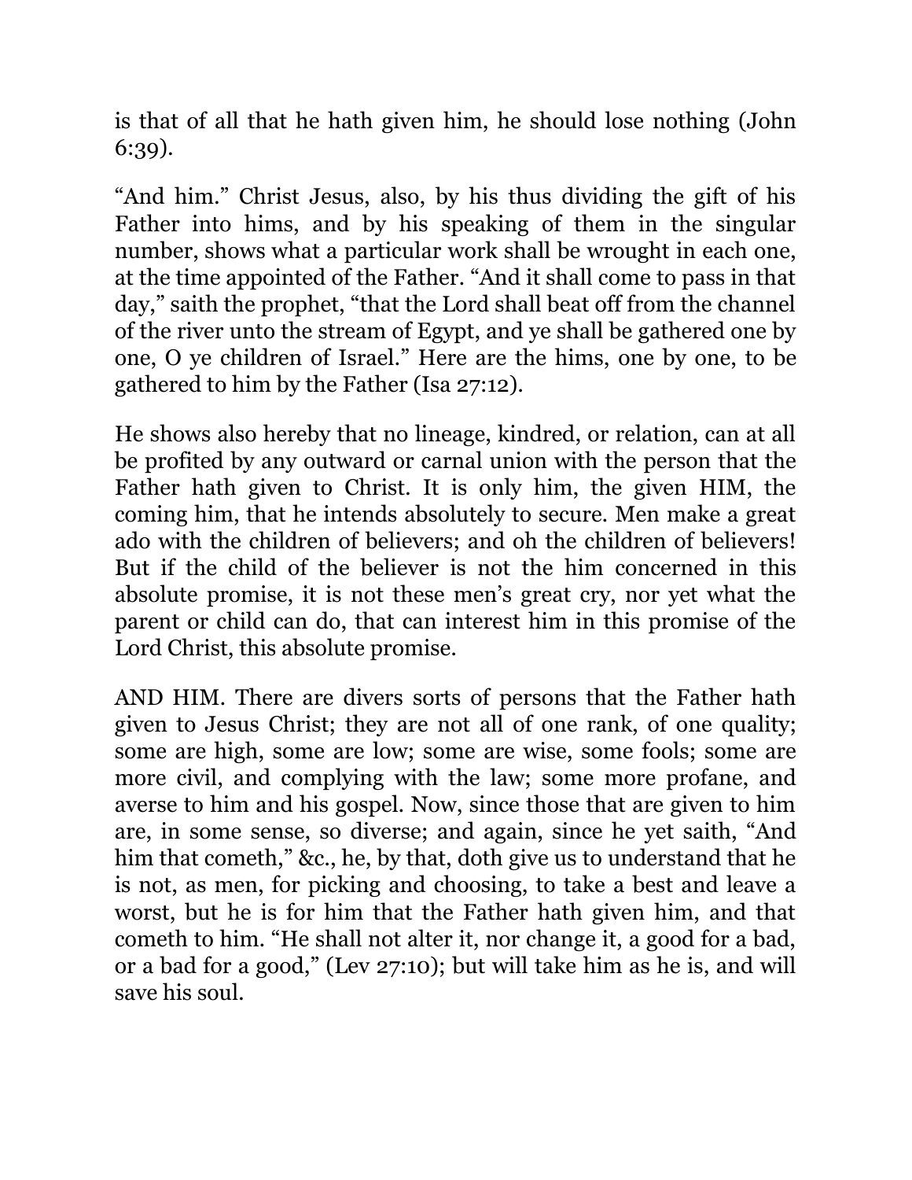is that of all that he hath given him, he should lose nothing (John 6:39).

"And him." Christ Jesus, also, by his thus dividing the gift of his Father into hims, and by his speaking of them in the singular number, shows what a particular work shall be wrought in each one, at the time appointed of the Father. "And it shall come to pass in that day," saith the prophet, "that the Lord shall beat off from the channel of the river unto the stream of Egypt, and ye shall be gathered one by one, O ye children of Israel." Here are the hims, one by one, to be gathered to him by the Father (Isa 27:12).

He shows also hereby that no lineage, kindred, or relation, can at all be profited by any outward or carnal union with the person that the Father hath given to Christ. It is only him, the given HIM, the coming him, that he intends absolutely to secure. Men make a great ado with the children of believers; and oh the children of believers! But if the child of the believer is not the him concerned in this absolute promise, it is not these men's great cry, nor yet what the parent or child can do, that can interest him in this promise of the Lord Christ, this absolute promise.

AND HIM. There are divers sorts of persons that the Father hath given to Jesus Christ; they are not all of one rank, of one quality; some are high, some are low; some are wise, some fools; some are more civil, and complying with the law; some more profane, and averse to him and his gospel. Now, since those that are given to him are, in some sense, so diverse; and again, since he yet saith, "And him that cometh," &c., he, by that, doth give us to understand that he is not, as men, for picking and choosing, to take a best and leave a worst, but he is for him that the Father hath given him, and that cometh to him. "He shall not alter it, nor change it, a good for a bad, or a bad for a good," (Lev 27:10); but will take him as he is, and will save his soul.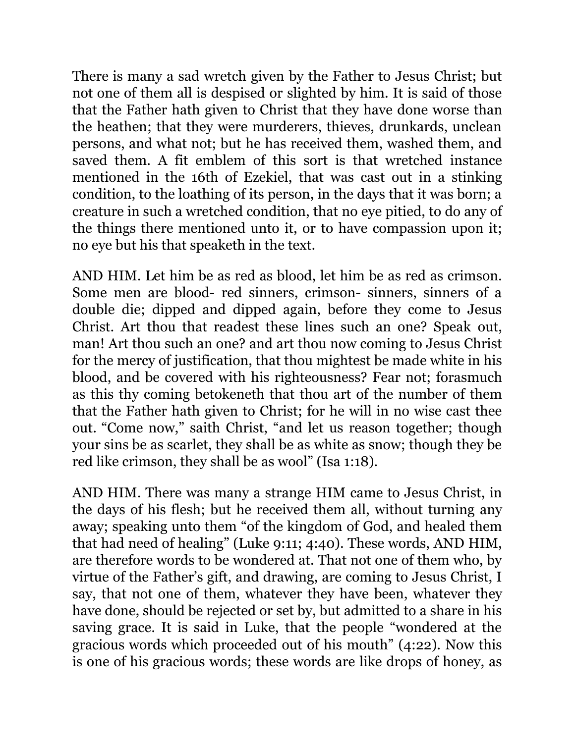There is many a sad wretch given by the Father to Jesus Christ; but not one of them all is despised or slighted by him. It is said of those that the Father hath given to Christ that they have done worse than the heathen; that they were murderers, thieves, drunkards, unclean persons, and what not; but he has received them, washed them, and saved them. A fit emblem of this sort is that wretched instance mentioned in the 16th of Ezekiel, that was cast out in a stinking condition, to the loathing of its person, in the days that it was born; a creature in such a wretched condition, that no eye pitied, to do any of the things there mentioned unto it, or to have compassion upon it; no eye but his that speaketh in the text.

AND HIM. Let him be as red as blood, let him be as red as crimson. Some men are blood- red sinners, crimson- sinners, sinners of a double die; dipped and dipped again, before they come to Jesus Christ. Art thou that readest these lines such an one? Speak out, man! Art thou such an one? and art thou now coming to Jesus Christ for the mercy of justification, that thou mightest be made white in his blood, and be covered with his righteousness? Fear not; forasmuch as this thy coming betokeneth that thou art of the number of them that the Father hath given to Christ; for he will in no wise cast thee out. "Come now," saith Christ, "and let us reason together; though your sins be as scarlet, they shall be as white as snow; though they be red like crimson, they shall be as wool" (Isa 1:18).

AND HIM. There was many a strange HIM came to Jesus Christ, in the days of his flesh; but he received them all, without turning any away; speaking unto them "of the kingdom of God, and healed them that had need of healing" (Luke 9:11; 4:40). These words, AND HIM, are therefore words to be wondered at. That not one of them who, by virtue of the Father's gift, and drawing, are coming to Jesus Christ, I say, that not one of them, whatever they have been, whatever they have done, should be rejected or set by, but admitted to a share in his saving grace. It is said in Luke, that the people "wondered at the gracious words which proceeded out of his mouth" (4:22). Now this is one of his gracious words; these words are like drops of honey, as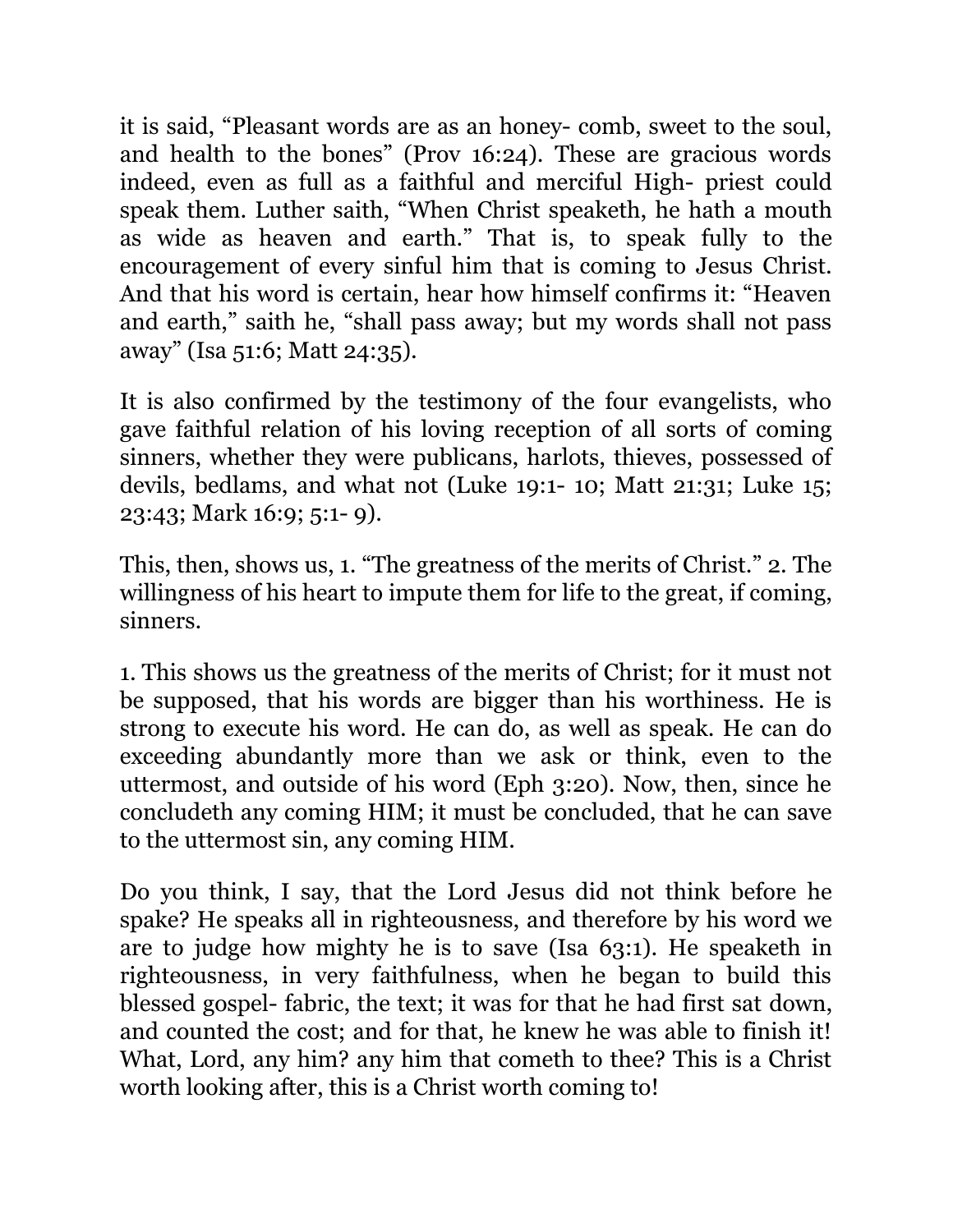it is said, "Pleasant words are as an honey- comb, sweet to the soul, and health to the bones" (Prov 16:24). These are gracious words indeed, even as full as a faithful and merciful High- priest could speak them. Luther saith, "When Christ speaketh, he hath a mouth as wide as heaven and earth." That is, to speak fully to the encouragement of every sinful him that is coming to Jesus Christ. And that his word is certain, hear how himself confirms it: "Heaven and earth," saith he, "shall pass away; but my words shall not pass away" (Isa 51:6; Matt 24:35).

It is also confirmed by the testimony of the four evangelists, who gave faithful relation of his loving reception of all sorts of coming sinners, whether they were publicans, harlots, thieves, possessed of devils, bedlams, and what not (Luke 19:1- 10; Matt 21:31; Luke 15; 23:43; Mark 16:9; 5:1- 9).

This, then, shows us, 1. "The greatness of the merits of Christ." 2. The willingness of his heart to impute them for life to the great, if coming, sinners.

1. This shows us the greatness of the merits of Christ; for it must not be supposed, that his words are bigger than his worthiness. He is strong to execute his word. He can do, as well as speak. He can do exceeding abundantly more than we ask or think, even to the uttermost, and outside of his word (Eph 3:20). Now, then, since he concludeth any coming HIM; it must be concluded, that he can save to the uttermost sin, any coming HIM.

Do you think, I say, that the Lord Jesus did not think before he spake? He speaks all in righteousness, and therefore by his word we are to judge how mighty he is to save (Isa 63:1). He speaketh in righteousness, in very faithfulness, when he began to build this blessed gospel- fabric, the text; it was for that he had first sat down, and counted the cost; and for that, he knew he was able to finish it! What, Lord, any him? any him that cometh to thee? This is a Christ worth looking after, this is a Christ worth coming to!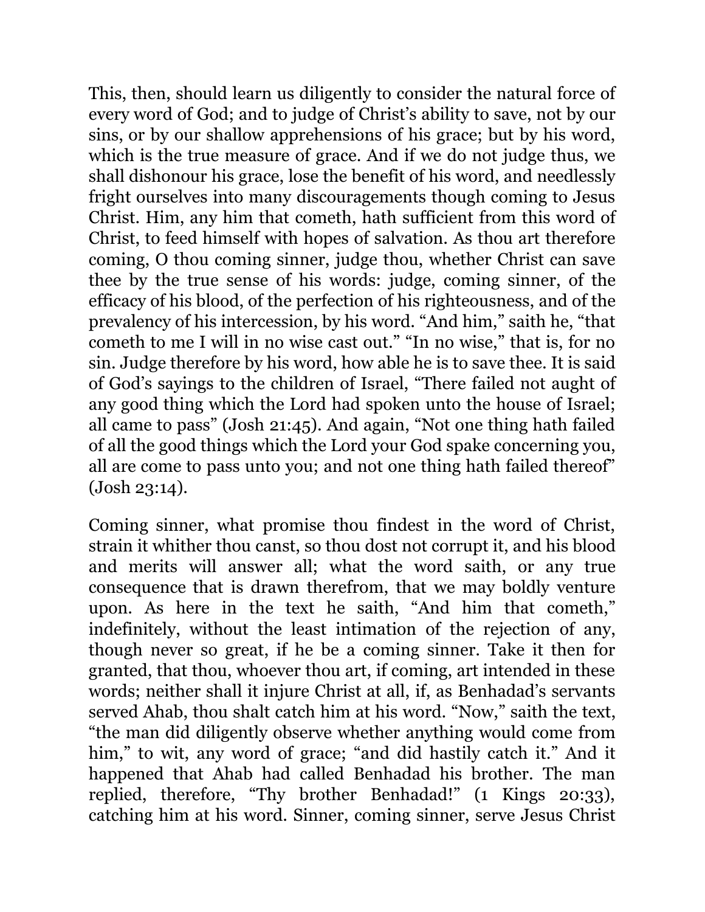This, then, should learn us diligently to consider the natural force of every word of God; and to judge of Christ's ability to save, not by our sins, or by our shallow apprehensions of his grace; but by his word, which is the true measure of grace. And if we do not judge thus, we shall dishonour his grace, lose the benefit of his word, and needlessly fright ourselves into many discouragements though coming to Jesus Christ. Him, any him that cometh, hath sufficient from this word of Christ, to feed himself with hopes of salvation. As thou art therefore coming, O thou coming sinner, judge thou, whether Christ can save thee by the true sense of his words: judge, coming sinner, of the efficacy of his blood, of the perfection of his righteousness, and of the prevalency of his intercession, by his word. "And him," saith he, "that cometh to me I will in no wise cast out." "In no wise," that is, for no sin. Judge therefore by his word, how able he is to save thee. It is said of God's sayings to the children of Israel, "There failed not aught of any good thing which the Lord had spoken unto the house of Israel; all came to pass" (Josh 21:45). And again, "Not one thing hath failed of all the good things which the Lord your God spake concerning you, all are come to pass unto you; and not one thing hath failed thereof" (Josh 23:14).

Coming sinner, what promise thou findest in the word of Christ, strain it whither thou canst, so thou dost not corrupt it, and his blood and merits will answer all; what the word saith, or any true consequence that is drawn therefrom, that we may boldly venture upon. As here in the text he saith, "And him that cometh," indefinitely, without the least intimation of the rejection of any, though never so great, if he be a coming sinner. Take it then for granted, that thou, whoever thou art, if coming, art intended in these words; neither shall it injure Christ at all, if, as Benhadad's servants served Ahab, thou shalt catch him at his word. "Now," saith the text, "the man did diligently observe whether anything would come from him," to wit, any word of grace; "and did hastily catch it." And it happened that Ahab had called Benhadad his brother. The man replied, therefore, "Thy brother Benhadad!" (1 Kings 20:33), catching him at his word. Sinner, coming sinner, serve Jesus Christ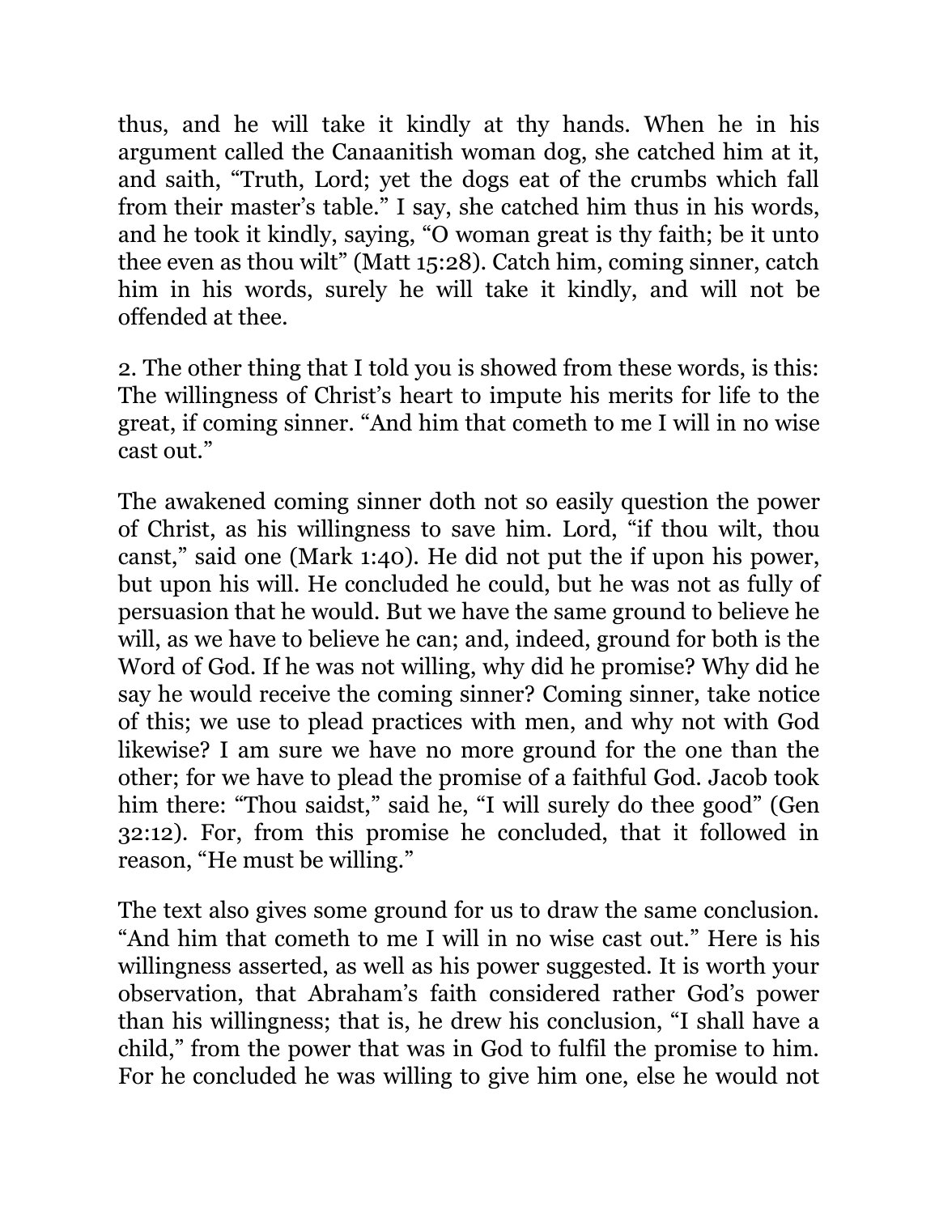thus, and he will take it kindly at thy hands. When he in his argument called the Canaanitish woman dog, she catched him at it, and saith, "Truth, Lord; yet the dogs eat of the crumbs which fall from their master's table." I say, she catched him thus in his words, and he took it kindly, saying, "O woman great is thy faith; be it unto thee even as thou wilt" (Matt 15:28). Catch him, coming sinner, catch him in his words, surely he will take it kindly, and will not be offended at thee.

2. The other thing that I told you is showed from these words, is this: The willingness of Christ's heart to impute his merits for life to the great, if coming sinner. "And him that cometh to me I will in no wise cast out."

The awakened coming sinner doth not so easily question the power of Christ, as his willingness to save him. Lord, "if thou wilt, thou canst," said one (Mark 1:40). He did not put the if upon his power, but upon his will. He concluded he could, but he was not as fully of persuasion that he would. But we have the same ground to believe he will, as we have to believe he can; and, indeed, ground for both is the Word of God. If he was not willing, why did he promise? Why did he say he would receive the coming sinner? Coming sinner, take notice of this; we use to plead practices with men, and why not with God likewise? I am sure we have no more ground for the one than the other; for we have to plead the promise of a faithful God. Jacob took him there: "Thou saidst," said he, "I will surely do thee good" (Gen 32:12). For, from this promise he concluded, that it followed in reason, "He must be willing."

The text also gives some ground for us to draw the same conclusion. "And him that cometh to me I will in no wise cast out." Here is his willingness asserted, as well as his power suggested. It is worth your observation, that Abraham's faith considered rather God's power than his willingness; that is, he drew his conclusion, "I shall have a child," from the power that was in God to fulfil the promise to him. For he concluded he was willing to give him one, else he would not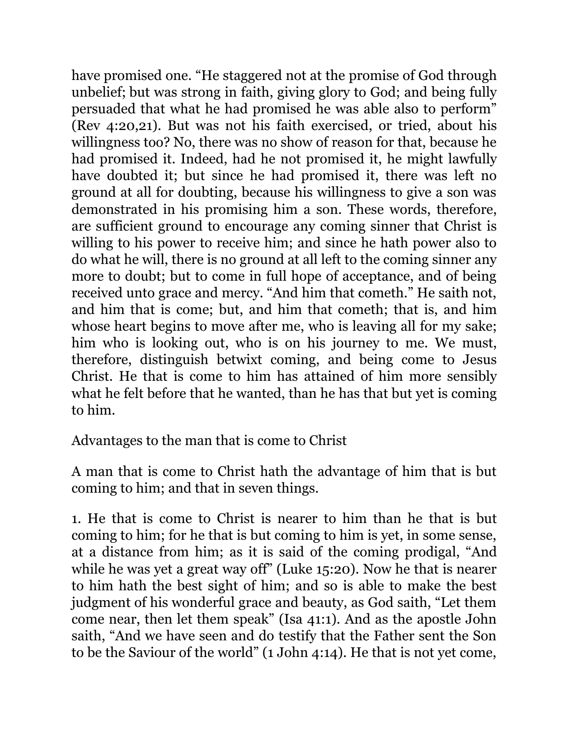have promised one. “He staggered not at the promise of God through unbelief; but was strong in faith, giving glory to God; and being fully persuaded that what he had promised he was able also to perform” (Rev 4:20,21). But was not his faith exercised, or tried, about his willingness too? No, there was no show of reason for that, because he had promised it. Indeed, had he not promised it, he might lawfully have doubted it; but since he had promised it, there was left no ground at all for doubting, because his willingness to give a son was demonstrated in his promising him a son. These words, therefore, are sufficient ground to encourage any coming sinner that Christ is willing to his power to receive him; and since he hath power also to do what he will, there is no ground at all left to the coming sinner any more to doubt; but to come in full hope of acceptance, and of being received unto grace and mercy. “And him that cometh.” He saith not, and him that is come; but, and him that cometh; that is, and him whose heart begins to move after me, who is leaving all for my sake; him who is looking out, who is on his journey to me. We must, therefore, distinguish betwixt coming, and being come to Jesus Christ. He that is come to him has attained of him more sensibly what he felt before that he wanted, than he has that but yet is coming to him.

## Advantages to the man that is come to Christ

A man that is come to Christ hath the advantage of him that is but coming to him; and that in seven things.

1. He that is come to Christ is nearer to him than he that is but coming to him; for he that is but coming to him is yet, in some sense, at a distance from him; as it is said of the coming prodigal, “And while he was yet a great way off” (Luke 15:20). Now he that is nearer to him hath the best sight of him; and so is able to make the best judgment of his wonderful grace and beauty, as God saith, “Let them come near, then let them speak” (Isa 41:1). And as the apostle John saith, “And we have seen and do testify that the Father sent the Son to be the Saviour of the world” (1 John 4:14). He that is not yet come,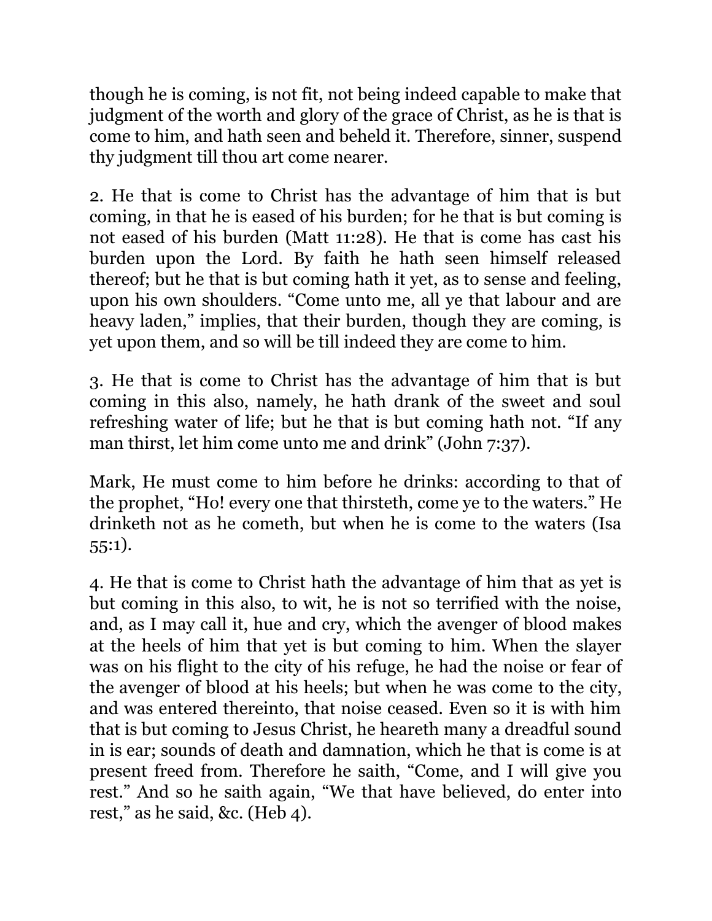though he is coming, is not fit, not being indeed capable to make that judgment of the worth and glory of the grace of Christ, as he is that is come to him, and hath seen and beheld it. Therefore, sinner, suspend thy judgment till thou art come nearer.

2. He that is come to Christ has the advantage of him that is but coming, in that he is eased of his burden; for he that is but coming is not eased of his burden (Matt 11:28). He that is come has cast his burden upon the Lord. By faith he hath seen himself released thereof; but he that is but coming hath it yet, as to sense and feeling, upon his own shoulders. "Come unto me, all ye that labour and are heavy laden," implies, that their burden, though they are coming, is yet upon them, and so will be till indeed they are come to him.

3. He that is come to Christ has the advantage of him that is but coming in this also, namely, he hath drank of the sweet and soul refreshing water of life; but he that is but coming hath not. "If any man thirst, let him come unto me and drink" (John 7:37).

Mark, He must come to him before he drinks: according to that of the prophet, "Ho! every one that thirsteth, come ye to the waters." He drinketh not as he cometh, but when he is come to the waters (Isa 55:1).

4. He that is come to Christ hath the advantage of him that as yet is but coming in this also, to wit, he is not so terrified with the noise, and, as I may call it, hue and cry, which the avenger of blood makes at the heels of him that yet is but coming to him. When the slayer was on his flight to the city of his refuge, he had the noise or fear of the avenger of blood at his heels; but when he was come to the city, and was entered thereinto, that noise ceased. Even so it is with him that is but coming to Jesus Christ, he heareth many a dreadful sound in is ear; sounds of death and damnation, which he that is come is at present freed from. Therefore he saith, "Come, and I will give you rest." And so he saith again, "We that have believed, do enter into rest," as he said, &c. (Heb 4).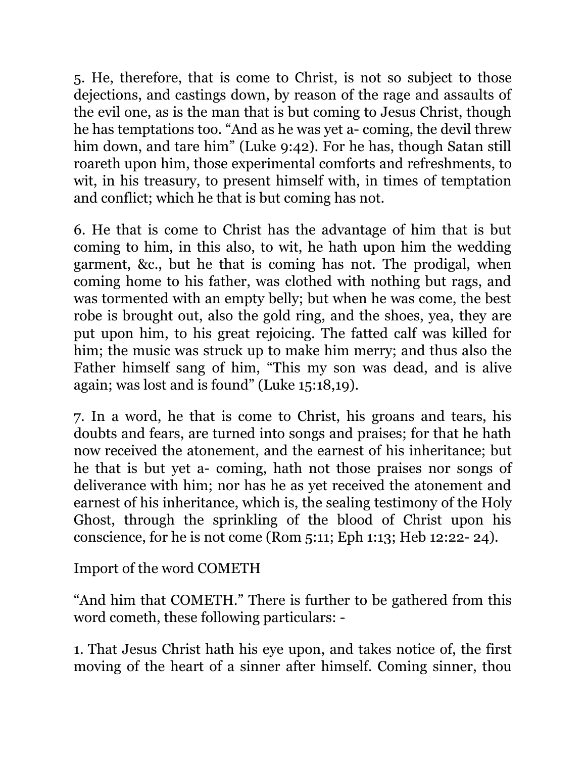5. He, therefore, that is come to Christ, is not so subject to those dejections, and castings down, by reason of the rage and assaults of the evil one, as is the man that is but coming to Jesus Christ, though he has temptations too. “And as he was yet a- coming, the devil threw him down, and tare him” (Luke 9:42). For he has, though Satan still roareth upon him, those experimental comforts and refreshments, to wit, in his treasury, to present himself with, in times of temptation and conflict; which he that is but coming has not.

6. He that is come to Christ has the advantage of him that is but coming to him, in this also, to wit, he hath upon him the wedding garment, &c., but he that is coming has not. The prodigal, when coming home to his father, was clothed with nothing but rags, and was tormented with an empty belly; but when he was come, the best robe is brought out, also the gold ring, and the shoes, yea, they are put upon him, to his great rejoicing. The fatted calf was killed for him; the music was struck up to make him merry; and thus also the Father himself sang of him, “This my son was dead, and is alive again; was lost and is found” (Luke 15:18,19).

7. In a word, he that is come to Christ, his groans and tears, his doubts and fears, are turned into songs and praises; for that he hath now received the atonement, and the earnest of his inheritance; but he that is but yet a- coming, hath not those praises nor songs of deliverance with him; nor has he as yet received the atonement and earnest of his inheritance, which is, the sealing testimony of the Holy Ghost, through the sprinkling of the blood of Christ upon his conscience, for he is not come (Rom 5:11; Eph 1:13; Heb 12:22- 24).

## Import of the word COMETH

“And him that COMETH.” There is further to be gathered from this word cometh, these following particulars: -

1. That Jesus Christ hath his eye upon, and takes notice of, the first moving of the heart of a sinner after himself. Coming sinner, thou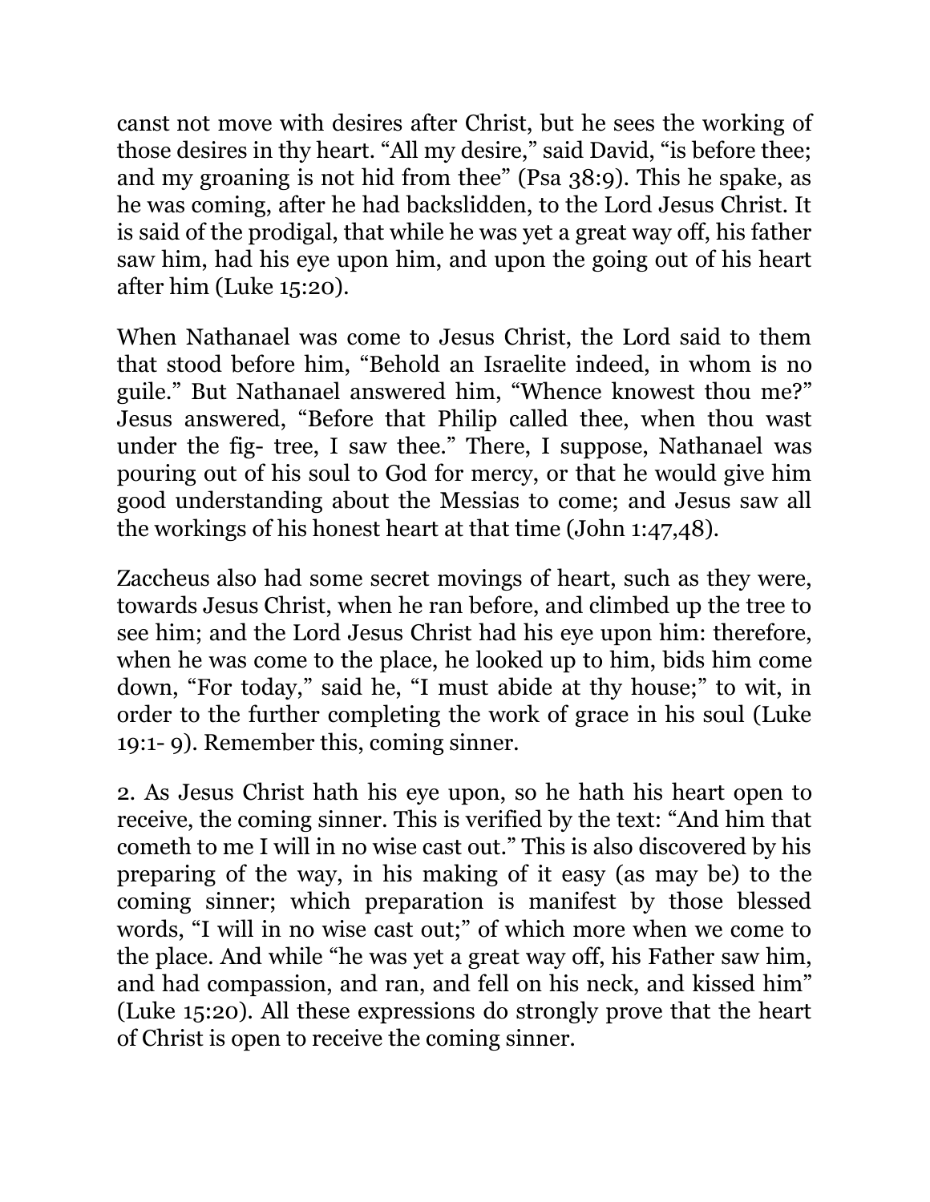canst not move with desires after Christ, but he sees the working of those desires in thy heart. “All my desire,” said David, “is before thee; and my groaning is not hid from thee” (Psa 38:9). This he spake, as he was coming, after he had backslidden, to the Lord Jesus Christ. It is said of the prodigal, that while he was yet a great way off, his father saw him, had his eye upon him, and upon the going out of his heart after him (Luke 15:20).

When Nathanael was come to Jesus Christ, the Lord said to them that stood before him, “Behold an Israelite indeed, in whom is no guile.” But Nathanael answered him, “Whence knowest thou me?” Jesus answered, “Before that Philip called thee, when thou wast under the fig- tree, I saw thee.” There, I suppose, Nathanael was pouring out of his soul to God for mercy, or that he would give him good understanding about the Messias to come; and Jesus saw all the workings of his honest heart at that time (John 1:47,48).

Zaccheus also had some secret movings of heart, such as they were, towards Jesus Christ, when he ran before, and climbed up the tree to see him; and the Lord Jesus Christ had his eye upon him: therefore, when he was come to the place, he looked up to him, bids him come down, “For today,” said he, “I must abide at thy house;” to wit, in order to the further completing the work of grace in his soul (Luke 19:1- 9). Remember this, coming sinner.

2. As Jesus Christ hath his eye upon, so he hath his heart open to receive, the coming sinner. This is verified by the text: “And him that cometh to me I will in no wise cast out.” This is also discovered by his preparing of the way, in his making of it easy (as may be) to the coming sinner; which preparation is manifest by those blessed words, “I will in no wise cast out;” of which more when we come to the place. And while “he was yet a great way off, his Father saw him, and had compassion, and ran, and fell on his neck, and kissed him” (Luke 15:20). All these expressions do strongly prove that the heart of Christ is open to receive the coming sinner.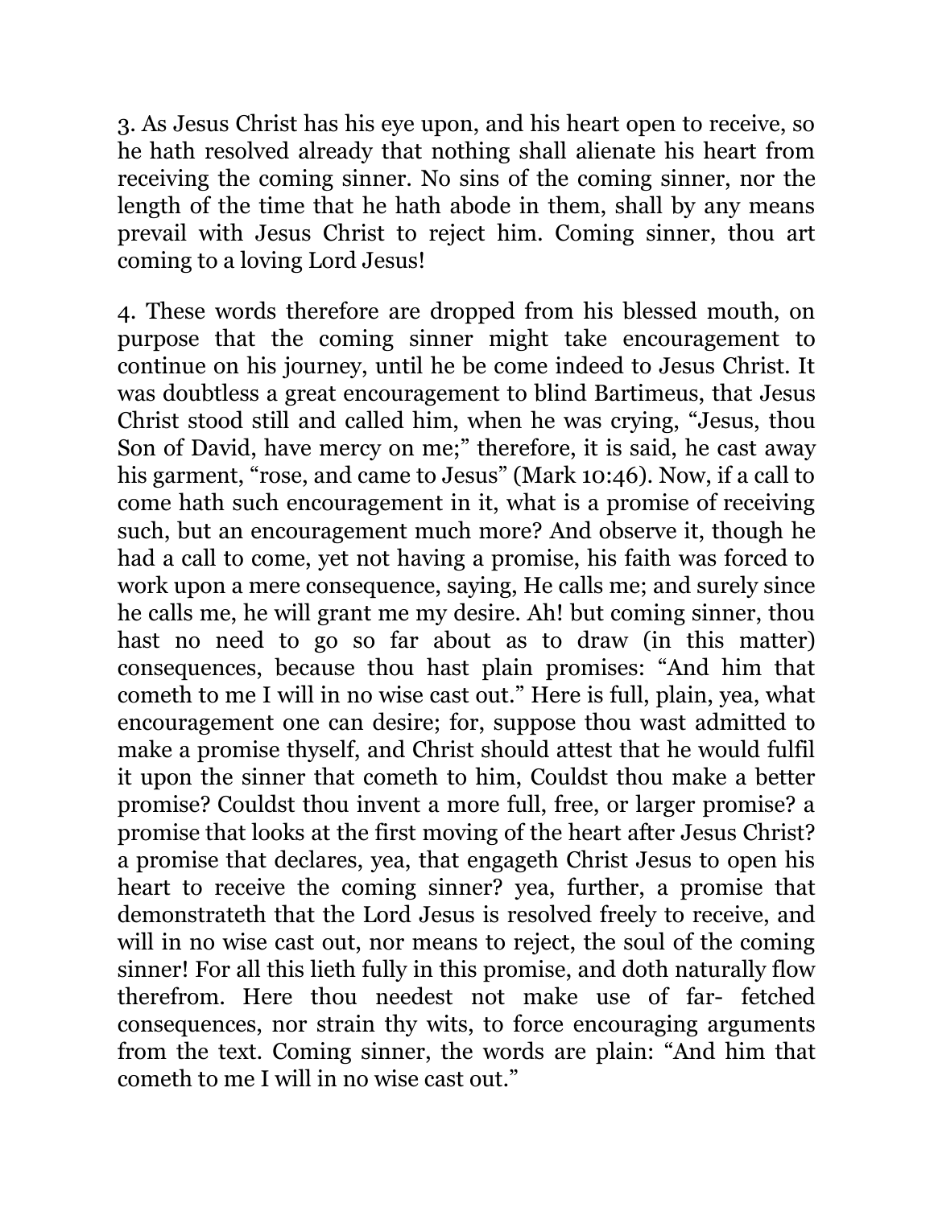3. As Jesus Christ has his eye upon, and his heart open to receive, so he hath resolved already that nothing shall alienate his heart from receiving the coming sinner. No sins of the coming sinner, nor the length of the time that he hath abode in them, shall by any means prevail with Jesus Christ to reject him. Coming sinner, thou art coming to a loving Lord Jesus!

4. These words therefore are dropped from his blessed mouth, on purpose that the coming sinner might take encouragement to continue on his journey, until he be come indeed to Jesus Christ. It was doubtless a great encouragement to blind Bartimeus, that Jesus Christ stood still and called him, when he was crying, "Jesus, thou Son of David, have mercy on me;" therefore, it is said, he cast away his garment, "rose, and came to Jesus" (Mark 10:46). Now, if a call to come hath such encouragement in it, what is a promise of receiving such, but an encouragement much more? And observe it, though he had a call to come, yet not having a promise, his faith was forced to work upon a mere consequence, saying, He calls me; and surely since he calls me, he will grant me my desire. Ah! but coming sinner, thou hast no need to go so far about as to draw (in this matter) consequences, because thou hast plain promises: "And him that cometh to me I will in no wise cast out." Here is full, plain, yea, what encouragement one can desire; for, suppose thou wast admitted to make a promise thyself, and Christ should attest that he would fulfil it upon the sinner that cometh to him, Couldst thou make a better promise? Couldst thou invent a more full, free, or larger promise? a promise that looks at the first moving of the heart after Jesus Christ? a promise that declares, yea, that engageth Christ Jesus to open his heart to receive the coming sinner? yea, further, a promise that demonstrateth that the Lord Jesus is resolved freely to receive, and will in no wise cast out, nor means to reject, the soul of the coming sinner! For all this lieth fully in this promise, and doth naturally flow therefrom. Here thou needest not make use of far- fetched consequences, nor strain thy wits, to force encouraging arguments from the text. Coming sinner, the words are plain: "And him that cometh to me I will in no wise cast out."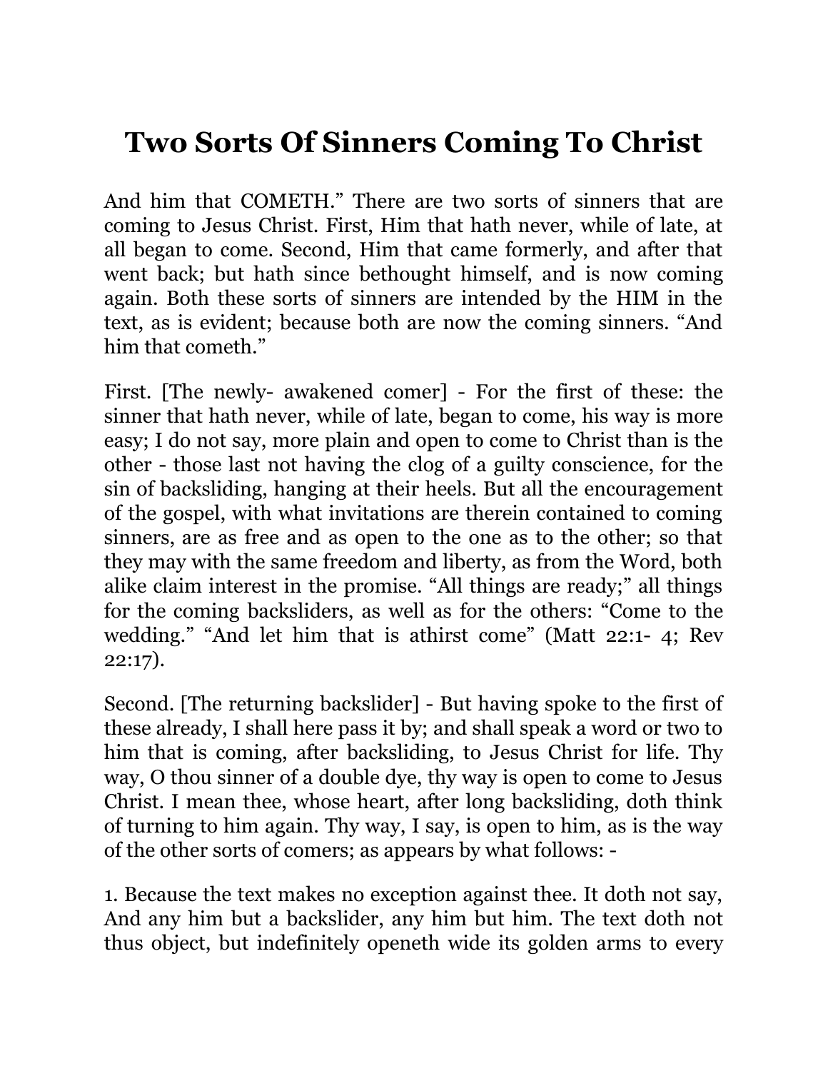# Two Sorts Of Sinners Coming To Christ

And him that COMETH." There are two sorts of sinners that are coming to Jesus Christ. First, Him that hath never, while of late, at all began to come. Second, Him that came formerly, and after that went back; but hath since bethought himself, and is now coming again. Both these sorts of sinners are intended by the HIM in the text, as is evident; because both are now the coming sinners. "And him that cometh."

First. [The newly- awakened comer] - For the first of these: the sinner that hath never, while of late, began to come, his way is more easy; I do not say, more plain and open to come to Christ than is the other - those last not having the clog of a guilty conscience, for the sin of backsliding, hanging at their heels. But all the encouragement of the gospel, with what invitations are therein contained to coming sinners, are as free and as open to the one as to the other; so that they may with the same freedom and liberty, as from the Word, both alike claim interest in the promise. "All things are ready;" all things for the coming backsliders, as well as for the others: "Come to the wedding." "And let him that is athirst come" (Matt 22:1- 4; Rev 22:17).

Second. [The returning backslider] - But having spoke to the first of these already, I shall here pass it by; and shall speak a word or two to him that is coming, after backsliding, to Jesus Christ for life. Thy way, O thou sinner of a double dye, thy way is open to come to Jesus Christ. I mean thee, whose heart, after long backsliding, doth think of turning to him again. Thy way, I say, is open to him, as is the way of the other sorts of comers; as appears by what follows: -

1. Because the text makes no exception against thee. It doth not say, And any him but a backslider, any him but him. The text doth not thus object, but indefinitely openeth wide its golden arms to every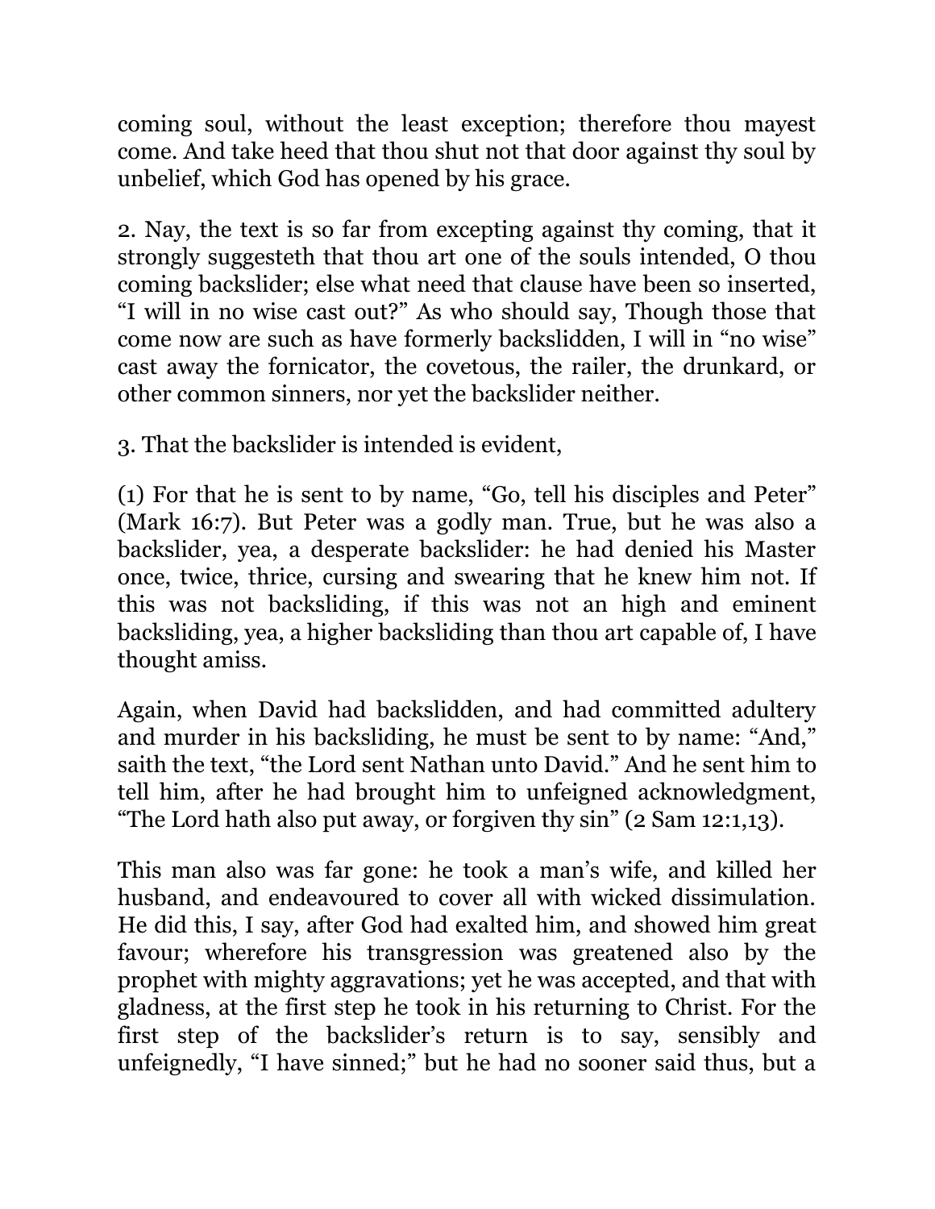coming soul, without the least exception; therefore thou mayest come. And take heed that thou shut not that door against thy soul by unbelief, which God has opened by his grace.

2. Nay, the text is so far from excepting against thy coming, that it strongly suggesteth that thou art one of the souls intended, O thou coming backslider; else what need that clause have been so inserted, “I will in no wise cast out?” As who should say, Though those that come now are such as have formerly backslidden, I will in “no wise” cast away the fornicator, the covetous, the railer, the drunkard, or other common sinners, nor yet the backslider neither.

3. That the backslider is intended is evident,

(1) For that he is sent to by name, “Go, tell his disciples and Peter” (Mark 16:7). But Peter was a godly man. True, but he was also a backslider, yea, a desperate backslider: he had denied his Master once, twice, thrice, cursing and swearing that he knew him not. If this was not backsliding, if this was not an high and eminent backsliding, yea, a higher backsliding than thou art capable of, I have thought amiss.

Again, when David had backslidden, and had committed adultery and murder in his backsliding, he must be sent to by name: “And,” saith the text, “the Lord sent Nathan unto David.” And he sent him to tell him, after he had brought him to unfeigned acknowledgment, “The Lord hath also put away, or forgiven thy sin” (2 Sam 12:1,13).

This man also was far gone: he took a man’s wife, and killed her husband, and endeavoured to cover all with wicked dissimulation. He did this, I say, after God had exalted him, and showed him great favour; wherefore his transgression was greatened also by the prophet with mighty aggravations; yet he was accepted, and that with gladness, at the first step he took in his returning to Christ. For the first step of the backslider’s return is to say, sensibly and unfeignedly, “I have sinned;” but he had no sooner said thus, but a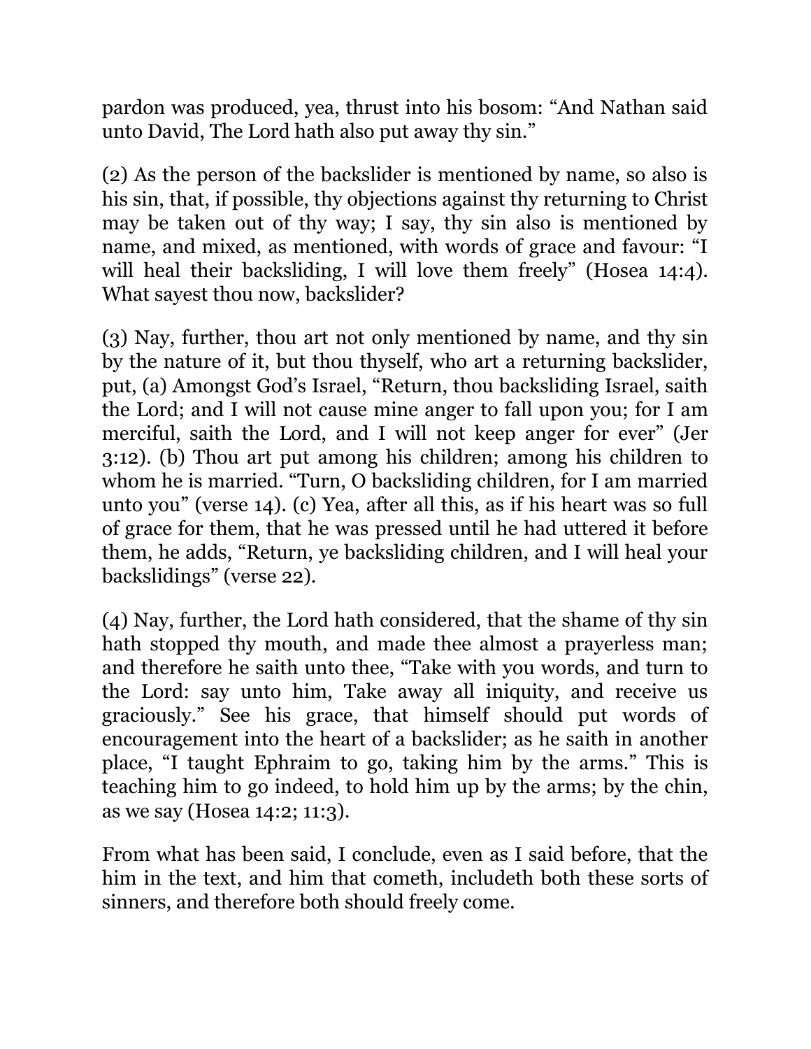pardon was produced, yea, thrust into his bosom: "And Nathan said unto David, The Lord hath also put away thy sin."

(2) As the person of the backslider is mentioned by name, so also is his sin, that, if possible, thy objections against thy returning to Christ may be taken out of thy way; I say, thy sin also is mentioned by name, and mixed, as mentioned, with words of grace and favour: "I will heal their backsliding, I will love them freely" (Hosea 14:4). What sayest thou now, backslider?

(3) Nay, further, thou art not only mentioned by name, and thy sin by the nature of it, but thou thyself, who art a returning backslider, put, (a) Amongst God's Israel, "Return, thou backsliding Israel, saith the Lord; and I will not cause mine anger to fall upon you; for I am merciful, saith the Lord, and I will not keep anger for ever" (Jer 3:12). (b) Thou art put among his children; among his children to whom he is married. "Turn, O backsliding children, for I am married unto you" (verse 14). (c) Yea, after all this, as if his heart was so full of grace for them, that he was pressed until he had uttered it before them, he adds, "Return, ye backsliding children, and I will heal your backslidings" (verse 22).

(4) Nay, further, the Lord hath considered, that the shame of thy sin hath stopped thy mouth, and made thee almost a prayerless man; and therefore he saith unto thee, "Take with you words, and turn to the Lord: say unto him, Take away all iniquity, and receive us graciously." See his grace, that himself should put words of encouragement into the heart of a backslider; as he saith in another place, "I taught Ephraim to go, taking him by the arms." This is teaching him to go indeed, to hold him up by the arms; by the chin, as we say (Hosea 14:2; 11:3).

From what has been said, I conclude, even as I said before, that the him in the text, and him that cometh, includeth both these sorts of sinners, and therefore both should freely come.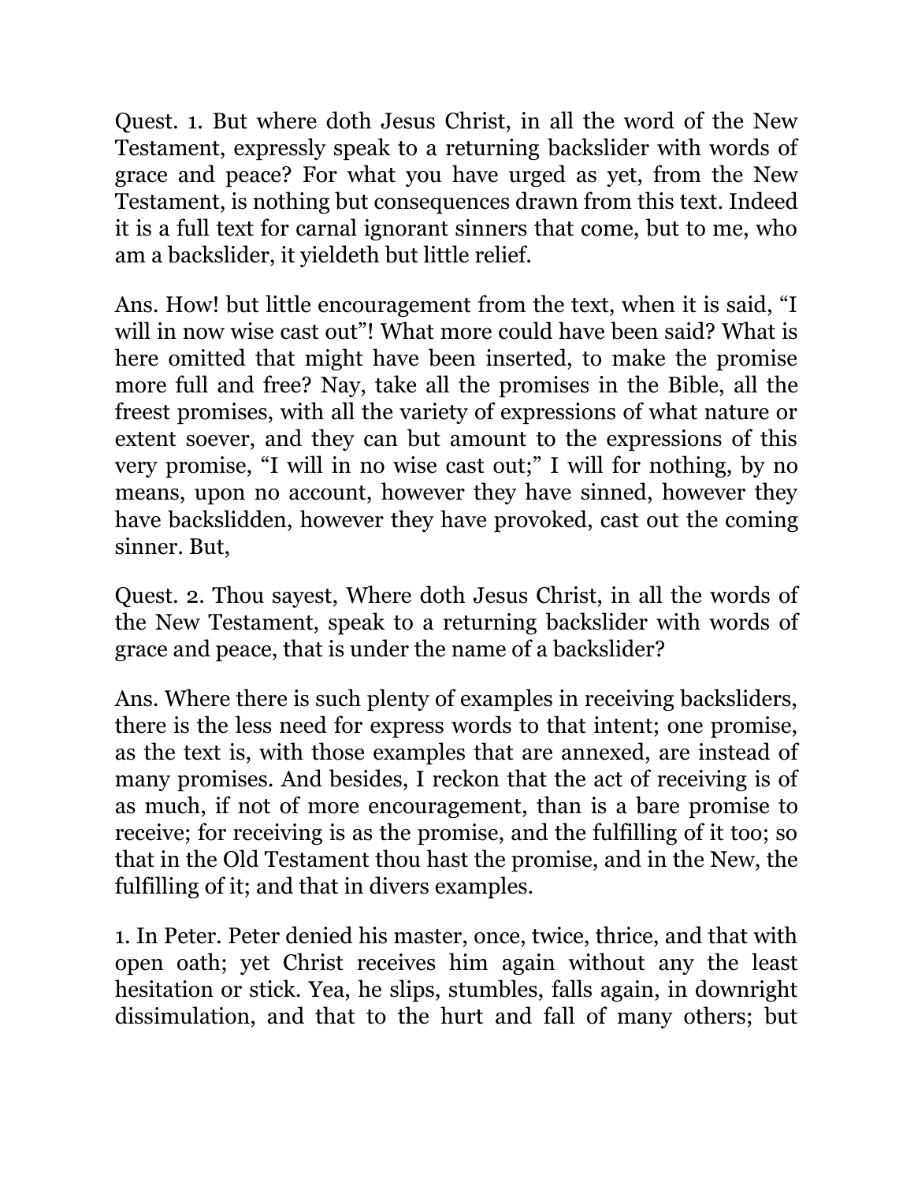Quest. 1. But where doth Jesus Christ, in all the word of the New Testament, expressly speak to a returning backslider with words of grace and peace? For what you have urged as yet, from the New Testament, is nothing but consequences drawn from this text. Indeed it is a full text for carnal ignorant sinners that come, but to me, who am a backslider, it yieldeth but little relief.

Ans. How! but little encouragement from the text, when it is said, "I will in now wise cast out"! What more could have been said? What is here omitted that might have been inserted, to make the promise more full and free? Nay, take all the promises in the Bible, all the freest promises, with all the variety of expressions of what nature or extent soever, and they can but amount to the expressions of this very promise, "I will in no wise cast out;" I will for nothing, by no means, upon no account, however they have sinned, however they have backslidden, however they have provoked, cast out the coming sinner. But,

Quest. 2. Thou sayest, Where doth Jesus Christ, in all the words of the New Testament, speak to a returning backslider with words of grace and peace, that is under the name of a backslider?

Ans. Where there is such plenty of examples in receiving backsliders, there is the less need for express words to that intent; one promise, as the text is, with those examples that are annexed, are instead of many promises. And besides, I reckon that the act of receiving is of as much, if not of more encouragement, than is a bare promise to receive; for receiving is as the promise, and the fulfilling of it too; so that in the Old Testament thou hast the promise, and in the New, the fulfilling of it; and that in divers examples.

1. In Peter. Peter denied his master, once, twice, thrice, and that with open oath; yet Christ receives him again without any the least hesitation or stick. Yea, he slips, stumbles, falls again, in downright dissimulation, and that to the hurt and fall of many others; but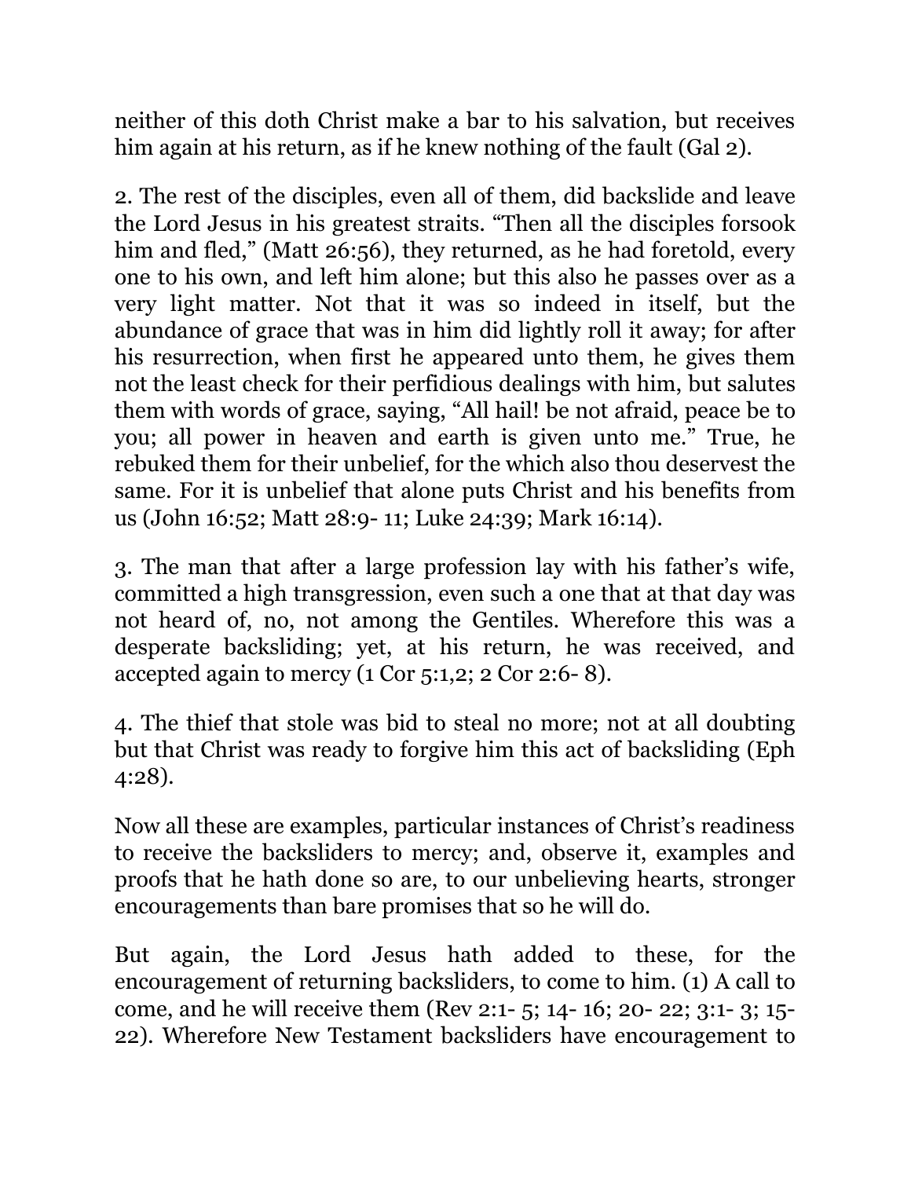neither of this doth Christ make a bar to his salvation, but receives him again at his return, as if he knew nothing of the fault (Gal 2).

2. The rest of the disciples, even all of them, did backslide and leave the Lord Jesus in his greatest straits. “Then all the disciples forsook him and fled,” (Matt 26:56), they returned, as he had foretold, every one to his own, and left him alone; but this also he passes over as a very light matter. Not that it was so indeed in itself, but the abundance of grace that was in him did lightly roll it away; for after his resurrection, when first he appeared unto them, he gives them not the least check for their perfidious dealings with him, but salutes them with words of grace, saying, “All hail! be not afraid, peace be to you; all power in heaven and earth is given unto me.” True, he rebuked them for their unbelief, for the which also thou deservest the same. For it is unbelief that alone puts Christ and his benefits from us (John 16:52; Matt 28:9- 11; Luke 24:39; Mark 16:14).

3. The man that after a large profession lay with his father’s wife, committed a high transgression, even such a one that at that day was not heard of, no, not among the Gentiles. Wherefore this was a desperate backsliding; yet, at his return, he was received, and accepted again to mercy (1 Cor 5:1,2; 2 Cor 2:6- 8).

4. The thief that stole was bid to steal no more; not at all doubting but that Christ was ready to forgive him this act of backsliding (Eph 4:28).

Now all these are examples, particular instances of Christ’s readiness to receive the backsliders to mercy; and, observe it, examples and proofs that he hath done so are, to our unbelieving hearts, stronger encouragements than bare promises that so he will do.

But again, the Lord Jesus hath added to these, for the encouragement of returning backsliders, to come to him. (1) A call to come, and he will receive them (Rev 2:1- 5; 14- 16; 20- 22; 3:1- 3; 15- 22). Wherefore New Testament backsliders have encouragement to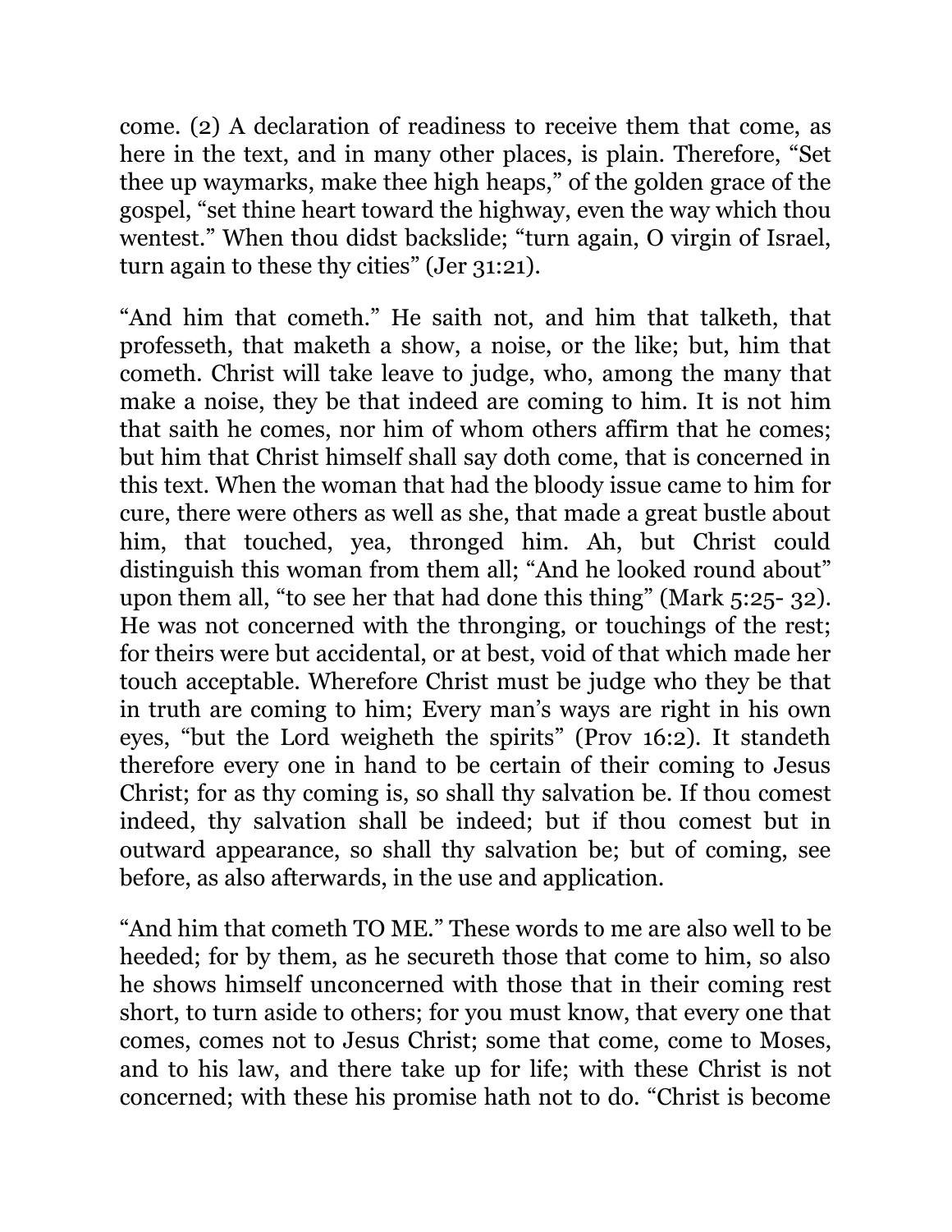come. (2) A declaration of readiness to receive them that come, as here in the text, and in many other places, is plain. Therefore, "Set thee up waymarks, make thee high heaps," of the golden grace of the gospel, "set thine heart toward the highway, even the way which thou wentest." When thou didst backslide; "turn again, O virgin of Israel, turn again to these thy cities" (Jer 31:21).

"And him that cometh." He saith not, and him that talketh, that professeth, that maketh a show, a noise, or the like; but, him that cometh. Christ will take leave to judge, who, among the many that make a noise, they be that indeed are coming to him. It is not him that saith he comes, nor him of whom others affirm that he comes; but him that Christ himself shall say doth come, that is concerned in this text. When the woman that had the bloody issue came to him for cure, there were others as well as she, that made a great bustle about him, that touched, yea, thronged him. Ah, but Christ could distinguish this woman from them all; "And he looked round about" upon them all, "to see her that had done this thing" (Mark 5:25- 32). He was not concerned with the thronging, or touchings of the rest; for theirs were but accidental, or at best, void of that which made her touch acceptable. Wherefore Christ must be judge who they be that in truth are coming to him; Every man's ways are right in his own eyes, "but the Lord weigheth the spirits" (Prov 16:2). It standeth therefore every one in hand to be certain of their coming to Jesus Christ; for as thy coming is, so shall thy salvation be. If thou comest indeed, thy salvation shall be indeed; but if thou comest but in outward appearance, so shall thy salvation be; but of coming, see before, as also afterwards, in the use and application.

"And him that cometh TO ME." These words to me are also well to be heeded; for by them, as he secureth those that come to him, so also he shows himself unconcerned with those that in their coming rest short, to turn aside to others; for you must know, that every one that comes, comes not to Jesus Christ; some that come, come to Moses, and to his law, and there take up for life; with these Christ is not concerned; with these his promise hath not to do. "Christ is become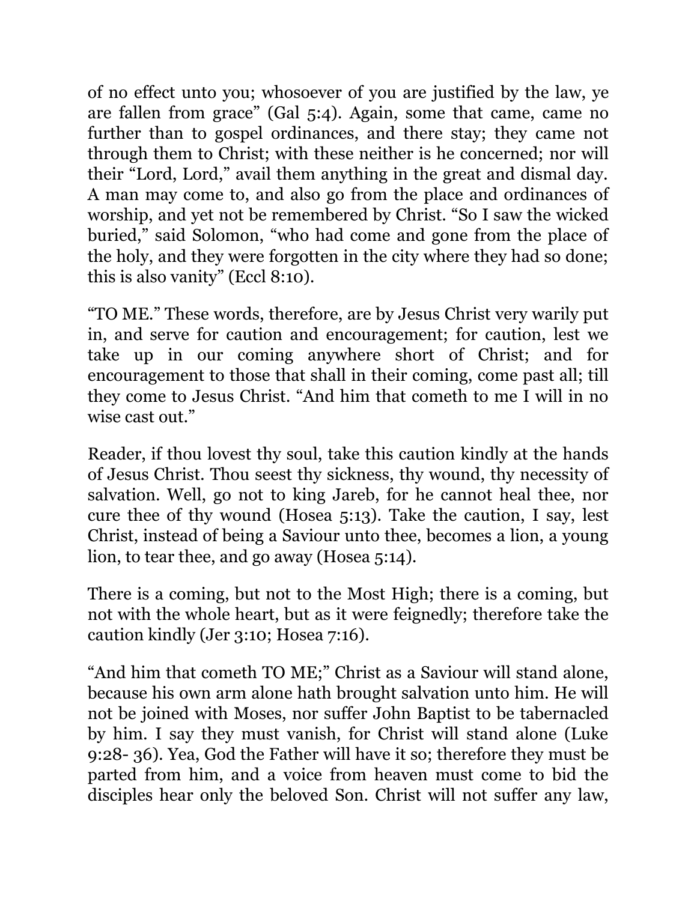of no effect unto you; whosoever of you are justified by the law, ye are fallen from grace" (Gal 5:4). Again, some that came, came no further than to gospel ordinances, and there stay; they came not through them to Christ; with these neither is he concerned; nor will their "Lord, Lord," avail them anything in the great and dismal day. A man may come to, and also go from the place and ordinances of worship, and yet not be remembered by Christ. "So I saw the wicked buried," said Solomon, "who had come and gone from the place of the holy, and they were forgotten in the city where they had so done; this is also vanity" (Eccl 8:10).

"TO ME." These words, therefore, are by Jesus Christ very warily put in, and serve for caution and encouragement; for caution, lest we take up in our coming anywhere short of Christ; and for encouragement to those that shall in their coming, come past all; till they come to Jesus Christ. "And him that cometh to me I will in no wise cast out."

Reader, if thou lovest thy soul, take this caution kindly at the hands of Jesus Christ. Thou seest thy sickness, thy wound, thy necessity of salvation. Well, go not to king Jareb, for he cannot heal thee, nor cure thee of thy wound (Hosea 5:13). Take the caution, I say, lest Christ, instead of being a Saviour unto thee, becomes a lion, a young lion, to tear thee, and go away (Hosea 5:14).

There is a coming, but not to the Most High; there is a coming, but not with the whole heart, but as it were feignedly; therefore take the caution kindly (Jer 3:10; Hosea 7:16).

"And him that cometh TO ME;" Christ as a Saviour will stand alone, because his own arm alone hath brought salvation unto him. He will not be joined with Moses, nor suffer John Baptist to be tabernacled by him. I say they must vanish, for Christ will stand alone (Luke 9:28- 36). Yea, God the Father will have it so; therefore they must be parted from him, and a voice from heaven must come to bid the disciples hear only the beloved Son. Christ will not suffer any law,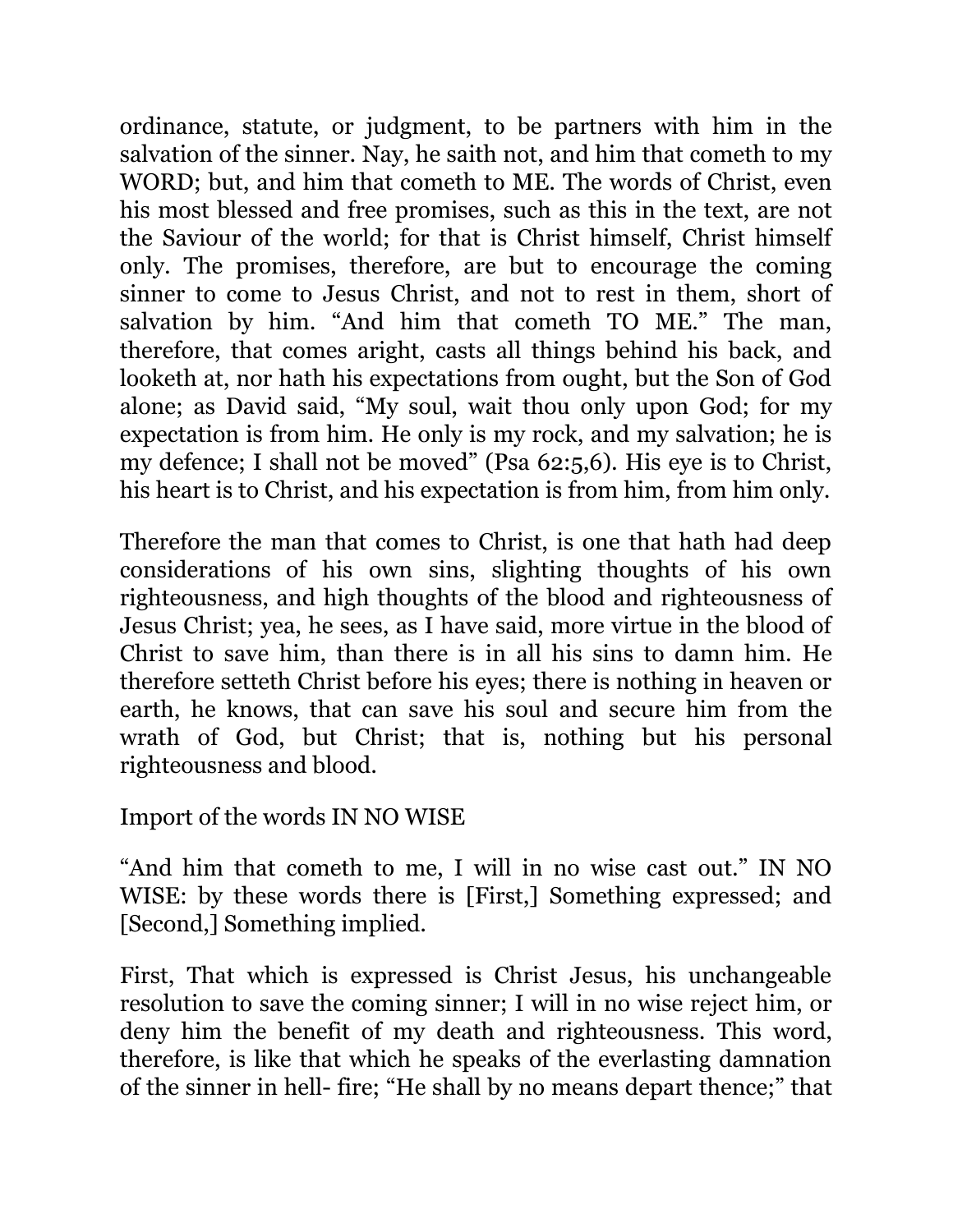ordinance, statute, or judgment, to be partners with him in the salvation of the sinner. Nay, he saith not, and him that cometh to my WORD; but, and him that cometh to ME. The words of Christ, even his most blessed and free promises, such as this in the text, are not the Saviour of the world; for that is Christ himself, Christ himself only. The promises, therefore, are but to encourage the coming sinner to come to Jesus Christ, and not to rest in them, short of salvation by him. "And him that cometh TO ME." The man, therefore, that comes aright, casts all things behind his back, and looketh at, nor hath his expectations from ought, but the Son of God alone; as David said, "My soul, wait thou only upon God; for my expectation is from him. He only is my rock, and my salvation; he is my defence; I shall not be moved" (Psa 62:5,6). His eye is to Christ, his heart is to Christ, and his expectation is from him, from him only.

Therefore the man that comes to Christ, is one that hath had deep considerations of his own sins, slighting thoughts of his own righteousness, and high thoughts of the blood and righteousness of Jesus Christ; yea, he sees, as I have said, more virtue in the blood of Christ to save him, than there is in all his sins to damn him. He therefore setteth Christ before his eyes; there is nothing in heaven or earth, he knows, that can save his soul and secure him from the wrath of God, but Christ; that is, nothing but his personal righteousness and blood.

Import of the words IN NO WISE

"And him that cometh to me, I will in no wise cast out." IN NO WISE: by these words there is [First,] Something expressed; and [Second,] Something implied.

First, That which is expressed is Christ Jesus, his unchangeable resolution to save the coming sinner; I will in no wise reject him, or deny him the benefit of my death and righteousness. This word, therefore, is like that which he speaks of the everlasting damnation of the sinner in hell- fire; "He shall by no means depart thence;" that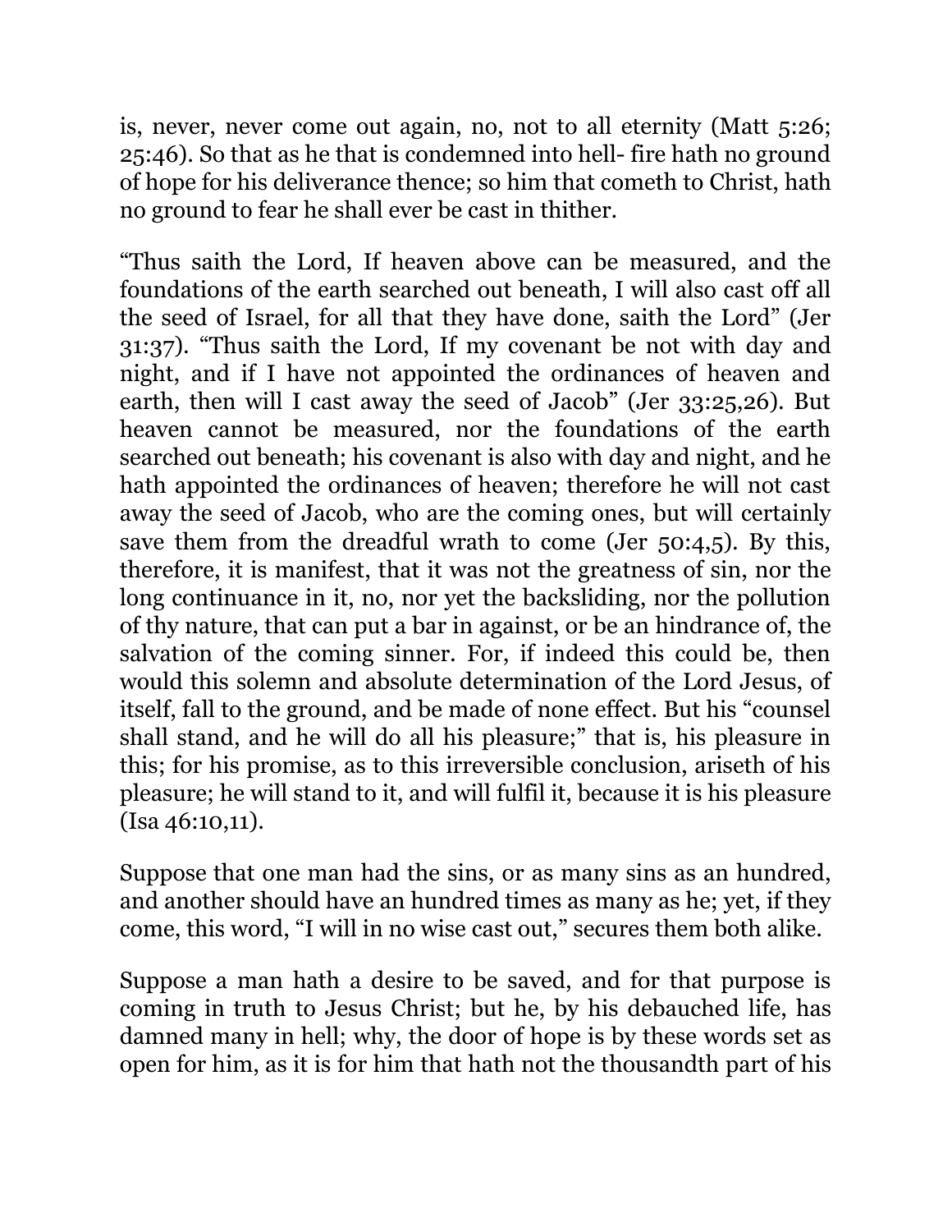is, never, never come out again, no, not to all eternity (Matt 5:26; 25:46). So that as he that is condemned into hell- fire hath no ground of hope for his deliverance thence; so him that cometh to Christ, hath no ground to fear he shall ever be cast in thither.

“Thus saith the Lord, If heaven above can be measured, and the foundations of the earth searched out beneath, I will also cast off all the seed of Israel, for all that they have done, saith the Lord” (Jer 31:37). “Thus saith the Lord, If my covenant be not with day and night, and if I have not appointed the ordinances of heaven and earth, then will I cast away the seed of Jacob” (Jer 33:25,26). But heaven cannot be measured, nor the foundations of the earth searched out beneath; his covenant is also with day and night, and he hath appointed the ordinances of heaven; therefore he will not cast away the seed of Jacob, who are the coming ones, but will certainly save them from the dreadful wrath to come (Jer 50:4,5). By this, therefore, it is manifest, that it was not the greatness of sin, nor the long continuance in it, no, nor yet the backsliding, nor the pollution of thy nature, that can put a bar in against, or be an hindrance of, the salvation of the coming sinner. For, if indeed this could be, then would this solemn and absolute determination of the Lord Jesus, of itself, fall to the ground, and be made of none effect. But his “counsel shall stand, and he will do all his pleasure;” that is, his pleasure in this; for his promise, as to this irreversible conclusion, ariseth of his pleasure; he will stand to it, and will fulfil it, because it is his pleasure (Isa 46:10,11).

Suppose that one man had the sins, or as many sins as an hundred, and another should have an hundred times as many as he; yet, if they come, this word, “I will in no wise cast out,” secures them both alike.

Suppose a man hath a desire to be saved, and for that purpose is coming in truth to Jesus Christ; but he, by his debauched life, has damned many in hell; why, the door of hope is by these words set as open for him, as it is for him that hath not the thousandth part of his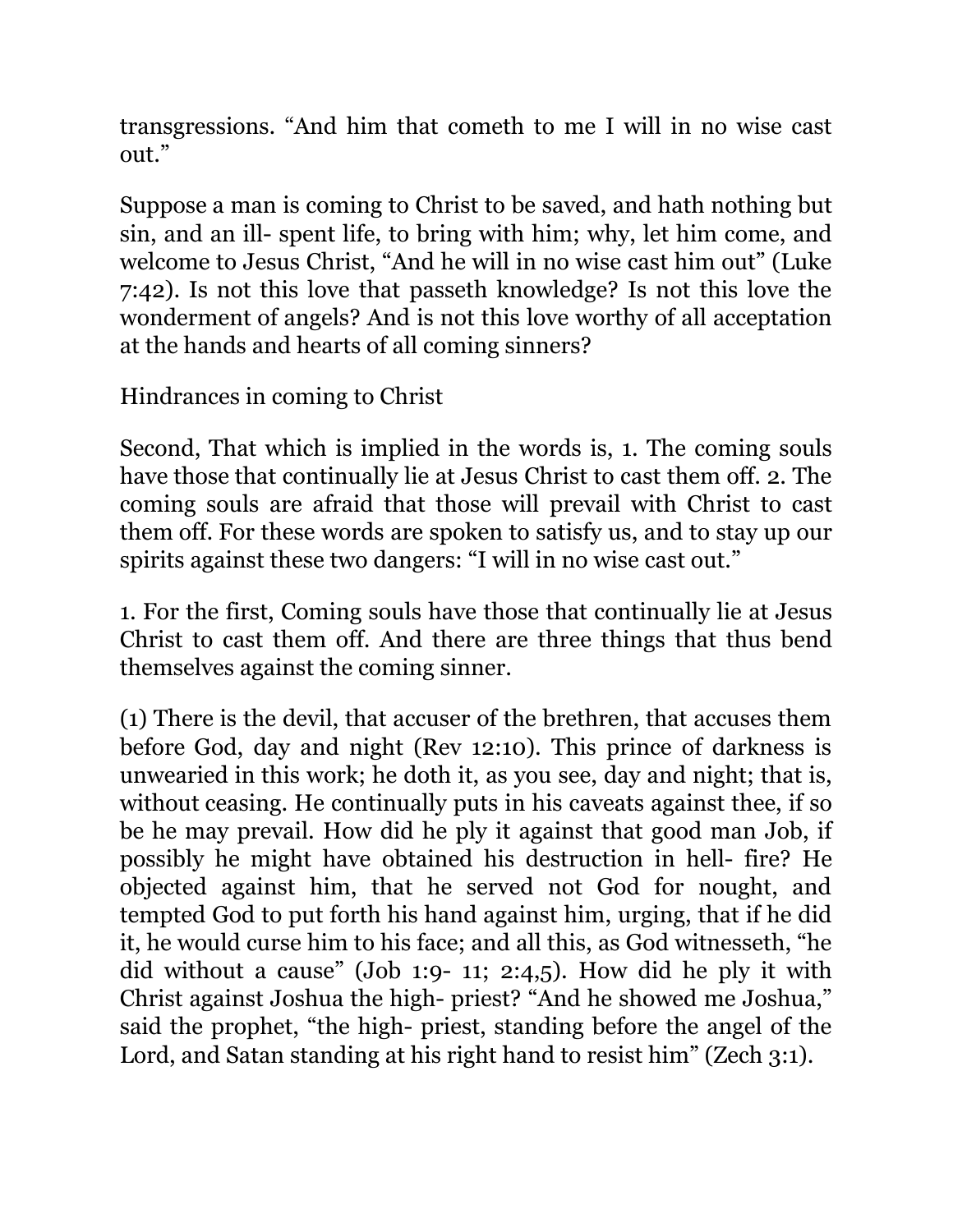transgressions. “And him that cometh to me I will in no wise cast out.”

Suppose a man is coming to Christ to be saved, and hath nothing but sin, and an ill- spent life, to bring with him; why, let him come, and welcome to Jesus Christ, “And he will in no wise cast him out” (Luke 7:42). Is not this love that passeth knowledge? Is not this love the wonderment of angels? And is not this love worthy of all acceptation at the hands and hearts of all coming sinners?

## Hindrances in coming to Christ

Second, That which is implied in the words is, 1. The coming souls have those that continually lie at Jesus Christ to cast them off. 2. The coming souls are afraid that those will prevail with Christ to cast them off. For these words are spoken to satisfy us, and to stay up our spirits against these two dangers: “I will in no wise cast out.”

1. For the first, Coming souls have those that continually lie at Jesus Christ to cast them off. And there are three things that thus bend themselves against the coming sinner.

(1) There is the devil, that accuser of the brethren, that accuses them before God, day and night (Rev 12:10). This prince of darkness is unwearied in this work; he doth it, as you see, day and night; that is, without ceasing. He continually puts in his caveats against thee, if so be he may prevail. How did he ply it against that good man Job, if possibly he might have obtained his destruction in hell- fire? He objected against him, that he served not God for nought, and tempted God to put forth his hand against him, urging, that if he did it, he would curse him to his face; and all this, as God witnesseth, “he did without a cause” (Job 1:9- 11; 2:4,5). How did he ply it with Christ against Joshua the high- priest? “And he showed me Joshua,” said the prophet, “the high- priest, standing before the angel of the Lord, and Satan standing at his right hand to resist him” (Zech 3:1).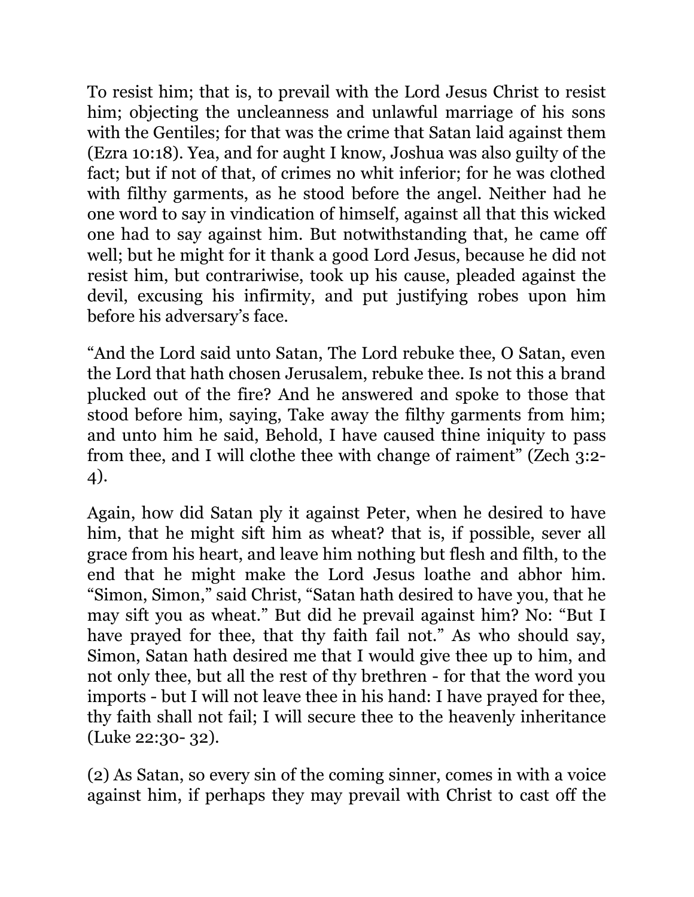To resist him; that is, to prevail with the Lord Jesus Christ to resist him; objecting the uncleanness and unlawful marriage of his sons with the Gentiles; for that was the crime that Satan laid against them (Ezra 10:18). Yea, and for aught I know, Joshua was also guilty of the fact; but if not of that, of crimes no whit inferior; for he was clothed with filthy garments, as he stood before the angel. Neither had he one word to say in vindication of himself, against all that this wicked one had to say against him. But notwithstanding that, he came off well; but he might for it thank a good Lord Jesus, because he did not resist him, but contrariwise, took up his cause, pleaded against the devil, excusing his infirmity, and put justifying robes upon him before his adversary's face.

"And the Lord said unto Satan, The Lord rebuke thee, O Satan, even the Lord that hath chosen Jerusalem, rebuke thee. Is not this a brand plucked out of the fire? And he answered and spoke to those that stood before him, saying, Take away the filthy garments from him; and unto him he said, Behold, I have caused thine iniquity to pass from thee, and I will clothe thee with change of raiment" (Zech 3:2-4).

Again, how did Satan ply it against Peter, when he desired to have him, that he might sift him as wheat? that is, if possible, sever all grace from his heart, and leave him nothing but flesh and filth, to the end that he might make the Lord Jesus loathe and abhor him. "Simon, Simon," said Christ, "Satan hath desired to have you, that he may sift you as wheat." But did he prevail against him? No: "But I have prayed for thee, that thy faith fail not." As who should say, Simon, Satan hath desired me that I would give thee up to him, and not only thee, but all the rest of thy brethren - for that the word you imports - but I will not leave thee in his hand: I have prayed for thee, thy faith shall not fail; I will secure thee to the heavenly inheritance (Luke 22:30- 32).

(2) As Satan, so every sin of the coming sinner, comes in with a voice against him, if perhaps they may prevail with Christ to cast off the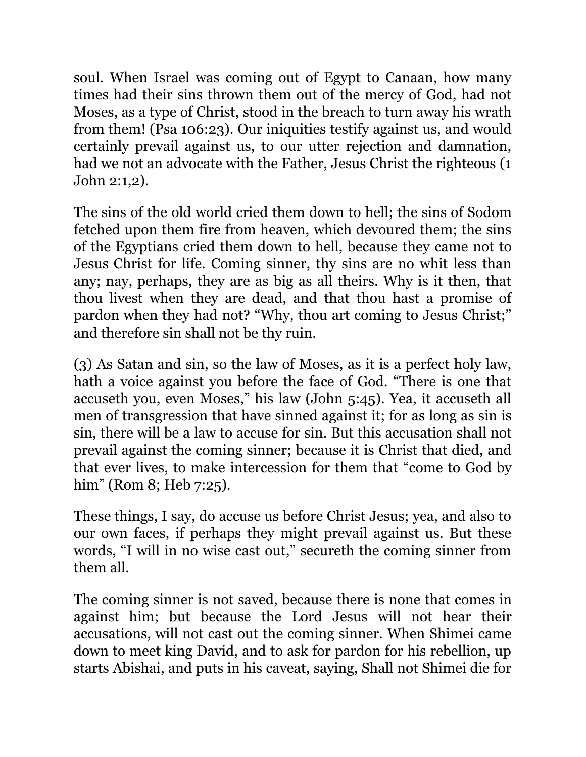soul. When Israel was coming out of Egypt to Canaan, how many times had their sins thrown them out of the mercy of God, had not Moses, as a type of Christ, stood in the breach to turn away his wrath from them! (Psa 106:23). Our iniquities testify against us, and would certainly prevail against us, to our utter rejection and damnation, had we not an advocate with the Father, Jesus Christ the righteous (1 John 2:1,2).

The sins of the old world cried them down to hell; the sins of Sodom fetched upon them fire from heaven, which devoured them; the sins of the Egyptians cried them down to hell, because they came not to Jesus Christ for life. Coming sinner, thy sins are no whit less than any; nay, perhaps, they are as big as all theirs. Why is it then, that thou livest when they are dead, and that thou hast a promise of pardon when they had not? "Why, thou art coming to Jesus Christ;" and therefore sin shall not be thy ruin.

(3) As Satan and sin, so the law of Moses, as it is a perfect holy law, hath a voice against you before the face of God. "There is one that accuseth you, even Moses," his law (John 5:45). Yea, it accuseth all men of transgression that have sinned against it; for as long as sin is sin, there will be a law to accuse for sin. But this accusation shall not prevail against the coming sinner; because it is Christ that died, and that ever lives, to make intercession for them that "come to God by him" (Rom 8; Heb 7:25).

These things, I say, do accuse us before Christ Jesus; yea, and also to our own faces, if perhaps they might prevail against us. But these words, "I will in no wise cast out," secureth the coming sinner from them all.

The coming sinner is not saved, because there is none that comes in against him; but because the Lord Jesus will not hear their accusations, will not cast out the coming sinner. When Shimei came down to meet king David, and to ask for pardon for his rebellion, up starts Abishai, and puts in his caveat, saying, Shall not Shimei die for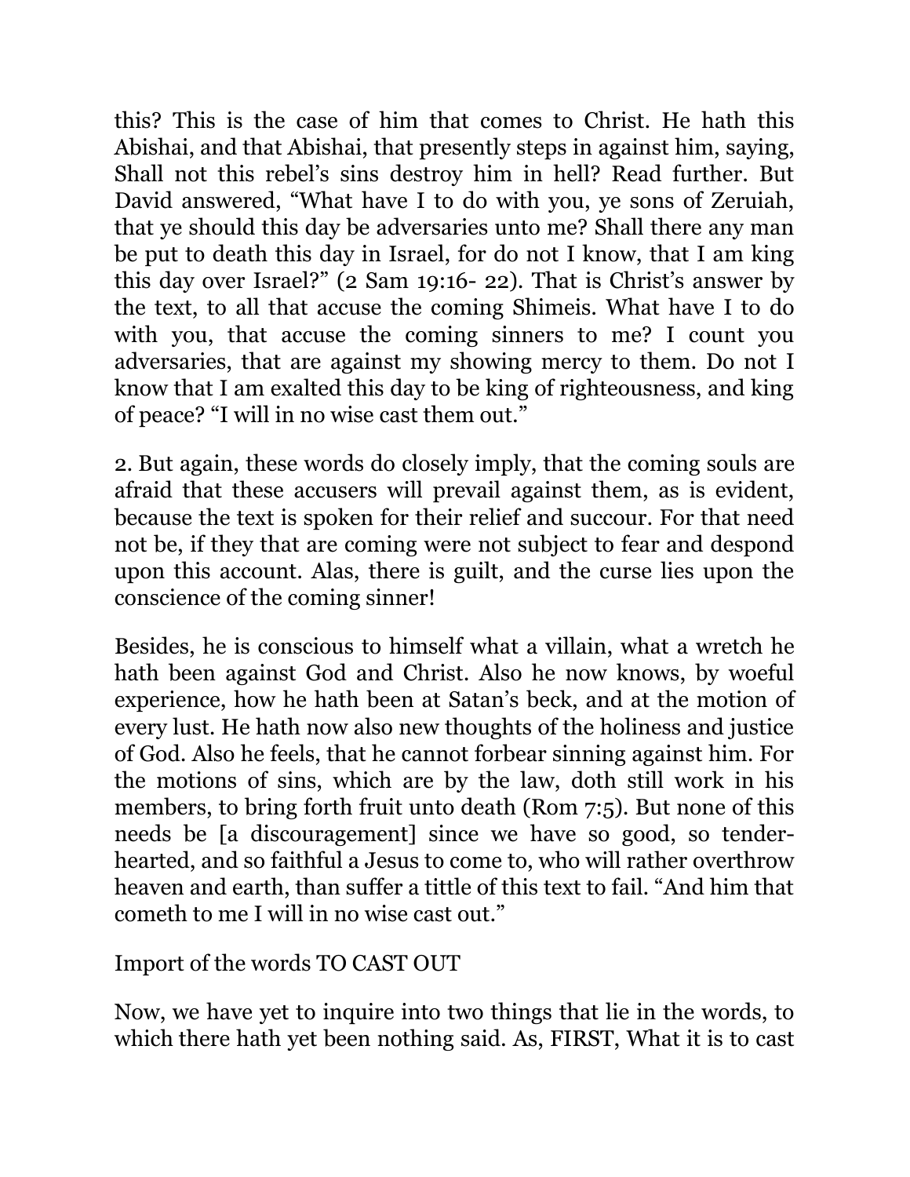this? This is the case of him that comes to Christ. He hath this Abishai, and that Abishai, that presently steps in against him, saying, Shall not this rebel's sins destroy him in hell? Read further. But David answered, "What have I to do with you, ye sons of Zeruiah, that ye should this day be adversaries unto me? Shall there any man be put to death this day in Israel, for do not I know, that I am king this day over Israel?" (2 Sam 19:16- 22). That is Christ's answer by the text, to all that accuse the coming Shimeis. What have I to do with you, that accuse the coming sinners to me? I count you adversaries, that are against my showing mercy to them. Do not I know that I am exalted this day to be king of righteousness, and king of peace? "I will in no wise cast them out."

2. But again, these words do closely imply, that the coming souls are afraid that these accusers will prevail against them, as is evident, because the text is spoken for their relief and succour. For that need not be, if they that are coming were not subject to fear and despond upon this account. Alas, there is guilt, and the curse lies upon the conscience of the coming sinner!

Besides, he is conscious to himself what a villain, what a wretch he hath been against God and Christ. Also he now knows, by woeful experience, how he hath been at Satan's beck, and at the motion of every lust. He hath now also new thoughts of the holiness and justice of God. Also he feels, that he cannot forbear sinning against him. For the motions of sins, which are by the law, doth still work in his members, to bring forth fruit unto death (Rom 7:5). But none of this needs be [a discouragement] since we have so good, so tender-hearted, and so faithful a Jesus to come to, who will rather overthrow heaven and earth, than suffer a tittle of this text to fail. "And him that cometh to me I will in no wise cast out."

## Import of the words TO CAST OUT

Now, we have yet to inquire into two things that lie in the words, to which there hath yet been nothing said. As, FIRST, What it is to cast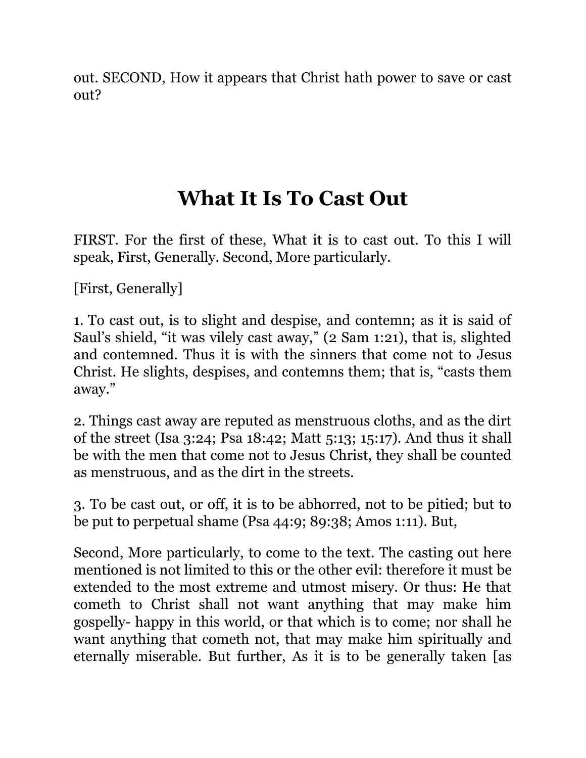out. SECOND, How it appears that Christ hath power to save or cast out?

## What It Is To Cast Out

FIRST. For the first of these, What it is to cast out. To this I will speak, First, Generally. Second, More particularly.

[First, Generally]

1. To cast out, is to slight and despise, and contemn; as it is said of Saul's shield, "it was vilely cast away," (2 Sam 1:21), that is, slighted and contemned. Thus it is with the sinners that come not to Jesus Christ. He slights, despises, and contemns them; that is, "casts them away."

2. Things cast away are reputed as menstruous cloths, and as the dirt of the street (Isa 3:24; Psa 18:42; Matt 5:13; 15:17). And thus it shall be with the men that come not to Jesus Christ, they shall be counted as menstruous, and as the dirt in the streets.

3. To be cast out, or off, it is to be abhorred, not to be pitied; but to be put to perpetual shame (Psa 44:9; 89:38; Amos 1:11). But,

Second, More particularly, to come to the text. The casting out here mentioned is not limited to this or the other evil: therefore it must be extended to the most extreme and utmost misery. Or thus: He that cometh to Christ shall not want anything that may make him gospelly- happy in this world, or that which is to come; nor shall he want anything that cometh not, that may make him spiritually and eternally miserable. But further, As it is to be generally taken [as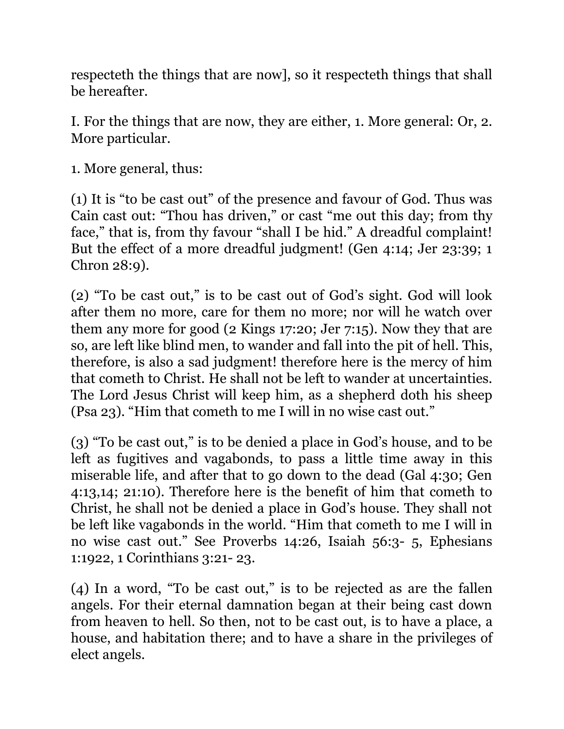respecteth the things that are now], so it respecteth things that shall be hereafter.

I. For the things that are now, they are either, 1. More general: Or, 2. More particular.

1. More general, thus:

(1) It is “to be cast out” of the presence and favour of God. Thus was Cain cast out: “Thou has driven,” or cast “me out this day; from thy face,” that is, from thy favour “shall I be hid.” A dreadful complaint! But the effect of a more dreadful judgment! (Gen 4:14; Jer 23:39; 1 Chron 28:9).

(2) “To be cast out,” is to be cast out of God’s sight. God will look after them no more, care for them no more; nor will he watch over them any more for good (2 Kings 17:20; Jer 7:15). Now they that are so, are left like blind men, to wander and fall into the pit of hell. This, therefore, is also a sad judgment! therefore here is the mercy of him that cometh to Christ. He shall not be left to wander at uncertainties. The Lord Jesus Christ will keep him, as a shepherd doth his sheep (Psa 23). “Him that cometh to me I will in no wise cast out.”

(3) “To be cast out,” is to be denied a place in God’s house, and to be left as fugitives and vagabonds, to pass a little time away in this miserable life, and after that to go down to the dead (Gal 4:30; Gen 4:13,14; 21:10). Therefore here is the benefit of him that cometh to Christ, he shall not be denied a place in God’s house. They shall not be left like vagabonds in the world. “Him that cometh to me I will in no wise cast out.” See Proverbs 14:26, Isaiah 56:3- 5, Ephesians 1:1922, 1 Corinthians 3:21- 23.

(4) In a word, “To be cast out,” is to be rejected as are the fallen angels. For their eternal damnation began at their being cast down from heaven to hell. So then, not to be cast out, is to have a place, a house, and habitation there; and to have a share in the privileges of elect angels.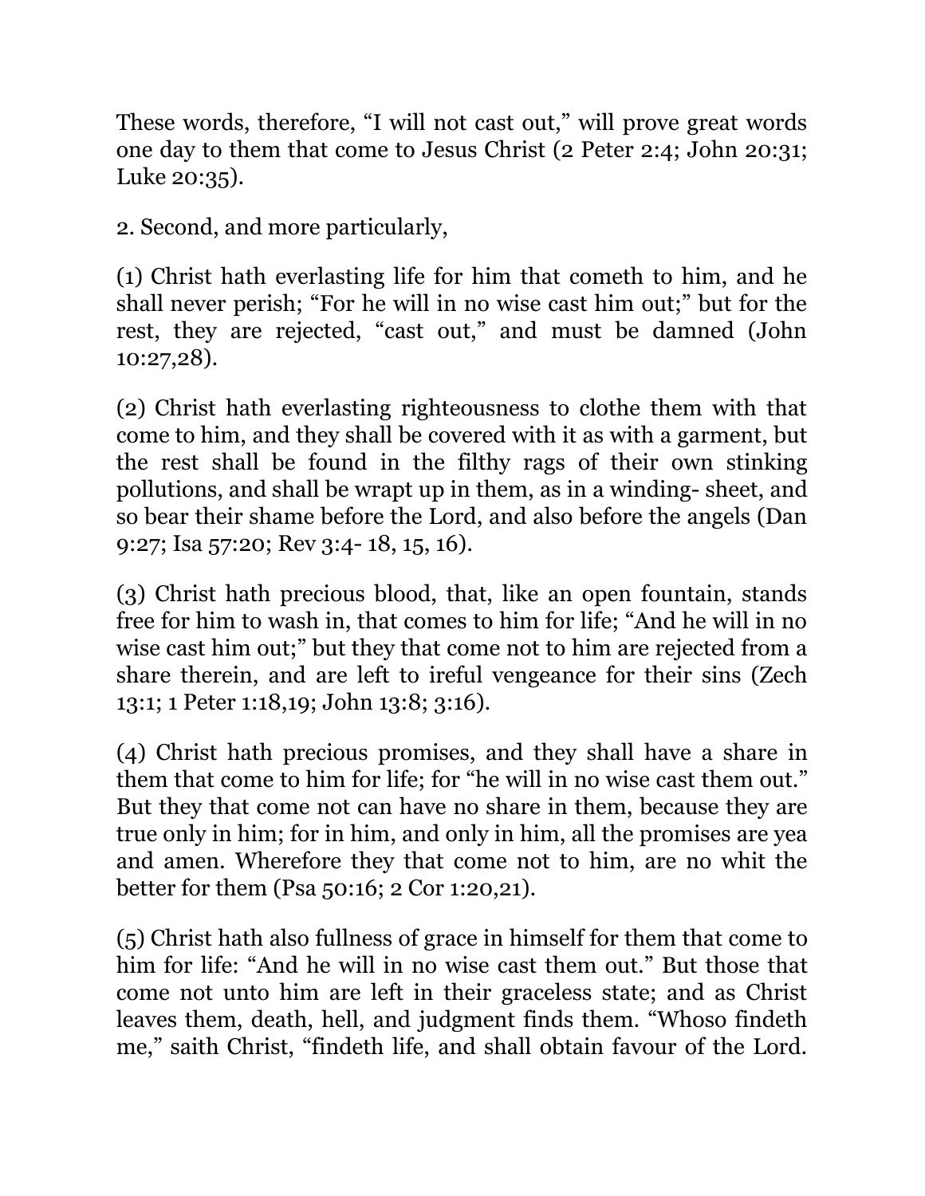These words, therefore, “I will not cast out,” will prove great words one day to them that come to Jesus Christ (2 Peter 2:4; John 20:31; Luke 20:35).

2. Second, and more particularly,

(1) Christ hath everlasting life for him that cometh to him, and he shall never perish; “For he will in no wise cast him out;” but for the rest, they are rejected, “cast out,” and must be damned (John 10:27,28).

(2) Christ hath everlasting righteousness to clothe them with that come to him, and they shall be covered with it as with a garment, but the rest shall be found in the filthy rags of their own stinking pollutions, and shall be wrapt up in them, as in a winding- sheet, and so bear their shame before the Lord, and also before the angels (Dan 9:27; Isa 57:20; Rev 3:4- 18, 15, 16).

(3) Christ hath precious blood, that, like an open fountain, stands free for him to wash in, that comes to him for life; “And he will in no wise cast him out;” but they that come not to him are rejected from a share therein, and are left to ireful vengeance for their sins (Zech 13:1; 1 Peter 1:18,19; John 13:8; 3:16).

(4) Christ hath precious promises, and they shall have a share in them that come to him for life; for “he will in no wise cast them out.” But they that come not can have no share in them, because they are true only in him; for in him, and only in him, all the promises are yea and amen. Wherefore they that come not to him, are no whit the better for them (Psa 50:16; 2 Cor 1:20,21).

(5) Christ hath also fullness of grace in himself for them that come to him for life: “And he will in no wise cast them out.” But those that come not unto him are left in their graceless state; and as Christ leaves them, death, hell, and judgment finds them. “Whoso findeth me,” saith Christ, “findeth life, and shall obtain favour of the Lord.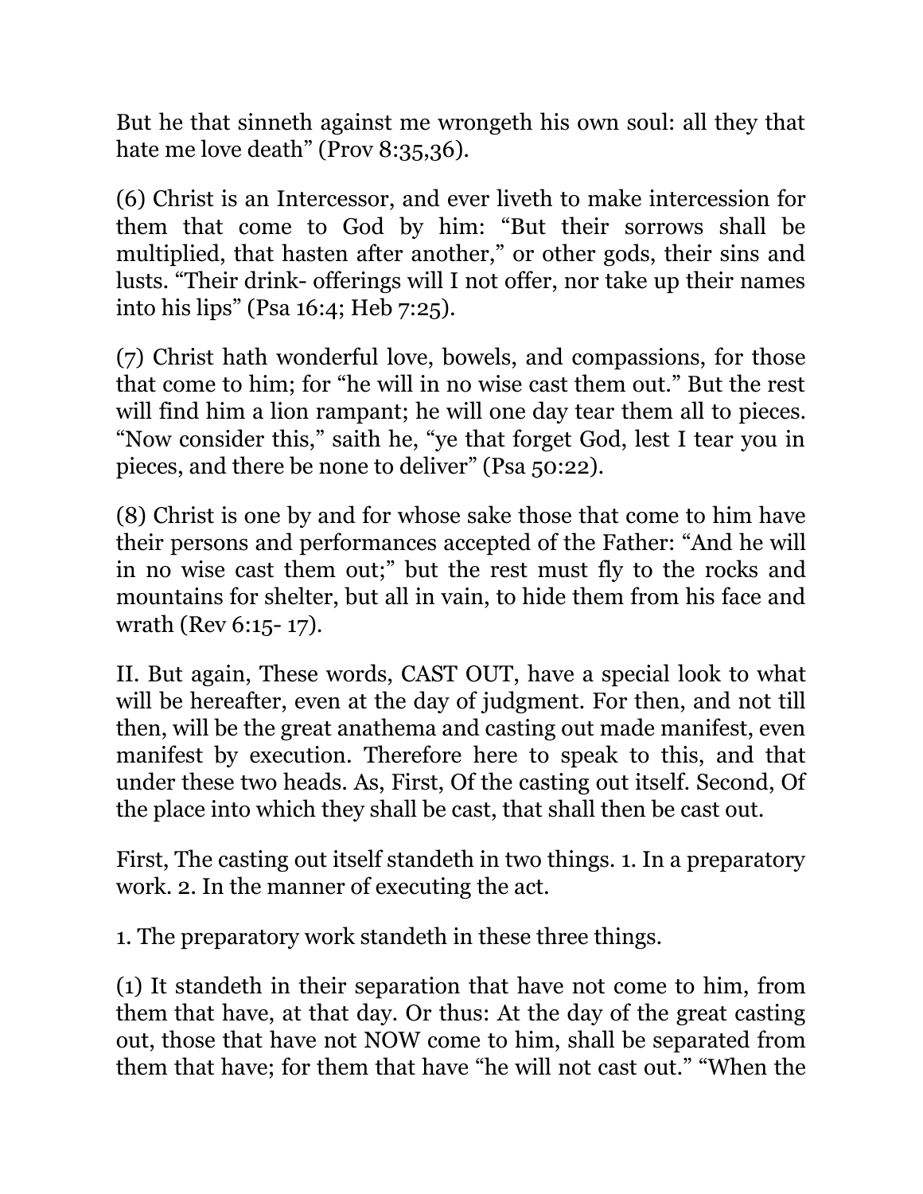But he that sinneth against me wrongeth his own soul: all they that hate me love death" (Prov 8:35,36).

(6) Christ is an Intercessor, and ever liveth to make intercession for them that come to God by him: "But their sorrows shall be multiplied, that hasten after another," or other gods, their sins and lusts. "Their drink- offerings will I not offer, nor take up their names into his lips" (Psa 16:4; Heb 7:25).

(7) Christ hath wonderful love, bowels, and compassions, for those that come to him; for "he will in no wise cast them out." But the rest will find him a lion rampant; he will one day tear them all to pieces. "Now consider this," saith he, "ye that forget God, lest I tear you in pieces, and there be none to deliver" (Psa 50:22).

(8) Christ is one by and for whose sake those that come to him have their persons and performances accepted of the Father: "And he will in no wise cast them out;" but the rest must fly to the rocks and mountains for shelter, but all in vain, to hide them from his face and wrath (Rev 6:15- 17).

II. But again, These words, CAST OUT, have a special look to what will be hereafter, even at the day of judgment. For then, and not till then, will be the great anathema and casting out made manifest, even manifest by execution. Therefore here to speak to this, and that under these two heads. As, First, Of the casting out itself. Second, Of the place into which they shall be cast, that shall then be cast out.

First, The casting out itself standeth in two things. 1. In a preparatory work. 2. In the manner of executing the act.

1. The preparatory work standeth in these three things.

(1) It standeth in their separation that have not come to him, from them that have, at that day. Or thus: At the day of the great casting out, those that have not NOW come to him, shall be separated from them that have; for them that have "he will not cast out." "When the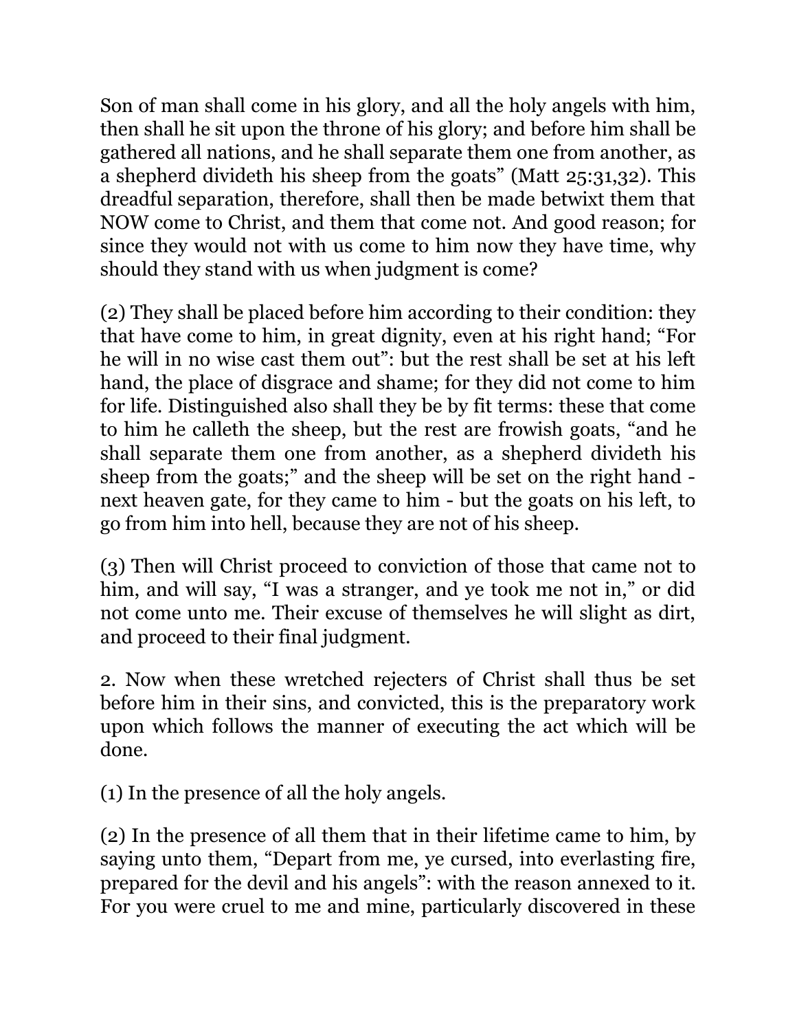Son of man shall come in his glory, and all the holy angels with him, then shall he sit upon the throne of his glory; and before him shall be gathered all nations, and he shall separate them one from another, as a shepherd divideth his sheep from the goats" (Matt 25:31,32). This dreadful separation, therefore, shall then be made betwixt them that NOW come to Christ, and them that come not. And good reason; for since they would not with us come to him now they have time, why should they stand with us when judgment is come?

(2) They shall be placed before him according to their condition: they that have come to him, in great dignity, even at his right hand; "For he will in no wise cast them out": but the rest shall be set at his left hand, the place of disgrace and shame; for they did not come to him for life. Distinguished also shall they be by fit terms: these that come to him he calleth the sheep, but the rest are frowish goats, "and he shall separate them one from another, as a shepherd divideth his sheep from the goats;" and the sheep will be set on the right hand - next heaven gate, for they came to him - but the goats on his left, to go from him into hell, because they are not of his sheep.

(3) Then will Christ proceed to conviction of those that came not to him, and will say, "I was a stranger, and ye took me not in," or did not come unto me. Their excuse of themselves he will slight as dirt, and proceed to their final judgment.

2. Now when these wretched rejecters of Christ shall thus be set before him in their sins, and convicted, this is the preparatory work upon which follows the manner of executing the act which will be done.

(1) In the presence of all the holy angels.

(2) In the presence of all them that in their lifetime came to him, by saying unto them, "Depart from me, ye cursed, into everlasting fire, prepared for the devil and his angels": with the reason annexed to it. For you were cruel to me and mine, particularly discovered in these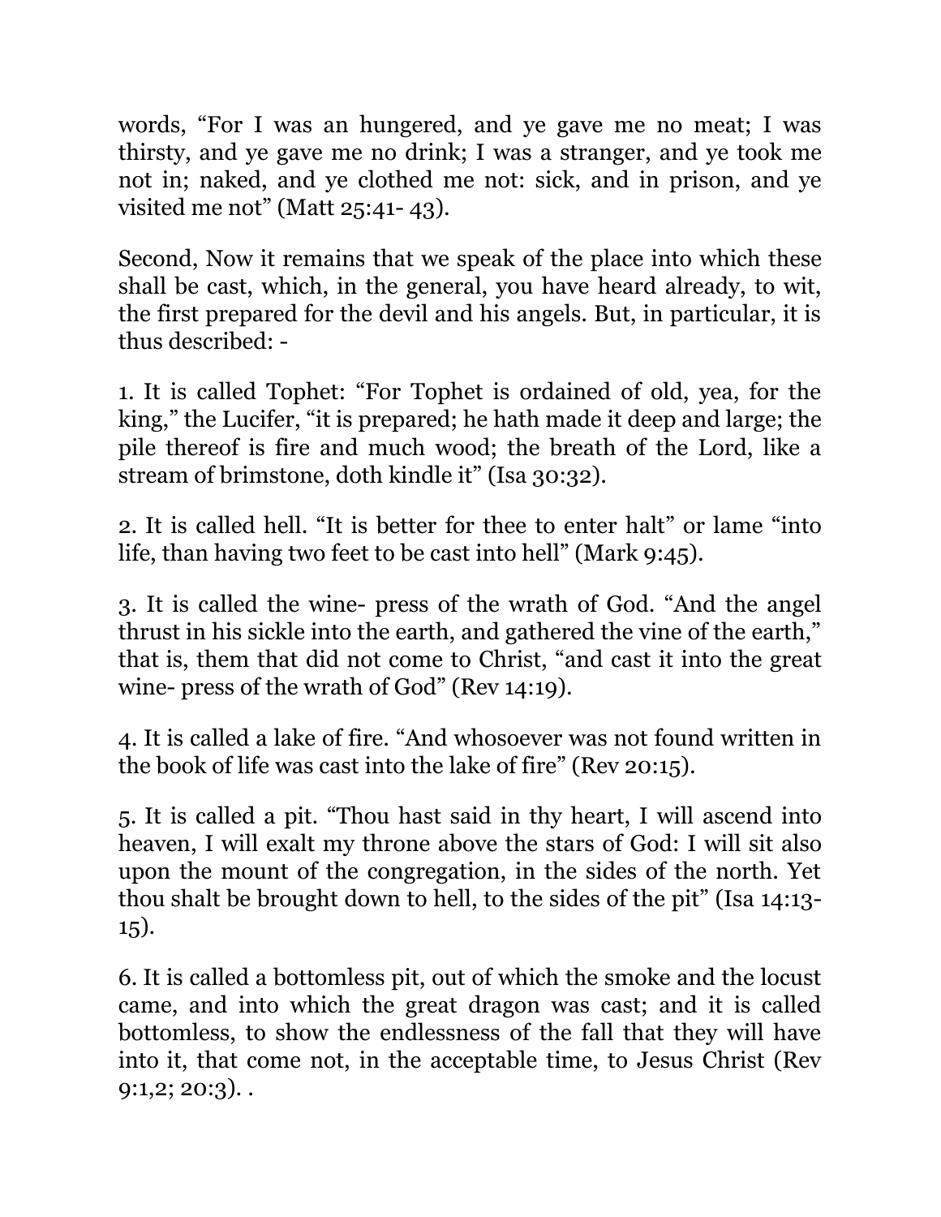words, “For I was an hungered, and ye gave me no meat; I was thirsty, and ye gave me no drink; I was a stranger, and ye took me not in; naked, and ye clothed me not: sick, and in prison, and ye visited me not” (Matt 25:41- 43).

Second, Now it remains that we speak of the place into which these shall be cast, which, in the general, you have heard already, to wit, the first prepared for the devil and his angels. But, in particular, it is thus described: -

1. It is called Tophet: “For Tophet is ordained of old, yea, for the king,” the Lucifer, “it is prepared; he hath made it deep and large; the pile thereof is fire and much wood; the breath of the Lord, like a stream of brimstone, doth kindle it” (Isa 30:32).

2. It is called hell. “It is better for thee to enter halt” or lame “into life, than having two feet to be cast into hell” (Mark 9:45).

3. It is called the wine- press of the wrath of God. “And the angel thrust in his sickle into the earth, and gathered the vine of the earth,” that is, them that did not come to Christ, “and cast it into the great wine- press of the wrath of God” (Rev 14:19).

4. It is called a lake of fire. “And whosoever was not found written in the book of life was cast into the lake of fire” (Rev 20:15).

5. It is called a pit. “Thou hast said in thy heart, I will ascend into heaven, I will exalt my throne above the stars of God: I will sit also upon the mount of the congregation, in the sides of the north. Yet thou shalt be brought down to hell, to the sides of the pit” (Isa 14:13- 15).

6. It is called a bottomless pit, out of which the smoke and the locust came, and into which the great dragon was cast; and it is called bottomless, to show the endlessness of the fall that they will have into it, that come not, in the acceptable time, to Jesus Christ (Rev 9:1,2; 20:3). .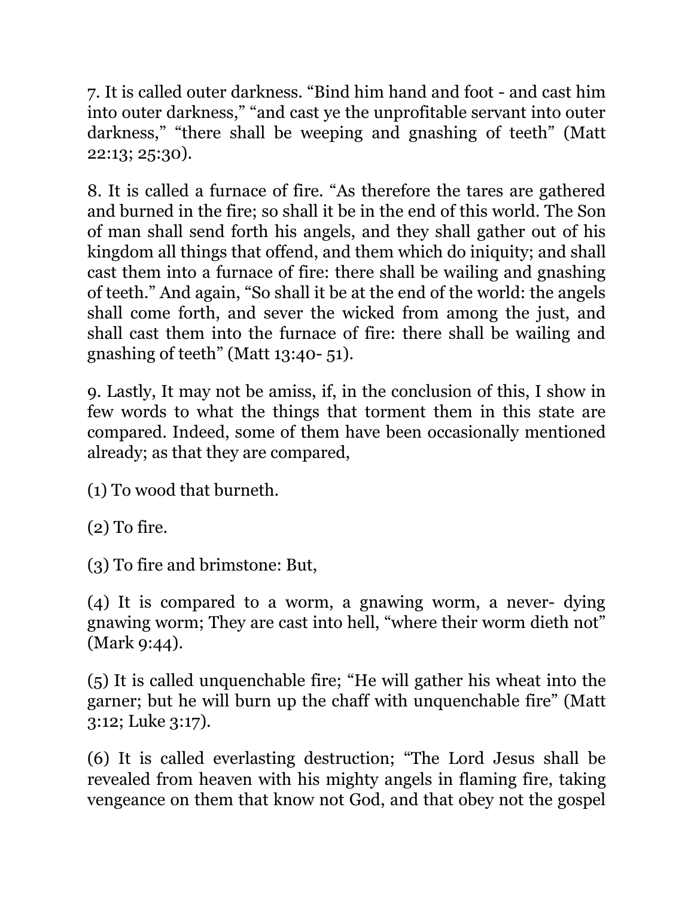7. It is called outer darkness. “Bind him hand and foot - and cast him into outer darkness,” “and cast ye the unprofitable servant into outer darkness,” “there shall be weeping and gnashing of teeth” (Matt 22:13; 25:30).

8. It is called a furnace of fire. “As therefore the tares are gathered and burned in the fire; so shall it be in the end of this world. The Son of man shall send forth his angels, and they shall gather out of his kingdom all things that offend, and them which do iniquity; and shall cast them into a furnace of fire: there shall be wailing and gnashing of teeth.” And again, “So shall it be at the end of the world: the angels shall come forth, and sever the wicked from among the just, and shall cast them into the furnace of fire: there shall be wailing and gnashing of teeth” (Matt 13:40- 51).

9. Lastly, It may not be amiss, if, in the conclusion of this, I show in few words to what the things that torment them in this state are compared. Indeed, some of them have been occasionally mentioned already; as that they are compared,

(1) To wood that burneth.

(2) To fire.

(3) To fire and brimstone: But,

(4) It is compared to a worm, a gnawing worm, a never- dying gnawing worm; They are cast into hell, “where their worm dieth not” (Mark 9:44).

(5) It is called unquenchable fire; “He will gather his wheat into the garner; but he will burn up the chaff with unquenchable fire” (Matt 3:12; Luke 3:17).

(6) It is called everlasting destruction; “The Lord Jesus shall be revealed from heaven with his mighty angels in flaming fire, taking vengeance on them that know not God, and that obey not the gospel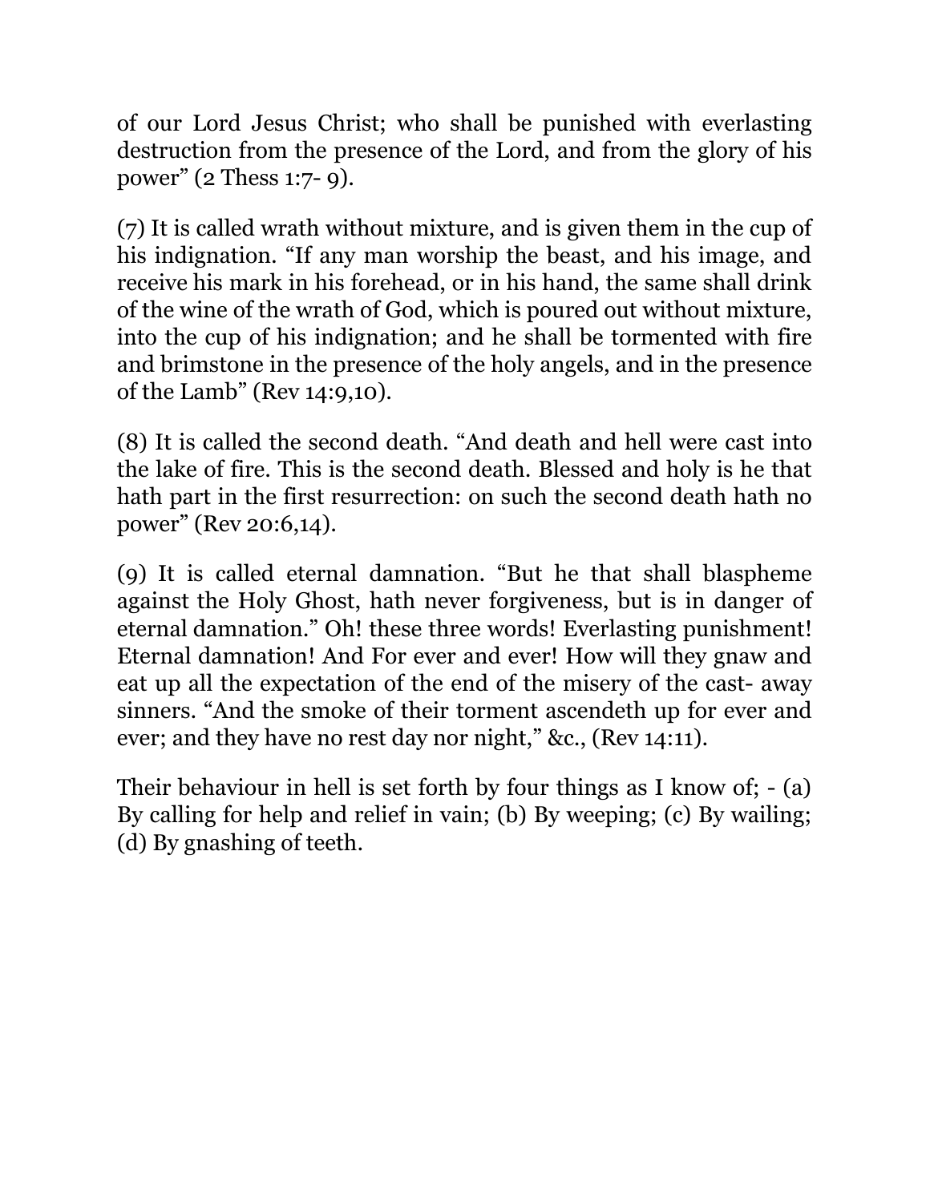of our Lord Jesus Christ; who shall be punished with everlasting destruction from the presence of the Lord, and from the glory of his power" (2 Thess 1:7- 9).

(7) It is called wrath without mixture, and is given them in the cup of his indignation. "If any man worship the beast, and his image, and receive his mark in his forehead, or in his hand, the same shall drink of the wine of the wrath of God, which is poured out without mixture, into the cup of his indignation; and he shall be tormented with fire and brimstone in the presence of the holy angels, and in the presence of the Lamb" (Rev 14:9,10).

(8) It is called the second death. "And death and hell were cast into the lake of fire. This is the second death. Blessed and holy is he that hath part in the first resurrection: on such the second death hath no power" (Rev 20:6,14).

(9) It is called eternal damnation. "But he that shall blaspheme against the Holy Ghost, hath never forgiveness, but is in danger of eternal damnation." Oh! these three words! Everlasting punishment! Eternal damnation! And For ever and ever! How will they gnaw and eat up all the expectation of the end of the misery of the cast- away sinners. "And the smoke of their torment ascendeth up for ever and ever; and they have no rest day nor night," &c., (Rev 14:11).

Their behaviour in hell is set forth by four things as I know of; - (a) By calling for help and relief in vain; (b) By weeping; (c) By wailing; (d) By gnashing of teeth.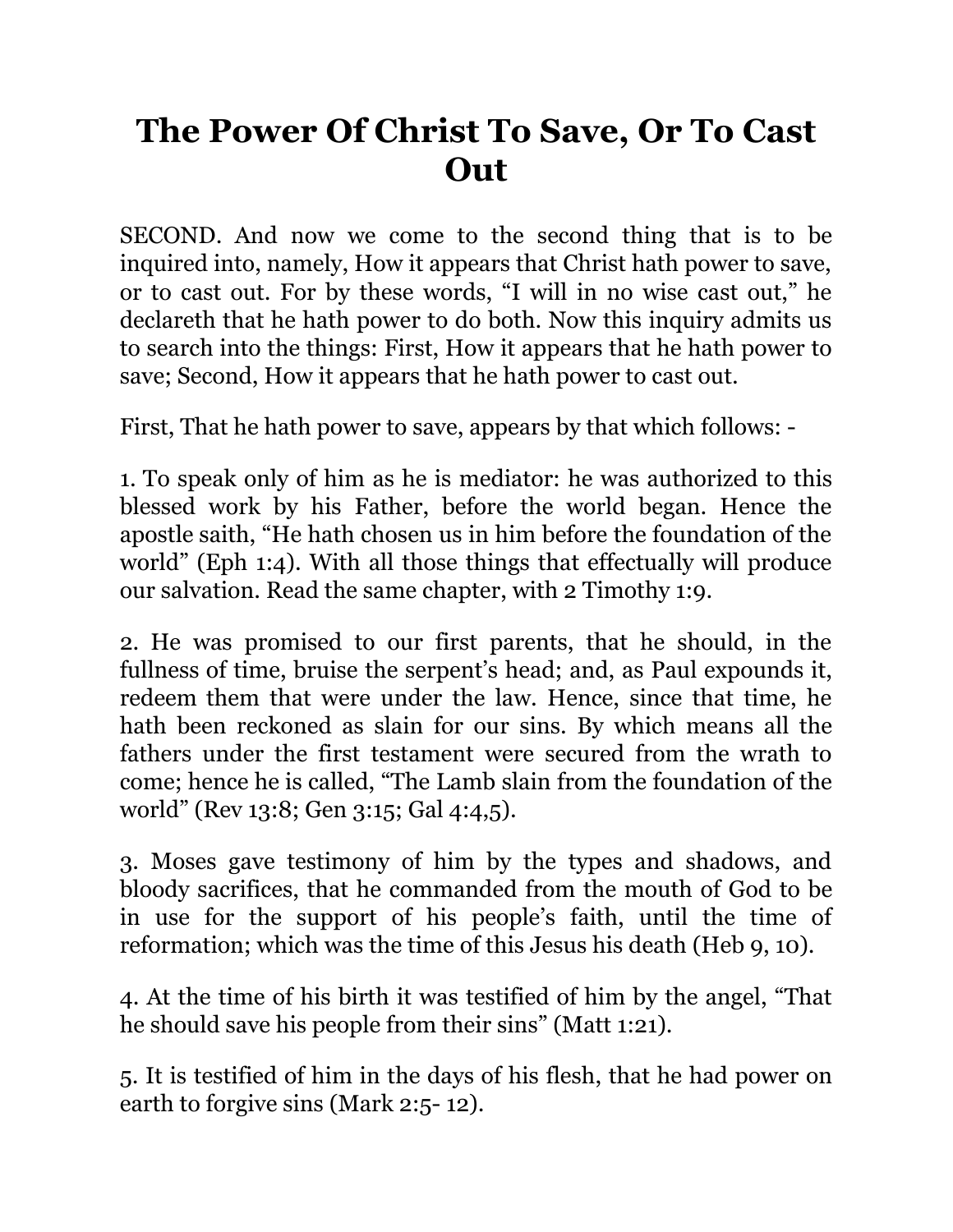# The Power Of Christ To Save, Or To Cast Out

SECOND. And now we come to the second thing that is to be inquired into, namely, How it appears that Christ hath power to save, or to cast out. For by these words, “I will in no wise cast out,” he declareth that he hath power to do both. Now this inquiry admits us to search into the things: First, How it appears that he hath power to save; Second, How it appears that he hath power to cast out.

First, That he hath power to save, appears by that which follows: -

1. To speak only of him as he is mediator: he was authorized to this blessed work by his Father, before the world began. Hence the apostle saith, “He hath chosen us in him before the foundation of the world” (Eph 1:4). With all those things that effectually will produce our salvation. Read the same chapter, with 2 Timothy 1:9.

2. He was promised to our first parents, that he should, in the fullness of time, bruise the serpent’s head; and, as Paul expounds it, redeem them that were under the law. Hence, since that time, he hath been reckoned as slain for our sins. By which means all the fathers under the first testament were secured from the wrath to come; hence he is called, “The Lamb slain from the foundation of the world” (Rev 13:8; Gen 3:15; Gal 4:4,5).

3. Moses gave testimony of him by the types and shadows, and bloody sacrifices, that he commanded from the mouth of God to be in use for the support of his people’s faith, until the time of reformation; which was the time of this Jesus his death (Heb 9, 10).

4. At the time of his birth it was testified of him by the angel, “That he should save his people from their sins” (Matt 1:21).

5. It is testified of him in the days of his flesh, that he had power on earth to forgive sins (Mark 2:5- 12).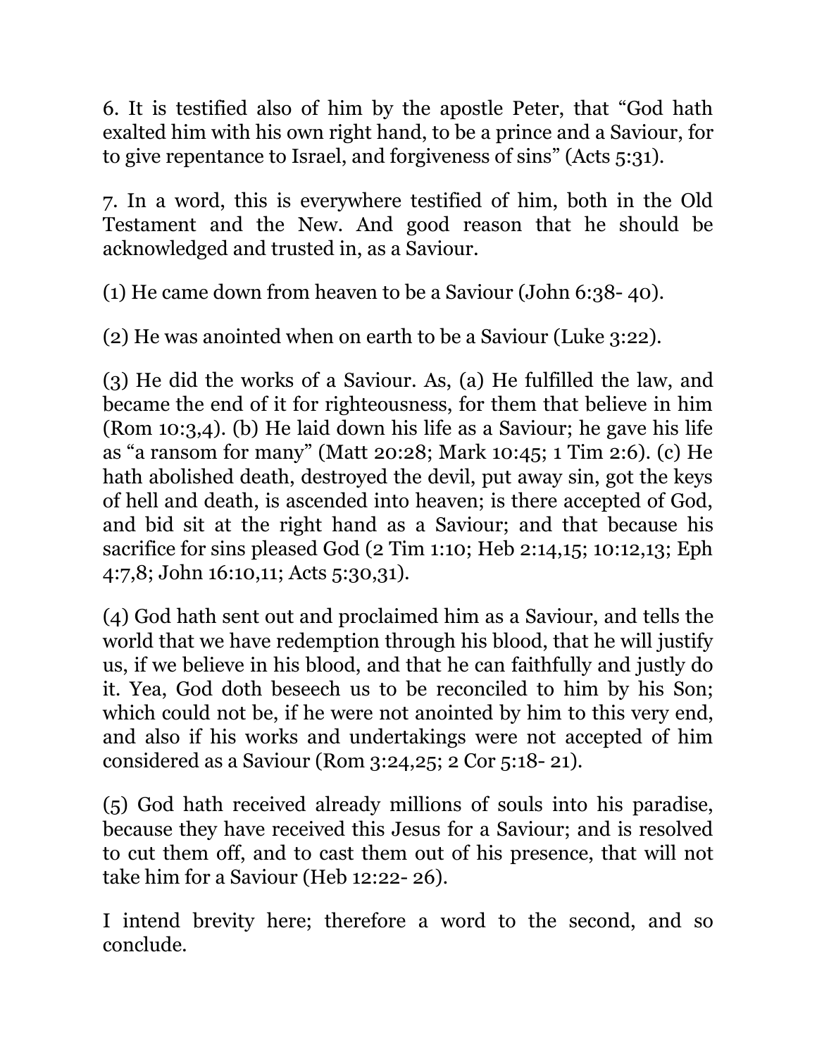6. It is testified also of him by the apostle Peter, that “God hath exalted him with his own right hand, to be a prince and a Saviour, for to give repentance to Israel, and forgiveness of sins” (Acts 5:31).

7. In a word, this is everywhere testified of him, both in the Old Testament and the New. And good reason that he should be acknowledged and trusted in, as a Saviour.

(1) He came down from heaven to be a Saviour (John 6:38- 40).

(2) He was anointed when on earth to be a Saviour (Luke 3:22).

(3) He did the works of a Saviour. As, (a) He fulfilled the law, and became the end of it for righteousness, for them that believe in him (Rom 10:3,4). (b) He laid down his life as a Saviour; he gave his life as “a ransom for many” (Matt 20:28; Mark 10:45; 1 Tim 2:6). (c) He hath abolished death, destroyed the devil, put away sin, got the keys of hell and death, is ascended into heaven; is there accepted of God, and bid sit at the right hand as a Saviour; and that because his sacrifice for sins pleased God (2 Tim 1:10; Heb 2:14,15; 10:12,13; Eph 4:7,8; John 16:10,11; Acts 5:30,31).

(4) God hath sent out and proclaimed him as a Saviour, and tells the world that we have redemption through his blood, that he will justify us, if we believe in his blood, and that he can faithfully and justly do it. Yea, God doth beseech us to be reconciled to him by his Son; which could not be, if he were not anointed by him to this very end, and also if his works and undertakings were not accepted of him considered as a Saviour (Rom 3:24,25; 2 Cor 5:18- 21).

(5) God hath received already millions of souls into his paradise, because they have received this Jesus for a Saviour; and is resolved to cut them off, and to cast them out of his presence, that will not take him for a Saviour (Heb 12:22- 26).

I intend brevity here; therefore a word to the second, and so conclude.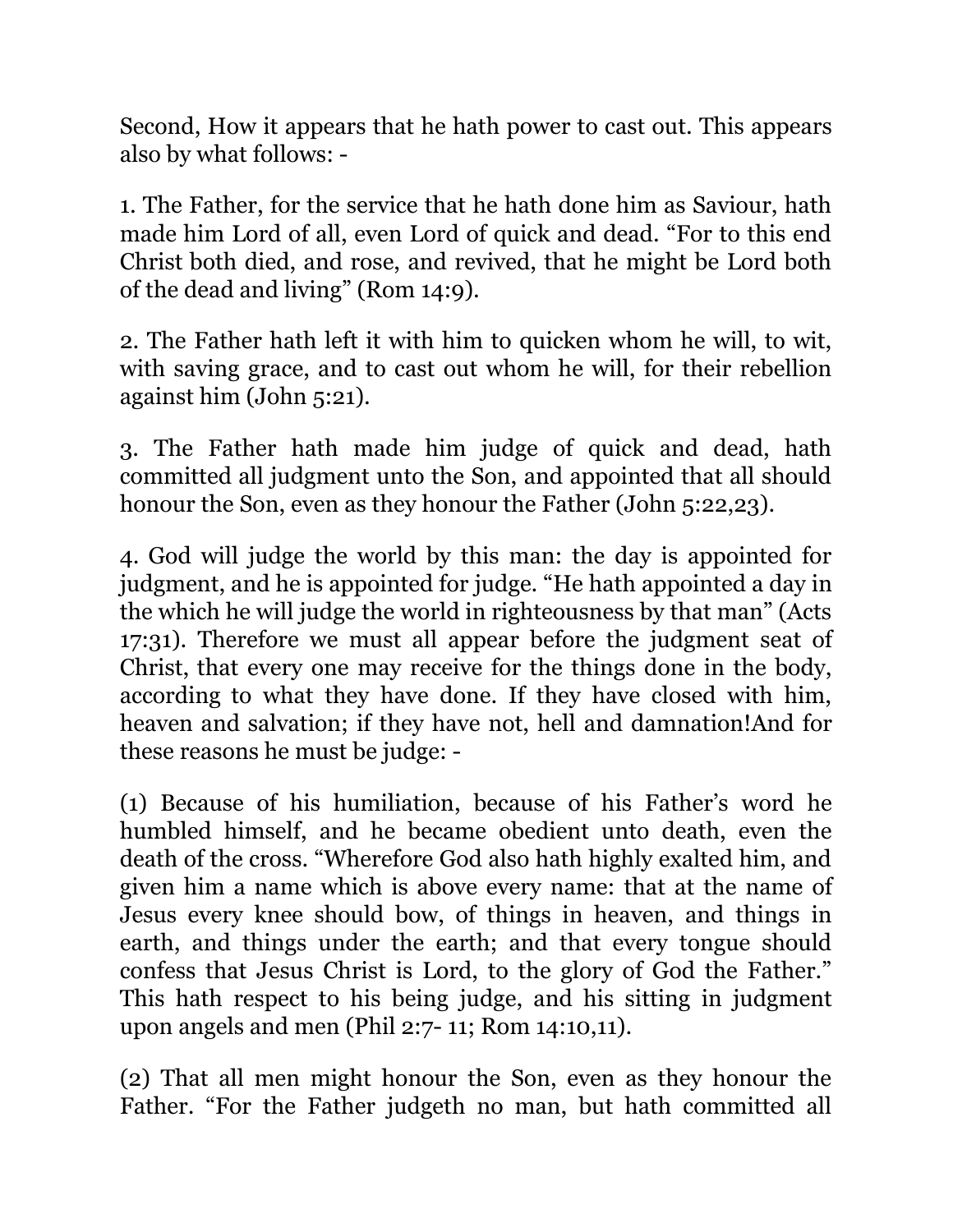Second, How it appears that he hath power to cast out. This appears also by what follows: -

1. The Father, for the service that he hath done him as Saviour, hath made him Lord of all, even Lord of quick and dead. “For to this end Christ both died, and rose, and revived, that he might be Lord both of the dead and living” (Rom 14:9).

2. The Father hath left it with him to quicken whom he will, to wit, with saving grace, and to cast out whom he will, for their rebellion against him (John 5:21).

3. The Father hath made him judge of quick and dead, hath committed all judgment unto the Son, and appointed that all should honour the Son, even as they honour the Father (John 5:22,23).

4. God will judge the world by this man: the day is appointed for judgment, and he is appointed for judge. “He hath appointed a day in the which he will judge the world in righteousness by that man” (Acts 17:31). Therefore we must all appear before the judgment seat of Christ, that every one may receive for the things done in the body, according to what they have done. If they have closed with him, heaven and salvation; if they have not, hell and damnation!And for these reasons he must be judge: -

(1) Because of his humiliation, because of his Father’s word he humbled himself, and he became obedient unto death, even the death of the cross. “Wherefore God also hath highly exalted him, and given him a name which is above every name: that at the name of Jesus every knee should bow, of things in heaven, and things in earth, and things under the earth; and that every tongue should confess that Jesus Christ is Lord, to the glory of God the Father.” This hath respect to his being judge, and his sitting in judgment upon angels and men (Phil 2:7- 11; Rom 14:10,11).

(2) That all men might honour the Son, even as they honour the Father. “For the Father judgeth no man, but hath committed all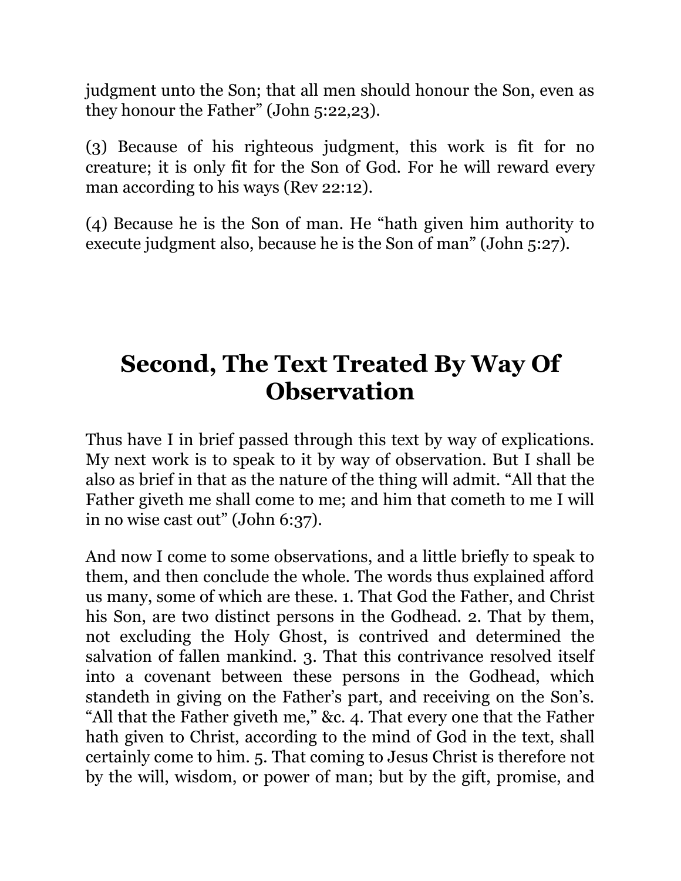judgment unto the Son; that all men should honour the Son, even as they honour the Father" (John 5:22,23).

(3) Because of his righteous judgment, this work is fit for no creature; it is only fit for the Son of God. For he will reward every man according to his ways (Rev 22:12).

(4) Because he is the Son of man. He "hath given him authority to execute judgment also, because he is the Son of man" (John 5:27).

## Second, The Text Treated By Way Of Observation

Thus have I in brief passed through this text by way of explications. My next work is to speak to it by way of observation. But I shall be also as brief in that as the nature of the thing will admit. "All that the Father giveth me shall come to me; and him that cometh to me I will in no wise cast out" (John 6:37).

And now I come to some observations, and a little briefly to speak to them, and then conclude the whole. The words thus explained afford us many, some of which are these. 1. That God the Father, and Christ his Son, are two distinct persons in the Godhead. 2. That by them, not excluding the Holy Ghost, is contrived and determined the salvation of fallen mankind. 3. That this contrivance resolved itself into a covenant between these persons in the Godhead, which standeth in giving on the Father's part, and receiving on the Son's. "All that the Father giveth me," &c. 4. That every one that the Father hath given to Christ, according to the mind of God in the text, shall certainly come to him. 5. That coming to Jesus Christ is therefore not by the will, wisdom, or power of man; but by the gift, promise, and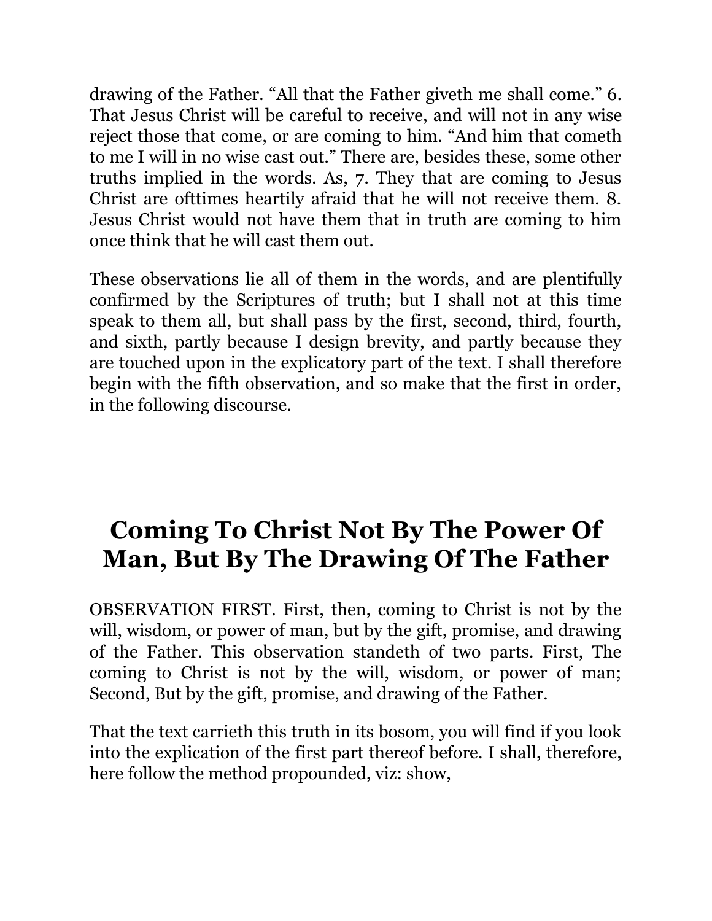drawing of the Father. “All that the Father giveth me shall come.” 6. That Jesus Christ will be careful to receive, and will not in any wise reject those that come, or are coming to him. “And him that cometh to me I will in no wise cast out.” There are, besides these, some other truths implied in the words. As, 7. They that are coming to Jesus Christ are ofttimes heartily afraid that he will not receive them. 8. Jesus Christ would not have them that in truth are coming to him once think that he will cast them out.

These observations lie all of them in the words, and are plentifully confirmed by the Scriptures of truth; but I shall not at this time speak to them all, but shall pass by the first, second, third, fourth, and sixth, partly because I design brevity, and partly because they are touched upon in the explicatory part of the text. I shall therefore begin with the fifth observation, and so make that the first in order, in the following discourse.

# Coming To Christ Not By The Power Of Man, But By The Drawing Of The Father

OBSERVATION FIRST. First, then, coming to Christ is not by the will, wisdom, or power of man, but by the gift, promise, and drawing of the Father. This observation standeth of two parts. First, The coming to Christ is not by the will, wisdom, or power of man; Second, But by the gift, promise, and drawing of the Father.

That the text carrieth this truth in its bosom, you will find if you look into the explication of the first part thereof before. I shall, therefore, here follow the method propounded, viz: show,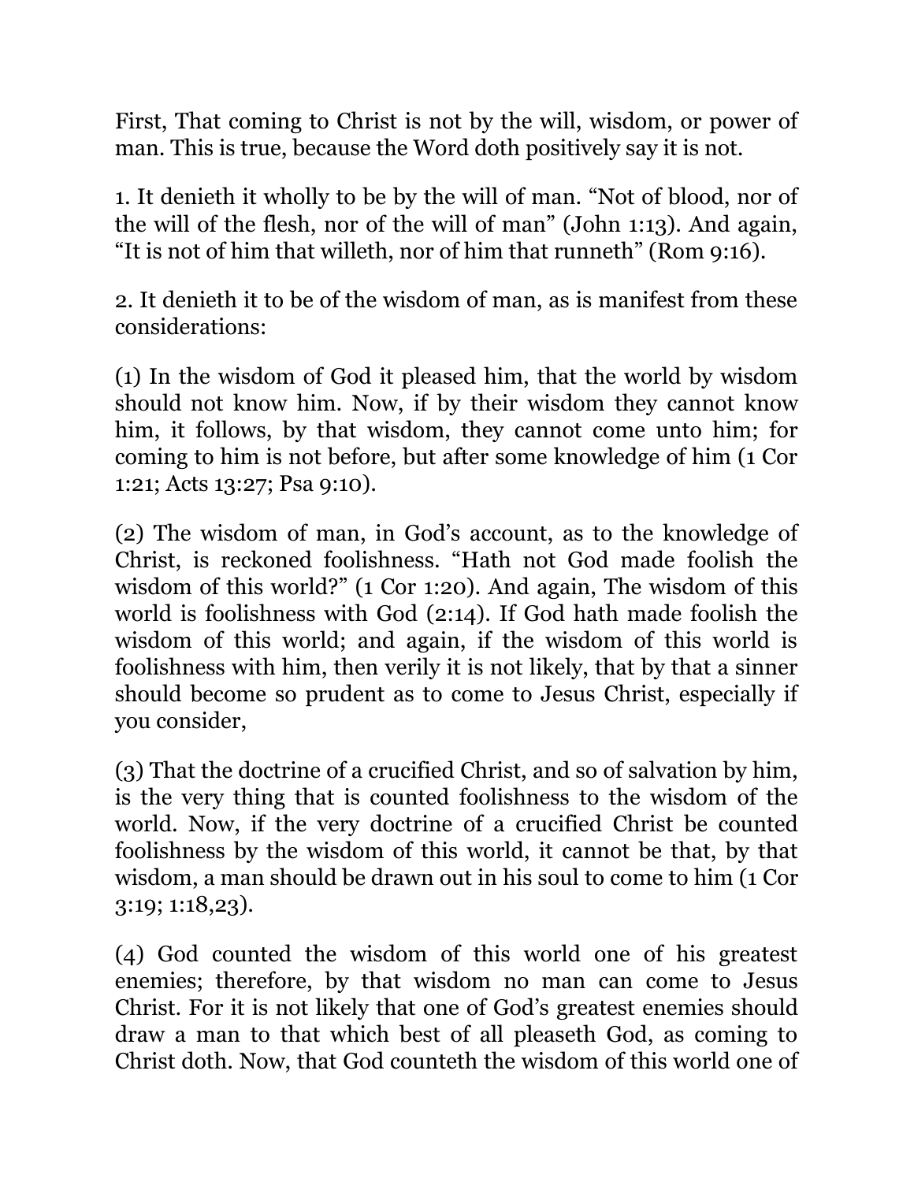First, That coming to Christ is not by the will, wisdom, or power of man. This is true, because the Word doth positively say it is not.

1. It denieth it wholly to be by the will of man. “Not of blood, nor of the will of the flesh, nor of the will of man” (John 1:13). And again, “It is not of him that willeth, nor of him that runneth” (Rom 9:16).

2. It denieth it to be of the wisdom of man, as is manifest from these considerations:

(1) In the wisdom of God it pleased him, that the world by wisdom should not know him. Now, if by their wisdom they cannot know him, it follows, by that wisdom, they cannot come unto him; for coming to him is not before, but after some knowledge of him (1 Cor 1:21; Acts 13:27; Psa 9:10).

(2) The wisdom of man, in God’s account, as to the knowledge of Christ, is reckoned foolishness. “Hath not God made foolish the wisdom of this world?” (1 Cor 1:20). And again, The wisdom of this world is foolishness with God (2:14). If God hath made foolish the wisdom of this world; and again, if the wisdom of this world is foolishness with him, then verily it is not likely, that by that a sinner should become so prudent as to come to Jesus Christ, especially if you consider,

(3) That the doctrine of a crucified Christ, and so of salvation by him, is the very thing that is counted foolishness to the wisdom of the world. Now, if the very doctrine of a crucified Christ be counted foolishness by the wisdom of this world, it cannot be that, by that wisdom, a man should be drawn out in his soul to come to him (1 Cor 3:19; 1:18,23).

(4) God counted the wisdom of this world one of his greatest enemies; therefore, by that wisdom no man can come to Jesus Christ. For it is not likely that one of God’s greatest enemies should draw a man to that which best of all pleaseth God, as coming to Christ doth. Now, that God counteth the wisdom of this world one of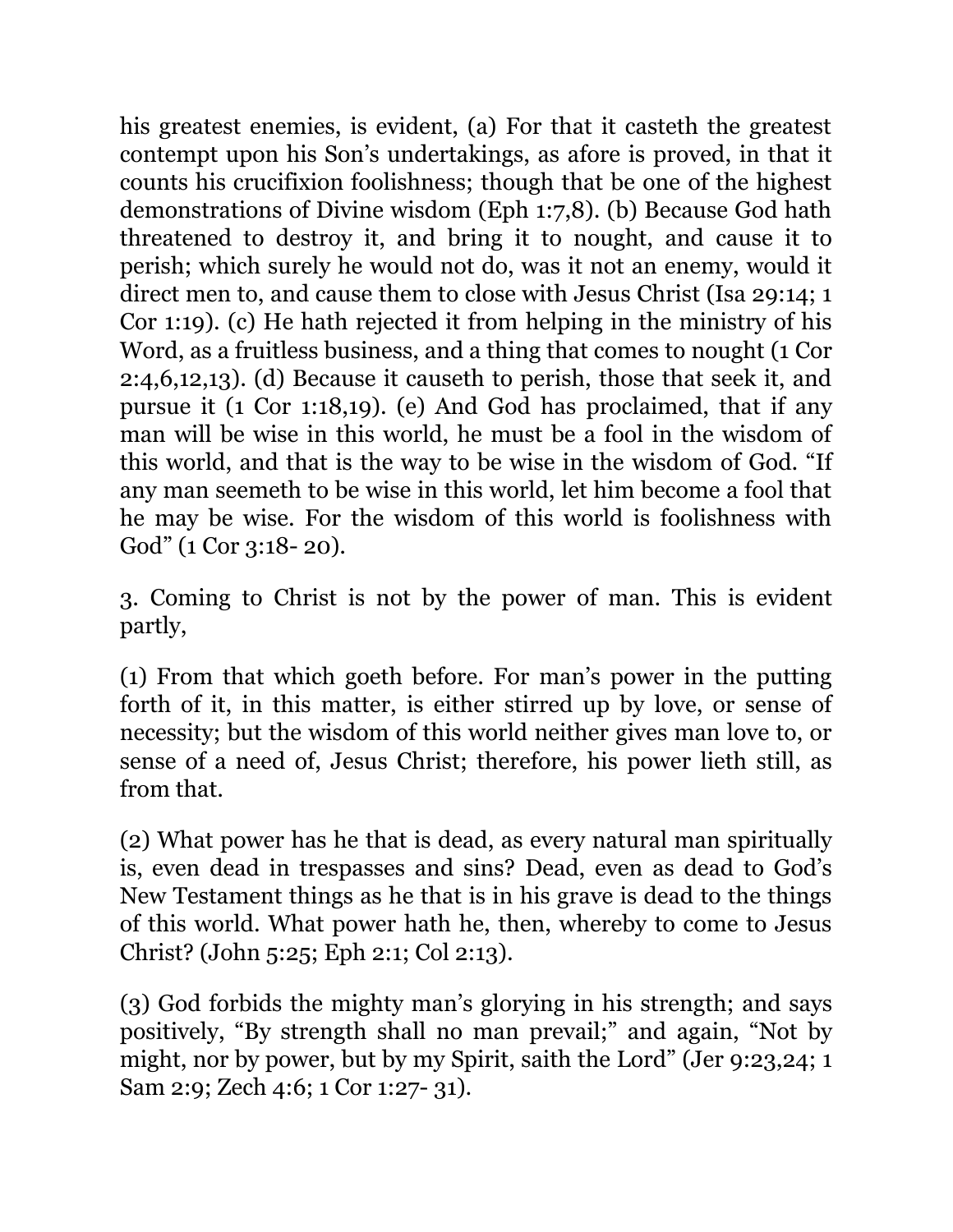his greatest enemies, is evident, (a) For that it casteth the greatest contempt upon his Son's undertakings, as afore is proved, in that it counts his crucifixion foolishness; though that be one of the highest demonstrations of Divine wisdom (Eph 1:7,8). (b) Because God hath threatened to destroy it, and bring it to nought, and cause it to perish; which surely he would not do, was it not an enemy, would it direct men to, and cause them to close with Jesus Christ (Isa 29:14; 1 Cor 1:19). (c) He hath rejected it from helping in the ministry of his Word, as a fruitless business, and a thing that comes to nought (1 Cor 2:4,6,12,13). (d) Because it causeth to perish, those that seek it, and pursue it (1 Cor 1:18,19). (e) And God has proclaimed, that if any man will be wise in this world, he must be a fool in the wisdom of this world, and that is the way to be wise in the wisdom of God. "If any man seemeth to be wise in this world, let him become a fool that he may be wise. For the wisdom of this world is foolishness with God" (1 Cor 3:18- 20).

3. Coming to Christ is not by the power of man. This is evident partly,

(1) From that which goeth before. For man's power in the putting forth of it, in this matter, is either stirred up by love, or sense of necessity; but the wisdom of this world neither gives man love to, or sense of a need of, Jesus Christ; therefore, his power lieth still, as from that.

(2) What power has he that is dead, as every natural man spiritually is, even dead in trespasses and sins? Dead, even as dead to God's New Testament things as he that is in his grave is dead to the things of this world. What power hath he, then, whereby to come to Jesus Christ? (John 5:25; Eph 2:1; Col 2:13).

(3) God forbids the mighty man's glorying in his strength; and says positively, "By strength shall no man prevail;" and again, "Not by might, nor by power, but by my Spirit, saith the Lord" (Jer 9:23,24; 1 Sam 2:9; Zech 4:6; 1 Cor 1:27- 31).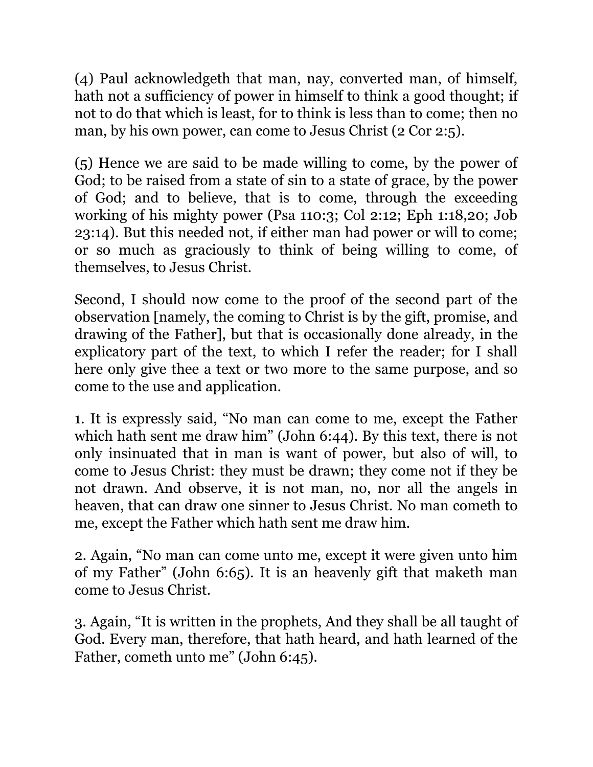(4) Paul acknowledgeth that man, nay, converted man, of himself, hath not a sufficiency of power in himself to think a good thought; if not to do that which is least, for to think is less than to come; then no man, by his own power, can come to Jesus Christ (2 Cor 2:5).

(5) Hence we are said to be made willing to come, by the power of God; to be raised from a state of sin to a state of grace, by the power of God; and to believe, that is to come, through the exceeding working of his mighty power (Psa 110:3; Col 2:12; Eph 1:18,20; Job 23:14). But this needed not, if either man had power or will to come; or so much as graciously to think of being willing to come, of themselves, to Jesus Christ.

Second, I should now come to the proof of the second part of the observation [namely, the coming to Christ is by the gift, promise, and drawing of the Father], but that is occasionally done already, in the explicatory part of the text, to which I refer the reader; for I shall here only give thee a text or two more to the same purpose, and so come to the use and application.

1. It is expressly said, "No man can come to me, except the Father which hath sent me draw him" (John 6:44). By this text, there is not only insinuated that in man is want of power, but also of will, to come to Jesus Christ: they must be drawn; they come not if they be not drawn. And observe, it is not man, no, nor all the angels in heaven, that can draw one sinner to Jesus Christ. No man cometh to me, except the Father which hath sent me draw him.

2. Again, "No man can come unto me, except it were given unto him of my Father" (John 6:65). It is an heavenly gift that maketh man come to Jesus Christ.

3. Again, "It is written in the prophets, And they shall be all taught of God. Every man, therefore, that hath heard, and hath learned of the Father, cometh unto me" (John 6:45).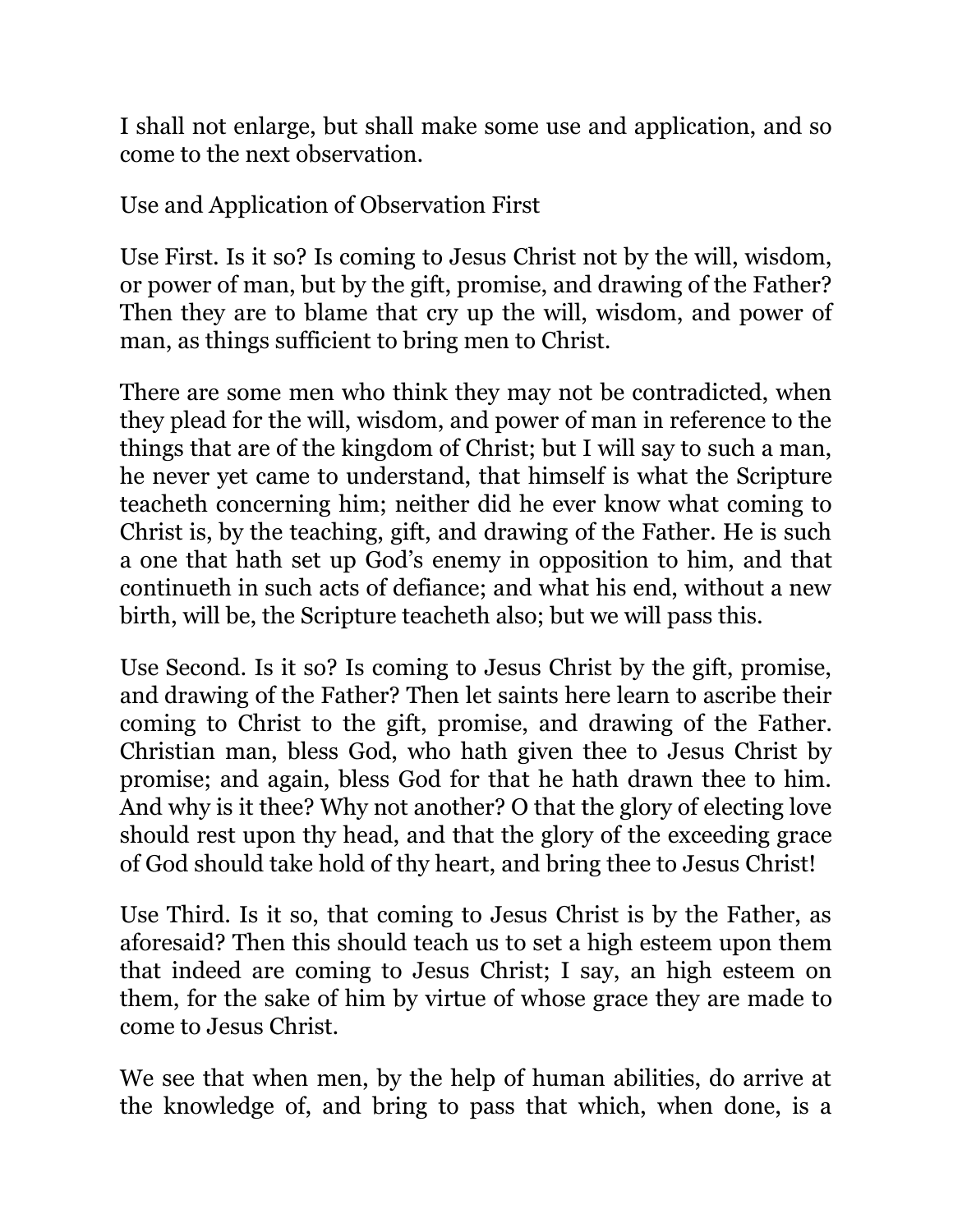I shall not enlarge, but shall make some use and application, and so come to the next observation.

## Use and Application of Observation First

Use First. Is it so? Is coming to Jesus Christ not by the will, wisdom, or power of man, but by the gift, promise, and drawing of the Father? Then they are to blame that cry up the will, wisdom, and power of man, as things sufficient to bring men to Christ.

There are some men who think they may not be contradicted, when they plead for the will, wisdom, and power of man in reference to the things that are of the kingdom of Christ; but I will say to such a man, he never yet came to understand, that himself is what the Scripture teacheth concerning him; neither did he ever know what coming to Christ is, by the teaching, gift, and drawing of the Father. He is such a one that hath set up God's enemy in opposition to him, and that continueth in such acts of defiance; and what his end, without a new birth, will be, the Scripture teacheth also; but we will pass this.

Use Second. Is it so? Is coming to Jesus Christ by the gift, promise, and drawing of the Father? Then let saints here learn to ascribe their coming to Christ to the gift, promise, and drawing of the Father. Christian man, bless God, who hath given thee to Jesus Christ by promise; and again, bless God for that he hath drawn thee to him. And why is it thee? Why not another? O that the glory of electing love should rest upon thy head, and that the glory of the exceeding grace of God should take hold of thy heart, and bring thee to Jesus Christ!

Use Third. Is it so, that coming to Jesus Christ is by the Father, as aforesaid? Then this should teach us to set a high esteem upon them that indeed are coming to Jesus Christ; I say, an high esteem on them, for the sake of him by virtue of whose grace they are made to come to Jesus Christ.

We see that when men, by the help of human abilities, do arrive at the knowledge of, and bring to pass that which, when done, is a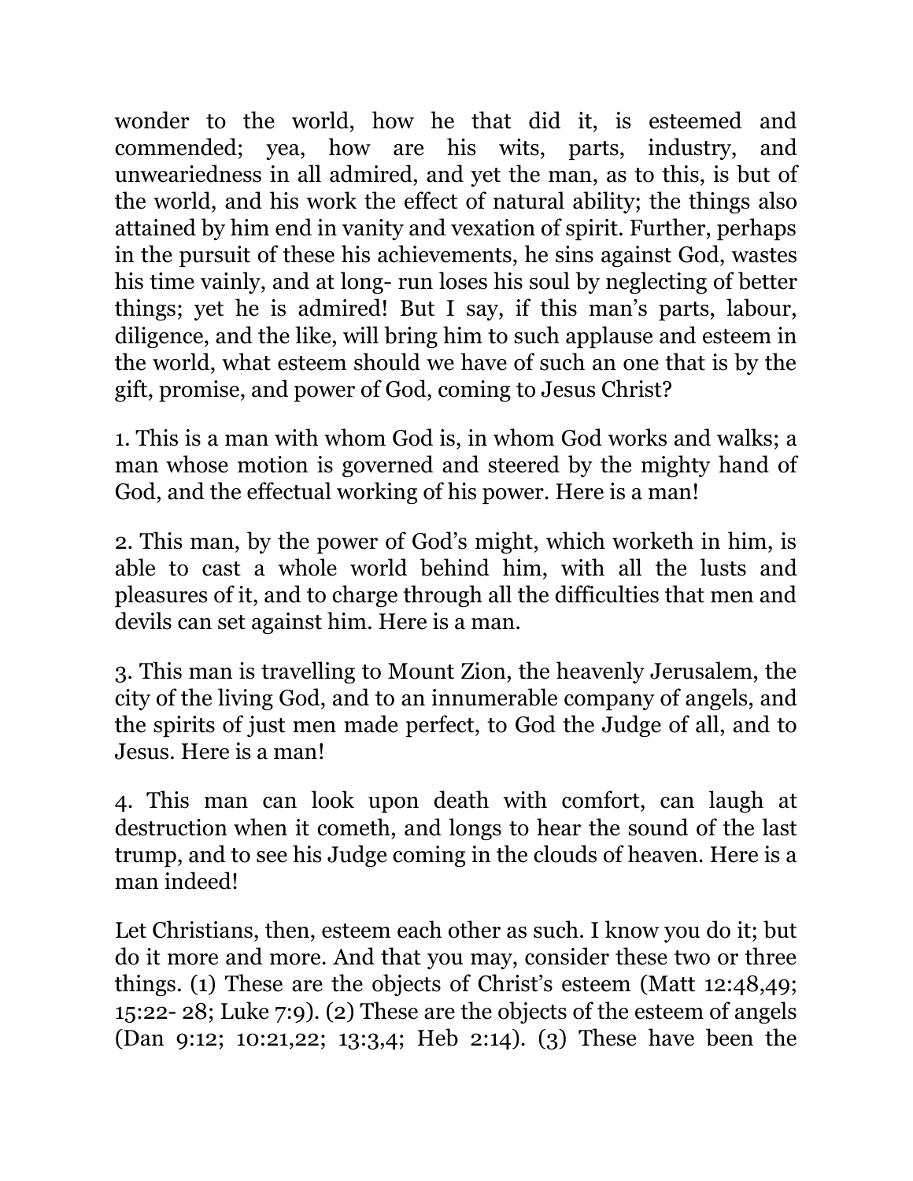wonder to the world, how he that did it, is esteemed and commended; yea, how are his wits, parts, industry, and unweariedness in all admired, and yet the man, as to this, is but of the world, and his work the effect of natural ability; the things also attained by him end in vanity and vexation of spirit. Further, perhaps in the pursuit of these his achievements, he sins against God, wastes his time vainly, and at long- run loses his soul by neglecting of better things; yet he is admired! But I say, if this man's parts, labour, diligence, and the like, will bring him to such applause and esteem in the world, what esteem should we have of such an one that is by the gift, promise, and power of God, coming to Jesus Christ?

1. This is a man with whom God is, in whom God works and walks; a man whose motion is governed and steered by the mighty hand of God, and the effectual working of his power. Here is a man!

2. This man, by the power of God's might, which worketh in him, is able to cast a whole world behind him, with all the lusts and pleasures of it, and to charge through all the difficulties that men and devils can set against him. Here is a man.

3. This man is travelling to Mount Zion, the heavenly Jerusalem, the city of the living God, and to an innumerable company of angels, and the spirits of just men made perfect, to God the Judge of all, and to Jesus. Here is a man!

4. This man can look upon death with comfort, can laugh at destruction when it cometh, and longs to hear the sound of the last trump, and to see his Judge coming in the clouds of heaven. Here is a man indeed!

Let Christians, then, esteem each other as such. I know you do it; but do it more and more. And that you may, consider these two or three things. (1) These are the objects of Christ's esteem (Matt 12:48,49; 15:22- 28; Luke 7:9). (2) These are the objects of the esteem of angels (Dan 9:12; 10:21,22; 13:3,4; Heb 2:14). (3) These have been the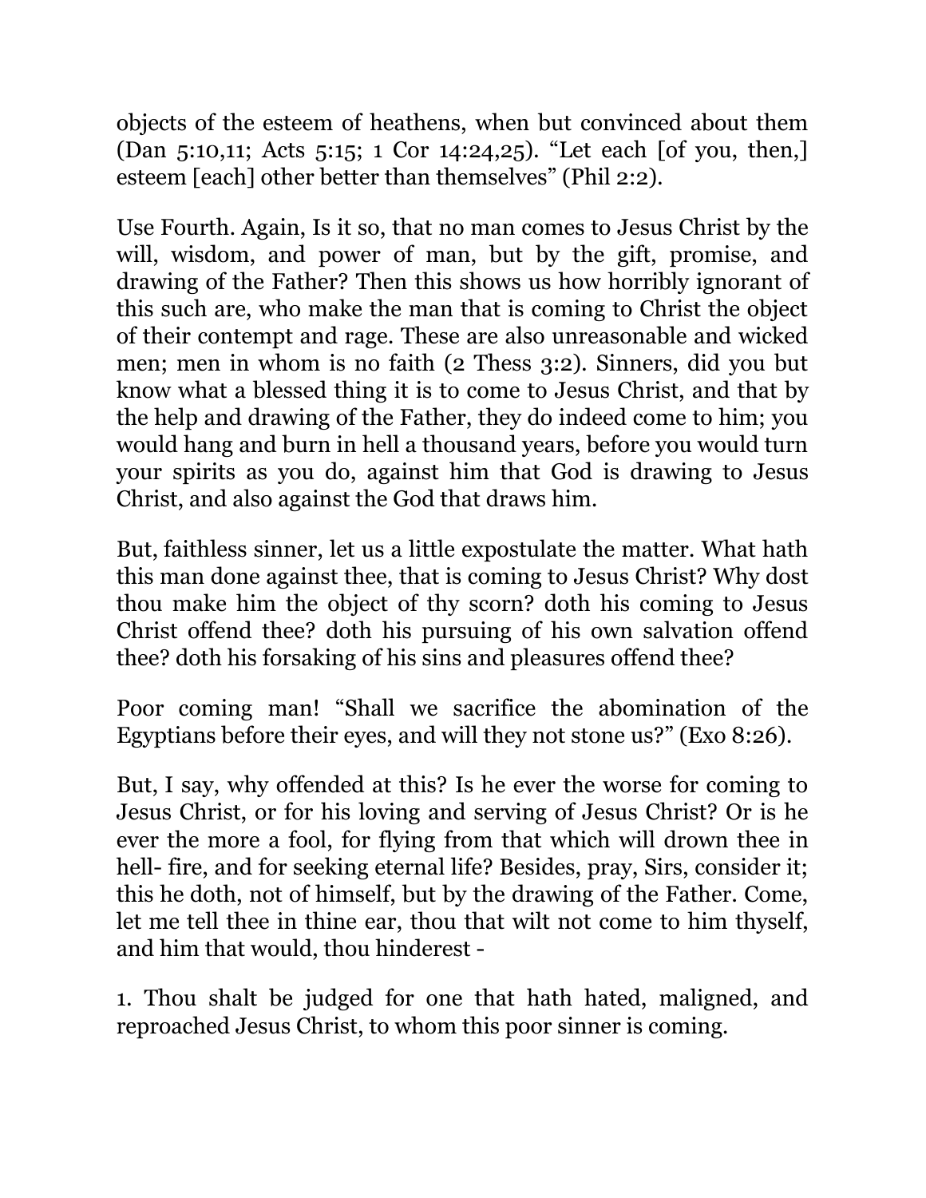objects of the esteem of heathens, when but convinced about them (Dan 5:10,11; Acts 5:15; 1 Cor 14:24,25). "Let each [of you, then,] esteem [each] other better than themselves" (Phil 2:2).

Use Fourth. Again, Is it so, that no man comes to Jesus Christ by the will, wisdom, and power of man, but by the gift, promise, and drawing of the Father? Then this shows us how horribly ignorant of this such are, who make the man that is coming to Christ the object of their contempt and rage. These are also unreasonable and wicked men; men in whom is no faith (2 Thess 3:2). Sinners, did you but know what a blessed thing it is to come to Jesus Christ, and that by the help and drawing of the Father, they do indeed come to him; you would hang and burn in hell a thousand years, before you would turn your spirits as you do, against him that God is drawing to Jesus Christ, and also against the God that draws him.

But, faithless sinner, let us a little expostulate the matter. What hath this man done against thee, that is coming to Jesus Christ? Why dost thou make him the object of thy scorn? doth his coming to Jesus Christ offend thee? doth his pursuing of his own salvation offend thee? doth his forsaking of his sins and pleasures offend thee?

Poor coming man! "Shall we sacrifice the abomination of the Egyptians before their eyes, and will they not stone us?" (Exo 8:26).

But, I say, why offended at this? Is he ever the worse for coming to Jesus Christ, or for his loving and serving of Jesus Christ? Or is he ever the more a fool, for flying from that which will drown thee in hell- fire, and for seeking eternal life? Besides, pray, Sirs, consider it; this he doth, not of himself, but by the drawing of the Father. Come, let me tell thee in thine ear, thou that wilt not come to him thyself, and him that would, thou hinderest -

1. Thou shalt be judged for one that hath hated, maligned, and reproached Jesus Christ, to whom this poor sinner is coming.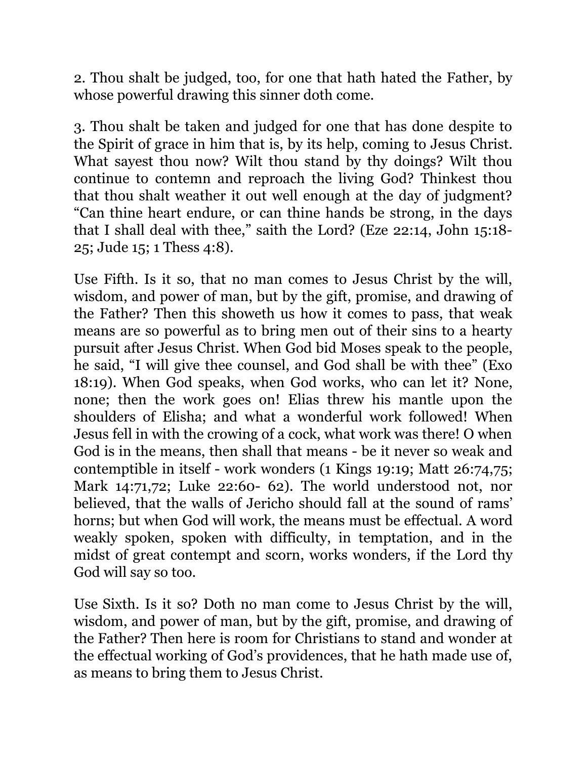2. Thou shalt be judged, too, for one that hath hated the Father, by whose powerful drawing this sinner doth come.

3. Thou shalt be taken and judged for one that has done despite to the Spirit of grace in him that is, by its help, coming to Jesus Christ. What sayest thou now? Wilt thou stand by thy doings? Wilt thou continue to contemn and reproach the living God? Thinkest thou that thou shalt weather it out well enough at the day of judgment? “Can thine heart endure, or can thine hands be strong, in the days that I shall deal with thee,” saith the Lord? (Eze 22:14, John 15:18-25; Jude 15; 1 Thess 4:8).

Use Fifth. Is it so, that no man comes to Jesus Christ by the will, wisdom, and power of man, but by the gift, promise, and drawing of the Father? Then this showeth us how it comes to pass, that weak means are so powerful as to bring men out of their sins to a hearty pursuit after Jesus Christ. When God bid Moses speak to the people, he said, “I will give thee counsel, and God shall be with thee” (Exo 18:19). When God speaks, when God works, who can let it? None, none; then the work goes on! Elias threw his mantle upon the shoulders of Elisha; and what a wonderful work followed! When Jesus fell in with the crowing of a cock, what work was there! O when God is in the means, then shall that means - be it never so weak and contemptible in itself - work wonders (1 Kings 19:19; Matt 26:74,75; Mark 14:71,72; Luke 22:60- 62). The world understood not, nor believed, that the walls of Jericho should fall at the sound of rams’ horns; but when God will work, the means must be effectual. A word weakly spoken, spoken with difficulty, in temptation, and in the midst of great contempt and scorn, works wonders, if the Lord thy God will say so too.

Use Sixth. Is it so? Doth no man come to Jesus Christ by the will, wisdom, and power of man, but by the gift, promise, and drawing of the Father? Then here is room for Christians to stand and wonder at the effectual working of God’s providences, that he hath made use of, as means to bring them to Jesus Christ.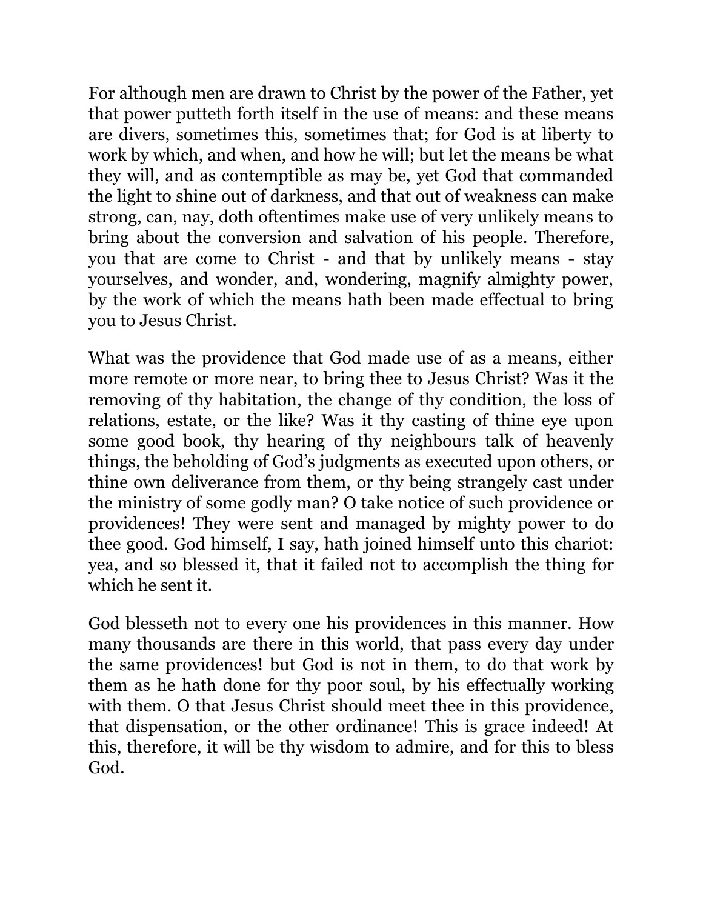For although men are drawn to Christ by the power of the Father, yet that power putteth forth itself in the use of means: and these means are divers, sometimes this, sometimes that; for God is at liberty to work by which, and when, and how he will; but let the means be what they will, and as contemptible as may be, yet God that commanded the light to shine out of darkness, and that out of weakness can make strong, can, nay, doth oftentimes make use of very unlikely means to bring about the conversion and salvation of his people. Therefore, you that are come to Christ - and that by unlikely means - stay yourselves, and wonder, and, wondering, magnify almighty power, by the work of which the means hath been made effectual to bring you to Jesus Christ.

What was the providence that God made use of as a means, either more remote or more near, to bring thee to Jesus Christ? Was it the removing of thy habitation, the change of thy condition, the loss of relations, estate, or the like? Was it thy casting of thine eye upon some good book, thy hearing of thy neighbours talk of heavenly things, the beholding of God's judgments as executed upon others, or thine own deliverance from them, or thy being strangely cast under the ministry of some godly man? O take notice of such providence or providences! They were sent and managed by mighty power to do thee good. God himself, I say, hath joined himself unto this chariot: yea, and so blessed it, that it failed not to accomplish the thing for which he sent it.

God blesseth not to every one his providences in this manner. How many thousands are there in this world, that pass every day under the same providences! but God is not in them, to do that work by them as he hath done for thy poor soul, by his effectually working with them. O that Jesus Christ should meet thee in this providence, that dispensation, or the other ordinance! This is grace indeed! At this, therefore, it will be thy wisdom to admire, and for this to bless God.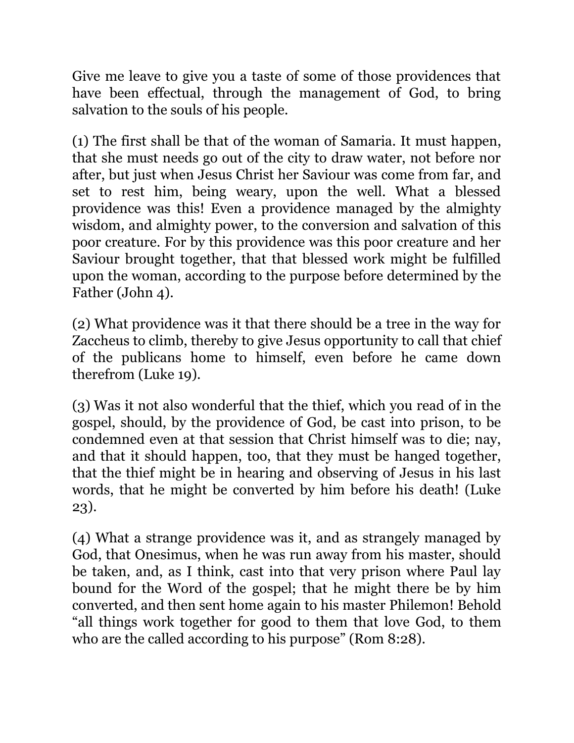Give me leave to give you a taste of some of those providences that have been effectual, through the management of God, to bring salvation to the souls of his people.

(1) The first shall be that of the woman of Samaria. It must happen, that she must needs go out of the city to draw water, not before nor after, but just when Jesus Christ her Saviour was come from far, and set to rest him, being weary, upon the well. What a blessed providence was this! Even a providence managed by the almighty wisdom, and almighty power, to the conversion and salvation of this poor creature. For by this providence was this poor creature and her Saviour brought together, that that blessed work might be fulfilled upon the woman, according to the purpose before determined by the Father (John 4).

(2) What providence was it that there should be a tree in the way for Zaccheus to climb, thereby to give Jesus opportunity to call that chief of the publicans home to himself, even before he came down therefrom (Luke 19).

(3) Was it not also wonderful that the thief, which you read of in the gospel, should, by the providence of God, be cast into prison, to be condemned even at that session that Christ himself was to die; nay, and that it should happen, too, that they must be hanged together, that the thief might be in hearing and observing of Jesus in his last words, that he might be converted by him before his death! (Luke 23).

(4) What a strange providence was it, and as strangely managed by God, that Onesimus, when he was run away from his master, should be taken, and, as I think, cast into that very prison where Paul lay bound for the Word of the gospel; that he might there be by him converted, and then sent home again to his master Philemon! Behold "all things work together for good to them that love God, to them who are the called according to his purpose" (Rom 8:28).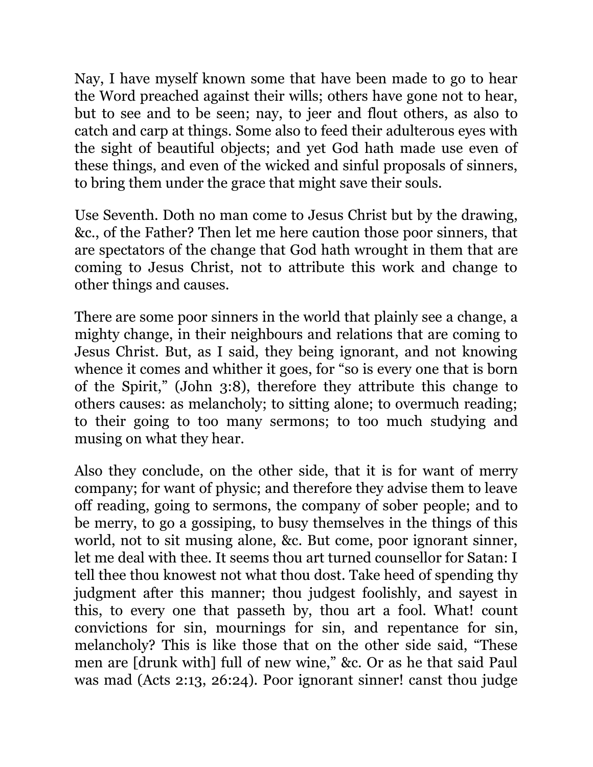Nay, I have myself known some that have been made to go to hear the Word preached against their wills; others have gone not to hear, but to see and to be seen; nay, to jeer and flout others, as also to catch and carp at things. Some also to feed their adulterous eyes with the sight of beautiful objects; and yet God hath made use even of these things, and even of the wicked and sinful proposals of sinners, to bring them under the grace that might save their souls.

Use Seventh. Doth no man come to Jesus Christ but by the drawing, &c., of the Father? Then let me here caution those poor sinners, that are spectators of the change that God hath wrought in them that are coming to Jesus Christ, not to attribute this work and change to other things and causes.

There are some poor sinners in the world that plainly see a change, a mighty change, in their neighbours and relations that are coming to Jesus Christ. But, as I said, they being ignorant, and not knowing whence it comes and whither it goes, for "so is every one that is born of the Spirit," (John 3:8), therefore they attribute this change to others causes: as melancholy; to sitting alone; to overmuch reading; to their going to too many sermons; to too much studying and musing on what they hear.

Also they conclude, on the other side, that it is for want of merry company; for want of physic; and therefore they advise them to leave off reading, going to sermons, the company of sober people; and to be merry, to go a gossiping, to busy themselves in the things of this world, not to sit musing alone, &c. But come, poor ignorant sinner, let me deal with thee. It seems thou art turned counsellor for Satan: I tell thee thou knowest not what thou dost. Take heed of spending thy judgment after this manner; thou judgest foolishly, and sayest in this, to every one that passeth by, thou art a fool. What! count convictions for sin, mournings for sin, and repentance for sin, melancholy? This is like those that on the other side said, "These men are [drunk with] full of new wine," &c. Or as he that said Paul was mad (Acts 2:13, 26:24). Poor ignorant sinner! canst thou judge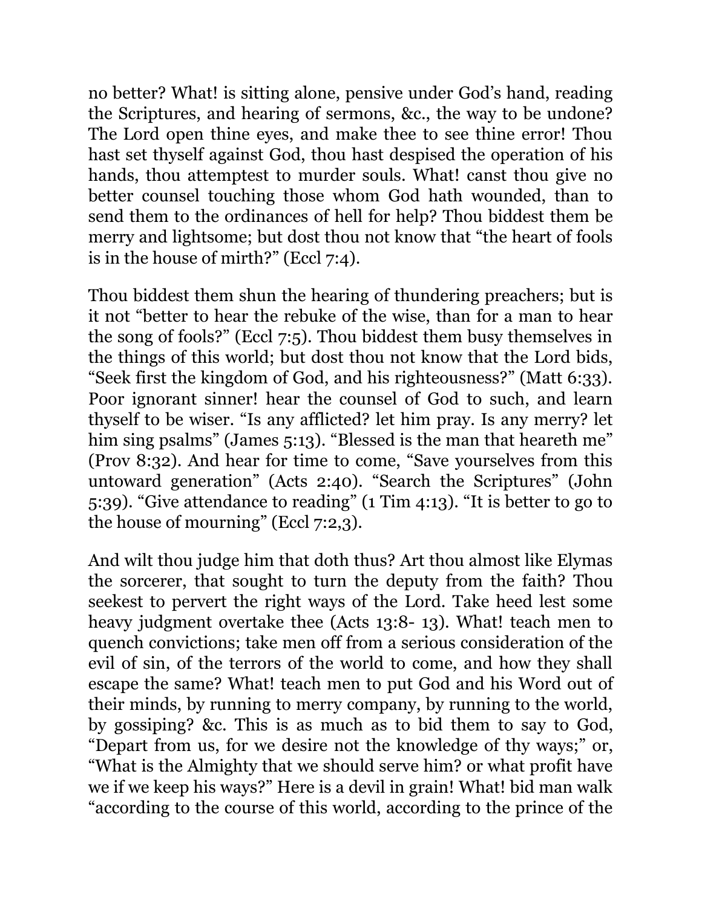no better? What! is sitting alone, pensive under God's hand, reading the Scriptures, and hearing of sermons, &c., the way to be undone? The Lord open thine eyes, and make thee to see thine error! Thou hast set thyself against God, thou hast despised the operation of his hands, thou attemptest to murder souls. What! canst thou give no better counsel touching those whom God hath wounded, than to send them to the ordinances of hell for help? Thou biddest them be merry and lightsome; but dost thou not know that "the heart of fools is in the house of mirth?" (Eccl 7:4).

Thou biddest them shun the hearing of thundering preachers; but is it not "better to hear the rebuke of the wise, than for a man to hear the song of fools?" (Eccl 7:5). Thou biddest them busy themselves in the things of this world; but dost thou not know that the Lord bids, "Seek first the kingdom of God, and his righteousness?" (Matt 6:33). Poor ignorant sinner! hear the counsel of God to such, and learn thyself to be wiser. "Is any afflicted? let him pray. Is any merry? let him sing psalms" (James 5:13). "Blessed is the man that heareth me" (Prov 8:32). And hear for time to come, "Save yourselves from this untoward generation" (Acts 2:40). "Search the Scriptures" (John 5:39). "Give attendance to reading" (1 Tim 4:13). "It is better to go to the house of mourning" (Eccl 7:2,3).

And wilt thou judge him that doth thus? Art thou almost like Elymas the sorcerer, that sought to turn the deputy from the faith? Thou seekest to pervert the right ways of the Lord. Take heed lest some heavy judgment overtake thee (Acts 13:8- 13). What! teach men to quench convictions; take men off from a serious consideration of the evil of sin, of the terrors of the world to come, and how they shall escape the same? What! teach men to put God and his Word out of their minds, by running to merry company, by running to the world, by gossiping? &c. This is as much as to bid them to say to God, "Depart from us, for we desire not the knowledge of thy ways;" or, "What is the Almighty that we should serve him? or what profit have we if we keep his ways?" Here is a devil in grain! What! bid man walk "according to the course of this world, according to the prince of the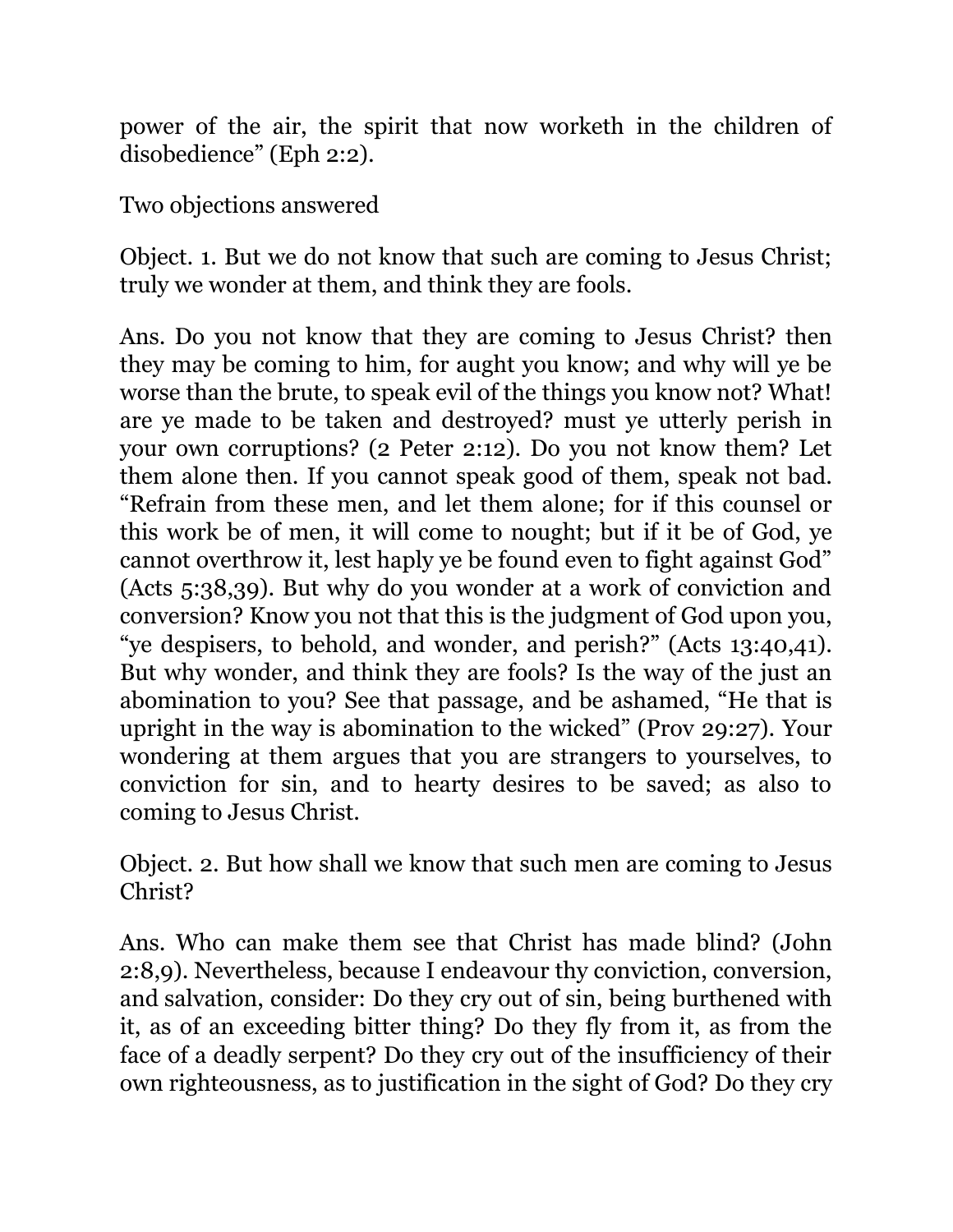power of the air, the spirit that now worketh in the children of disobedience" (Eph 2:2).

## Two objections answered

Object. 1. But we do not know that such are coming to Jesus Christ; truly we wonder at them, and think they are fools.

Ans. Do you not know that they are coming to Jesus Christ? then they may be coming to him, for aught you know; and why will ye be worse than the brute, to speak evil of the things you know not? What! are ye made to be taken and destroyed? must ye utterly perish in your own corruptions? (2 Peter 2:12). Do you not know them? Let them alone then. If you cannot speak good of them, speak not bad. "Refrain from these men, and let them alone; for if this counsel or this work be of men, it will come to nought; but if it be of God, ye cannot overthrow it, lest haply ye be found even to fight against God" (Acts 5:38,39). But why do you wonder at a work of conviction and conversion? Know you not that this is the judgment of God upon you, "ye despisers, to behold, and wonder, and perish?" (Acts 13:40,41). But why wonder, and think they are fools? Is the way of the just an abomination to you? See that passage, and be ashamed, "He that is upright in the way is abomination to the wicked" (Prov 29:27). Your wondering at them argues that you are strangers to yourselves, to conviction for sin, and to hearty desires to be saved; as also to coming to Jesus Christ.

Object. 2. But how shall we know that such men are coming to Jesus Christ?

Ans. Who can make them see that Christ has made blind? (John 2:8,9). Nevertheless, because I endeavour thy conviction, conversion, and salvation, consider: Do they cry out of sin, being burthened with it, as of an exceeding bitter thing? Do they fly from it, as from the face of a deadly serpent? Do they cry out of the insufficiency of their own righteousness, as to justification in the sight of God? Do they cry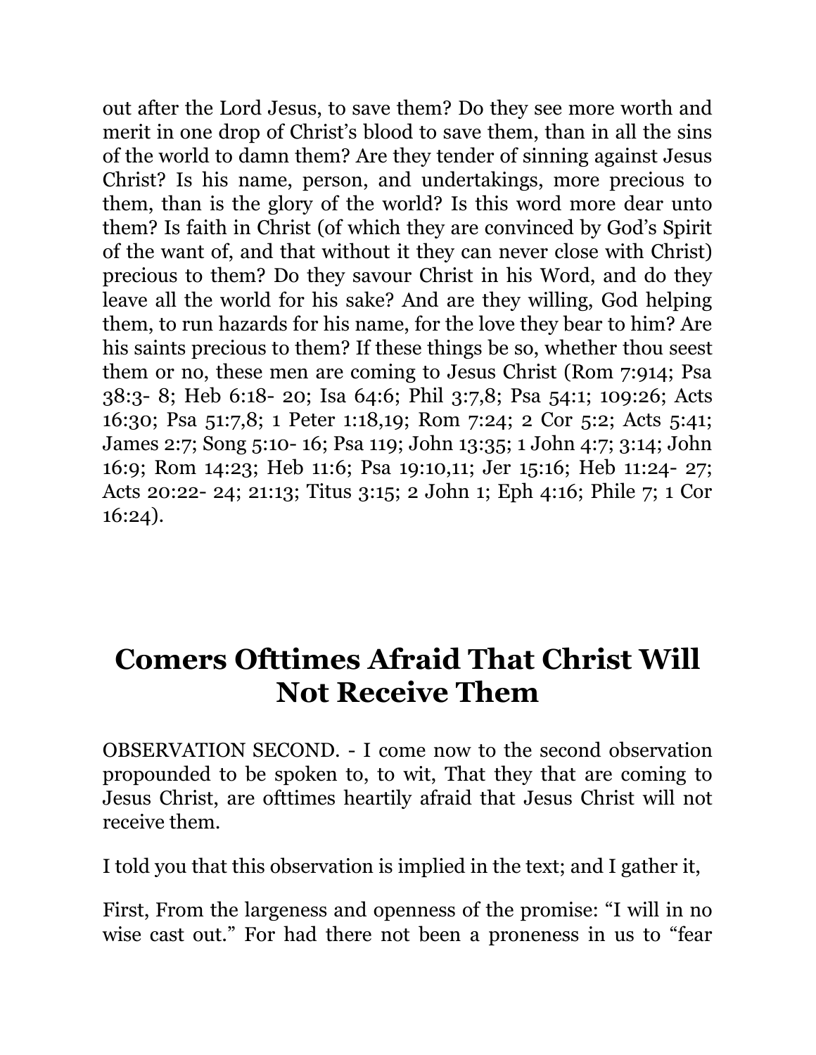out after the Lord Jesus, to save them? Do they see more worth and merit in one drop of Christ's blood to save them, than in all the sins of the world to damn them? Are they tender of sinning against Jesus Christ? Is his name, person, and undertakings, more precious to them, than is the glory of the world? Is this word more dear unto them? Is faith in Christ (of which they are convinced by God's Spirit of the want of, and that without it they can never close with Christ) precious to them? Do they savour Christ in his Word, and do they leave all the world for his sake? And are they willing, God helping them, to run hazards for his name, for the love they bear to him? Are his saints precious to them? If these things be so, whether thou seest them or no, these men are coming to Jesus Christ (Rom 7:914; Psa 38:3- 8; Heb 6:18- 20; Isa 64:6; Phil 3:7,8; Psa 54:1; 109:26; Acts 16:30; Psa 51:7,8; 1 Peter 1:18,19; Rom 7:24; 2 Cor 5:2; Acts 5:41; James 2:7; Song 5:10- 16; Psa 119; John 13:35; 1 John 4:7; 3:14; John 16:9; Rom 14:23; Heb 11:6; Psa 19:10,11; Jer 15:16; Heb 11:24- 27; Acts 20:22- 24; 21:13; Titus 3:15; 2 John 1; Eph 4:16; Phile 7; 1 Cor 16:24).

# Comers Ofttimes Afraid That Christ Will Not Receive Them

OBSERVATION SECOND. - I come now to the second observation propounded to be spoken to, to wit, That they that are coming to Jesus Christ, are ofttimes heartily afraid that Jesus Christ will not receive them.

I told you that this observation is implied in the text; and I gather it,

First, From the largeness and openness of the promise: "I will in no wise cast out." For had there not been a proneness in us to "fear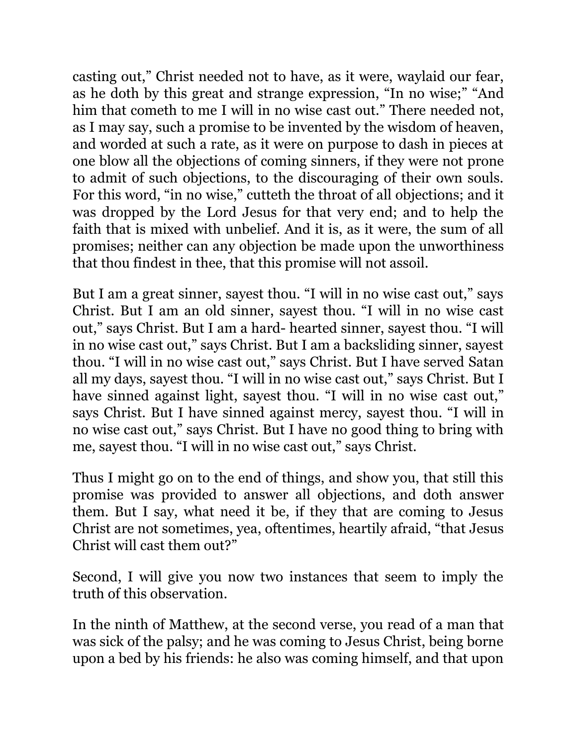casting out," Christ needed not to have, as it were, waylaid our fear, as he doth by this great and strange expression, "In no wise;" "And him that cometh to me I will in no wise cast out." There needed not, as I may say, such a promise to be invented by the wisdom of heaven, and worded at such a rate, as it were on purpose to dash in pieces at one blow all the objections of coming sinners, if they were not prone to admit of such objections, to the discouraging of their own souls. For this word, "in no wise," cutteth the throat of all objections; and it was dropped by the Lord Jesus for that very end; and to help the faith that is mixed with unbelief. And it is, as it were, the sum of all promises; neither can any objection be made upon the unworthiness that thou findest in thee, that this promise will not assoil.

But I am a great sinner, sayest thou. "I will in no wise cast out," says Christ. But I am an old sinner, sayest thou. "I will in no wise cast out," says Christ. But I am a hard- hearted sinner, sayest thou. "I will in no wise cast out," says Christ. But I am a backsliding sinner, sayest thou. "I will in no wise cast out," says Christ. But I have served Satan all my days, sayest thou. "I will in no wise cast out," says Christ. But I have sinned against light, sayest thou. "I will in no wise cast out," says Christ. But I have sinned against mercy, sayest thou. "I will in no wise cast out," says Christ. But I have no good thing to bring with me, sayest thou. "I will in no wise cast out," says Christ.

Thus I might go on to the end of things, and show you, that still this promise was provided to answer all objections, and doth answer them. But I say, what need it be, if they that are coming to Jesus Christ are not sometimes, yea, oftentimes, heartily afraid, "that Jesus Christ will cast them out?"

Second, I will give you now two instances that seem to imply the truth of this observation.

In the ninth of Matthew, at the second verse, you read of a man that was sick of the palsy; and he was coming to Jesus Christ, being borne upon a bed by his friends: he also was coming himself, and that upon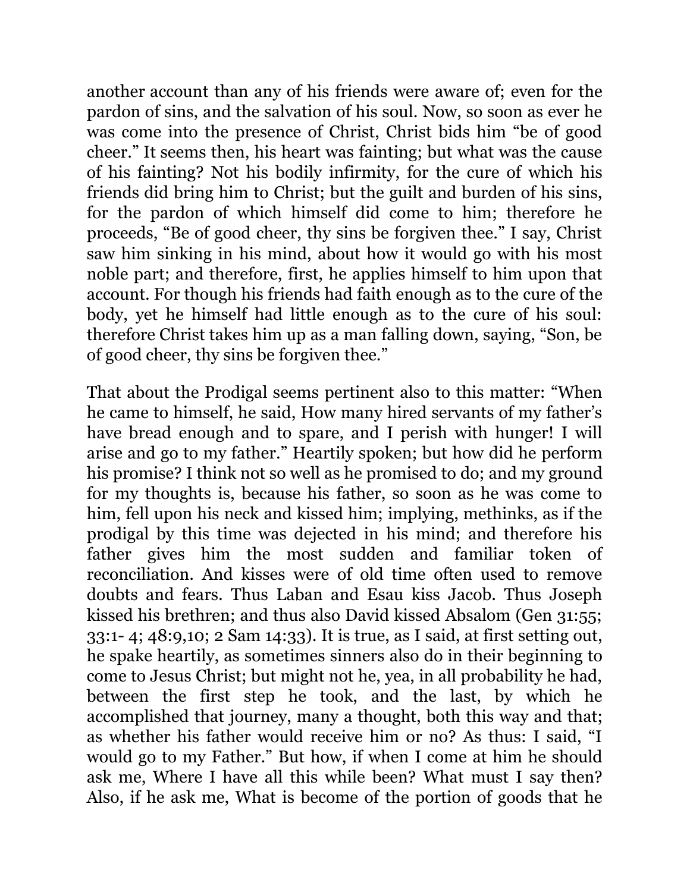another account than any of his friends were aware of; even for the pardon of sins, and the salvation of his soul. Now, so soon as ever he was come into the presence of Christ, Christ bids him "be of good cheer." It seems then, his heart was fainting; but what was the cause of his fainting? Not his bodily infirmity, for the cure of which his friends did bring him to Christ; but the guilt and burden of his sins, for the pardon of which himself did come to him; therefore he proceeds, "Be of good cheer, thy sins be forgiven thee." I say, Christ saw him sinking in his mind, about how it would go with his most noble part; and therefore, first, he applies himself to him upon that account. For though his friends had faith enough as to the cure of the body, yet he himself had little enough as to the cure of his soul: therefore Christ takes him up as a man falling down, saying, "Son, be of good cheer, thy sins be forgiven thee."

That about the Prodigal seems pertinent also to this matter: "When he came to himself, he said, How many hired servants of my father's have bread enough and to spare, and I perish with hunger! I will arise and go to my father." Heartily spoken; but how did he perform his promise? I think not so well as he promised to do; and my ground for my thoughts is, because his father, so soon as he was come to him, fell upon his neck and kissed him; implying, methinks, as if the prodigal by this time was dejected in his mind; and therefore his father gives him the most sudden and familiar token of reconciliation. And kisses were of old time often used to remove doubts and fears. Thus Laban and Esau kiss Jacob. Thus Joseph kissed his brethren; and thus also David kissed Absalom (Gen 31:55; 33:1- 4; 48:9,10; 2 Sam 14:33). It is true, as I said, at first setting out, he spake heartily, as sometimes sinners also do in their beginning to come to Jesus Christ; but might not he, yea, in all probability he had, between the first step he took, and the last, by which he accomplished that journey, many a thought, both this way and that; as whether his father would receive him or no? As thus: I said, "I would go to my Father." But how, if when I come at him he should ask me, Where I have all this while been? What must I say then? Also, if he ask me, What is become of the portion of goods that he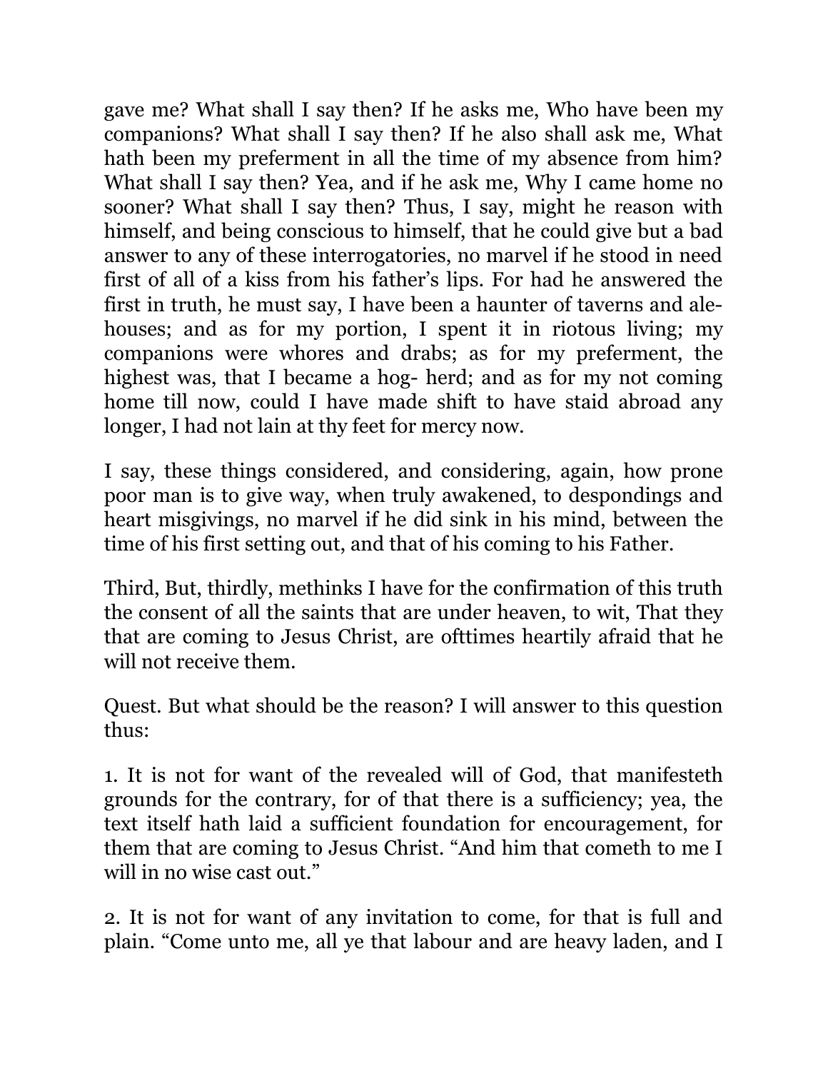gave me? What shall I say then? If he asks me, Who have been my companions? What shall I say then? If he also shall ask me, What hath been my preferment in all the time of my absence from him? What shall I say then? Yea, and if he ask me, Why I came home no sooner? What shall I say then? Thus, I say, might he reason with himself, and being conscious to himself, that he could give but a bad answer to any of these interrogatories, no marvel if he stood in need first of all of a kiss from his father's lips. For had he answered the first in truth, he must say, I have been a haunter of taverns and ale-houses; and as for my portion, I spent it in riotous living; my companions were whores and drabs; as for my preferment, the highest was, that I became a hog- herd; and as for my not coming home till now, could I have made shift to have staid abroad any longer, I had not lain at thy feet for mercy now.

I say, these things considered, and considering, again, how prone poor man is to give way, when truly awakened, to despondings and heart misgivings, no marvel if he did sink in his mind, between the time of his first setting out, and that of his coming to his Father.

Third, But, thirdly, methinks I have for the confirmation of this truth the consent of all the saints that are under heaven, to wit, That they that are coming to Jesus Christ, are ofttimes heartily afraid that he will not receive them.

Quest. But what should be the reason? I will answer to this question thus:

1. It is not for want of the revealed will of God, that manifesteth grounds for the contrary, for of that there is a sufficiency; yea, the text itself hath laid a sufficient foundation for encouragement, for them that are coming to Jesus Christ. "And him that cometh to me I will in no wise cast out."

2. It is not for want of any invitation to come, for that is full and plain. "Come unto me, all ye that labour and are heavy laden, and I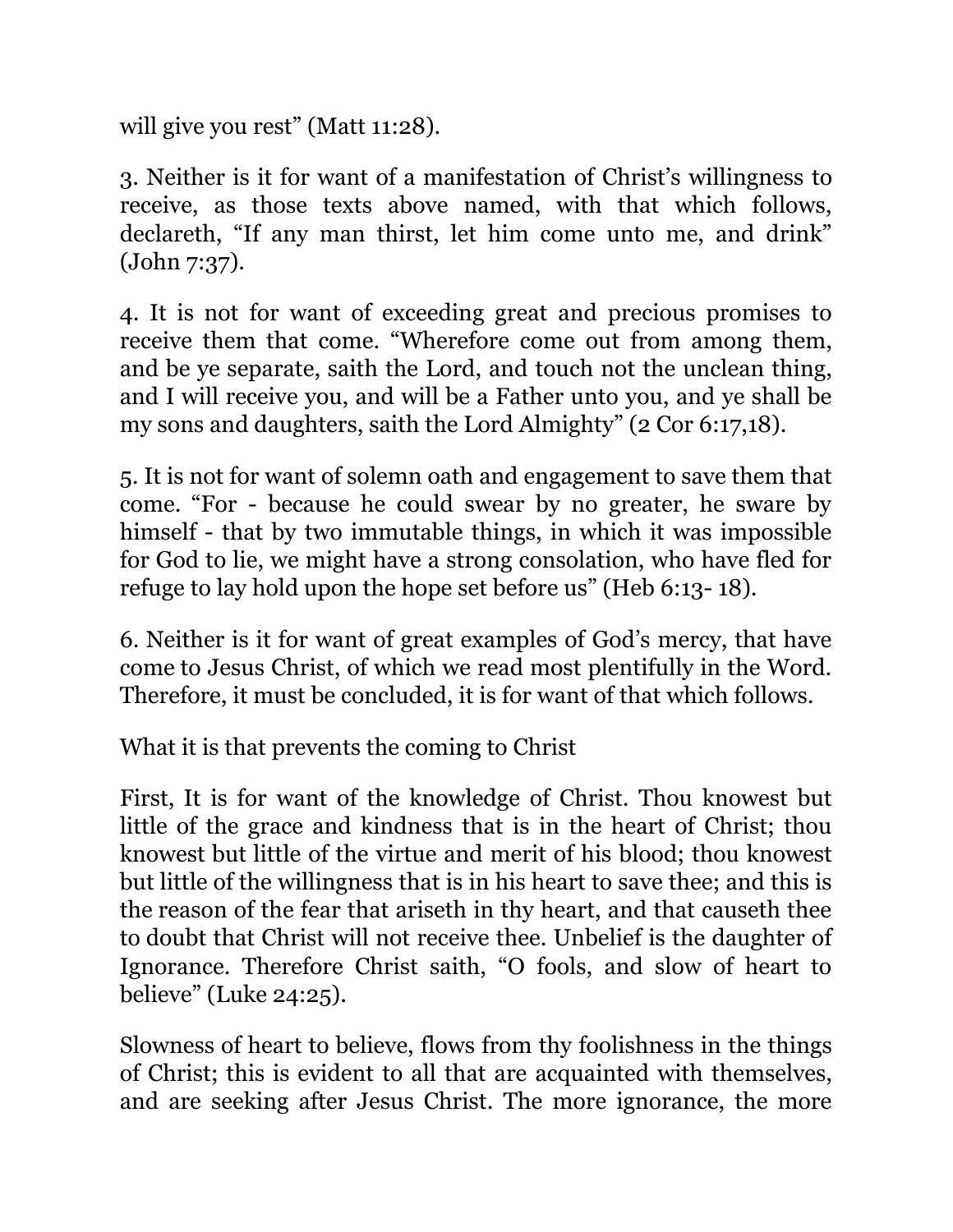will give you rest" (Matt 11:28).

3. Neither is it for want of a manifestation of Christ's willingness to receive, as those texts above named, with that which follows, declareth, "If any man thirst, let him come unto me, and drink" (John 7:37).

4. It is not for want of exceeding great and precious promises to receive them that come. "Wherefore come out from among them, and be ye separate, saith the Lord, and touch not the unclean thing, and I will receive you, and will be a Father unto you, and ye shall be my sons and daughters, saith the Lord Almighty" (2 Cor 6:17,18).

5. It is not for want of solemn oath and engagement to save them that come. "For - because he could swear by no greater, he sware by himself - that by two immutable things, in which it was impossible for God to lie, we might have a strong consolation, who have fled for refuge to lay hold upon the hope set before us" (Heb 6:13- 18).

6. Neither is it for want of great examples of God's mercy, that have come to Jesus Christ, of which we read most plentifully in the Word. Therefore, it must be concluded, it is for want of that which follows.

### What it is that prevents the coming to Christ

First, It is for want of the knowledge of Christ. Thou knowest but little of the grace and kindness that is in the heart of Christ; thou knowest but little of the virtue and merit of his blood; thou knowest but little of the willingness that is in his heart to save thee; and this is the reason of the fear that ariseth in thy heart, and that causeth thee to doubt that Christ will not receive thee. Unbelief is the daughter of Ignorance. Therefore Christ saith, "O fools, and slow of heart to believe" (Luke 24:25).

Slowness of heart to believe, flows from thy foolishness in the things of Christ; this is evident to all that are acquainted with themselves, and are seeking after Jesus Christ. The more ignorance, the more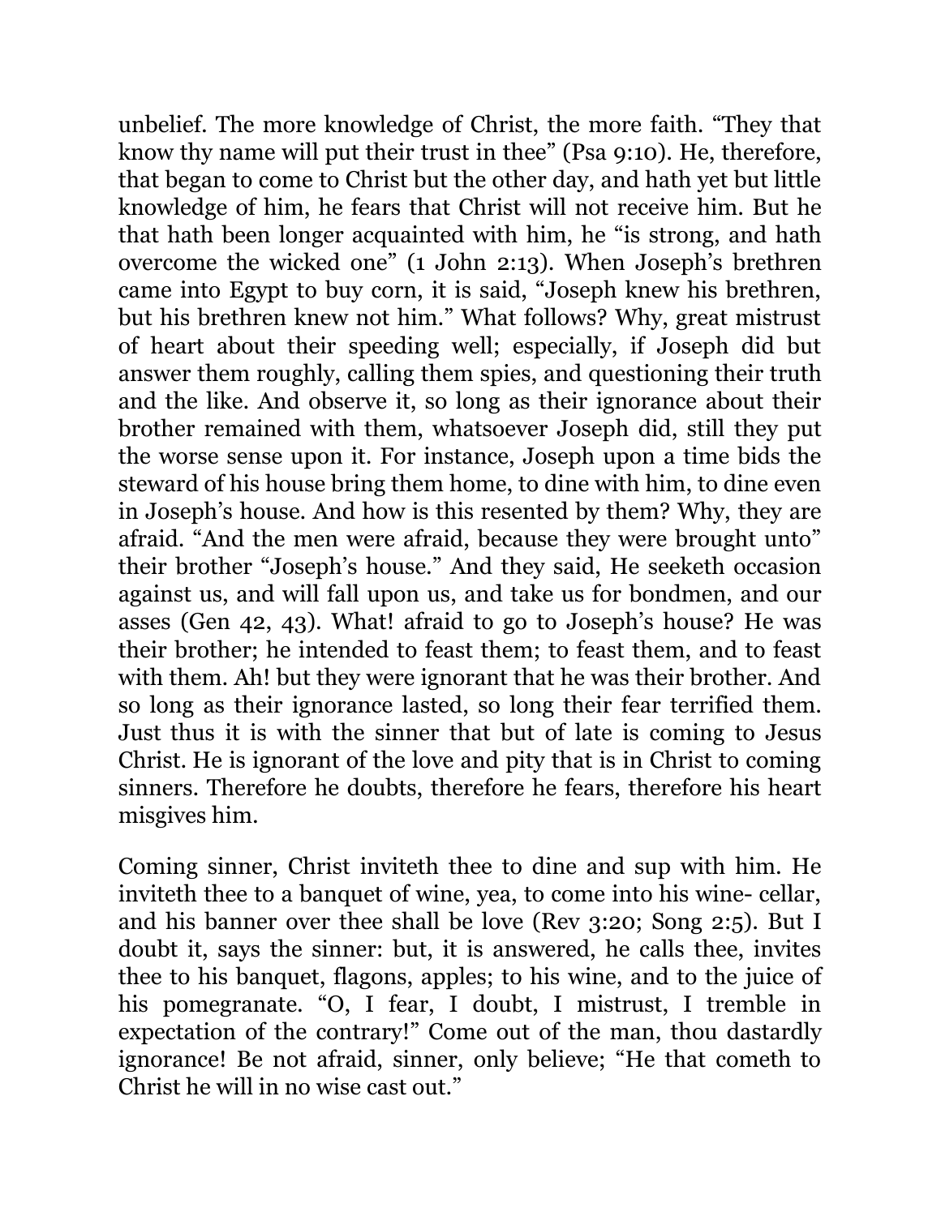unbelief. The more knowledge of Christ, the more faith. “They that know thy name will put their trust in thee” (Psa 9:10). He, therefore, that began to come to Christ but the other day, and hath yet but little knowledge of him, he fears that Christ will not receive him. But he that hath been longer acquainted with him, he “is strong, and hath overcome the wicked one” (1 John 2:13). When Joseph’s brethren came into Egypt to buy corn, it is said, “Joseph knew his brethren, but his brethren knew not him.” What follows? Why, great mistrust of heart about their speeding well; especially, if Joseph did but answer them roughly, calling them spies, and questioning their truth and the like. And observe it, so long as their ignorance about their brother remained with them, whatsoever Joseph did, still they put the worse sense upon it. For instance, Joseph upon a time bids the steward of his house bring them home, to dine with him, to dine even in Joseph’s house. And how is this resented by them? Why, they are afraid. “And the men were afraid, because they were brought unto” their brother “Joseph’s house.” And they said, He seeketh occasion against us, and will fall upon us, and take us for bondmen, and our asses (Gen 42, 43). What! afraid to go to Joseph’s house? He was their brother; he intended to feast them; to feast them, and to feast with them. Ah! but they were ignorant that he was their brother. And so long as their ignorance lasted, so long their fear terrified them. Just thus it is with the sinner that but of late is coming to Jesus Christ. He is ignorant of the love and pity that is in Christ to coming sinners. Therefore he doubts, therefore he fears, therefore his heart misgives him.

Coming sinner, Christ inviteth thee to dine and sup with him. He inviteth thee to a banquet of wine, yea, to come into his wine- cellar, and his banner over thee shall be love (Rev 3:20; Song 2:5). But I doubt it, says the sinner: but, it is answered, he calls thee, invites thee to his banquet, flagons, apples; to his wine, and to the juice of his pomegranate. “O, I fear, I doubt, I mistrust, I tremble in expectation of the contrary!” Come out of the man, thou dastardly ignorance! Be not afraid, sinner, only believe; “He that cometh to Christ he will in no wise cast out.”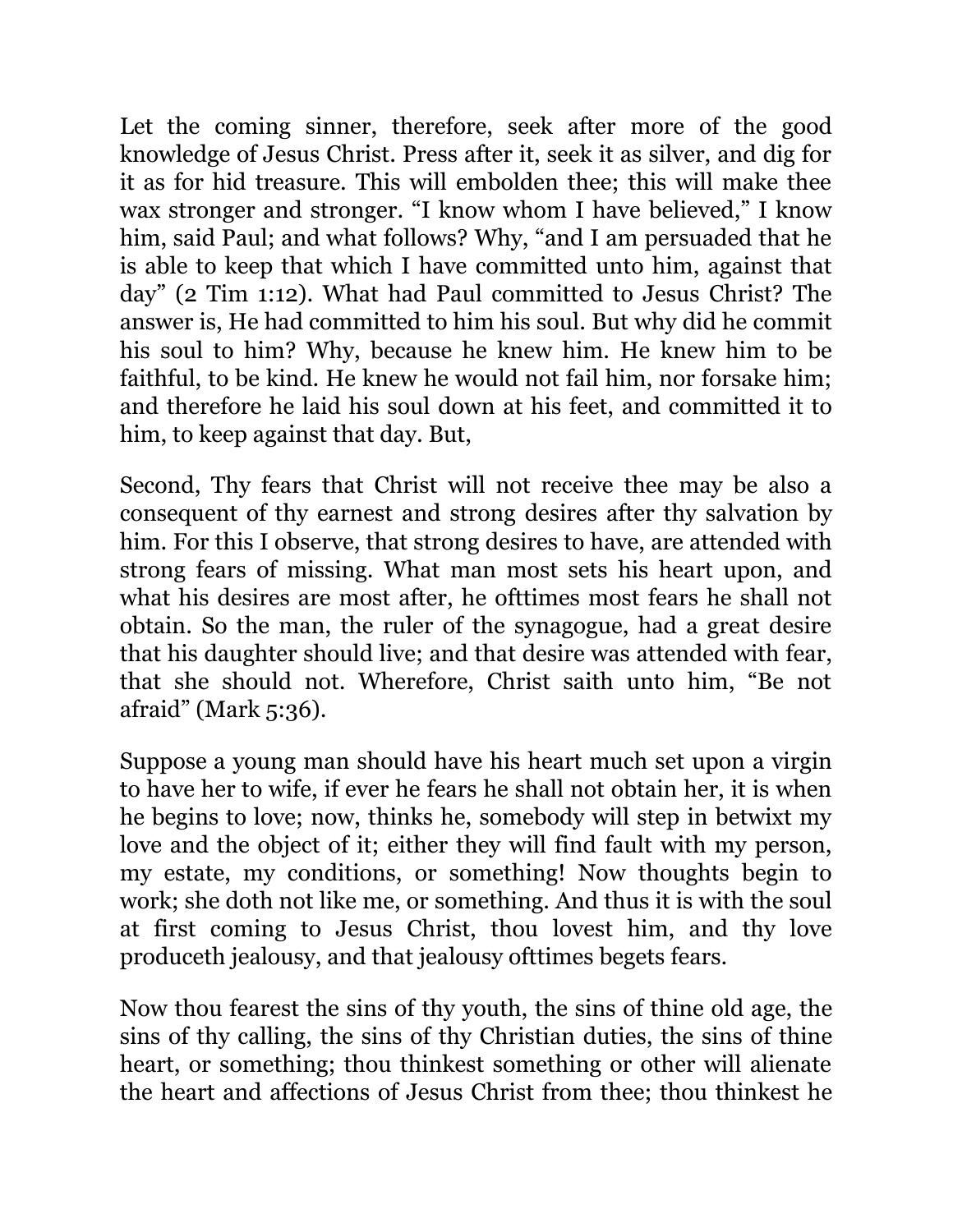Let the coming sinner, therefore, seek after more of the good knowledge of Jesus Christ. Press after it, seek it as silver, and dig for it as for hid treasure. This will embolden thee; this will make thee wax stronger and stronger. “I know whom I have believed,” I know him, said Paul; and what follows? Why, “and I am persuaded that he is able to keep that which I have committed unto him, against that day” (2 Tim 1:12). What had Paul committed to Jesus Christ? The answer is, He had committed to him his soul. But why did he commit his soul to him? Why, because he knew him. He knew him to be faithful, to be kind. He knew he would not fail him, nor forsake him; and therefore he laid his soul down at his feet, and committed it to him, to keep against that day. But,

Second, Thy fears that Christ will not receive thee may be also a consequent of thy earnest and strong desires after thy salvation by him. For this I observe, that strong desires to have, are attended with strong fears of missing. What man most sets his heart upon, and what his desires are most after, he ofttimes most fears he shall not obtain. So the man, the ruler of the synagogue, had a great desire that his daughter should live; and that desire was attended with fear, that she should not. Wherefore, Christ saith unto him, “Be not afraid” (Mark 5:36).

Suppose a young man should have his heart much set upon a virgin to have her to wife, if ever he fears he shall not obtain her, it is when he begins to love; now, thinks he, somebody will step in betwixt my love and the object of it; either they will find fault with my person, my estate, my conditions, or something! Now thoughts begin to work; she doth not like me, or something. And thus it is with the soul at first coming to Jesus Christ, thou lovest him, and thy love produceth jealousy, and that jealousy ofttimes begets fears.

Now thou fearest the sins of thy youth, the sins of thine old age, the sins of thy calling, the sins of thy Christian duties, the sins of thine heart, or something; thou thinkest something or other will alienate the heart and affections of Jesus Christ from thee; thou thinkest he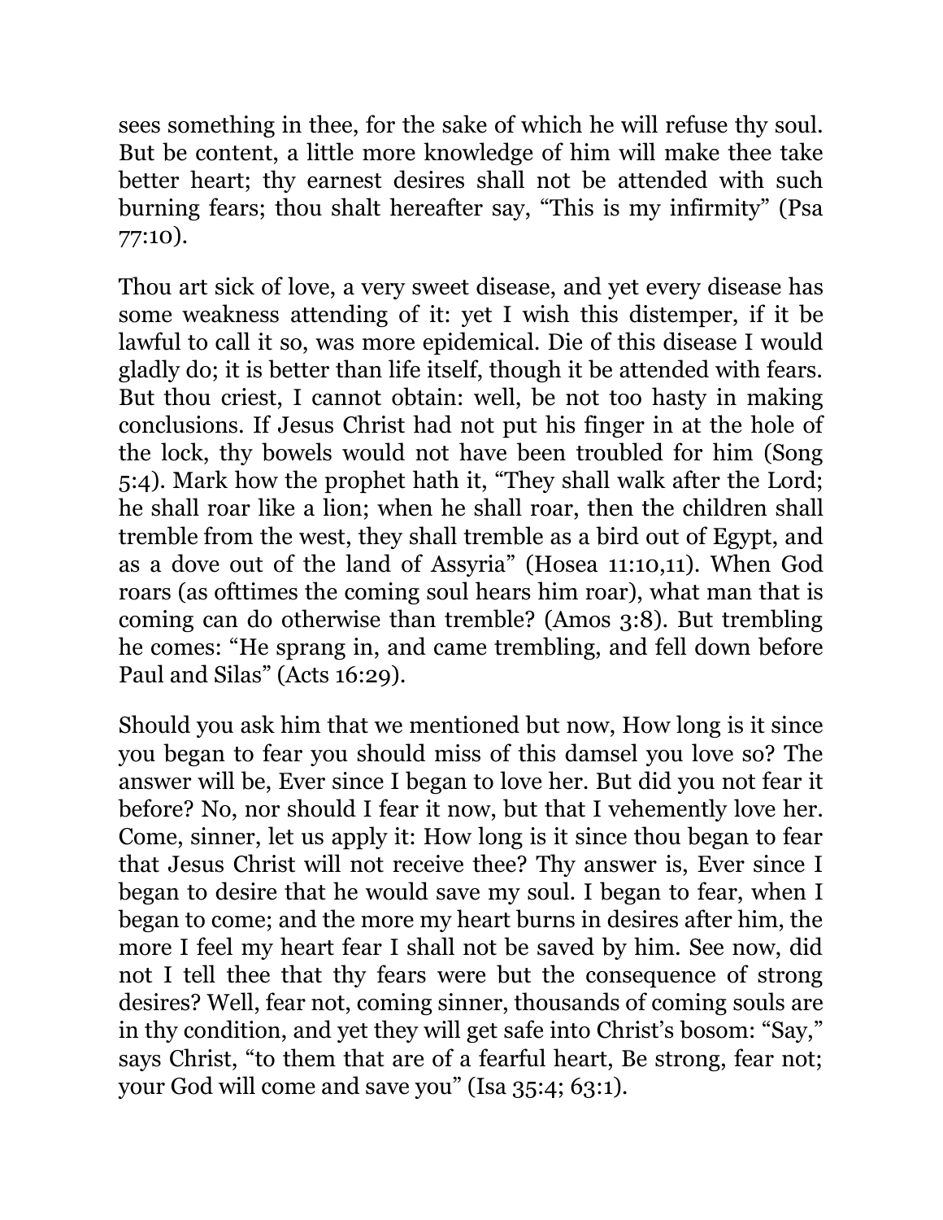sees something in thee, for the sake of which he will refuse thy soul. But be content, a little more knowledge of him will make thee take better heart; thy earnest desires shall not be attended with such burning fears; thou shalt hereafter say, "This is my infirmity" (Psa 77:10).

Thou art sick of love, a very sweet disease, and yet every disease has some weakness attending of it: yet I wish this distemper, if it be lawful to call it so, was more epidemical. Die of this disease I would gladly do; it is better than life itself, though it be attended with fears. But thou criest, I cannot obtain: well, be not too hasty in making conclusions. If Jesus Christ had not put his finger in at the hole of the lock, thy bowels would not have been troubled for him (Song 5:4). Mark how the prophet hath it, "They shall walk after the Lord; he shall roar like a lion; when he shall roar, then the children shall tremble from the west, they shall tremble as a bird out of Egypt, and as a dove out of the land of Assyria" (Hosea 11:10,11). When God roars (as ofttimes the coming soul hears him roar), what man that is coming can do otherwise than tremble? (Amos 3:8). But trembling he comes: "He sprang in, and came trembling, and fell down before Paul and Silas" (Acts 16:29).

Should you ask him that we mentioned but now, How long is it since you began to fear you should miss of this damsel you love so? The answer will be, Ever since I began to love her. But did you not fear it before? No, nor should I fear it now, but that I vehemently love her. Come, sinner, let us apply it: How long is it since thou began to fear that Jesus Christ will not receive thee? Thy answer is, Ever since I began to desire that he would save my soul. I began to fear, when I began to come; and the more my heart burns in desires after him, the more I feel my heart fear I shall not be saved by him. See now, did not I tell thee that thy fears were but the consequence of strong desires? Well, fear not, coming sinner, thousands of coming souls are in thy condition, and yet they will get safe into Christ's bosom: "Say," says Christ, "to them that are of a fearful heart, Be strong, fear not; your God will come and save you" (Isa 35:4; 63:1).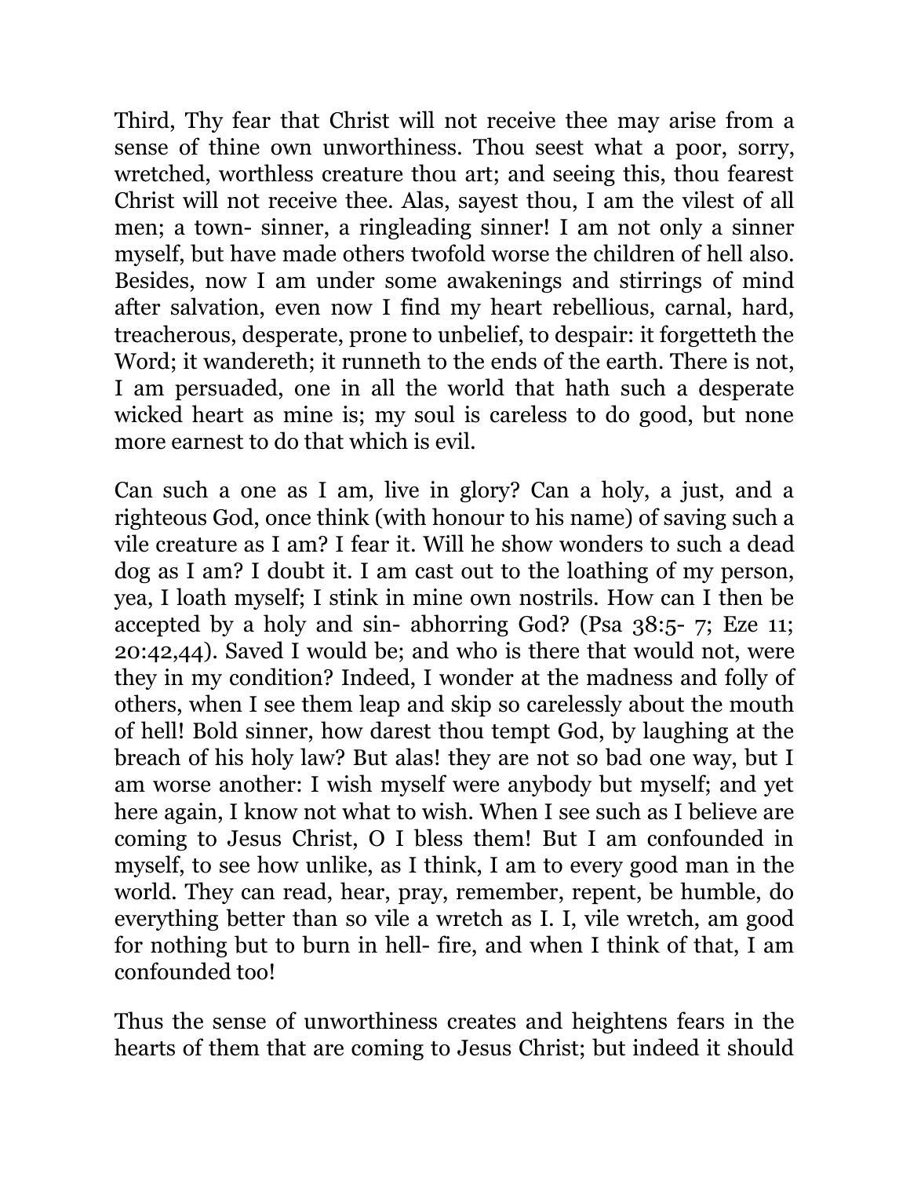Third, Thy fear that Christ will not receive thee may arise from a sense of thine own unworthiness. Thou seest what a poor, sorry, wretched, worthless creature thou art; and seeing this, thou fearest Christ will not receive thee. Alas, sayest thou, I am the vilest of all men; a town- sinner, a ringleading sinner! I am not only a sinner myself, but have made others twofold worse the children of hell also. Besides, now I am under some awakenings and stirrings of mind after salvation, even now I find my heart rebellious, carnal, hard, treacherous, desperate, prone to unbelief, to despair: it forgetteth the Word; it wandereth; it runneth to the ends of the earth. There is not, I am persuaded, one in all the world that hath such a desperate wicked heart as mine is; my soul is careless to do good, but none more earnest to do that which is evil.

Can such a one as I am, live in glory? Can a holy, a just, and a righteous God, once think (with honour to his name) of saving such a vile creature as I am? I fear it. Will he show wonders to such a dead dog as I am? I doubt it. I am cast out to the loathing of my person, yea, I loath myself; I stink in mine own nostrils. How can I then be accepted by a holy and sin- abhorring God? (Psa 38:5- 7; Eze 11; 20:42,44). Saved I would be; and who is there that would not, were they in my condition? Indeed, I wonder at the madness and folly of others, when I see them leap and skip so carelessly about the mouth of hell! Bold sinner, how darest thou tempt God, by laughing at the breach of his holy law? But alas! they are not so bad one way, but I am worse another: I wish myself were anybody but myself; and yet here again, I know not what to wish. When I see such as I believe are coming to Jesus Christ, O I bless them! But I am confounded in myself, to see how unlike, as I think, I am to every good man in the world. They can read, hear, pray, remember, repent, be humble, do everything better than so vile a wretch as I. I, vile wretch, am good for nothing but to burn in hell- fire, and when I think of that, I am confounded too!

Thus the sense of unworthiness creates and heightens fears in the hearts of them that are coming to Jesus Christ; but indeed it should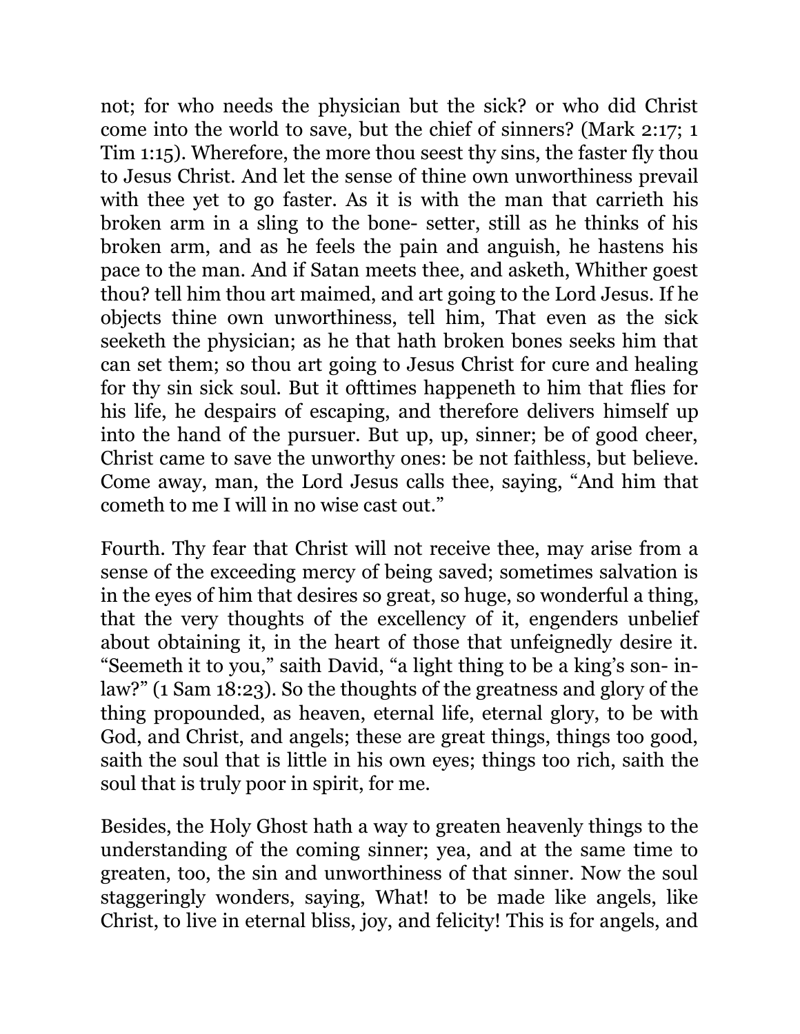not; for who needs the physician but the sick? or who did Christ come into the world to save, but the chief of sinners? (Mark 2:17; 1 Tim 1:15). Wherefore, the more thou seest thy sins, the faster fly thou to Jesus Christ. And let the sense of thine own unworthiness prevail with thee yet to go faster. As it is with the man that carrieth his broken arm in a sling to the bone- setter, still as he thinks of his broken arm, and as he feels the pain and anguish, he hastens his pace to the man. And if Satan meets thee, and asketh, Whither goest thou? tell him thou art maimed, and art going to the Lord Jesus. If he objects thine own unworthiness, tell him, That even as the sick seeketh the physician; as he that hath broken bones seeks him that can set them; so thou art going to Jesus Christ for cure and healing for thy sin sick soul. But it ofttimes happeneth to him that flies for his life, he despairs of escaping, and therefore delivers himself up into the hand of the pursuer. But up, up, sinner; be of good cheer, Christ came to save the unworthy ones: be not faithless, but believe. Come away, man, the Lord Jesus calls thee, saying, "And him that cometh to me I will in no wise cast out."

Fourth. Thy fear that Christ will not receive thee, may arise from a sense of the exceeding mercy of being saved; sometimes salvation is in the eyes of him that desires so great, so huge, so wonderful a thing, that the very thoughts of the excellency of it, engenders unbelief about obtaining it, in the heart of those that unfeignedly desire it. "Seemeth it to you," saith David, "a light thing to be a king's son- in-law?" (1 Sam 18:23). So the thoughts of the greatness and glory of the thing propounded, as heaven, eternal life, eternal glory, to be with God, and Christ, and angels; these are great things, things too good, saith the soul that is little in his own eyes; things too rich, saith the soul that is truly poor in spirit, for me.

Besides, the Holy Ghost hath a way to greaten heavenly things to the understanding of the coming sinner; yea, and at the same time to greaten, too, the sin and unworthiness of that sinner. Now the soul staggeringly wonders, saying, What! to be made like angels, like Christ, to live in eternal bliss, joy, and felicity! This is for angels, and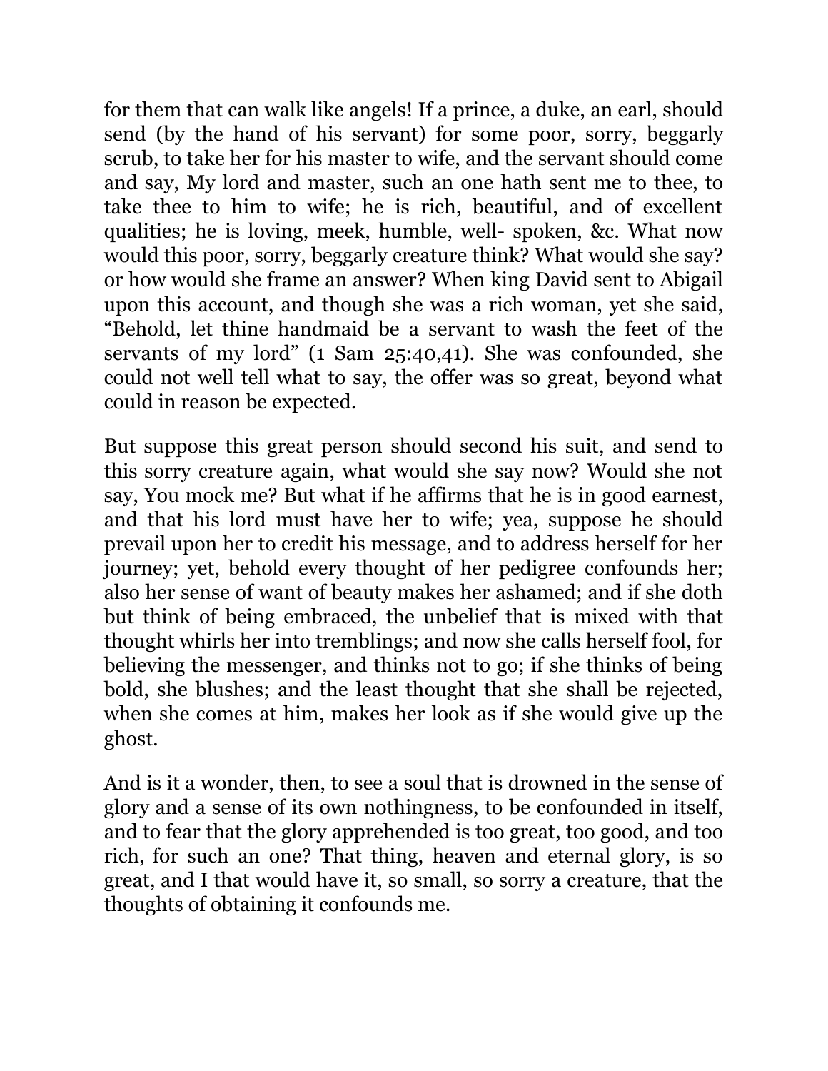for them that can walk like angels! If a prince, a duke, an earl, should send (by the hand of his servant) for some poor, sorry, beggarly scrub, to take her for his master to wife, and the servant should come and say, My lord and master, such an one hath sent me to thee, to take thee to him to wife; he is rich, beautiful, and of excellent qualities; he is loving, meek, humble, well- spoken, &c. What now would this poor, sorry, beggarly creature think? What would she say? or how would she frame an answer? When king David sent to Abigail upon this account, and though she was a rich woman, yet she said, "Behold, let thine handmaid be a servant to wash the feet of the servants of my lord" (1 Sam 25:40,41). She was confounded, she could not well tell what to say, the offer was so great, beyond what could in reason be expected.

But suppose this great person should second his suit, and send to this sorry creature again, what would she say now? Would she not say, You mock me? But what if he affirms that he is in good earnest, and that his lord must have her to wife; yea, suppose he should prevail upon her to credit his message, and to address herself for her journey; yet, behold every thought of her pedigree confounds her; also her sense of want of beauty makes her ashamed; and if she doth but think of being embraced, the unbelief that is mixed with that thought whirls her into tremblings; and now she calls herself fool, for believing the messenger, and thinks not to go; if she thinks of being bold, she blushes; and the least thought that she shall be rejected, when she comes at him, makes her look as if she would give up the ghost.

And is it a wonder, then, to see a soul that is drowned in the sense of glory and a sense of its own nothingness, to be confounded in itself, and to fear that the glory apprehended is too great, too good, and too rich, for such an one? That thing, heaven and eternal glory, is so great, and I that would have it, so small, so sorry a creature, that the thoughts of obtaining it confounds me.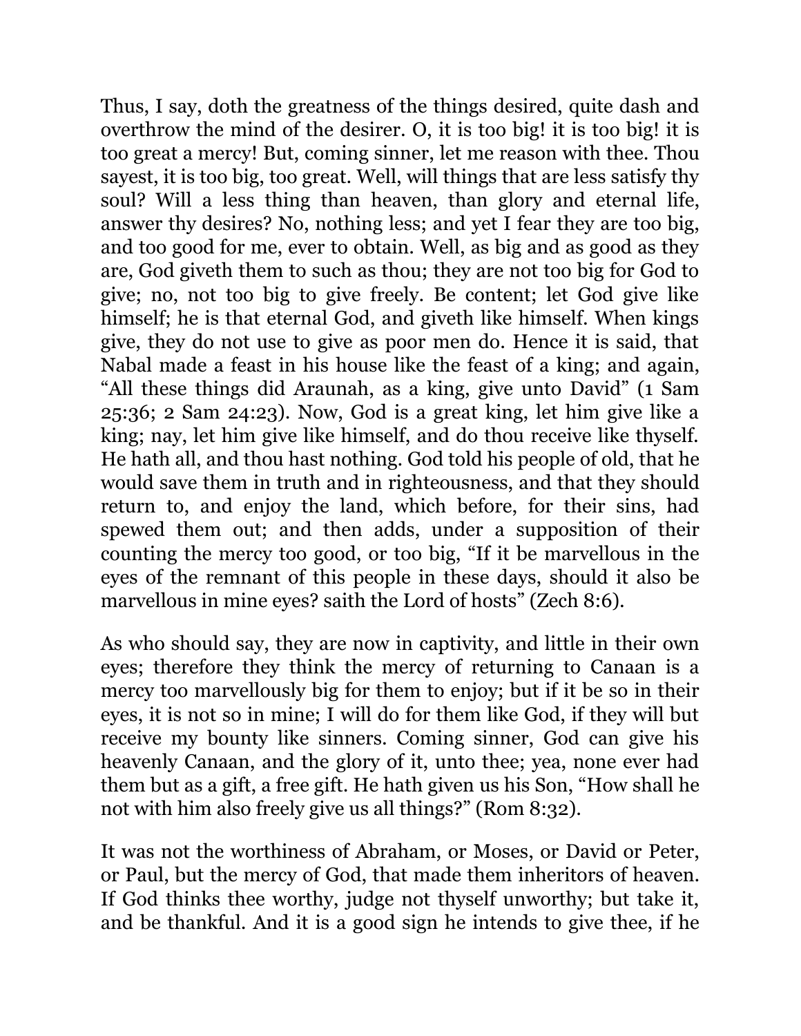Thus, I say, doth the greatness of the things desired, quite dash and overthrow the mind of the desirer. O, it is too big! it is too big! it is too great a mercy! But, coming sinner, let me reason with thee. Thou sayest, it is too big, too great. Well, will things that are less satisfy thy soul? Will a less thing than heaven, than glory and eternal life, answer thy desires? No, nothing less; and yet I fear they are too big, and too good for me, ever to obtain. Well, as big and as good as they are, God giveth them to such as thou; they are not too big for God to give; no, not too big to give freely. Be content; let God give like himself; he is that eternal God, and giveth like himself. When kings give, they do not use to give as poor men do. Hence it is said, that Nabal made a feast in his house like the feast of a king; and again, "All these things did Araunah, as a king, give unto David" (1 Sam 25:36; 2 Sam 24:23). Now, God is a great king, let him give like a king; nay, let him give like himself, and do thou receive like thyself. He hath all, and thou hast nothing. God told his people of old, that he would save them in truth and in righteousness, and that they should return to, and enjoy the land, which before, for their sins, had spewed them out; and then adds, under a supposition of their counting the mercy too good, or too big, "If it be marvellous in the eyes of the remnant of this people in these days, should it also be marvellous in mine eyes? saith the Lord of hosts" (Zech 8:6).

As who should say, they are now in captivity, and little in their own eyes; therefore they think the mercy of returning to Canaan is a mercy too marvellously big for them to enjoy; but if it be so in their eyes, it is not so in mine; I will do for them like God, if they will but receive my bounty like sinners. Coming sinner, God can give his heavenly Canaan, and the glory of it, unto thee; yea, none ever had them but as a gift, a free gift. He hath given us his Son, "How shall he not with him also freely give us all things?" (Rom 8:32).

It was not the worthiness of Abraham, or Moses, or David or Peter, or Paul, but the mercy of God, that made them inheritors of heaven. If God thinks thee worthy, judge not thyself unworthy; but take it, and be thankful. And it is a good sign he intends to give thee, if he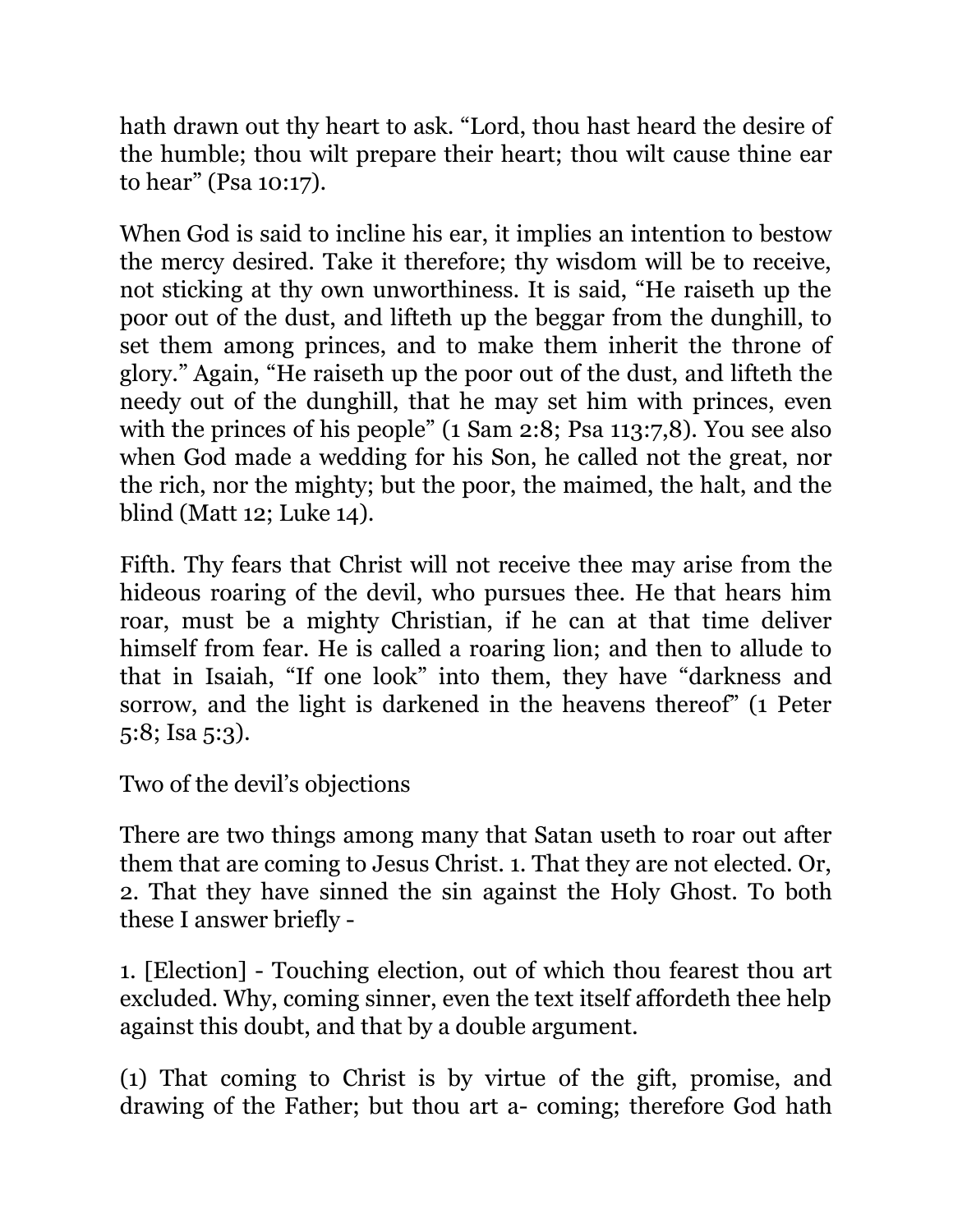hath drawn out thy heart to ask. “Lord, thou hast heard the desire of the humble; thou wilt prepare their heart; thou wilt cause thine ear to hear” (Psa 10:17).

When God is said to incline his ear, it implies an intention to bestow the mercy desired. Take it therefore; thy wisdom will be to receive, not sticking at thy own unworthiness. It is said, “He raiseth up the poor out of the dust, and lifteth up the beggar from the dunghill, to set them among princes, and to make them inherit the throne of glory.” Again, “He raiseth up the poor out of the dust, and lifteth the needy out of the dunghill, that he may set him with princes, even with the princes of his people” (1 Sam 2:8; Psa 113:7,8). You see also when God made a wedding for his Son, he called not the great, nor the rich, nor the mighty; but the poor, the maimed, the halt, and the blind (Matt 12; Luke 14).

Fifth. Thy fears that Christ will not receive thee may arise from the hideous roaring of the devil, who pursues thee. He that hears him roar, must be a mighty Christian, if he can at that time deliver himself from fear. He is called a roaring lion; and then to allude to that in Isaiah, “If one look” into them, they have “darkness and sorrow, and the light is darkened in the heavens thereof” (1 Peter 5:8; Isa 5:3).

### Two of the devil’s objections

There are two things among many that Satan useth to roar out after them that are coming to Jesus Christ. 1. That they are not elected. Or, 2. That they have sinned the sin against the Holy Ghost. To both these I answer briefly -

1. [Election] - Touching election, out of which thou fearest thou art excluded. Why, coming sinner, even the text itself affordeth thee help against this doubt, and that by a double argument.

(1) That coming to Christ is by virtue of the gift, promise, and drawing of the Father; but thou art a- coming; therefore God hath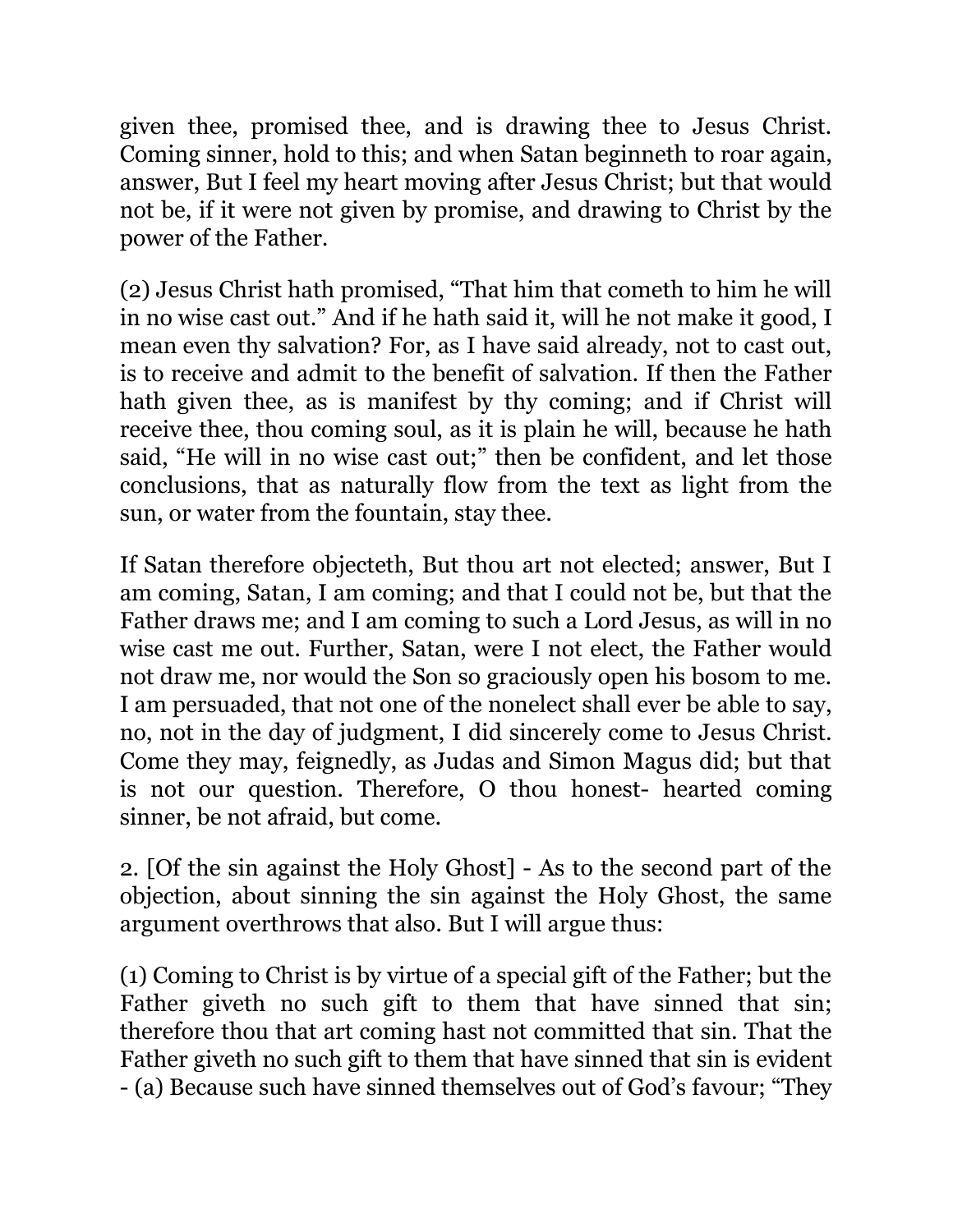given thee, promised thee, and is drawing thee to Jesus Christ. Coming sinner, hold to this; and when Satan beginneth to roar again, answer, But I feel my heart moving after Jesus Christ; but that would not be, if it were not given by promise, and drawing to Christ by the power of the Father.

(2) Jesus Christ hath promised, "That him that cometh to him he will in no wise cast out." And if he hath said it, will he not make it good, I mean even thy salvation? For, as I have said already, not to cast out, is to receive and admit to the benefit of salvation. If then the Father hath given thee, as is manifest by thy coming; and if Christ will receive thee, thou coming soul, as it is plain he will, because he hath said, "He will in no wise cast out;" then be confident, and let those conclusions, that as naturally flow from the text as light from the sun, or water from the fountain, stay thee.

If Satan therefore objecteth, But thou art not elected; answer, But I am coming, Satan, I am coming; and that I could not be, but that the Father draws me; and I am coming to such a Lord Jesus, as will in no wise cast me out. Further, Satan, were I not elect, the Father would not draw me, nor would the Son so graciously open his bosom to me. I am persuaded, that not one of the nonelect shall ever be able to say, no, not in the day of judgment, I did sincerely come to Jesus Christ. Come they may, feignedly, as Judas and Simon Magus did; but that is not our question. Therefore, O thou honest- hearted coming sinner, be not afraid, but come.

2. [Of the sin against the Holy Ghost] - As to the second part of the objection, about sinning the sin against the Holy Ghost, the same argument overthrows that also. But I will argue thus:

(1) Coming to Christ is by virtue of a special gift of the Father; but the Father giveth no such gift to them that have sinned that sin; therefore thou that art coming hast not committed that sin. That the Father giveth no such gift to them that have sinned that sin is evident - (a) Because such have sinned themselves out of God's favour; "They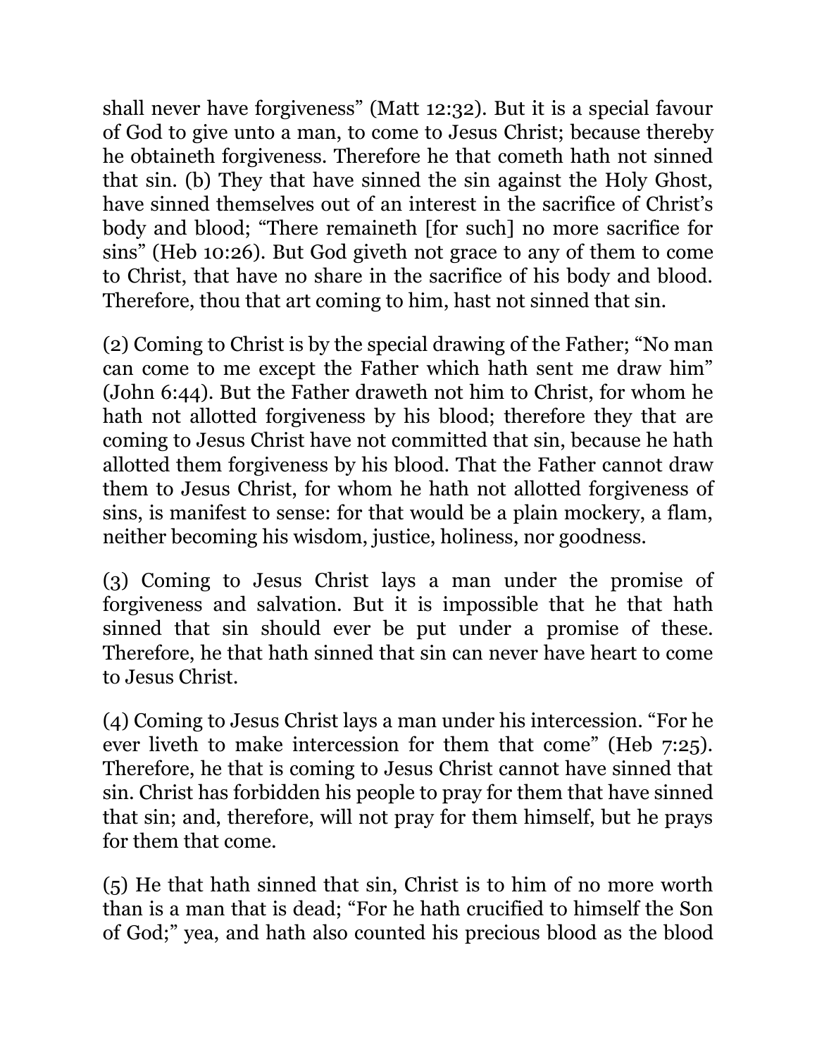shall never have forgiveness" (Matt 12:32). But it is a special favour of God to give unto a man, to come to Jesus Christ; because thereby he obtaineth forgiveness. Therefore he that cometh hath not sinned that sin. (b) They that have sinned the sin against the Holy Ghost, have sinned themselves out of an interest in the sacrifice of Christ's body and blood; "There remaineth [for such] no more sacrifice for sins" (Heb 10:26). But God giveth not grace to any of them to come to Christ, that have no share in the sacrifice of his body and blood. Therefore, thou that art coming to him, hast not sinned that sin.

(2) Coming to Christ is by the special drawing of the Father; "No man can come to me except the Father which hath sent me draw him" (John 6:44). But the Father draweth not him to Christ, for whom he hath not allotted forgiveness by his blood; therefore they that are coming to Jesus Christ have not committed that sin, because he hath allotted them forgiveness by his blood. That the Father cannot draw them to Jesus Christ, for whom he hath not allotted forgiveness of sins, is manifest to sense: for that would be a plain mockery, a flam, neither becoming his wisdom, justice, holiness, nor goodness.

(3) Coming to Jesus Christ lays a man under the promise of forgiveness and salvation. But it is impossible that he that hath sinned that sin should ever be put under a promise of these. Therefore, he that hath sinned that sin can never have heart to come to Jesus Christ.

(4) Coming to Jesus Christ lays a man under his intercession. "For he ever liveth to make intercession for them that come" (Heb 7:25). Therefore, he that is coming to Jesus Christ cannot have sinned that sin. Christ has forbidden his people to pray for them that have sinned that sin; and, therefore, will not pray for them himself, but he prays for them that come.

(5) He that hath sinned that sin, Christ is to him of no more worth than is a man that is dead; "For he hath crucified to himself the Son of God;" yea, and hath also counted his precious blood as the blood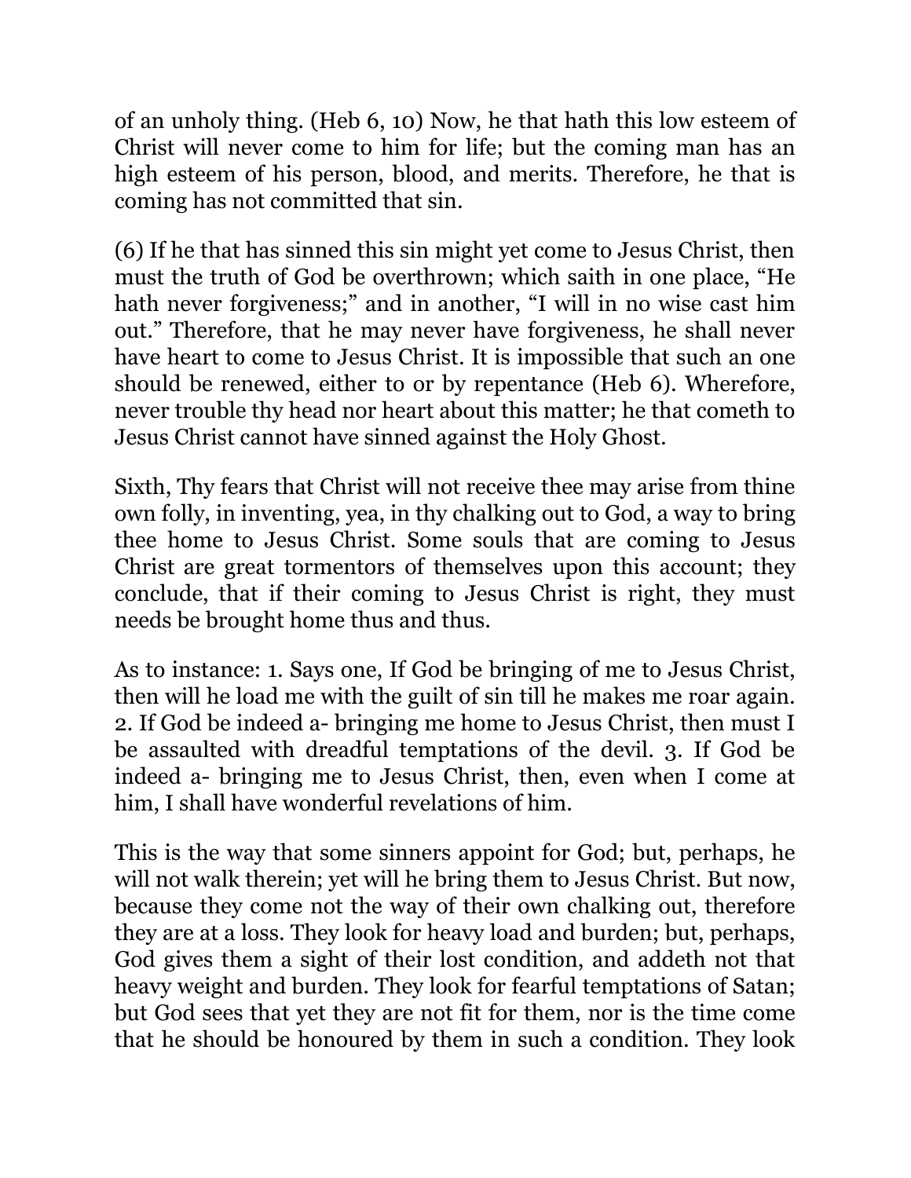of an unholy thing. (Heb 6, 10) Now, he that hath this low esteem of Christ will never come to him for life; but the coming man has an high esteem of his person, blood, and merits. Therefore, he that is coming has not committed that sin.

(6) If he that has sinned this sin might yet come to Jesus Christ, then must the truth of God be overthrown; which saith in one place, "He hath never forgiveness;" and in another, "I will in no wise cast him out." Therefore, that he may never have forgiveness, he shall never have heart to come to Jesus Christ. It is impossible that such an one should be renewed, either to or by repentance (Heb 6). Wherefore, never trouble thy head nor heart about this matter; he that cometh to Jesus Christ cannot have sinned against the Holy Ghost.

Sixth, Thy fears that Christ will not receive thee may arise from thine own folly, in inventing, yea, in thy chalking out to God, a way to bring thee home to Jesus Christ. Some souls that are coming to Jesus Christ are great tormentors of themselves upon this account; they conclude, that if their coming to Jesus Christ is right, they must needs be brought home thus and thus.

As to instance: 1. Says one, If God be bringing of me to Jesus Christ, then will he load me with the guilt of sin till he makes me roar again. 2. If God be indeed a- bringing me home to Jesus Christ, then must I be assaulted with dreadful temptations of the devil. 3. If God be indeed a- bringing me to Jesus Christ, then, even when I come at him, I shall have wonderful revelations of him.

This is the way that some sinners appoint for God; but, perhaps, he will not walk therein; yet will he bring them to Jesus Christ. But now, because they come not the way of their own chalking out, therefore they are at a loss. They look for heavy load and burden; but, perhaps, God gives them a sight of their lost condition, and addeth not that heavy weight and burden. They look for fearful temptations of Satan; but God sees that yet they are not fit for them, nor is the time come that he should be honoured by them in such a condition. They look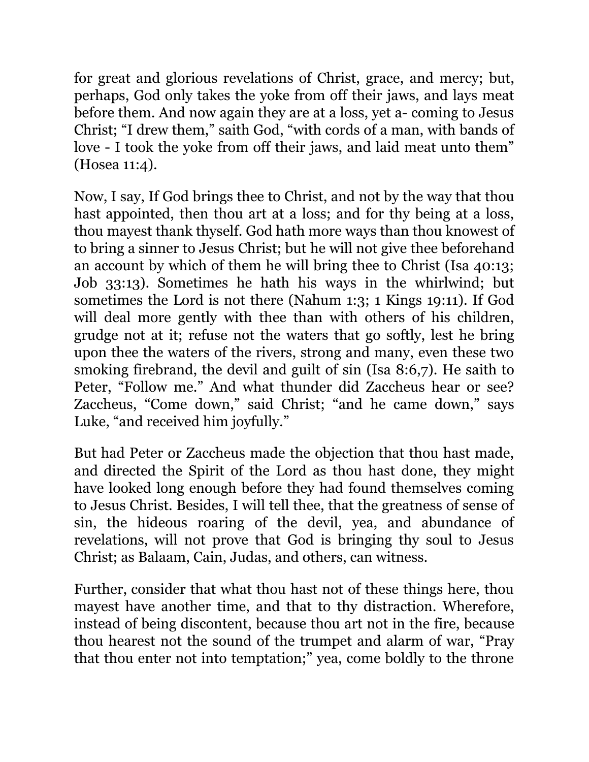for great and glorious revelations of Christ, grace, and mercy; but, perhaps, God only takes the yoke from off their jaws, and lays meat before them. And now again they are at a loss, yet a- coming to Jesus Christ; "I drew them," saith God, "with cords of a man, with bands of love - I took the yoke from off their jaws, and laid meat unto them" (Hosea 11:4).

Now, I say, If God brings thee to Christ, and not by the way that thou hast appointed, then thou art at a loss; and for thy being at a loss, thou mayest thank thyself. God hath more ways than thou knowest of to bring a sinner to Jesus Christ; but he will not give thee beforehand an account by which of them he will bring thee to Christ (Isa 40:13; Job 33:13). Sometimes he hath his ways in the whirlwind; but sometimes the Lord is not there (Nahum 1:3; 1 Kings 19:11). If God will deal more gently with thee than with others of his children, grudge not at it; refuse not the waters that go softly, lest he bring upon thee the waters of the rivers, strong and many, even these two smoking firebrand, the devil and guilt of sin (Isa 8:6,7). He saith to Peter, "Follow me." And what thunder did Zaccheus hear or see? Zaccheus, "Come down," said Christ; "and he came down," says Luke, "and received him joyfully."

But had Peter or Zaccheus made the objection that thou hast made, and directed the Spirit of the Lord as thou hast done, they might have looked long enough before they had found themselves coming to Jesus Christ. Besides, I will tell thee, that the greatness of sense of sin, the hideous roaring of the devil, yea, and abundance of revelations, will not prove that God is bringing thy soul to Jesus Christ; as Balaam, Cain, Judas, and others, can witness.

Further, consider that what thou hast not of these things here, thou mayest have another time, and that to thy distraction. Wherefore, instead of being discontent, because thou art not in the fire, because thou hearest not the sound of the trumpet and alarm of war, "Pray that thou enter not into temptation;" yea, come boldly to the throne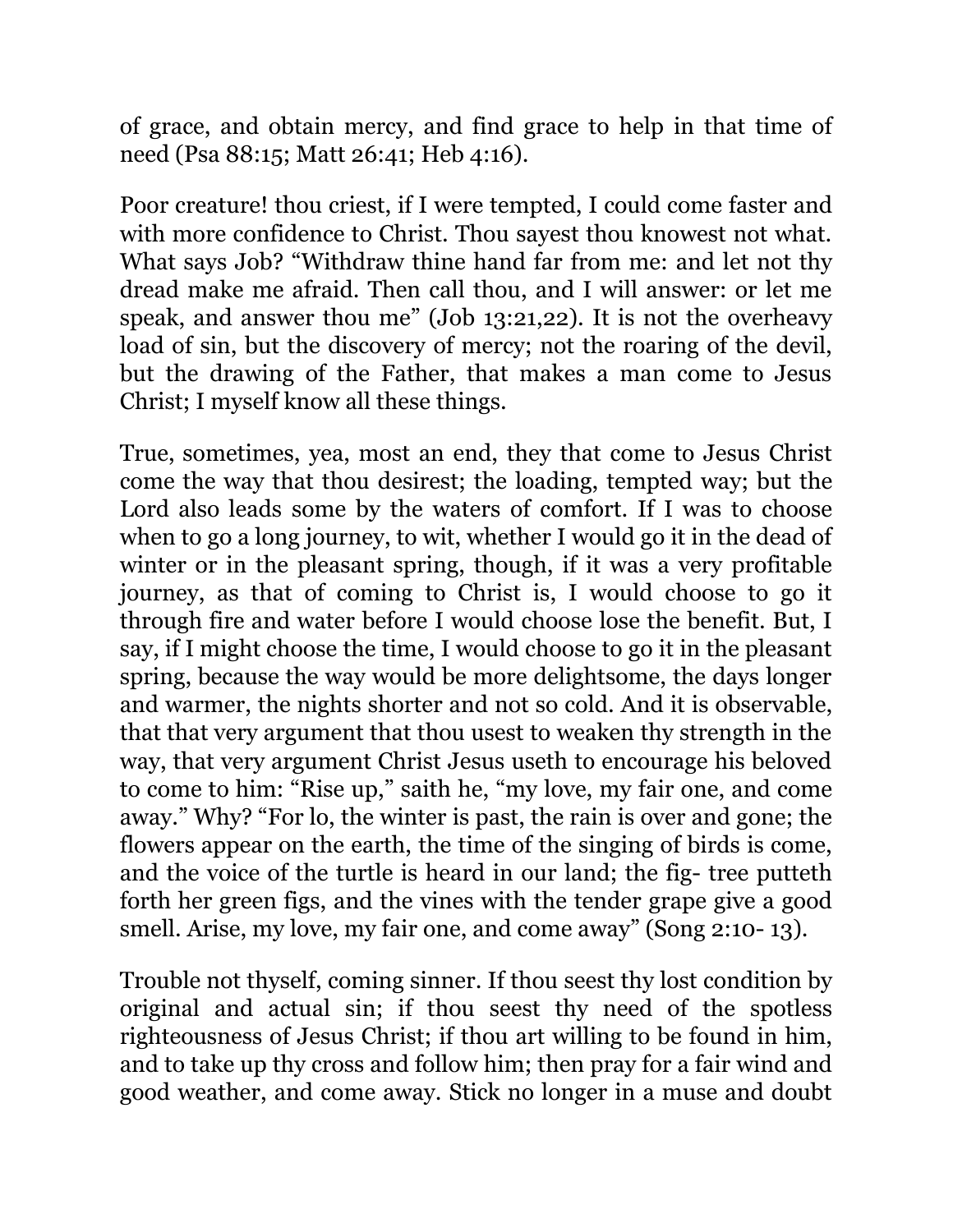of grace, and obtain mercy, and find grace to help in that time of need (Psa 88:15; Matt 26:41; Heb 4:16).

Poor creature! thou criest, if I were tempted, I could come faster and with more confidence to Christ. Thou sayest thou knowest not what. What says Job? "Withdraw thine hand far from me: and let not thy dread make me afraid. Then call thou, and I will answer: or let me speak, and answer thou me" (Job 13:21,22). It is not the overheavy load of sin, but the discovery of mercy; not the roaring of the devil, but the drawing of the Father, that makes a man come to Jesus Christ; I myself know all these things.

True, sometimes, yea, most an end, they that come to Jesus Christ come the way that thou desirest; the loading, tempted way; but the Lord also leads some by the waters of comfort. If I was to choose when to go a long journey, to wit, whether I would go it in the dead of winter or in the pleasant spring, though, if it was a very profitable journey, as that of coming to Christ is, I would choose to go it through fire and water before I would choose lose the benefit. But, I say, if I might choose the time, I would choose to go it in the pleasant spring, because the way would be more delightsome, the days longer and warmer, the nights shorter and not so cold. And it is observable, that that very argument that thou usest to weaken thy strength in the way, that very argument Christ Jesus useth to encourage his beloved to come to him: "Rise up," saith he, "my love, my fair one, and come away." Why? "For lo, the winter is past, the rain is over and gone; the flowers appear on the earth, the time of the singing of birds is come, and the voice of the turtle is heard in our land; the fig- tree putteth forth her green figs, and the vines with the tender grape give a good smell. Arise, my love, my fair one, and come away" (Song 2:10- 13).

Trouble not thyself, coming sinner. If thou seest thy lost condition by original and actual sin; if thou seest thy need of the spotless righteousness of Jesus Christ; if thou art willing to be found in him, and to take up thy cross and follow him; then pray for a fair wind and good weather, and come away. Stick no longer in a muse and doubt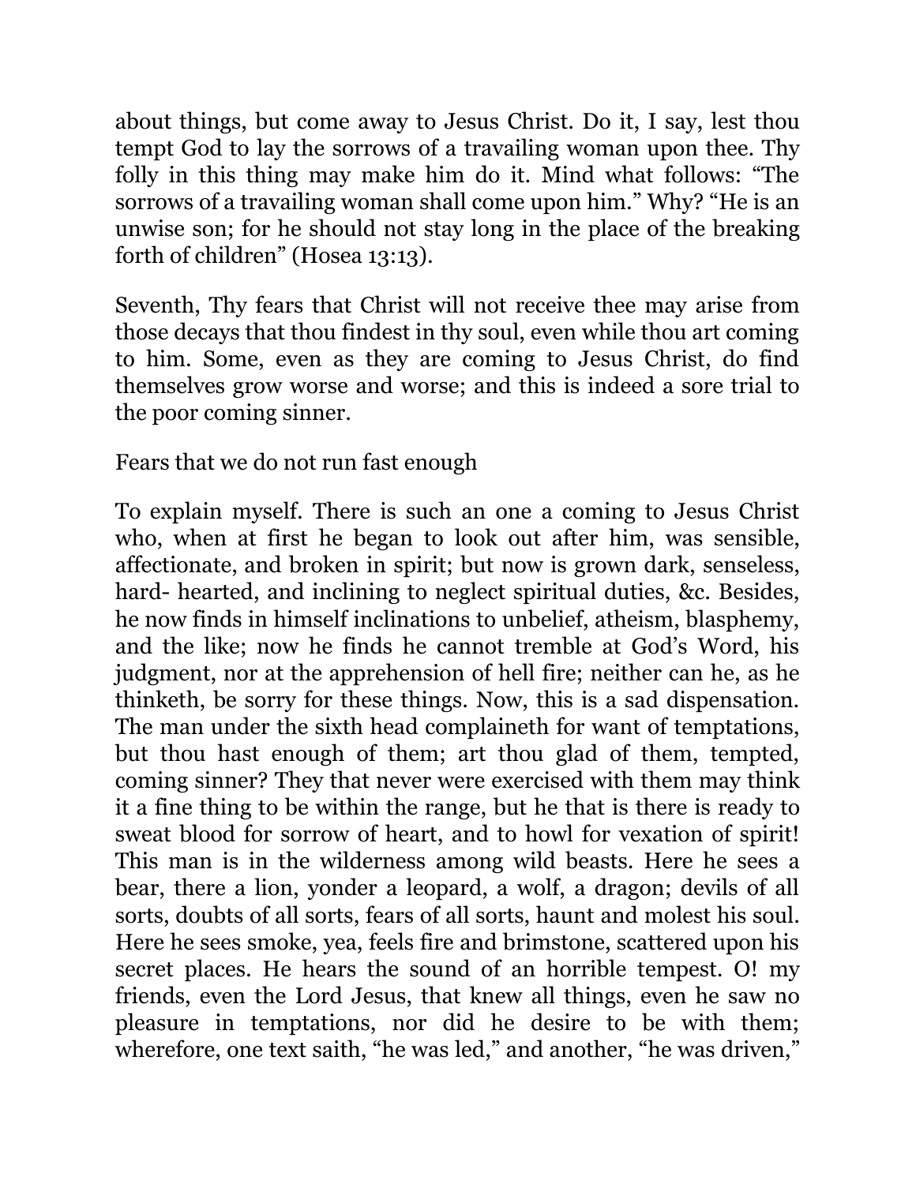about things, but come away to Jesus Christ. Do it, I say, lest thou tempt God to lay the sorrows of a travailing woman upon thee. Thy folly in this thing may make him do it. Mind what follows: "The sorrows of a travailing woman shall come upon him." Why? "He is an unwise son; for he should not stay long in the place of the breaking forth of children" (Hosea 13:13).

Seventh, Thy fears that Christ will not receive thee may arise from those decays that thou findest in thy soul, even while thou art coming to him. Some, even as they are coming to Jesus Christ, do find themselves grow worse and worse; and this is indeed a sore trial to the poor coming sinner.

### Fears that we do not run fast enough

To explain myself. There is such an one a coming to Jesus Christ who, when at first he began to look out after him, was sensible, affectionate, and broken in spirit; but now is grown dark, senseless, hard- hearted, and inclining to neglect spiritual duties, &c. Besides, he now finds in himself inclinations to unbelief, atheism, blasphemy, and the like; now he finds he cannot tremble at God's Word, his judgment, nor at the apprehension of hell fire; neither can he, as he thinketh, be sorry for these things. Now, this is a sad dispensation. The man under the sixth head complaineth for want of temptations, but thou hast enough of them; art thou glad of them, tempted, coming sinner? They that never were exercised with them may think it a fine thing to be within the range, but he that is there is ready to sweat blood for sorrow of heart, and to howl for vexation of spirit! This man is in the wilderness among wild beasts. Here he sees a bear, there a lion, yonder a leopard, a wolf, a dragon; devils of all sorts, doubts of all sorts, fears of all sorts, haunt and molest his soul. Here he sees smoke, yea, feels fire and brimstone, scattered upon his secret places. He hears the sound of an horrible tempest. O! my friends, even the Lord Jesus, that knew all things, even he saw no pleasure in temptations, nor did he desire to be with them; wherefore, one text saith, "he was led," and another, "he was driven,"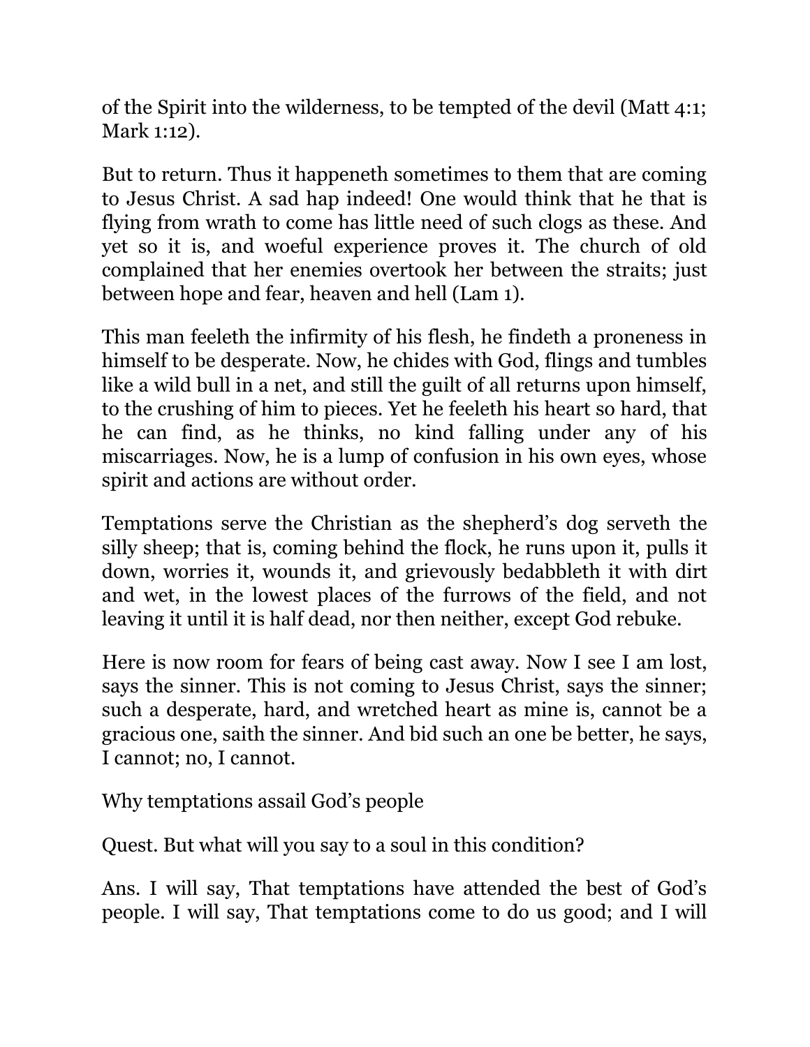of the Spirit into the wilderness, to be tempted of the devil (Matt 4:1; Mark 1:12).

But to return. Thus it happeneth sometimes to them that are coming to Jesus Christ. A sad hap indeed! One would think that he that is flying from wrath to come has little need of such clogs as these. And yet so it is, and woeful experience proves it. The church of old complained that her enemies overtook her between the straits; just between hope and fear, heaven and hell (Lam 1).

This man feeleth the infirmity of his flesh, he findeth a proneness in himself to be desperate. Now, he chides with God, flings and tumbles like a wild bull in a net, and still the guilt of all returns upon himself, to the crushing of him to pieces. Yet he feeleth his heart so hard, that he can find, as he thinks, no kind falling under any of his miscarriages. Now, he is a lump of confusion in his own eyes, whose spirit and actions are without order.

Temptations serve the Christian as the shepherd's dog serveth the silly sheep; that is, coming behind the flock, he runs upon it, pulls it down, worries it, wounds it, and grievously bedabbleth it with dirt and wet, in the lowest places of the furrows of the field, and not leaving it until it is half dead, nor then neither, except God rebuke.

Here is now room for fears of being cast away. Now I see I am lost, says the sinner. This is not coming to Jesus Christ, says the sinner; such a desperate, hard, and wretched heart as mine is, cannot be a gracious one, saith the sinner. And bid such an one be better, he says, I cannot; no, I cannot.

### Why temptations assail God's people

Quest. But what will you say to a soul in this condition?

Ans. I will say, That temptations have attended the best of God's people. I will say, That temptations come to do us good; and I will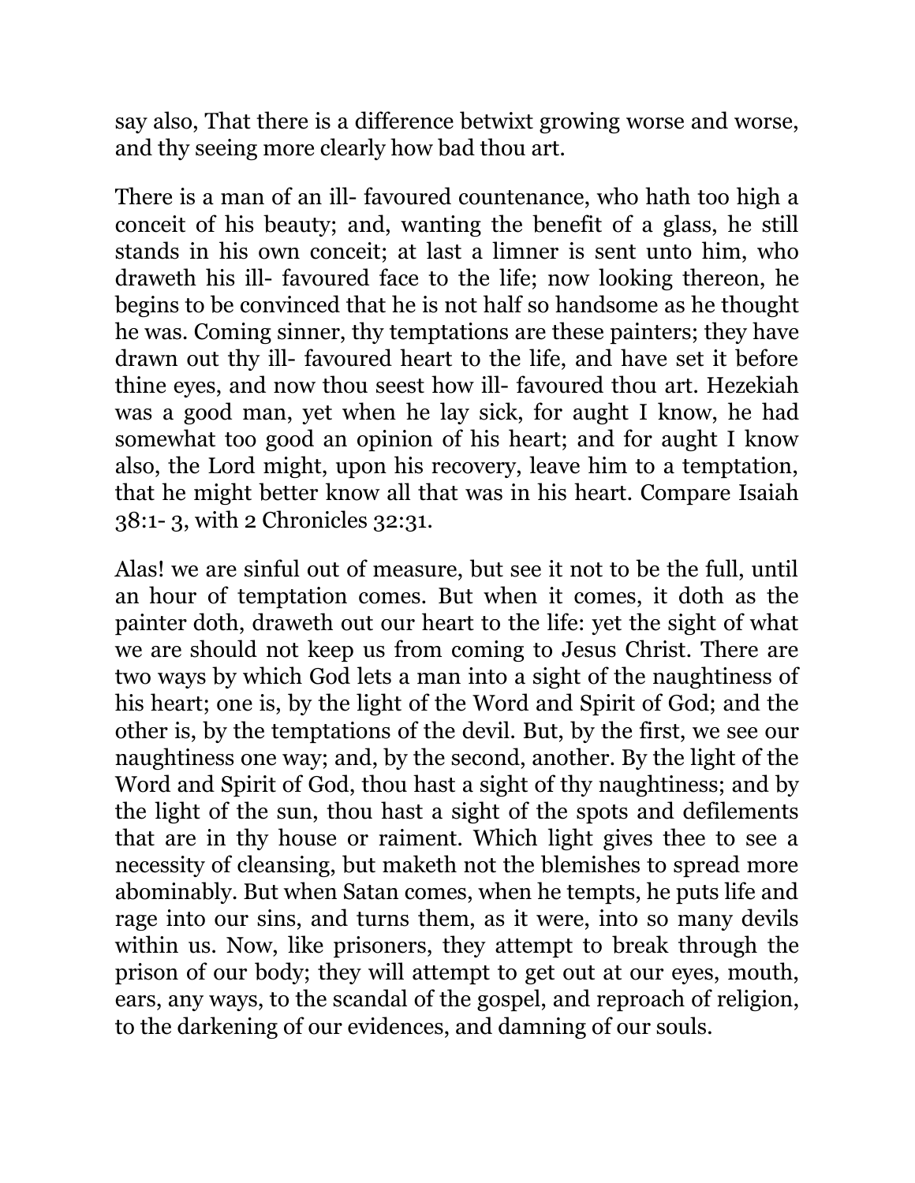say also, That there is a difference betwixt growing worse and worse, and thy seeing more clearly how bad thou art.

There is a man of an ill- favoured countenance, who hath too high a conceit of his beauty; and, wanting the benefit of a glass, he still stands in his own conceit; at last a limner is sent unto him, who draweth his ill- favoured face to the life; now looking thereon, he begins to be convinced that he is not half so handsome as he thought he was. Coming sinner, thy temptations are these painters; they have drawn out thy ill- favoured heart to the life, and have set it before thine eyes, and now thou seest how ill- favoured thou art. Hezekiah was a good man, yet when he lay sick, for aught I know, he had somewhat too good an opinion of his heart; and for aught I know also, the Lord might, upon his recovery, leave him to a temptation, that he might better know all that was in his heart. Compare Isaiah 38:1- 3, with 2 Chronicles 32:31.

Alas! we are sinful out of measure, but see it not to be the full, until an hour of temptation comes. But when it comes, it doth as the painter doth, draweth out our heart to the life: yet the sight of what we are should not keep us from coming to Jesus Christ. There are two ways by which God lets a man into a sight of the naughtiness of his heart; one is, by the light of the Word and Spirit of God; and the other is, by the temptations of the devil. But, by the first, we see our naughtiness one way; and, by the second, another. By the light of the Word and Spirit of God, thou hast a sight of thy naughtiness; and by the light of the sun, thou hast a sight of the spots and defilements that are in thy house or raiment. Which light gives thee to see a necessity of cleansing, but maketh not the blemishes to spread more abominably. But when Satan comes, when he tempts, he puts life and rage into our sins, and turns them, as it were, into so many devils within us. Now, like prisoners, they attempt to break through the prison of our body; they will attempt to get out at our eyes, mouth, ears, any ways, to the scandal of the gospel, and reproach of religion, to the darkening of our evidences, and damning of our souls.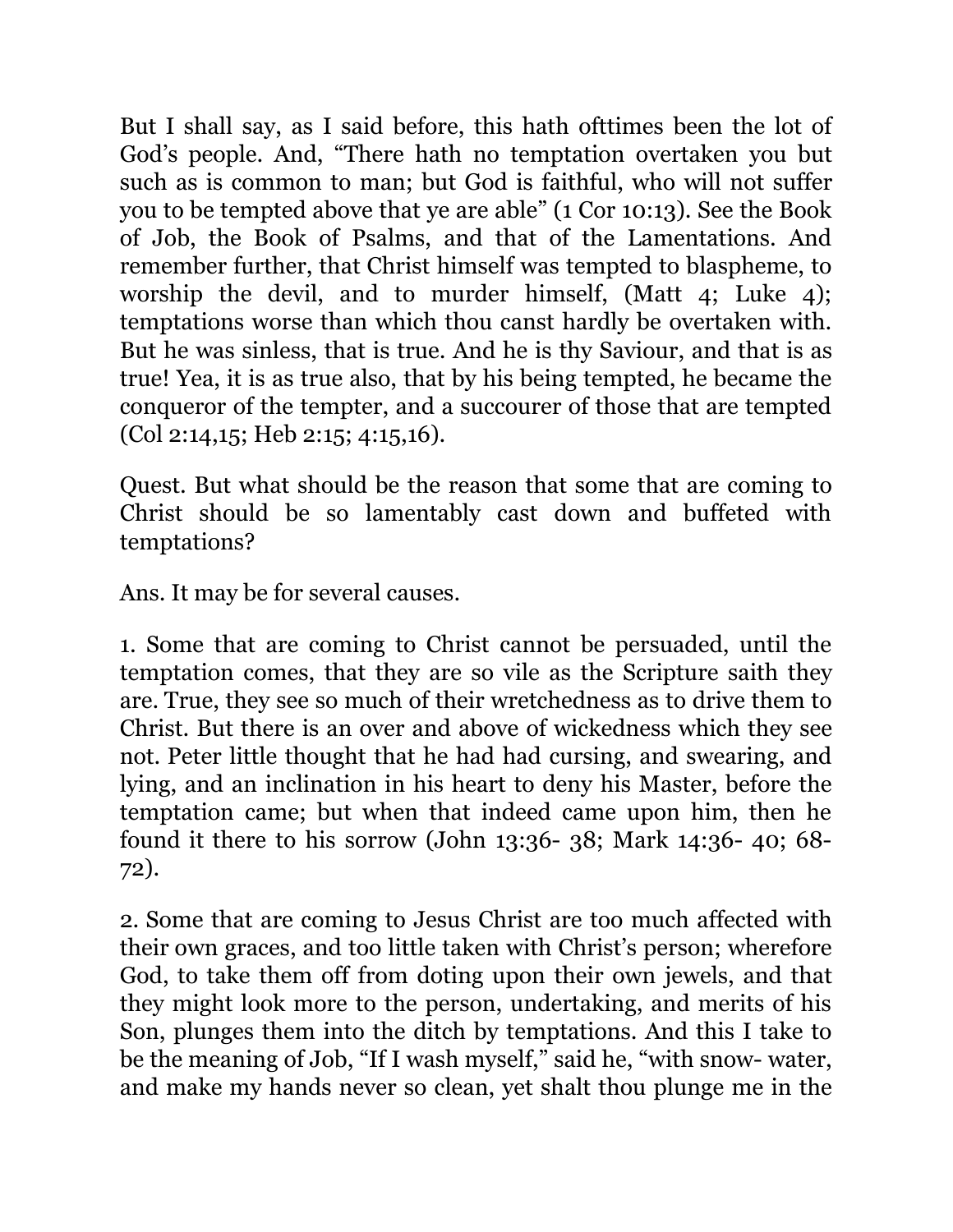But I shall say, as I said before, this hath ofttimes been the lot of God's people. And, "There hath no temptation overtaken you but such as is common to man; but God is faithful, who will not suffer you to be tempted above that ye are able" (1 Cor 10:13). See the Book of Job, the Book of Psalms, and that of the Lamentations. And remember further, that Christ himself was tempted to blaspheme, to worship the devil, and to murder himself, (Matt 4; Luke 4); temptations worse than which thou canst hardly be overtaken with. But he was sinless, that is true. And he is thy Saviour, and that is as true! Yea, it is as true also, that by his being tempted, he became the conqueror of the tempter, and a succourer of those that are tempted (Col 2:14,15; Heb 2:15; 4:15,16).

Quest. But what should be the reason that some that are coming to Christ should be so lamentably cast down and buffeted with temptations?

Ans. It may be for several causes.

1. Some that are coming to Christ cannot be persuaded, until the temptation comes, that they are so vile as the Scripture saith they are. True, they see so much of their wretchedness as to drive them to Christ. But there is an over and above of wickedness which they see not. Peter little thought that he had had cursing, and swearing, and lying, and an inclination in his heart to deny his Master, before the temptation came; but when that indeed came upon him, then he found it there to his sorrow (John 13:36- 38; Mark 14:36- 40; 68- 72).

2. Some that are coming to Jesus Christ are too much affected with their own graces, and too little taken with Christ's person; wherefore God, to take them off from doting upon their own jewels, and that they might look more to the person, undertaking, and merits of his Son, plunges them into the ditch by temptations. And this I take to be the meaning of Job, "If I wash myself," said he, "with snow- water, and make my hands never so clean, yet shalt thou plunge me in the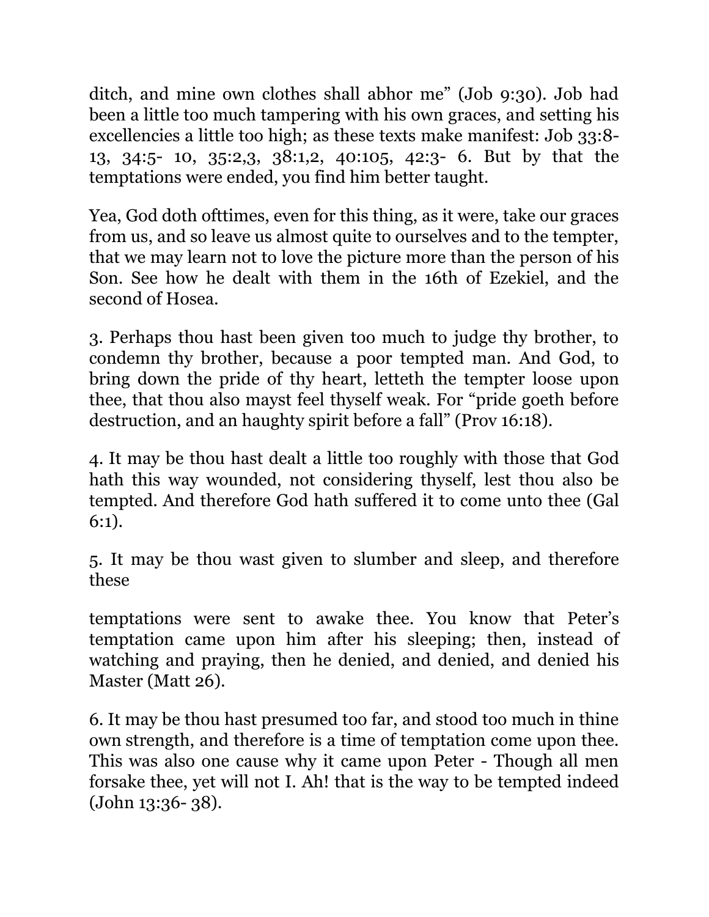ditch, and mine own clothes shall abhor me" (Job 9:30). Job had been a little too much tampering with his own graces, and setting his excellencies a little too high; as these texts make manifest: Job 33:8- 13, 34:5- 10, 35:2,3, 38:1,2, 40:105, 42:3- 6. But by that the temptations were ended, you find him better taught.

Yea, God doth ofttimes, even for this thing, as it were, take our graces from us, and so leave us almost quite to ourselves and to the tempter, that we may learn not to love the picture more than the person of his Son. See how he dealt with them in the 16th of Ezekiel, and the second of Hosea.

3. Perhaps thou hast been given too much to judge thy brother, to condemn thy brother, because a poor tempted man. And God, to bring down the pride of thy heart, letteth the tempter loose upon thee, that thou also mayst feel thyself weak. For "pride goeth before destruction, and an haughty spirit before a fall" (Prov 16:18).

4. It may be thou hast dealt a little too roughly with those that God hath this way wounded, not considering thyself, lest thou also be tempted. And therefore God hath suffered it to come unto thee (Gal 6:1).

5. It may be thou wast given to slumber and sleep, and therefore these temptations were sent to awake thee. You know that Peter's temptation came upon him after his sleeping; then, instead of watching and praying, then he denied, and denied, and denied his Master (Matt 26).

6. It may be thou hast presumed too far, and stood too much in thine own strength, and therefore is a time of temptation come upon thee. This was also one cause why it came upon Peter - Though all men forsake thee, yet will not I. Ah! that is the way to be tempted indeed (John 13:36- 38).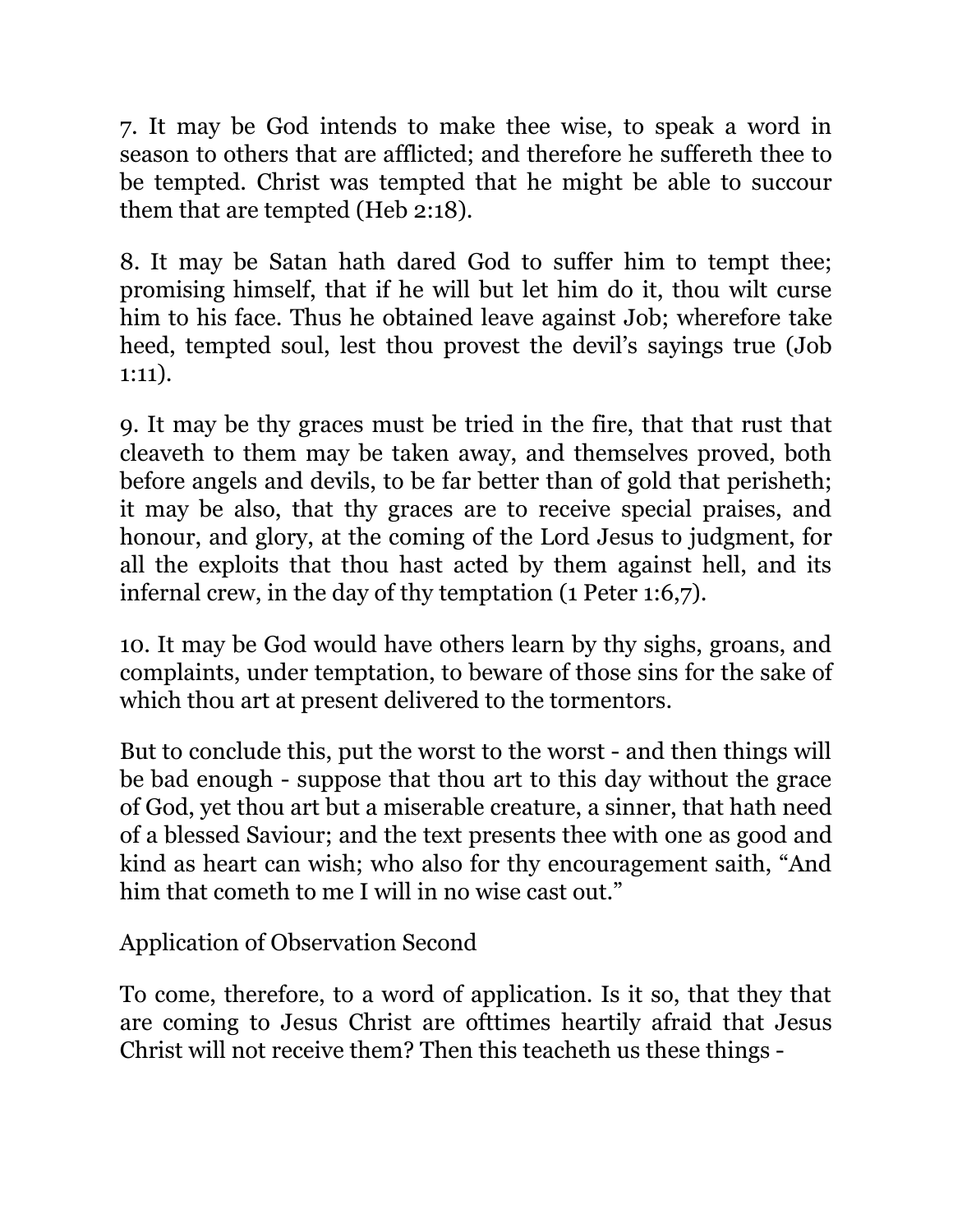7. It may be God intends to make thee wise, to speak a word in season to others that are afflicted; and therefore he suffereth thee to be tempted. Christ was tempted that he might be able to succour them that are tempted (Heb 2:18).

8. It may be Satan hath dared God to suffer him to tempt thee; promising himself, that if he will but let him do it, thou wilt curse him to his face. Thus he obtained leave against Job; wherefore take heed, tempted soul, lest thou provest the devil's sayings true (Job 1:11).

9. It may be thy graces must be tried in the fire, that that rust that cleaveth to them may be taken away, and themselves proved, both before angels and devils, to be far better than of gold that perisheth; it may be also, that thy graces are to receive special praises, and honour, and glory, at the coming of the Lord Jesus to judgment, for all the exploits that thou hast acted by them against hell, and its infernal crew, in the day of thy temptation (1 Peter 1:6,7).

10. It may be God would have others learn by thy sighs, groans, and complaints, under temptation, to beware of those sins for the sake of which thou art at present delivered to the tormentors.

But to conclude this, put the worst to the worst - and then things will be bad enough - suppose that thou art to this day without the grace of God, yet thou art but a miserable creature, a sinner, that hath need of a blessed Saviour; and the text presents thee with one as good and kind as heart can wish; who also for thy encouragement saith, "And him that cometh to me I will in no wise cast out."

## Application of Observation Second

To come, therefore, to a word of application. Is it so, that they that are coming to Jesus Christ are ofttimes heartily afraid that Jesus Christ will not receive them? Then this teacheth us these things -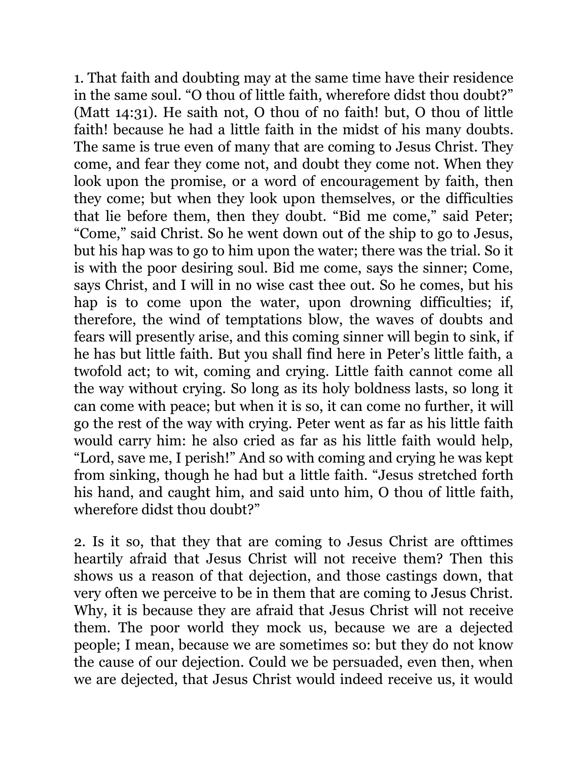1. That faith and doubting may at the same time have their residence in the same soul. “O thou of little faith, wherefore didst thou doubt?” (Matt 14:31). He saith not, O thou of no faith! but, O thou of little faith! because he had a little faith in the midst of his many doubts. The same is true even of many that are coming to Jesus Christ. They come, and fear they come not, and doubt they come not. When they look upon the promise, or a word of encouragement by faith, then they come; but when they look upon themselves, or the difficulties that lie before them, then they doubt. “Bid me come,” said Peter; “Come,” said Christ. So he went down out of the ship to go to Jesus, but his hap was to go to him upon the water; there was the trial. So it is with the poor desiring soul. Bid me come, says the sinner; Come, says Christ, and I will in no wise cast thee out. So he comes, but his hap is to come upon the water, upon drowning difficulties; if, therefore, the wind of temptations blow, the waves of doubts and fears will presently arise, and this coming sinner will begin to sink, if he has but little faith. But you shall find here in Peter’s little faith, a twofold act; to wit, coming and crying. Little faith cannot come all the way without crying. So long as its holy boldness lasts, so long it can come with peace; but when it is so, it can come no further, it will go the rest of the way with crying. Peter went as far as his little faith would carry him: he also cried as far as his little faith would help, “Lord, save me, I perish!” And so with coming and crying he was kept from sinking, though he had but a little faith. “Jesus stretched forth his hand, and caught him, and said unto him, O thou of little faith, wherefore didst thou doubt?”

2. Is it so, that they that are coming to Jesus Christ are ofttimes heartily afraid that Jesus Christ will not receive them? Then this shows us a reason of that dejection, and those castings down, that very often we perceive to be in them that are coming to Jesus Christ. Why, it is because they are afraid that Jesus Christ will not receive them. The poor world they mock us, because we are a dejected people; I mean, because we are sometimes so: but they do not know the cause of our dejection. Could we be persuaded, even then, when we are dejected, that Jesus Christ would indeed receive us, it would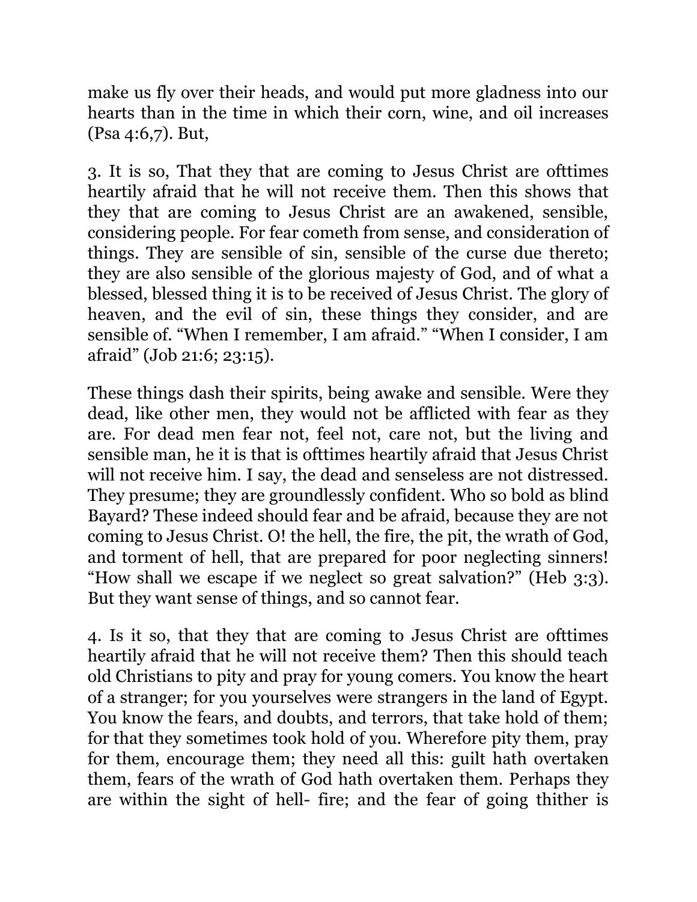make us fly over their heads, and would put more gladness into our hearts than in the time in which their corn, wine, and oil increases (Psa 4:6,7). But,

3. It is so, That they that are coming to Jesus Christ are ofttimes heartily afraid that he will not receive them. Then this shows that they that are coming to Jesus Christ are an awakened, sensible, considering people. For fear cometh from sense, and consideration of things. They are sensible of sin, sensible of the curse due thereto; they are also sensible of the glorious majesty of God, and of what a blessed, blessed thing it is to be received of Jesus Christ. The glory of heaven, and the evil of sin, these things they consider, and are sensible of. "When I remember, I am afraid." "When I consider, I am afraid" (Job 21:6; 23:15).

These things dash their spirits, being awake and sensible. Were they dead, like other men, they would not be afflicted with fear as they are. For dead men fear not, feel not, care not, but the living and sensible man, he it is that is ofttimes heartily afraid that Jesus Christ will not receive him. I say, the dead and senseless are not distressed. They presume; they are groundlessly confident. Who so bold as blind Bayard? These indeed should fear and be afraid, because they are not coming to Jesus Christ. O! the hell, the fire, the pit, the wrath of God, and torment of hell, that are prepared for poor neglecting sinners! "How shall we escape if we neglect so great salvation?" (Heb 3:3). But they want sense of things, and so cannot fear.

4. Is it so, that they that are coming to Jesus Christ are ofttimes heartily afraid that he will not receive them? Then this should teach old Christians to pity and pray for young comers. You know the heart of a stranger; for you yourselves were strangers in the land of Egypt. You know the fears, and doubts, and terrors, that take hold of them; for that they sometimes took hold of you. Wherefore pity them, pray for them, encourage them; they need all this: guilt hath overtaken them, fears of the wrath of God hath overtaken them. Perhaps they are within the sight of hell- fire; and the fear of going thither is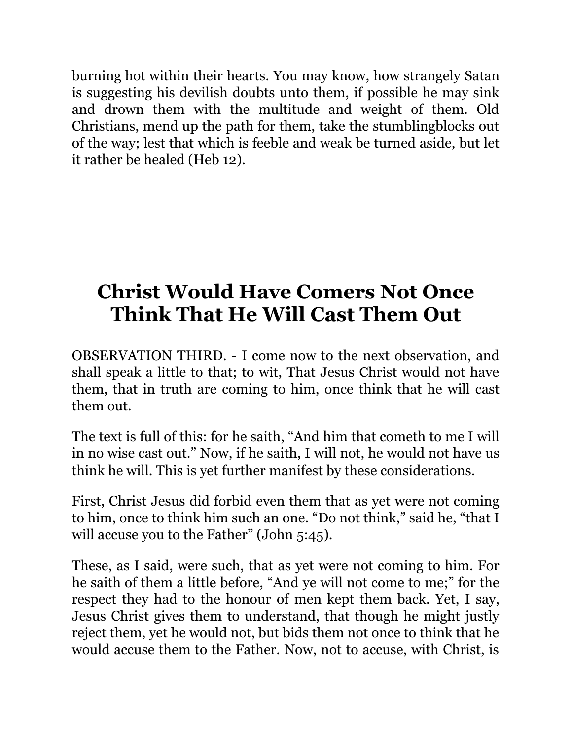burning hot within their hearts. You may know, how strangely Satan is suggesting his devilish doubts unto them, if possible he may sink and drown them with the multitude and weight of them. Old Christians, mend up the path for them, take the stumblingblocks out of the way; lest that which is feeble and weak be turned aside, but let it rather be healed (Heb 12).

# Christ Would Have Comers Not Once Think That He Will Cast Them Out

OBSERVATION THIRD. - I come now to the next observation, and shall speak a little to that; to wit, That Jesus Christ would not have them, that in truth are coming to him, once think that he will cast them out.

The text is full of this: for he saith, "And him that cometh to me I will in no wise cast out." Now, if he saith, I will not, he would not have us think he will. This is yet further manifest by these considerations.

First, Christ Jesus did forbid even them that as yet were not coming to him, once to think him such an one. "Do not think," said he, "that I will accuse you to the Father" (John 5:45).

These, as I said, were such, that as yet were not coming to him. For he saith of them a little before, "And ye will not come to me;" for the respect they had to the honour of men kept them back. Yet, I say, Jesus Christ gives them to understand, that though he might justly reject them, yet he would not, but bids them not once to think that he would accuse them to the Father. Now, not to accuse, with Christ, is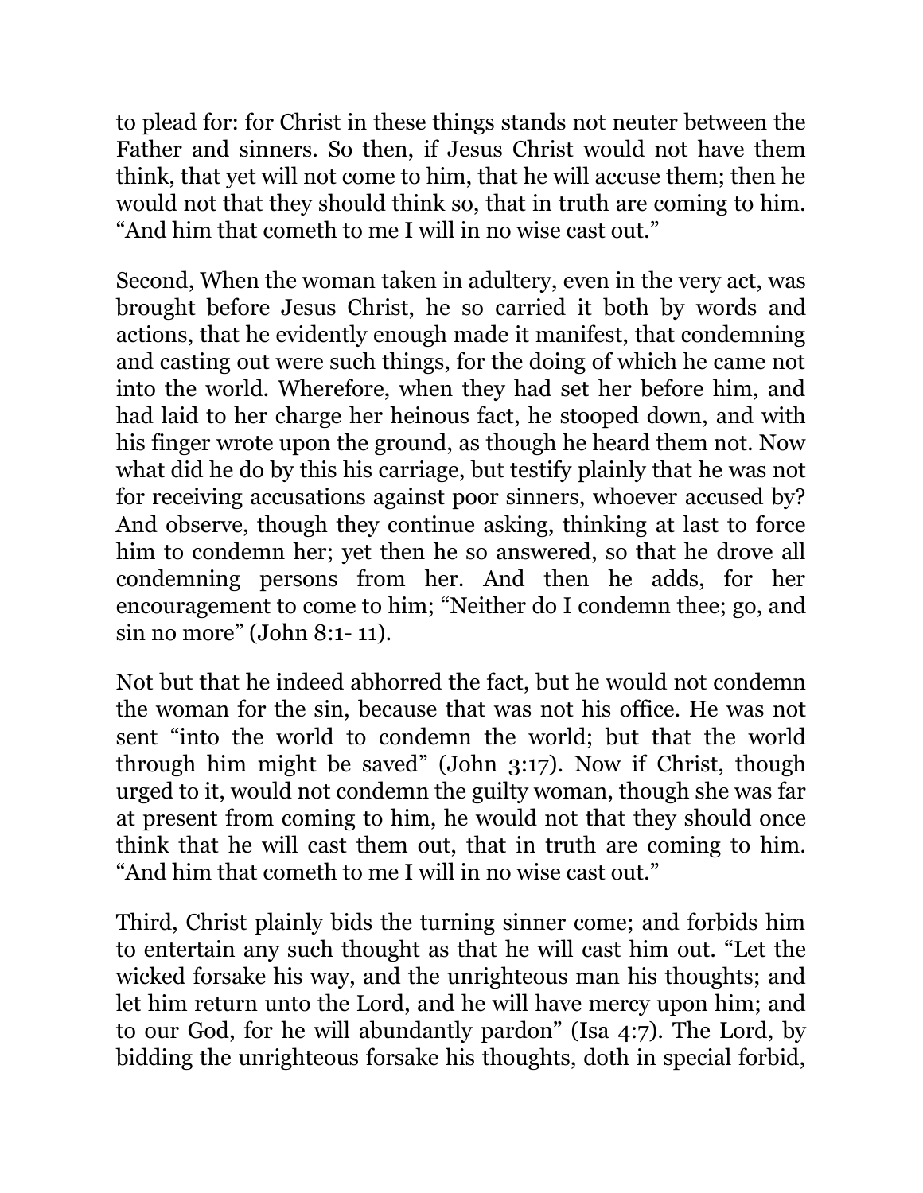to plead for: for Christ in these things stands not neuter between the Father and sinners. So then, if Jesus Christ would not have them think, that yet will not come to him, that he will accuse them; then he would not that they should think so, that in truth are coming to him. “And him that cometh to me I will in no wise cast out.”

Second, When the woman taken in adultery, even in the very act, was brought before Jesus Christ, he so carried it both by words and actions, that he evidently enough made it manifest, that condemning and casting out were such things, for the doing of which he came not into the world. Wherefore, when they had set her before him, and had laid to her charge her heinous fact, he stooped down, and with his finger wrote upon the ground, as though he heard them not. Now what did he do by this his carriage, but testify plainly that he was not for receiving accusations against poor sinners, whoever accused by? And observe, though they continue asking, thinking at last to force him to condemn her; yet then he so answered, so that he drove all condemning persons from her. And then he adds, for her encouragement to come to him; “Neither do I condemn thee; go, and sin no more” (John 8:1- 11).

Not but that he indeed abhorred the fact, but he would not condemn the woman for the sin, because that was not his office. He was not sent “into the world to condemn the world; but that the world through him might be saved” (John 3:17). Now if Christ, though urged to it, would not condemn the guilty woman, though she was far at present from coming to him, he would not that they should once think that he will cast them out, that in truth are coming to him. “And him that cometh to me I will in no wise cast out.”

Third, Christ plainly bids the turning sinner come; and forbids him to entertain any such thought as that he will cast him out. “Let the wicked forsake his way, and the unrighteous man his thoughts; and let him return unto the Lord, and he will have mercy upon him; and to our God, for he will abundantly pardon” (Isa 4:7). The Lord, by bidding the unrighteous forsake his thoughts, doth in special forbid,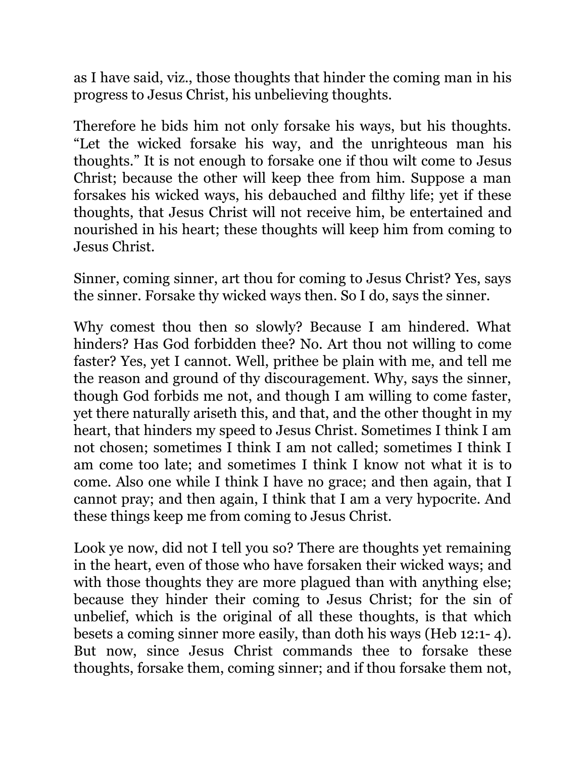as I have said, viz., those thoughts that hinder the coming man in his progress to Jesus Christ, his unbelieving thoughts.

Therefore he bids him not only forsake his ways, but his thoughts. “Let the wicked forsake his way, and the unrighteous man his thoughts.” It is not enough to forsake one if thou wilt come to Jesus Christ; because the other will keep thee from him. Suppose a man forsakes his wicked ways, his debauched and filthy life; yet if these thoughts, that Jesus Christ will not receive him, be entertained and nourished in his heart; these thoughts will keep him from coming to Jesus Christ.

Sinner, coming sinner, art thou for coming to Jesus Christ? Yes, says the sinner. Forsake thy wicked ways then. So I do, says the sinner.

Why comest thou then so slowly? Because I am hindered. What hinders? Has God forbidden thee? No. Art thou not willing to come faster? Yes, yet I cannot. Well, prithee be plain with me, and tell me the reason and ground of thy discouragement. Why, says the sinner, though God forbids me not, and though I am willing to come faster, yet there naturally ariseth this, and that, and the other thought in my heart, that hinders my speed to Jesus Christ. Sometimes I think I am not chosen; sometimes I think I am not called; sometimes I think I am come too late; and sometimes I think I know not what it is to come. Also one while I think I have no grace; and then again, that I cannot pray; and then again, I think that I am a very hypocrite. And these things keep me from coming to Jesus Christ.

Look ye now, did not I tell you so? There are thoughts yet remaining in the heart, even of those who have forsaken their wicked ways; and with those thoughts they are more plagued than with anything else; because they hinder their coming to Jesus Christ; for the sin of unbelief, which is the original of all these thoughts, is that which besets a coming sinner more easily, than doth his ways (Heb 12:1- 4). But now, since Jesus Christ commands thee to forsake these thoughts, forsake them, coming sinner; and if thou forsake them not,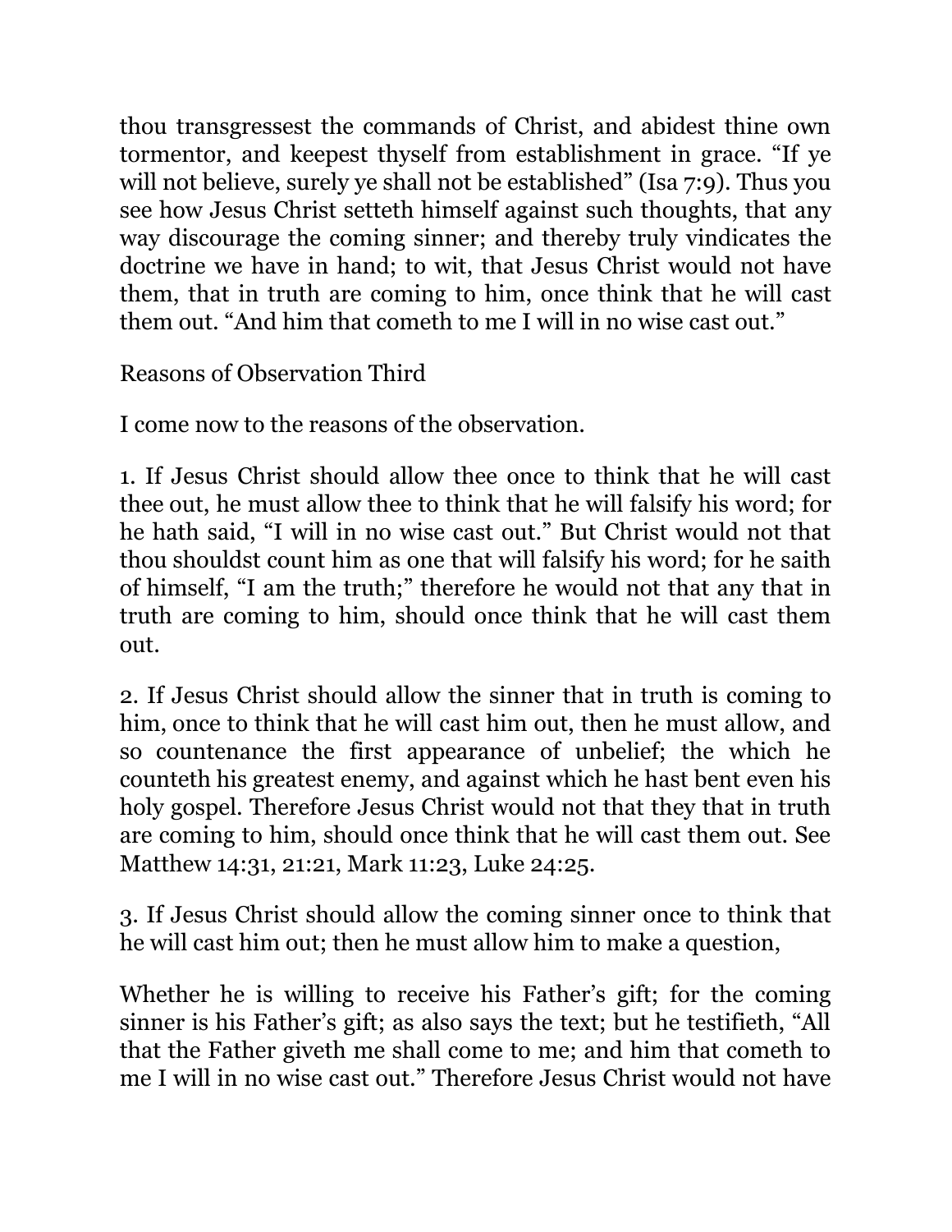thou transgressest the commands of Christ, and abidest thine own tormentor, and keepest thyself from establishment in grace. “If ye will not believe, surely ye shall not be established” (Isa 7:9). Thus you see how Jesus Christ setteth himself against such thoughts, that any way discourage the coming sinner; and thereby truly vindicates the doctrine we have in hand; to wit, that Jesus Christ would not have them, that in truth are coming to him, once think that he will cast them out. “And him that cometh to me I will in no wise cast out.”

## Reasons of Observation Third

I come now to the reasons of the observation.

1. If Jesus Christ should allow thee once to think that he will cast thee out, he must allow thee to think that he will falsify his word; for he hath said, “I will in no wise cast out.” But Christ would not that thou shouldst count him as one that will falsify his word; for he saith of himself, “I am the truth;” therefore he would not that any that in truth are coming to him, should once think that he will cast them out.

2. If Jesus Christ should allow the sinner that in truth is coming to him, once to think that he will cast him out, then he must allow, and so countenance the first appearance of unbelief; the which he counteth his greatest enemy, and against which he hast bent even his holy gospel. Therefore Jesus Christ would not that they that in truth are coming to him, should once think that he will cast them out. See Matthew 14:31, 21:21, Mark 11:23, Luke 24:25.

3. If Jesus Christ should allow the coming sinner once to think that he will cast him out; then he must allow him to make a question,

Whether he is willing to receive his Father’s gift; for the coming sinner is his Father’s gift; as also says the text; but he testifieth, “All that the Father giveth me shall come to me; and him that cometh to me I will in no wise cast out.” Therefore Jesus Christ would not have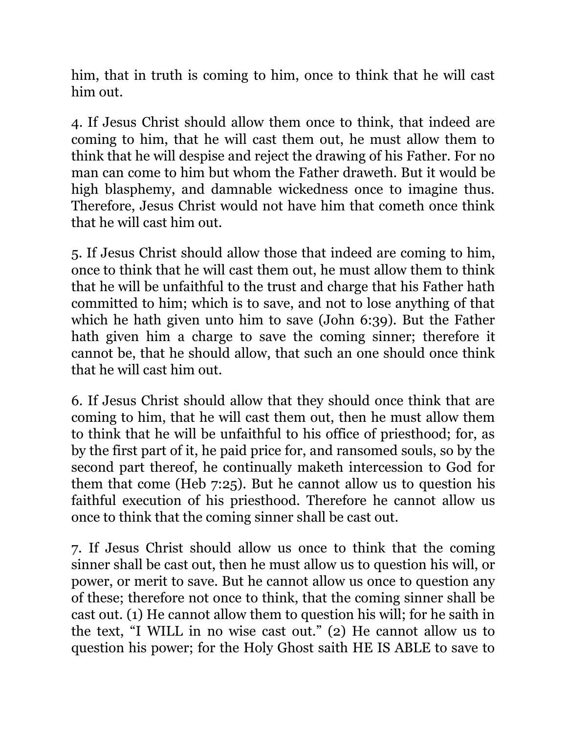him, that in truth is coming to him, once to think that he will cast him out.

4. If Jesus Christ should allow them once to think, that indeed are coming to him, that he will cast them out, he must allow them to think that he will despise and reject the drawing of his Father. For no man can come to him but whom the Father draweth. But it would be high blasphemy, and damnable wickedness once to imagine thus. Therefore, Jesus Christ would not have him that cometh once think that he will cast him out.

5. If Jesus Christ should allow those that indeed are coming to him, once to think that he will cast them out, he must allow them to think that he will be unfaithful to the trust and charge that his Father hath committed to him; which is to save, and not to lose anything of that which he hath given unto him to save (John 6:39). But the Father hath given him a charge to save the coming sinner; therefore it cannot be, that he should allow, that such an one should once think that he will cast him out.

6. If Jesus Christ should allow that they should once think that are coming to him, that he will cast them out, then he must allow them to think that he will be unfaithful to his office of priesthood; for, as by the first part of it, he paid price for, and ransomed souls, so by the second part thereof, he continually maketh intercession to God for them that come (Heb 7:25). But he cannot allow us to question his faithful execution of his priesthood. Therefore he cannot allow us once to think that the coming sinner shall be cast out.

7. If Jesus Christ should allow us once to think that the coming sinner shall be cast out, then he must allow us to question his will, or power, or merit to save. But he cannot allow us once to question any of these; therefore not once to think, that the coming sinner shall be cast out. (1) He cannot allow them to question his will; for he saith in the text, "I WILL in no wise cast out." (2) He cannot allow us to question his power; for the Holy Ghost saith HE IS ABLE to save to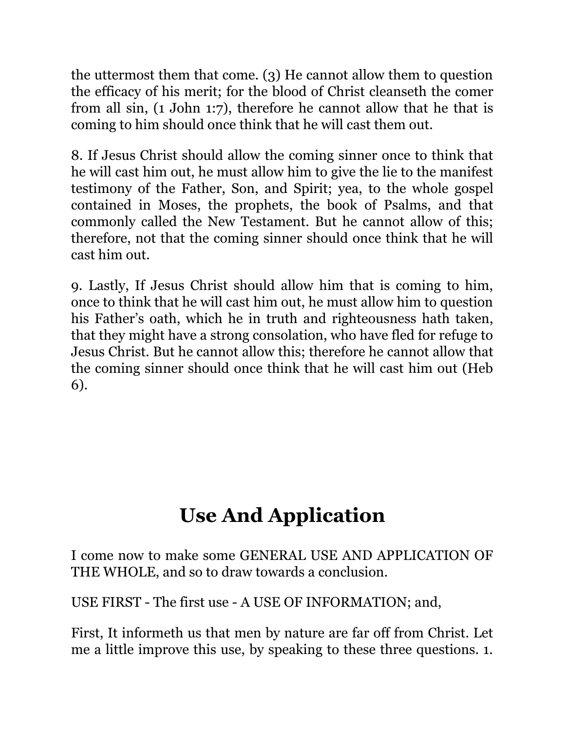the uttermost them that come. (3) He cannot allow them to question the efficacy of his merit; for the blood of Christ cleanseth the comer from all sin, (1 John 1:7), therefore he cannot allow that he that is coming to him should once think that he will cast them out.

8. If Jesus Christ should allow the coming sinner once to think that he will cast him out, he must allow him to give the lie to the manifest testimony of the Father, Son, and Spirit; yea, to the whole gospel contained in Moses, the prophets, the book of Psalms, and that commonly called the New Testament. But he cannot allow of this; therefore, not that the coming sinner should once think that he will cast him out.

9. Lastly, If Jesus Christ should allow him that is coming to him, once to think that he will cast him out, he must allow him to question his Father's oath, which he in truth and righteousness hath taken, that they might have a strong consolation, who have fled for refuge to Jesus Christ. But he cannot allow this; therefore he cannot allow that the coming sinner should once think that he will cast him out (Heb 6).

## Use And Application

I come now to make some GENERAL USE AND APPLICATION OF THE WHOLE, and so to draw towards a conclusion.

USE FIRST - The first use - A USE OF INFORMATION; and,

First, It informeth us that men by nature are far off from Christ. Let me a little improve this use, by speaking to these three questions. 1.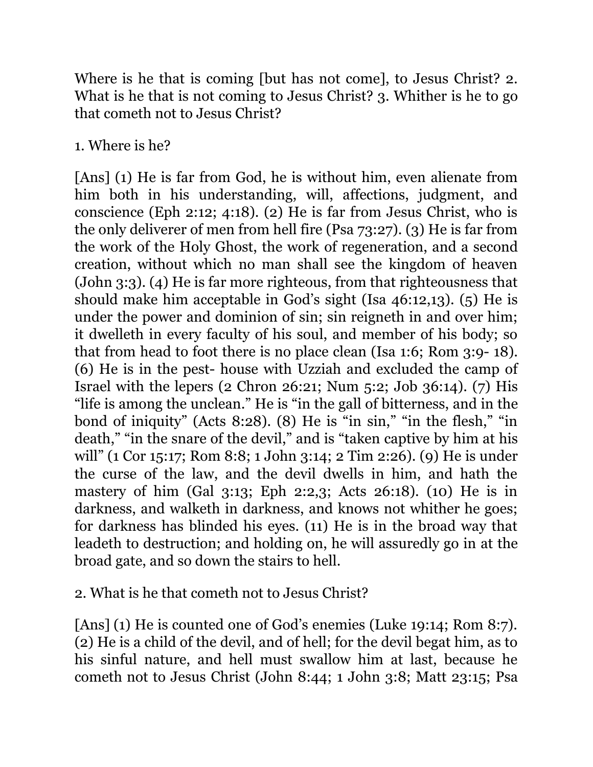Where is he that is coming [but has not come], to Jesus Christ? 2. What is he that is not coming to Jesus Christ? 3. Whither is he to go that cometh not to Jesus Christ?

1. Where is he?

[Ans] (1) He is far from God, he is without him, even alienate from him both in his understanding, will, affections, judgment, and conscience (Eph 2:12; 4:18). (2) He is far from Jesus Christ, who is the only deliverer of men from hell fire (Psa 73:27). (3) He is far from the work of the Holy Ghost, the work of regeneration, and a second creation, without which no man shall see the kingdom of heaven (John 3:3). (4) He is far more righteous, from that righteousness that should make him acceptable in God's sight (Isa 46:12,13). (5) He is under the power and dominion of sin; sin reigneth in and over him; it dwelleth in every faculty of his soul, and member of his body; so that from head to foot there is no place clean (Isa 1:6; Rom 3:9- 18). (6) He is in the pest- house with Uzziah and excluded the camp of Israel with the lepers (2 Chron 26:21; Num 5:2; Job 36:14). (7) His "life is among the unclean." He is "in the gall of bitterness, and in the bond of iniquity" (Acts 8:28). (8) He is "in sin," "in the flesh," "in death," "in the snare of the devil," and is "taken captive by him at his will" (1 Cor 15:17; Rom 8:8; 1 John 3:14; 2 Tim 2:26). (9) He is under the curse of the law, and the devil dwells in him, and hath the mastery of him (Gal 3:13; Eph 2:2,3; Acts 26:18). (10) He is in darkness, and walketh in darkness, and knows not whither he goes; for darkness has blinded his eyes. (11) He is in the broad way that leadeth to destruction; and holding on, he will assuredly go in at the broad gate, and so down the stairs to hell.

2. What is he that cometh not to Jesus Christ?

[Ans] (1) He is counted one of God's enemies (Luke 19:14; Rom 8:7). (2) He is a child of the devil, and of hell; for the devil begat him, as to his sinful nature, and hell must swallow him at last, because he cometh not to Jesus Christ (John 8:44; 1 John 3:8; Matt 23:15; Psa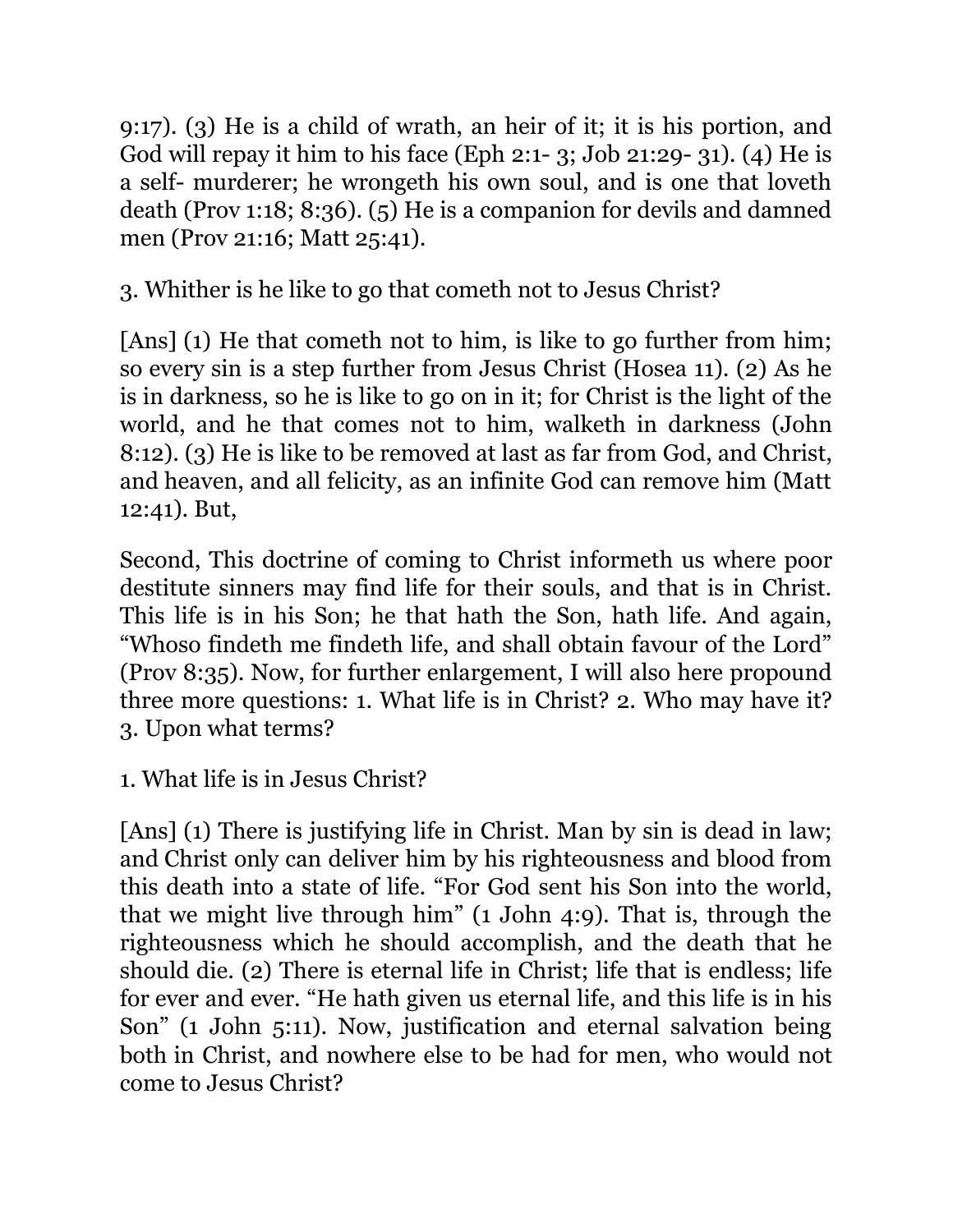9:17). (3) He is a child of wrath, an heir of it; it is his portion, and God will repay it him to his face (Eph 2:1- 3; Job 21:29- 31). (4) He is a self- murderer; he wrongeth his own soul, and is one that loveth death (Prov 1:18; 8:36). (5) He is a companion for devils and damned men (Prov 21:16; Matt 25:41).

3. Whither is he like to go that cometh not to Jesus Christ?

[Ans] (1) He that cometh not to him, is like to go further from him; so every sin is a step further from Jesus Christ (Hosea 11). (2) As he is in darkness, so he is like to go on in it; for Christ is the light of the world, and he that comes not to him, walketh in darkness (John 8:12). (3) He is like to be removed at last as far from God, and Christ, and heaven, and all felicity, as an infinite God can remove him (Matt 12:41). But,

Second, This doctrine of coming to Christ informeth us where poor destitute sinners may find life for their souls, and that is in Christ. This life is in his Son; he that hath the Son, hath life. And again, "Whoso findeth me findeth life, and shall obtain favour of the Lord" (Prov 8:35). Now, for further enlargement, I will also here propound three more questions: 1. What life is in Christ? 2. Who may have it? 3. Upon what terms?

1. What life is in Jesus Christ?

[Ans] (1) There is justifying life in Christ. Man by sin is dead in law; and Christ only can deliver him by his righteousness and blood from this death into a state of life. "For God sent his Son into the world, that we might live through him" (1 John 4:9). That is, through the righteousness which he should accomplish, and the death that he should die. (2) There is eternal life in Christ; life that is endless; life for ever and ever. "He hath given us eternal life, and this life is in his Son" (1 John 5:11). Now, justification and eternal salvation being both in Christ, and nowhere else to be had for men, who would not come to Jesus Christ?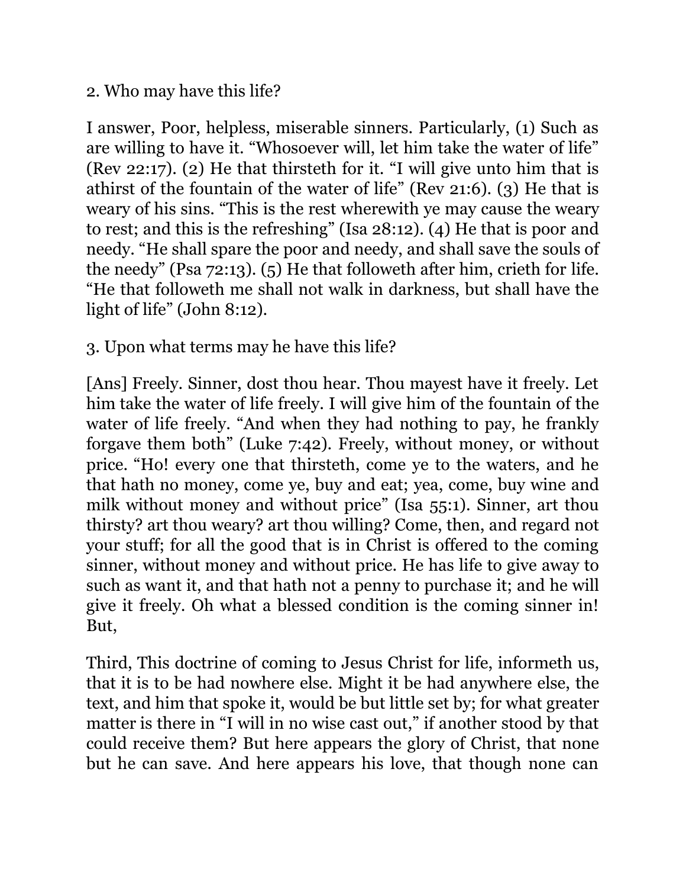2. Who may have this life?

I answer, Poor, helpless, miserable sinners. Particularly, (1) Such as are willing to have it. “Whosoever will, let him take the water of life” (Rev 22:17). (2) He that thirsteth for it. “I will give unto him that is athirst of the fountain of the water of life” (Rev 21:6). (3) He that is weary of his sins. “This is the rest wherewith ye may cause the weary to rest; and this is the refreshing” (Isa 28:12). (4) He that is poor and needy. “He shall spare the poor and needy, and shall save the souls of the needy” (Psa 72:13). (5) He that followeth after him, crieth for life. “He that followeth me shall not walk in darkness, but shall have the light of life” (John 8:12).

3. Upon what terms may he have this life?

[Ans] Freely. Sinner, dost thou hear. Thou mayest have it freely. Let him take the water of life freely. I will give him of the fountain of the water of life freely. “And when they had nothing to pay, he frankly forgave them both” (Luke 7:42). Freely, without money, or without price. “Ho! every one that thirsteth, come ye to the waters, and he that hath no money, come ye, buy and eat; yea, come, buy wine and milk without money and without price” (Isa 55:1). Sinner, art thou thirsty? art thou weary? art thou willing? Come, then, and regard not your stuff; for all the good that is in Christ is offered to the coming sinner, without money and without price. He has life to give away to such as want it, and that hath not a penny to purchase it; and he will give it freely. Oh what a blessed condition is the coming sinner in! But,

Third, This doctrine of coming to Jesus Christ for life, informeth us, that it is to be had nowhere else. Might it be had anywhere else, the text, and him that spoke it, would be but little set by; for what greater matter is there in “I will in no wise cast out,” if another stood by that could receive them? But here appears the glory of Christ, that none but he can save. And here appears his love, that though none can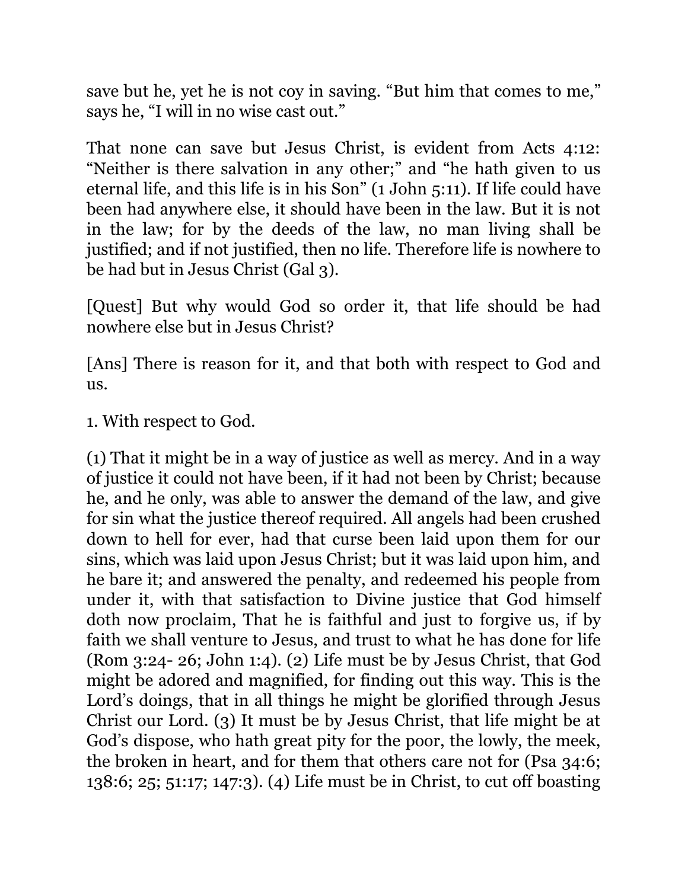save but he, yet he is not coy in saving. “But him that comes to me,” says he, “I will in no wise cast out.”

That none can save but Jesus Christ, is evident from Acts 4:12: “Neither is there salvation in any other;” and “he hath given to us eternal life, and this life is in his Son” (1 John 5:11). If life could have been had anywhere else, it should have been in the law. But it is not in the law; for by the deeds of the law, no man living shall be justified; and if not justified, then no life. Therefore life is nowhere to be had but in Jesus Christ (Gal 3).

[Quest] But why would God so order it, that life should be had nowhere else but in Jesus Christ?

[Ans] There is reason for it, and that both with respect to God and us.

1. With respect to God.

(1) That it might be in a way of justice as well as mercy. And in a way of justice it could not have been, if it had not been by Christ; because he, and he only, was able to answer the demand of the law, and give for sin what the justice thereof required. All angels had been crushed down to hell for ever, had that curse been laid upon them for our sins, which was laid upon Jesus Christ; but it was laid upon him, and he bare it; and answered the penalty, and redeemed his people from under it, with that satisfaction to Divine justice that God himself doth now proclaim, That he is faithful and just to forgive us, if by faith we shall venture to Jesus, and trust to what he has done for life (Rom 3:24- 26; John 1:4). (2) Life must be by Jesus Christ, that God might be adored and magnified, for finding out this way. This is the Lord’s doings, that in all things he might be glorified through Jesus Christ our Lord. (3) It must be by Jesus Christ, that life might be at God’s dispose, who hath great pity for the poor, the lowly, the meek, the broken in heart, and for them that others care not for (Psa 34:6; 138:6; 25; 51:17; 147:3). (4) Life must be in Christ, to cut off boasting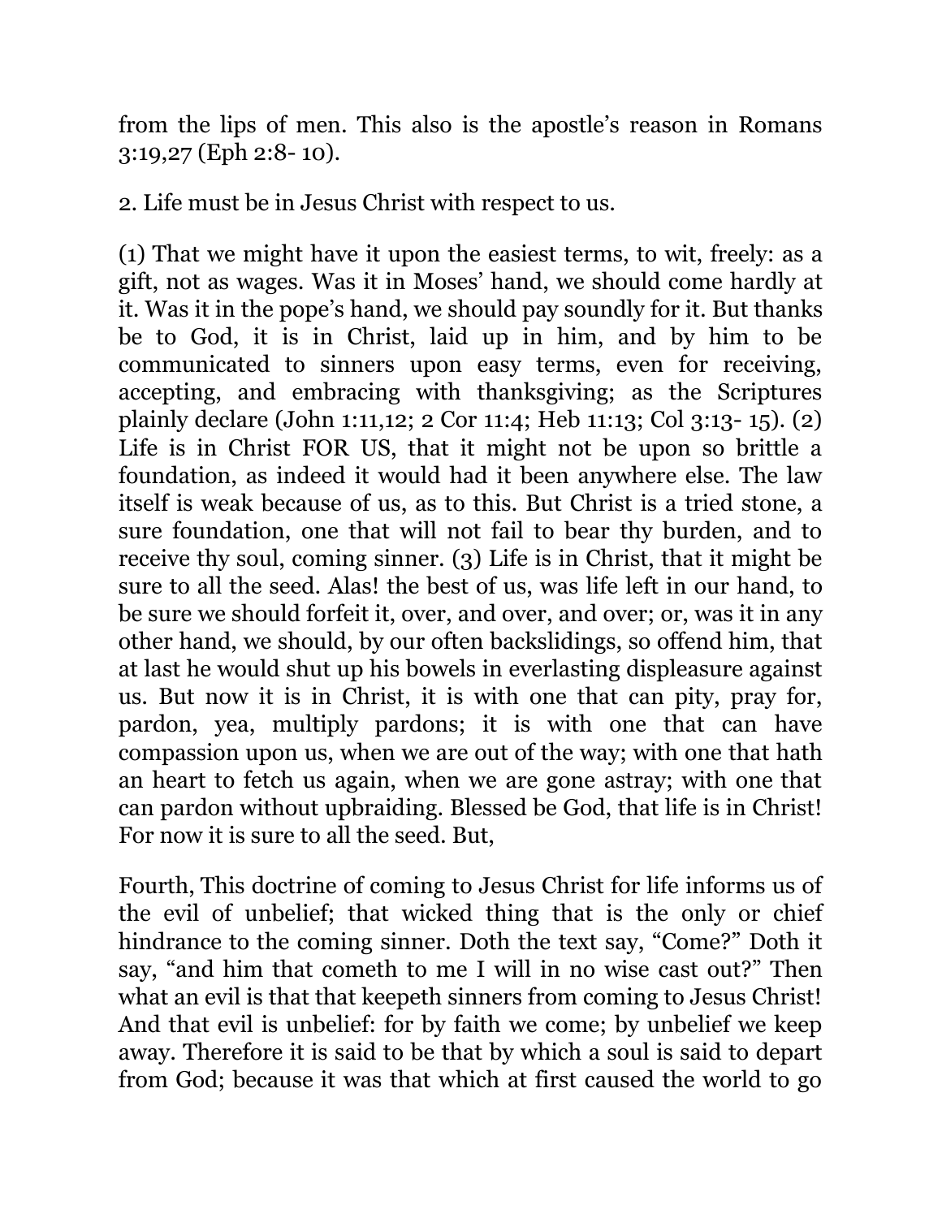from the lips of men. This also is the apostle's reason in Romans 3:19,27 (Eph 2:8- 10).

2. Life must be in Jesus Christ with respect to us.

(1) That we might have it upon the easiest terms, to wit, freely: as a gift, not as wages. Was it in Moses' hand, we should come hardly at it. Was it in the pope's hand, we should pay soundly for it. But thanks be to God, it is in Christ, laid up in him, and by him to be communicated to sinners upon easy terms, even for receiving, accepting, and embracing with thanksgiving; as the Scriptures plainly declare (John 1:11,12; 2 Cor 11:4; Heb 11:13; Col 3:13- 15). (2) Life is in Christ FOR US, that it might not be upon so brittle a foundation, as indeed it would had it been anywhere else. The law itself is weak because of us, as to this. But Christ is a tried stone, a sure foundation, one that will not fail to bear thy burden, and to receive thy soul, coming sinner. (3) Life is in Christ, that it might be sure to all the seed. Alas! the best of us, was life left in our hand, to be sure we should forfeit it, over, and over, and over; or, was it in any other hand, we should, by our often backslidings, so offend him, that at last he would shut up his bowels in everlasting displeasure against us. But now it is in Christ, it is with one that can pity, pray for, pardon, yea, multiply pardons; it is with one that can have compassion upon us, when we are out of the way; with one that hath an heart to fetch us again, when we are gone astray; with one that can pardon without upbraiding. Blessed be God, that life is in Christ! For now it is sure to all the seed. But,

Fourth, This doctrine of coming to Jesus Christ for life informs us of the evil of unbelief; that wicked thing that is the only or chief hindrance to the coming sinner. Doth the text say, "Come?" Doth it say, "and him that cometh to me I will in no wise cast out?" Then what an evil is that that keepeth sinners from coming to Jesus Christ! And that evil is unbelief: for by faith we come; by unbelief we keep away. Therefore it is said to be that by which a soul is said to depart from God; because it was that which at first caused the world to go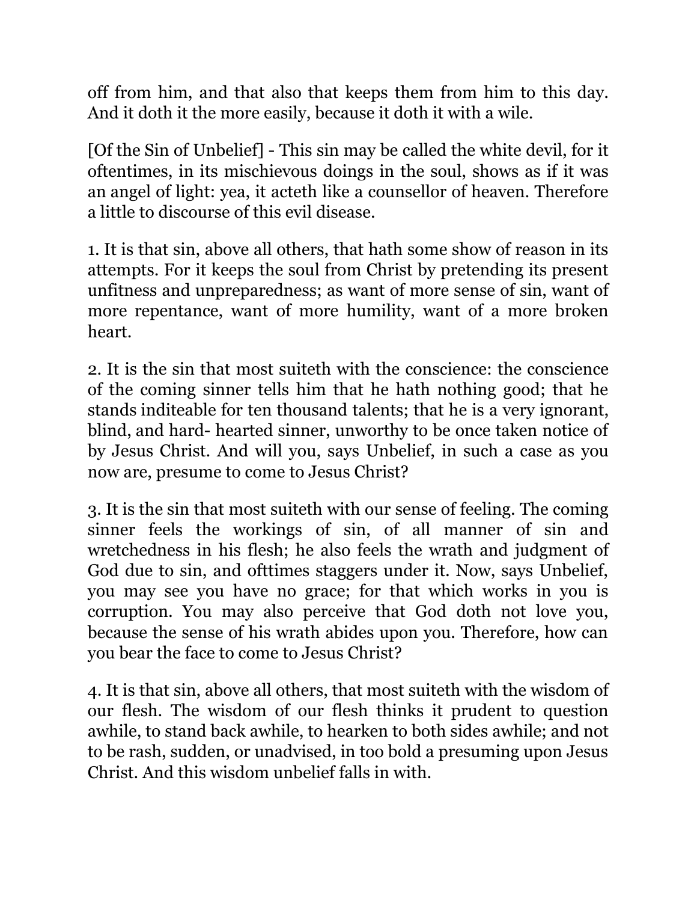off from him, and that also that keeps them from him to this day. And it doth it the more easily, because it doth it with a wile.

[Of the Sin of Unbelief] - This sin may be called the white devil, for it oftentimes, in its mischievous doings in the soul, shows as if it was an angel of light: yea, it acteth like a counsellor of heaven. Therefore a little to discourse of this evil disease.

1. It is that sin, above all others, that hath some show of reason in its attempts. For it keeps the soul from Christ by pretending its present unfitness and unpreparedness; as want of more sense of sin, want of more repentance, want of more humility, want of a more broken heart.

2. It is the sin that most suiteth with the conscience: the conscience of the coming sinner tells him that he hath nothing good; that he stands inditeable for ten thousand talents; that he is a very ignorant, blind, and hard- hearted sinner, unworthy to be once taken notice of by Jesus Christ. And will you, says Unbelief, in such a case as you now are, presume to come to Jesus Christ?

3. It is the sin that most suiteth with our sense of feeling. The coming sinner feels the workings of sin, of all manner of sin and wretchedness in his flesh; he also feels the wrath and judgment of God due to sin, and ofttimes staggers under it. Now, says Unbelief, you may see you have no grace; for that which works in you is corruption. You may also perceive that God doth not love you, because the sense of his wrath abides upon you. Therefore, how can you bear the face to come to Jesus Christ?

4. It is that sin, above all others, that most suiteth with the wisdom of our flesh. The wisdom of our flesh thinks it prudent to question awhile, to stand back awhile, to hearken to both sides awhile; and not to be rash, sudden, or unadvised, in too bold a presuming upon Jesus Christ. And this wisdom unbelief falls in with.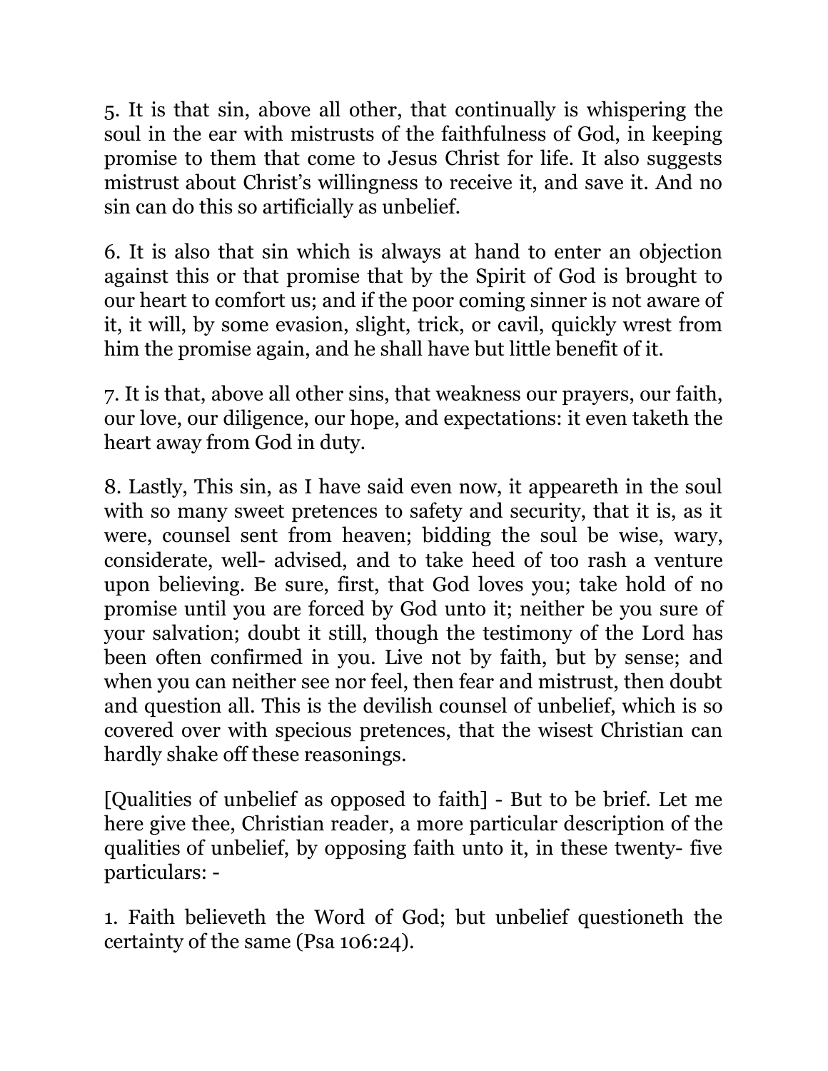5. It is that sin, above all other, that continually is whispering the soul in the ear with mistrusts of the faithfulness of God, in keeping promise to them that come to Jesus Christ for life. It also suggests mistrust about Christ's willingness to receive it, and save it. And no sin can do this so artificially as unbelief.

6. It is also that sin which is always at hand to enter an objection against this or that promise that by the Spirit of God is brought to our heart to comfort us; and if the poor coming sinner is not aware of it, it will, by some evasion, slight, trick, or cavil, quickly wrest from him the promise again, and he shall have but little benefit of it.

7. It is that, above all other sins, that weakness our prayers, our faith, our love, our diligence, our hope, and expectations: it even taketh the heart away from God in duty.

8. Lastly, This sin, as I have said even now, it appeareth in the soul with so many sweet pretences to safety and security, that it is, as it were, counsel sent from heaven; bidding the soul be wise, wary, considerate, well- advised, and to take heed of too rash a venture upon believing. Be sure, first, that God loves you; take hold of no promise until you are forced by God unto it; neither be you sure of your salvation; doubt it still, though the testimony of the Lord has been often confirmed in you. Live not by faith, but by sense; and when you can neither see nor feel, then fear and mistrust, then doubt and question all. This is the devilish counsel of unbelief, which is so covered over with specious pretences, that the wisest Christian can hardly shake off these reasonings.

[Qualities of unbelief as opposed to faith] - But to be brief. Let me here give thee, Christian reader, a more particular description of the qualities of unbelief, by opposing faith unto it, in these twenty- five particulars: -

1. Faith believeth the Word of God; but unbelief questioneth the certainty of the same (Psa 106:24).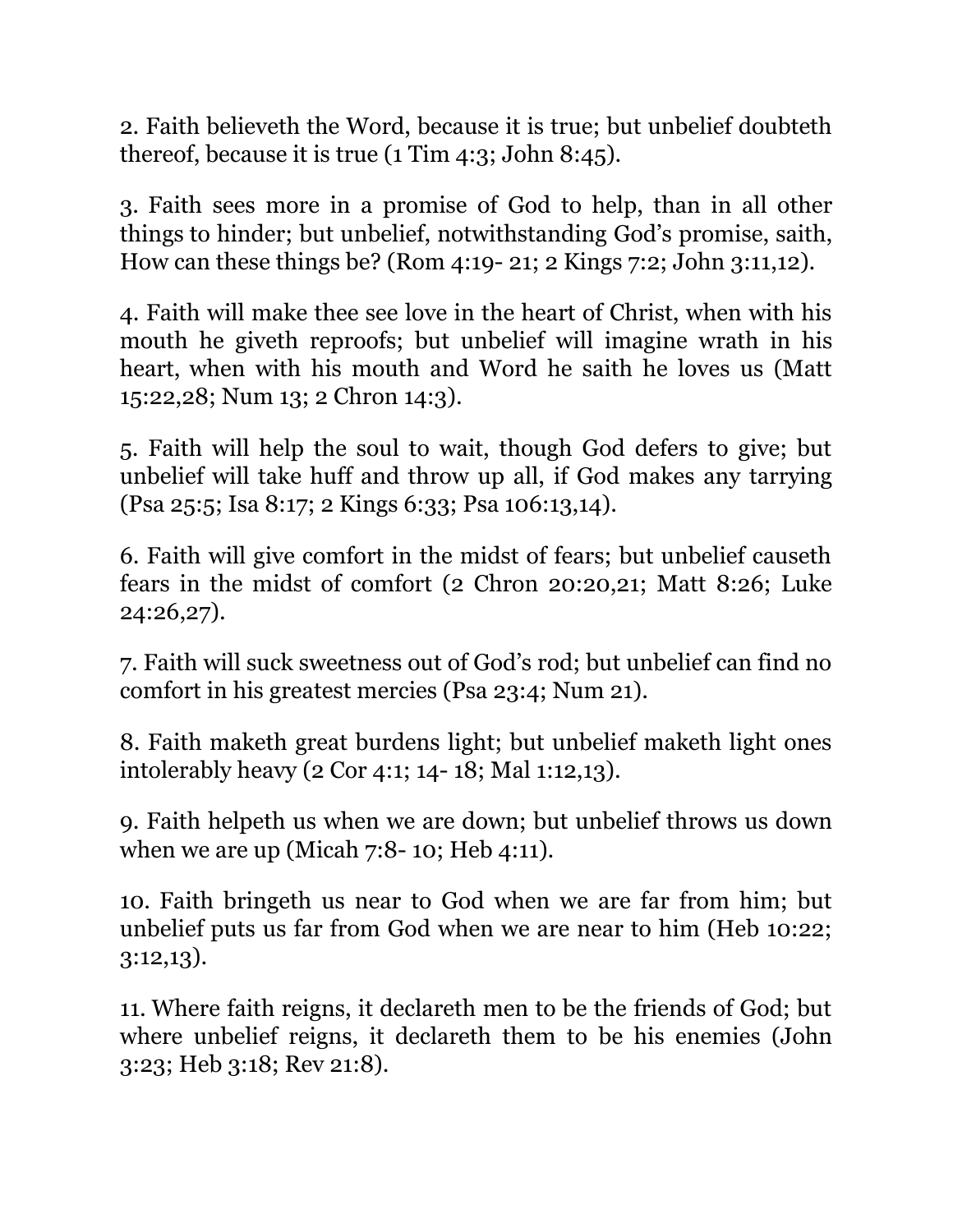2. Faith believeth the Word, because it is true; but unbelief doubteth thereof, because it is true (1 Tim 4:3; John 8:45).

3. Faith sees more in a promise of God to help, than in all other things to hinder; but unbelief, notwithstanding God's promise, saith, How can these things be? (Rom 4:19- 21; 2 Kings 7:2; John 3:11,12).

4. Faith will make thee see love in the heart of Christ, when with his mouth he giveth reproofs; but unbelief will imagine wrath in his heart, when with his mouth and Word he saith he loves us (Matt 15:22,28; Num 13; 2 Chron 14:3).

5. Faith will help the soul to wait, though God defers to give; but unbelief will take huff and throw up all, if God makes any tarrying (Psa 25:5; Isa 8:17; 2 Kings 6:33; Psa 106:13,14).

6. Faith will give comfort in the midst of fears; but unbelief causeth fears in the midst of comfort (2 Chron 20:20,21; Matt 8:26; Luke 24:26,27).

7. Faith will suck sweetness out of God's rod; but unbelief can find no comfort in his greatest mercies (Psa 23:4; Num 21).

8. Faith maketh great burdens light; but unbelief maketh light ones intolerably heavy (2 Cor 4:1; 14- 18; Mal 1:12,13).

9. Faith helpeth us when we are down; but unbelief throws us down when we are up (Micah 7:8- 10; Heb 4:11).

10. Faith bringeth us near to God when we are far from him; but unbelief puts us far from God when we are near to him (Heb 10:22; 3:12,13).

11. Where faith reigns, it declareth men to be the friends of God; but where unbelief reigns, it declareth them to be his enemies (John 3:23; Heb 3:18; Rev 21:8).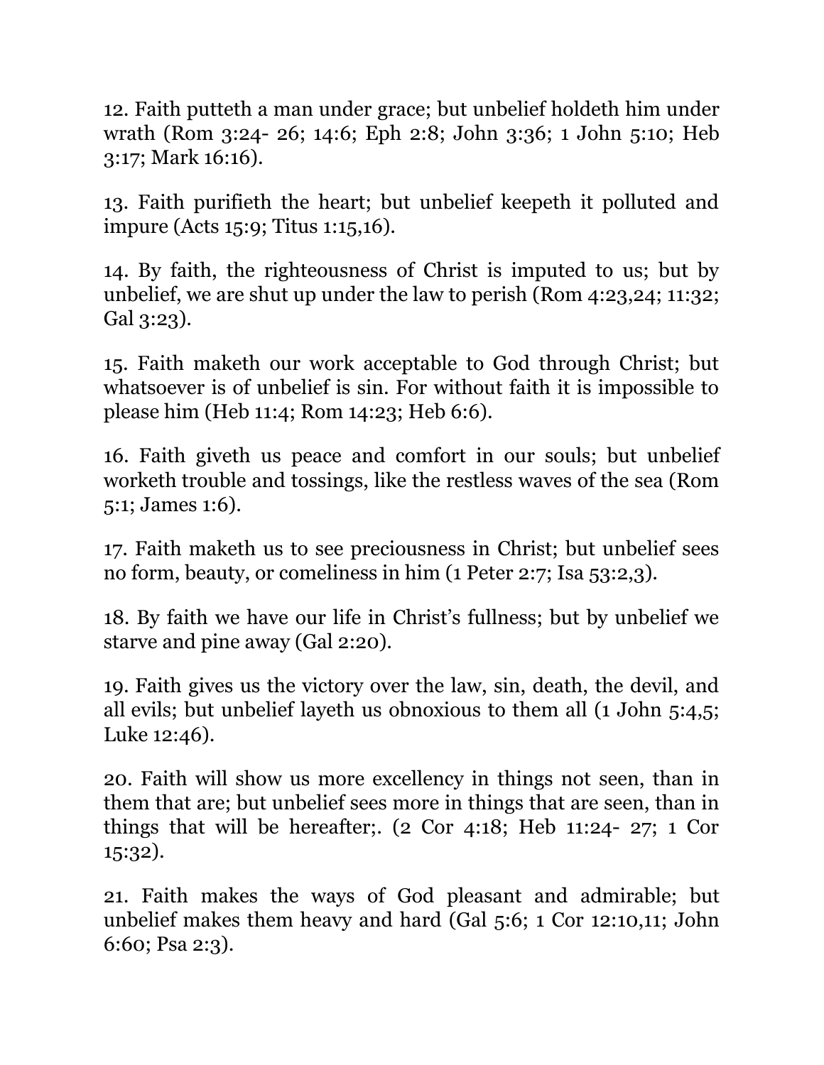12. Faith putteth a man under grace; but unbelief holdeth him under wrath (Rom 3:24- 26; 14:6; Eph 2:8; John 3:36; 1 John 5:10; Heb 3:17; Mark 16:16).

13. Faith purifieth the heart; but unbelief keepeth it polluted and impure (Acts 15:9; Titus 1:15,16).

14. By faith, the righteousness of Christ is imputed to us; but by unbelief, we are shut up under the law to perish (Rom 4:23,24; 11:32; Gal 3:23).

15. Faith maketh our work acceptable to God through Christ; but whatsoever is of unbelief is sin. For without faith it is impossible to please him (Heb 11:4; Rom 14:23; Heb 6:6).

16. Faith giveth us peace and comfort in our souls; but unbelief worketh trouble and tossings, like the restless waves of the sea (Rom 5:1; James 1:6).

17. Faith maketh us to see preciousness in Christ; but unbelief sees no form, beauty, or comeliness in him (1 Peter 2:7; Isa 53:2,3).

18. By faith we have our life in Christ's fullness; but by unbelief we starve and pine away (Gal 2:20).

19. Faith gives us the victory over the law, sin, death, the devil, and all evils; but unbelief layeth us obnoxious to them all (1 John 5:4,5; Luke 12:46).

20. Faith will show us more excellency in things not seen, than in them that are; but unbelief sees more in things that are seen, than in things that will be hereafter;. (2 Cor 4:18; Heb 11:24- 27; 1 Cor 15:32).

21. Faith makes the ways of God pleasant and admirable; but unbelief makes them heavy and hard (Gal 5:6; 1 Cor 12:10,11; John 6:60; Psa 2:3).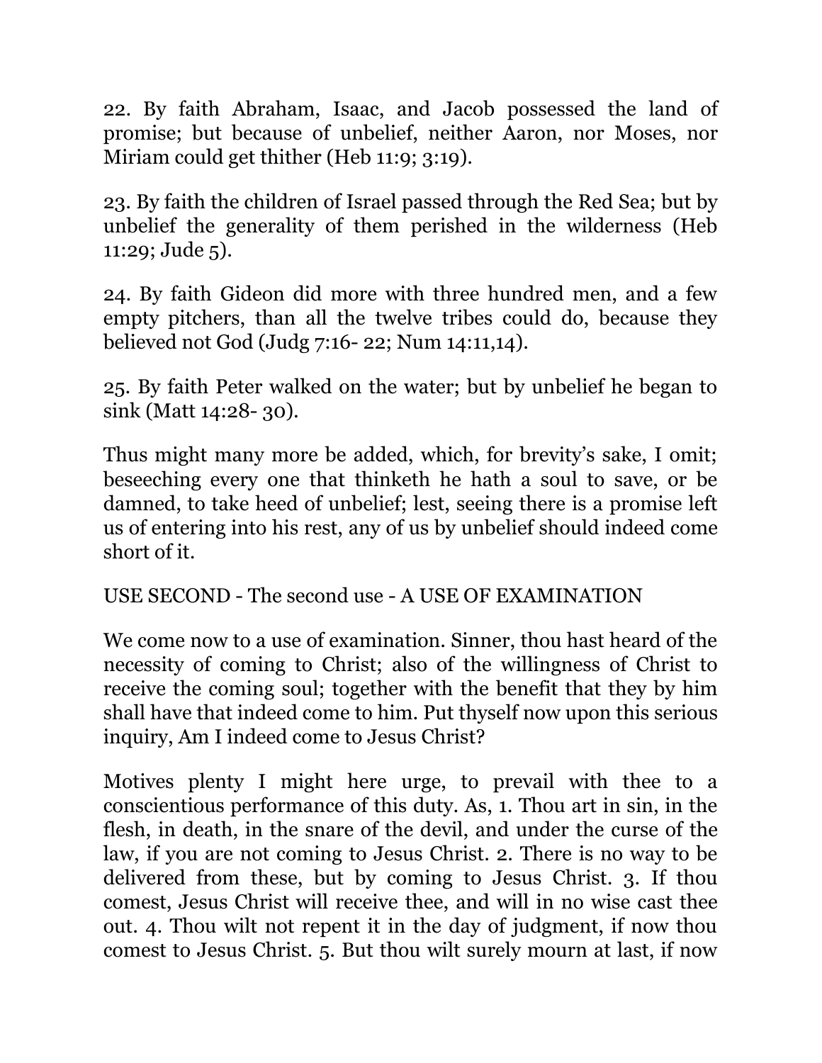22. By faith Abraham, Isaac, and Jacob possessed the land of promise; but because of unbelief, neither Aaron, nor Moses, nor Miriam could get thither (Heb 11:9; 3:19).

23. By faith the children of Israel passed through the Red Sea; but by unbelief the generality of them perished in the wilderness (Heb 11:29; Jude 5).

24. By faith Gideon did more with three hundred men, and a few empty pitchers, than all the twelve tribes could do, because they believed not God (Judg 7:16- 22; Num 14:11,14).

25. By faith Peter walked on the water; but by unbelief he began to sink (Matt 14:28- 30).

Thus might many more be added, which, for brevity's sake, I omit; beseeching every one that thinketh he hath a soul to save, or be damned, to take heed of unbelief; lest, seeing there is a promise left us of entering into his rest, any of us by unbelief should indeed come short of it.

USE SECOND - The second use - A USE OF EXAMINATION

We come now to a use of examination. Sinner, thou hast heard of the necessity of coming to Christ; also of the willingness of Christ to receive the coming soul; together with the benefit that they by him shall have that indeed come to him. Put thyself now upon this serious inquiry, Am I indeed come to Jesus Christ?

Motives plenty I might here urge, to prevail with thee to a conscientious performance of this duty. As, 1. Thou art in sin, in the flesh, in death, in the snare of the devil, and under the curse of the law, if you are not coming to Jesus Christ. 2. There is no way to be delivered from these, but by coming to Jesus Christ. 3. If thou comest, Jesus Christ will receive thee, and will in no wise cast thee out. 4. Thou wilt not repent it in the day of judgment, if now thou comest to Jesus Christ. 5. But thou wilt surely mourn at last, if now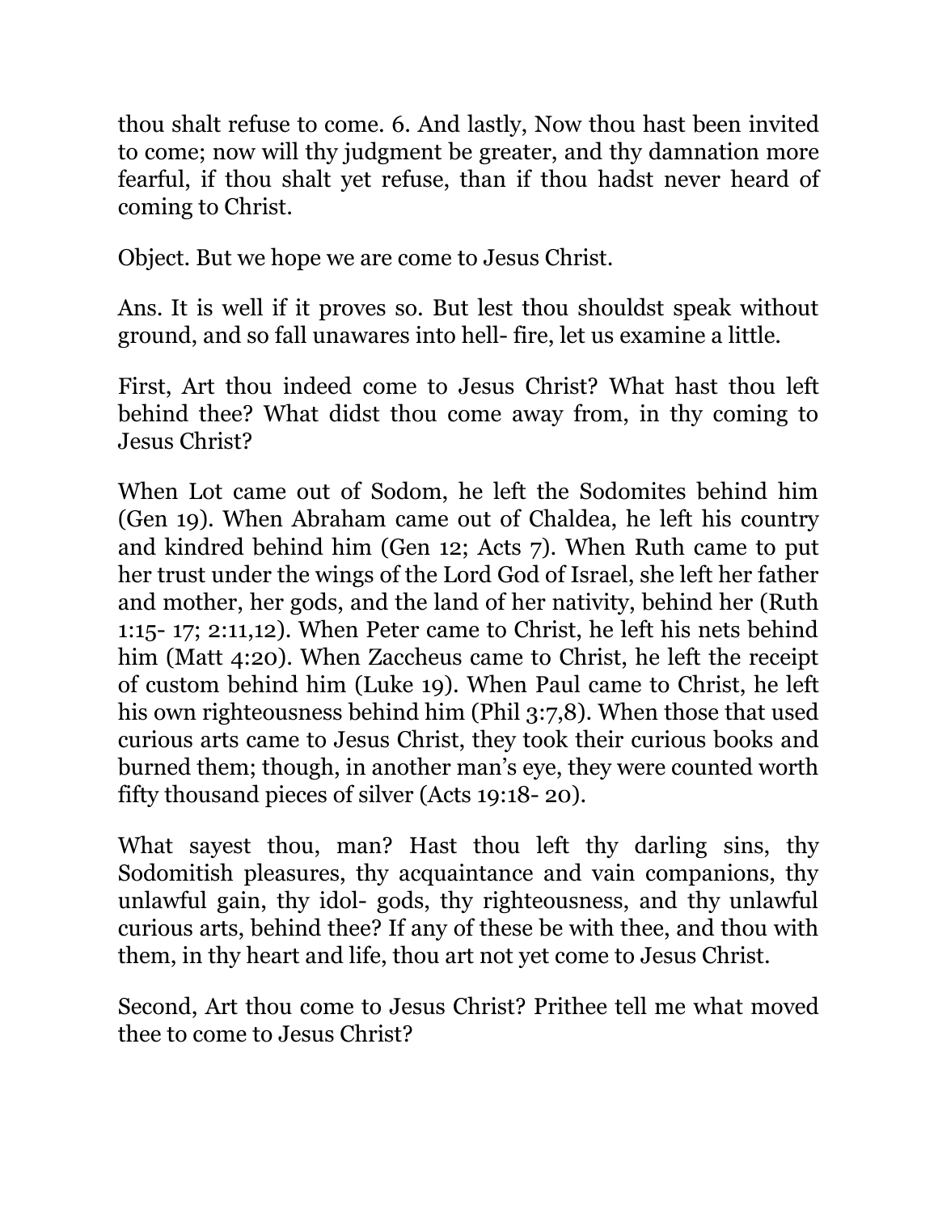thou shalt refuse to come. 6. And lastly, Now thou hast been invited to come; now will thy judgment be greater, and thy damnation more fearful, if thou shalt yet refuse, than if thou hadst never heard of coming to Christ.

Object. But we hope we are come to Jesus Christ.

Ans. It is well if it proves so. But lest thou shouldst speak without ground, and so fall unawares into hell- fire, let us examine a little.

First, Art thou indeed come to Jesus Christ? What hast thou left behind thee? What didst thou come away from, in thy coming to Jesus Christ?

When Lot came out of Sodom, he left the Sodomites behind him (Gen 19). When Abraham came out of Chaldea, he left his country and kindred behind him (Gen 12; Acts 7). When Ruth came to put her trust under the wings of the Lord God of Israel, she left her father and mother, her gods, and the land of her nativity, behind her (Ruth 1:15- 17; 2:11,12). When Peter came to Christ, he left his nets behind him (Matt 4:20). When Zaccheus came to Christ, he left the receipt of custom behind him (Luke 19). When Paul came to Christ, he left his own righteousness behind him (Phil 3:7,8). When those that used curious arts came to Jesus Christ, they took their curious books and burned them; though, in another man's eye, they were counted worth fifty thousand pieces of silver (Acts 19:18- 20).

What sayest thou, man? Hast thou left thy darling sins, thy Sodomitish pleasures, thy acquaintance and vain companions, thy unlawful gain, thy idol- gods, thy righteousness, and thy unlawful curious arts, behind thee? If any of these be with thee, and thou with them, in thy heart and life, thou art not yet come to Jesus Christ.

Second, Art thou come to Jesus Christ? Prithee tell me what moved thee to come to Jesus Christ?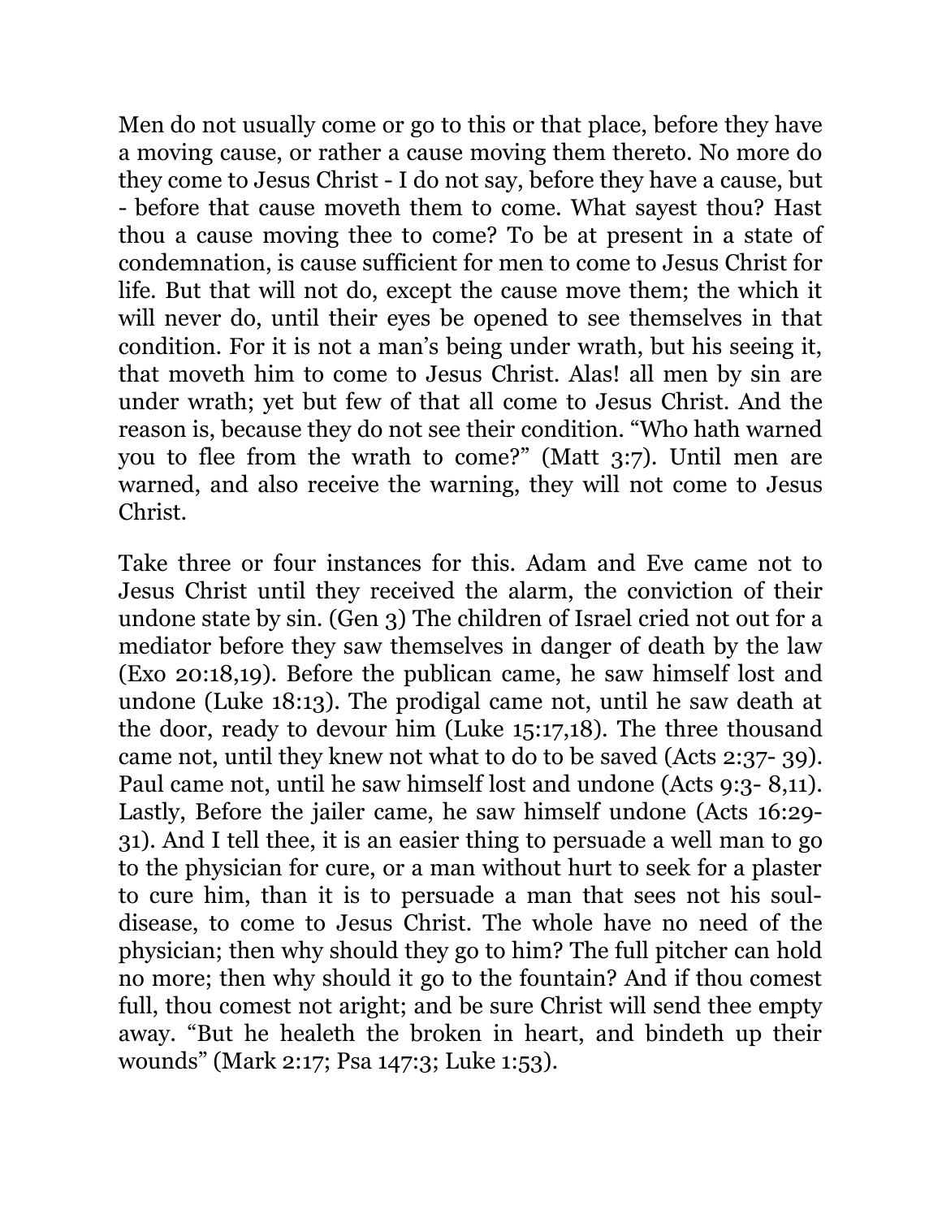Men do not usually come or go to this or that place, before they have a moving cause, or rather a cause moving them thereto. No more do they come to Jesus Christ - I do not say, before they have a cause, but - before that cause moveth them to come. What sayest thou? Hast thou a cause moving thee to come? To be at present in a state of condemnation, is cause sufficient for men to come to Jesus Christ for life. But that will not do, except the cause move them; the which it will never do, until their eyes be opened to see themselves in that condition. For it is not a man's being under wrath, but his seeing it, that moveth him to come to Jesus Christ. Alas! all men by sin are under wrath; yet but few of that all come to Jesus Christ. And the reason is, because they do not see their condition. "Who hath warned you to flee from the wrath to come?" (Matt 3:7). Until men are warned, and also receive the warning, they will not come to Jesus Christ.

Take three or four instances for this. Adam and Eve came not to Jesus Christ until they received the alarm, the conviction of their undone state by sin. (Gen 3) The children of Israel cried not out for a mediator before they saw themselves in danger of death by the law (Exo 20:18,19). Before the publican came, he saw himself lost and undone (Luke 18:13). The prodigal came not, until he saw death at the door, ready to devour him (Luke 15:17,18). The three thousand came not, until they knew not what to do to be saved (Acts 2:37- 39). Paul came not, until he saw himself lost and undone (Acts 9:3- 8,11). Lastly, Before the jailer came, he saw himself undone (Acts 16:29-31). And I tell thee, it is an easier thing to persuade a well man to go to the physician for cure, or a man without hurt to seek for a plaster to cure him, than it is to persuade a man that sees not his soul-disease, to come to Jesus Christ. The whole have no need of the physician; then why should they go to him? The full pitcher can hold no more; then why should it go to the fountain? And if thou comest full, thou comest not aright; and be sure Christ will send thee empty away. "But he healeth the broken in heart, and bindeth up their wounds" (Mark 2:17; Psa 147:3; Luke 1:53).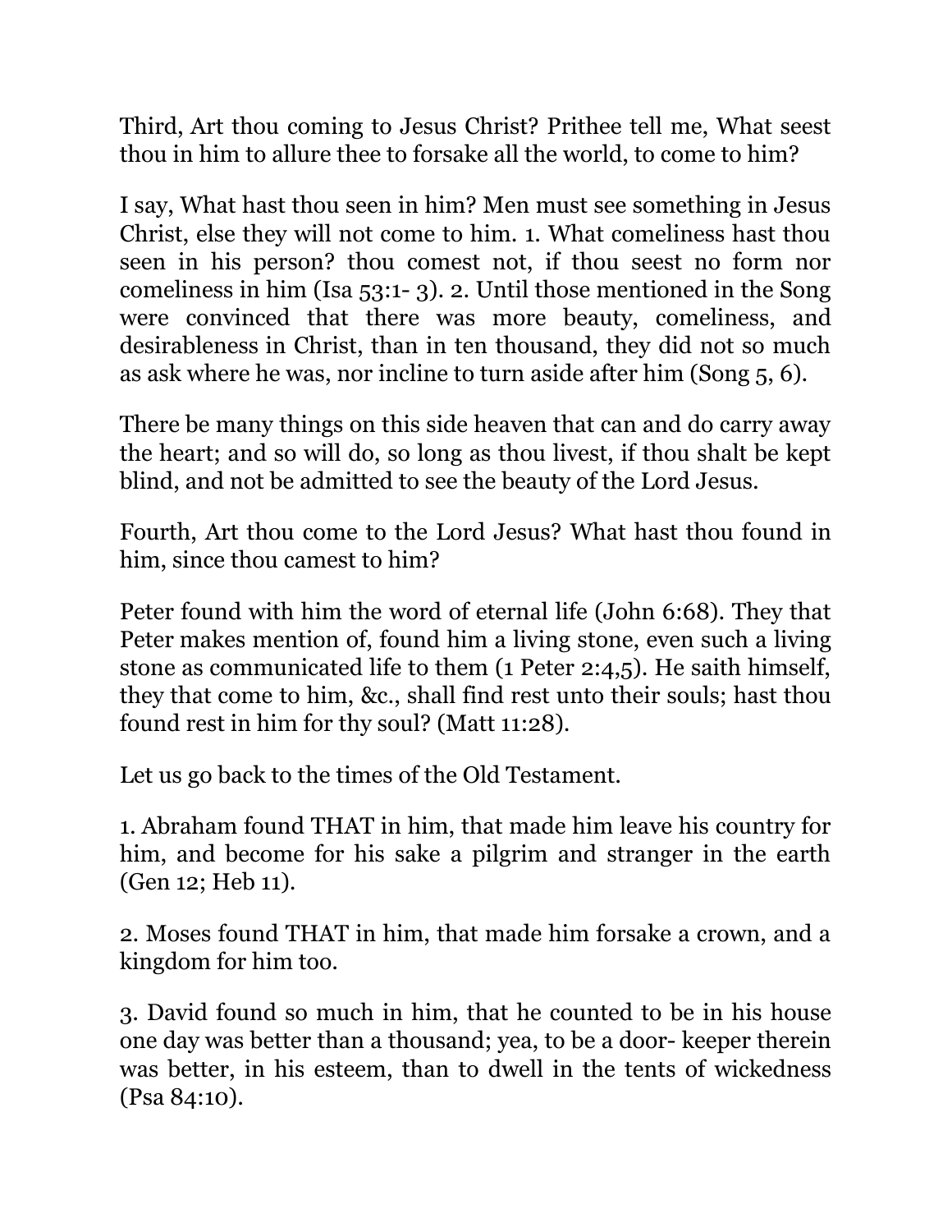Third, Art thou coming to Jesus Christ? Prithee tell me, What seest thou in him to allure thee to forsake all the world, to come to him?

I say, What hast thou seen in him? Men must see something in Jesus Christ, else they will not come to him. 1. What comeliness hast thou seen in his person? thou comest not, if thou seest no form nor comeliness in him (Isa 53:1- 3). 2. Until those mentioned in the Song were convinced that there was more beauty, comeliness, and desirableness in Christ, than in ten thousand, they did not so much as ask where he was, nor incline to turn aside after him (Song 5, 6).

There be many things on this side heaven that can and do carry away the heart; and so will do, so long as thou livest, if thou shalt be kept blind, and not be admitted to see the beauty of the Lord Jesus.

Fourth, Art thou come to the Lord Jesus? What hast thou found in him, since thou camest to him?

Peter found with him the word of eternal life (John 6:68). They that Peter makes mention of, found him a living stone, even such a living stone as communicated life to them (1 Peter 2:4,5). He saith himself, they that come to him, &c., shall find rest unto their souls; hast thou found rest in him for thy soul? (Matt 11:28).

Let us go back to the times of the Old Testament.

1. Abraham found THAT in him, that made him leave his country for him, and become for his sake a pilgrim and stranger in the earth (Gen 12; Heb 11).

2. Moses found THAT in him, that made him forsake a crown, and a kingdom for him too.

3. David found so much in him, that he counted to be in his house one day was better than a thousand; yea, to be a door- keeper therein was better, in his esteem, than to dwell in the tents of wickedness (Psa 84:10).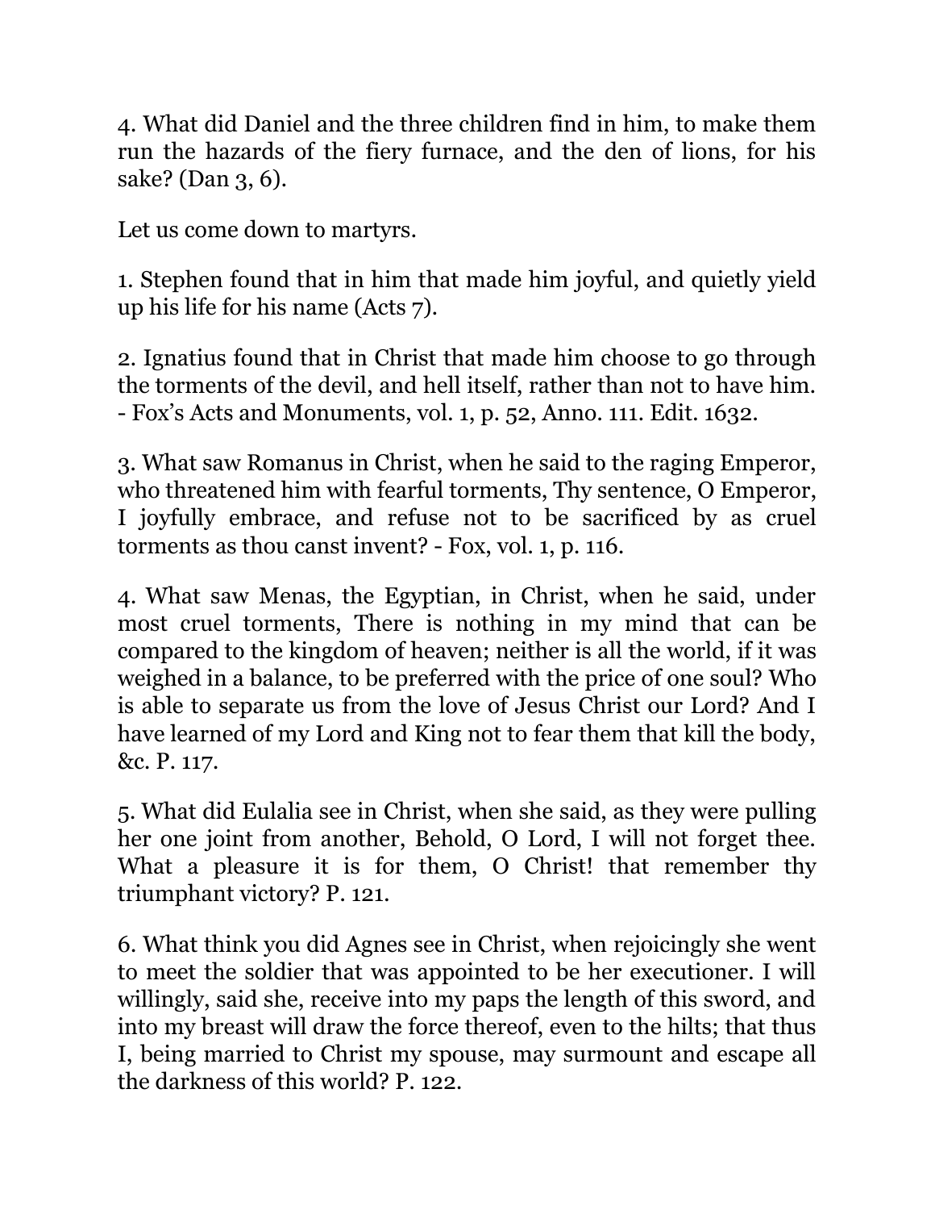4. What did Daniel and the three children find in him, to make them run the hazards of the fiery furnace, and the den of lions, for his sake? (Dan 3, 6).

Let us come down to martyrs.

1. Stephen found that in him that made him joyful, and quietly yield up his life for his name (Acts 7).

2. Ignatius found that in Christ that made him choose to go through the torments of the devil, and hell itself, rather than not to have him. - Fox's Acts and Monuments, vol. 1, p. 52, Anno. 111. Edit. 1632.

3. What saw Romanus in Christ, when he said to the raging Emperor, who threatened him with fearful torments, Thy sentence, O Emperor, I joyfully embrace, and refuse not to be sacrificed by as cruel torments as thou canst invent? - Fox, vol. 1, p. 116.

4. What saw Menas, the Egyptian, in Christ, when he said, under most cruel torments, There is nothing in my mind that can be compared to the kingdom of heaven; neither is all the world, if it was weighed in a balance, to be preferred with the price of one soul? Who is able to separate us from the love of Jesus Christ our Lord? And I have learned of my Lord and King not to fear them that kill the body, &c. P. 117.

5. What did Eulalia see in Christ, when she said, as they were pulling her one joint from another, Behold, O Lord, I will not forget thee. What a pleasure it is for them, O Christ! that remember thy triumphant victory? P. 121.

6. What think you did Agnes see in Christ, when rejoicingly she went to meet the soldier that was appointed to be her executioner. I will willingly, said she, receive into my paps the length of this sword, and into my breast will draw the force thereof, even to the hilts; that thus I, being married to Christ my spouse, may surmount and escape all the darkness of this world? P. 122.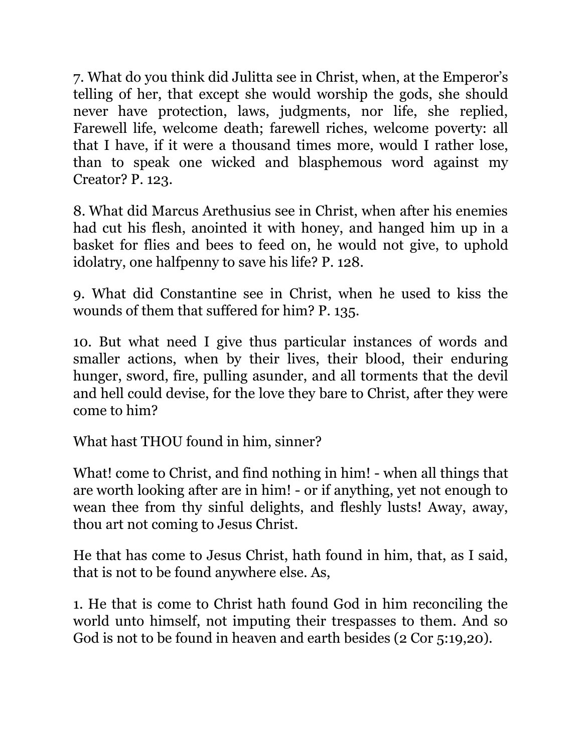7. What do you think did Julitta see in Christ, when, at the Emperor's telling of her, that except she would worship the gods, she should never have protection, laws, judgments, nor life, she replied, Farewell life, welcome death; farewell riches, welcome poverty: all that I have, if it were a thousand times more, would I rather lose, than to speak one wicked and blasphemous word against my Creator? P. 123.

8. What did Marcus Arethusius see in Christ, when after his enemies had cut his flesh, anointed it with honey, and hanged him up in a basket for flies and bees to feed on, he would not give, to uphold idolatry, one halfpenny to save his life? P. 128.

9. What did Constantine see in Christ, when he used to kiss the wounds of them that suffered for him? P. 135.

10. But what need I give thus particular instances of words and smaller actions, when by their lives, their blood, their enduring hunger, sword, fire, pulling asunder, and all torments that the devil and hell could devise, for the love they bare to Christ, after they were come to him?

What hast THOU found in him, sinner?

What! come to Christ, and find nothing in him! - when all things that are worth looking after are in him! - or if anything, yet not enough to wean thee from thy sinful delights, and fleshly lusts! Away, away, thou art not coming to Jesus Christ.

He that has come to Jesus Christ, hath found in him, that, as I said, that is not to be found anywhere else. As,

1. He that is come to Christ hath found God in him reconciling the world unto himself, not imputing their trespasses to them. And so God is not to be found in heaven and earth besides (2 Cor 5:19,20).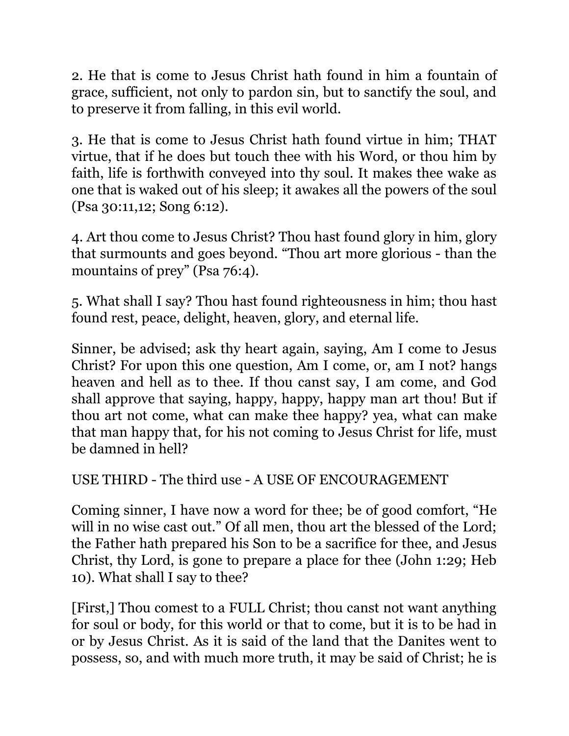2. He that is come to Jesus Christ hath found in him a fountain of grace, sufficient, not only to pardon sin, but to sanctify the soul, and to preserve it from falling, in this evil world.

3. He that is come to Jesus Christ hath found virtue in him; THAT virtue, that if he does but touch thee with his Word, or thou him by faith, life is forthwith conveyed into thy soul. It makes thee wake as one that is waked out of his sleep; it awakes all the powers of the soul (Psa 30:11,12; Song 6:12).

4. Art thou come to Jesus Christ? Thou hast found glory in him, glory that surmounts and goes beyond. "Thou art more glorious - than the mountains of prey" (Psa 76:4).

5. What shall I say? Thou hast found righteousness in him; thou hast found rest, peace, delight, heaven, glory, and eternal life.

Sinner, be advised; ask thy heart again, saying, Am I come to Jesus Christ? For upon this one question, Am I come, or, am I not? hangs heaven and hell as to thee. If thou canst say, I am come, and God shall approve that saying, happy, happy, happy man art thou! But if thou art not come, what can make thee happy? yea, what can make that man happy that, for his not coming to Jesus Christ for life, must be damned in hell?

USE THIRD - The third use - A USE OF ENCOURAGEMENT

Coming sinner, I have now a word for thee; be of good comfort, "He will in no wise cast out." Of all men, thou art the blessed of the Lord; the Father hath prepared his Son to be a sacrifice for thee, and Jesus Christ, thy Lord, is gone to prepare a place for thee (John 1:29; Heb 10). What shall I say to thee?

[First,] Thou comest to a FULL Christ; thou canst not want anything for soul or body, for this world or that to come, but it is to be had in or by Jesus Christ. As it is said of the land that the Danites went to possess, so, and with much more truth, it may be said of Christ; he is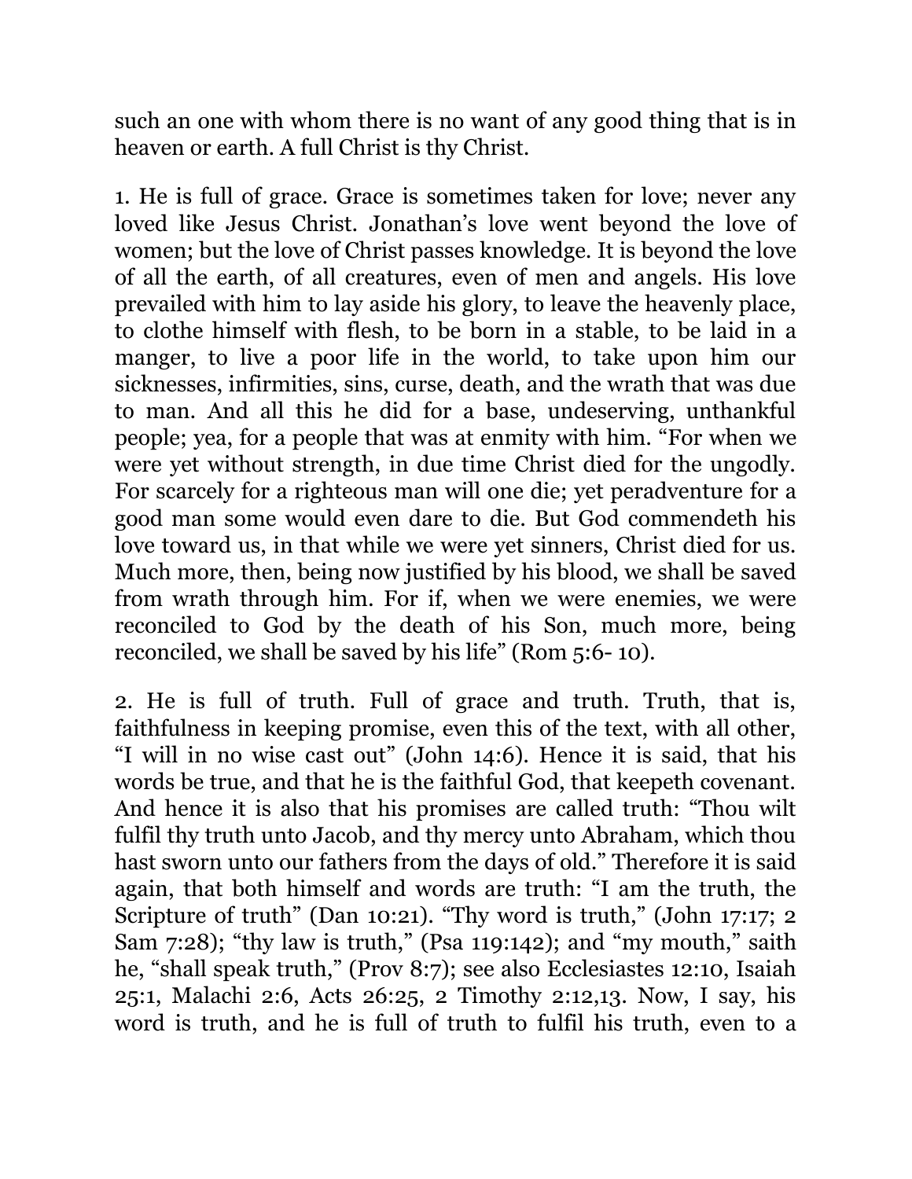such an one with whom there is no want of any good thing that is in heaven or earth. A full Christ is thy Christ.

1. He is full of grace. Grace is sometimes taken for love; never any loved like Jesus Christ. Jonathan's love went beyond the love of women; but the love of Christ passes knowledge. It is beyond the love of all the earth, of all creatures, even of men and angels. His love prevailed with him to lay aside his glory, to leave the heavenly place, to clothe himself with flesh, to be born in a stable, to be laid in a manger, to live a poor life in the world, to take upon him our sicknesses, infirmities, sins, curse, death, and the wrath that was due to man. And all this he did for a base, undeserving, unthankful people; yea, for a people that was at enmity with him. "For when we were yet without strength, in due time Christ died for the ungodly. For scarcely for a righteous man will one die; yet peradventure for a good man some would even dare to die. But God commendeth his love toward us, in that while we were yet sinners, Christ died for us. Much more, then, being now justified by his blood, we shall be saved from wrath through him. For if, when we were enemies, we were reconciled to God by the death of his Son, much more, being reconciled, we shall be saved by his life" (Rom 5:6- 10).

2. He is full of truth. Full of grace and truth. Truth, that is, faithfulness in keeping promise, even this of the text, with all other, "I will in no wise cast out" (John 14:6). Hence it is said, that his words be true, and that he is the faithful God, that keepeth covenant. And hence it is also that his promises are called truth: "Thou wilt fulfil thy truth unto Jacob, and thy mercy unto Abraham, which thou hast sworn unto our fathers from the days of old." Therefore it is said again, that both himself and words are truth: "I am the truth, the Scripture of truth" (Dan 10:21). "Thy word is truth," (John 17:17; 2 Sam 7:28); "thy law is truth," (Psa 119:142); and "my mouth," saith he, "shall speak truth," (Prov 8:7); see also Ecclesiastes 12:10, Isaiah 25:1, Malachi 2:6, Acts 26:25, 2 Timothy 2:12,13. Now, I say, his word is truth, and he is full of truth to fulfil his truth, even to a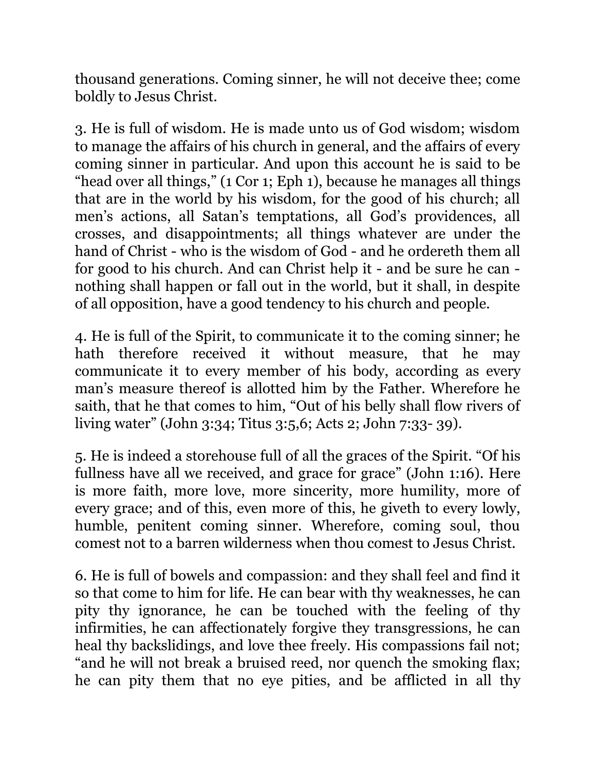thousand generations. Coming sinner, he will not deceive thee; come boldly to Jesus Christ.

3. He is full of wisdom. He is made unto us of God wisdom; wisdom to manage the affairs of his church in general, and the affairs of every coming sinner in particular. And upon this account he is said to be “head over all things,” (1 Cor 1; Eph 1), because he manages all things that are in the world by his wisdom, for the good of his church; all men’s actions, all Satan’s temptations, all God’s providences, all crosses, and disappointments; all things whatever are under the hand of Christ - who is the wisdom of God - and he ordereth them all for good to his church. And can Christ help it - and be sure he can - nothing shall happen or fall out in the world, but it shall, in despite of all opposition, have a good tendency to his church and people.

4. He is full of the Spirit, to communicate it to the coming sinner; he hath therefore received it without measure, that he may communicate it to every member of his body, according as every man’s measure thereof is allotted him by the Father. Wherefore he saith, that he that comes to him, “Out of his belly shall flow rivers of living water” (John 3:34; Titus 3:5,6; Acts 2; John 7:33- 39).

5. He is indeed a storehouse full of all the graces of the Spirit. “Of his fullness have all we received, and grace for grace” (John 1:16). Here is more faith, more love, more sincerity, more humility, more of every grace; and of this, even more of this, he giveth to every lowly, humble, penitent coming sinner. Wherefore, coming soul, thou comest not to a barren wilderness when thou comest to Jesus Christ.

6. He is full of bowels and compassion: and they shall feel and find it so that come to him for life. He can bear with thy weaknesses, he can pity thy ignorance, he can be touched with the feeling of thy infirmities, he can affectionately forgive they transgressions, he can heal thy backslidings, and love thee freely. His compassions fail not; “and he will not break a bruised reed, nor quench the smoking flax; he can pity them that no eye pities, and be afflicted in all thy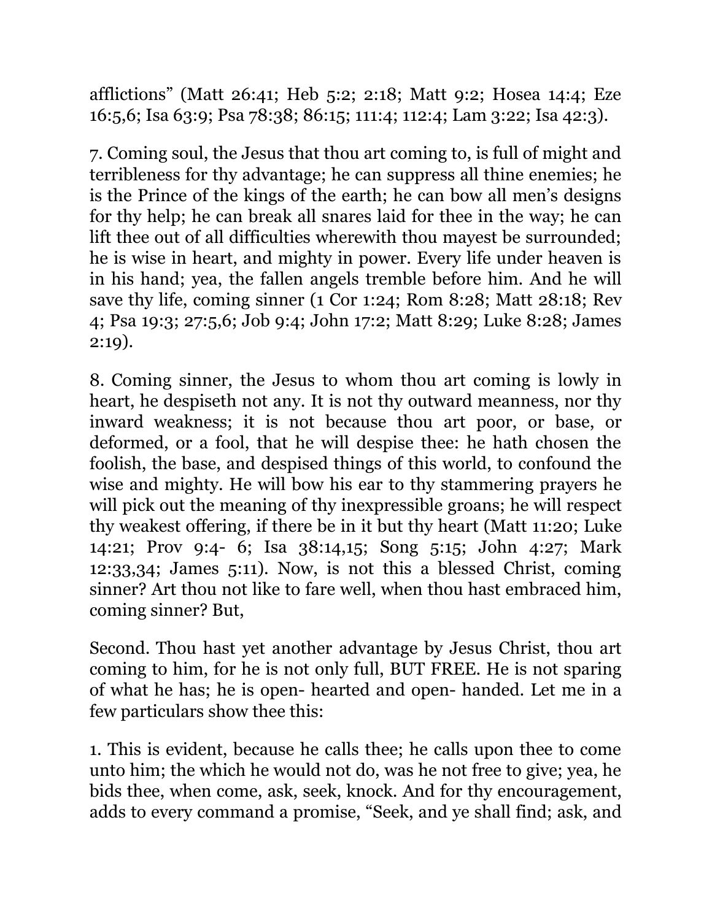afflictions" (Matt 26:41; Heb 5:2; 2:18; Matt 9:2; Hosea 14:4; Eze 16:5,6; Isa 63:9; Psa 78:38; 86:15; 111:4; 112:4; Lam 3:22; Isa 42:3).

7. Coming soul, the Jesus that thou art coming to, is full of might and terribleness for thy advantage; he can suppress all thine enemies; he is the Prince of the kings of the earth; he can bow all men's designs for thy help; he can break all snares laid for thee in the way; he can lift thee out of all difficulties wherewith thou mayest be surrounded; he is wise in heart, and mighty in power. Every life under heaven is in his hand; yea, the fallen angels tremble before him. And he will save thy life, coming sinner (1 Cor 1:24; Rom 8:28; Matt 28:18; Rev 4; Psa 19:3; 27:5,6; Job 9:4; John 17:2; Matt 8:29; Luke 8:28; James 2:19).

8. Coming sinner, the Jesus to whom thou art coming is lowly in heart, he despiseth not any. It is not thy outward meanness, nor thy inward weakness; it is not because thou art poor, or base, or deformed, or a fool, that he will despise thee: he hath chosen the foolish, the base, and despised things of this world, to confound the wise and mighty. He will bow his ear to thy stammering prayers he will pick out the meaning of thy inexpressible groans; he will respect thy weakest offering, if there be in it but thy heart (Matt 11:20; Luke 14:21; Prov 9:4- 6; Isa 38:14,15; Song 5:15; John 4:27; Mark 12:33,34; James 5:11). Now, is not this a blessed Christ, coming sinner? Art thou not like to fare well, when thou hast embraced him, coming sinner? But,

Second. Thou hast yet another advantage by Jesus Christ, thou art coming to him, for he is not only full, BUT FREE. He is not sparing of what he has; he is open- hearted and open- handed. Let me in a few particulars show thee this:

1. This is evident, because he calls thee; he calls upon thee to come unto him; the which he would not do, was he not free to give; yea, he bids thee, when come, ask, seek, knock. And for thy encouragement, adds to every command a promise, "Seek, and ye shall find; ask, and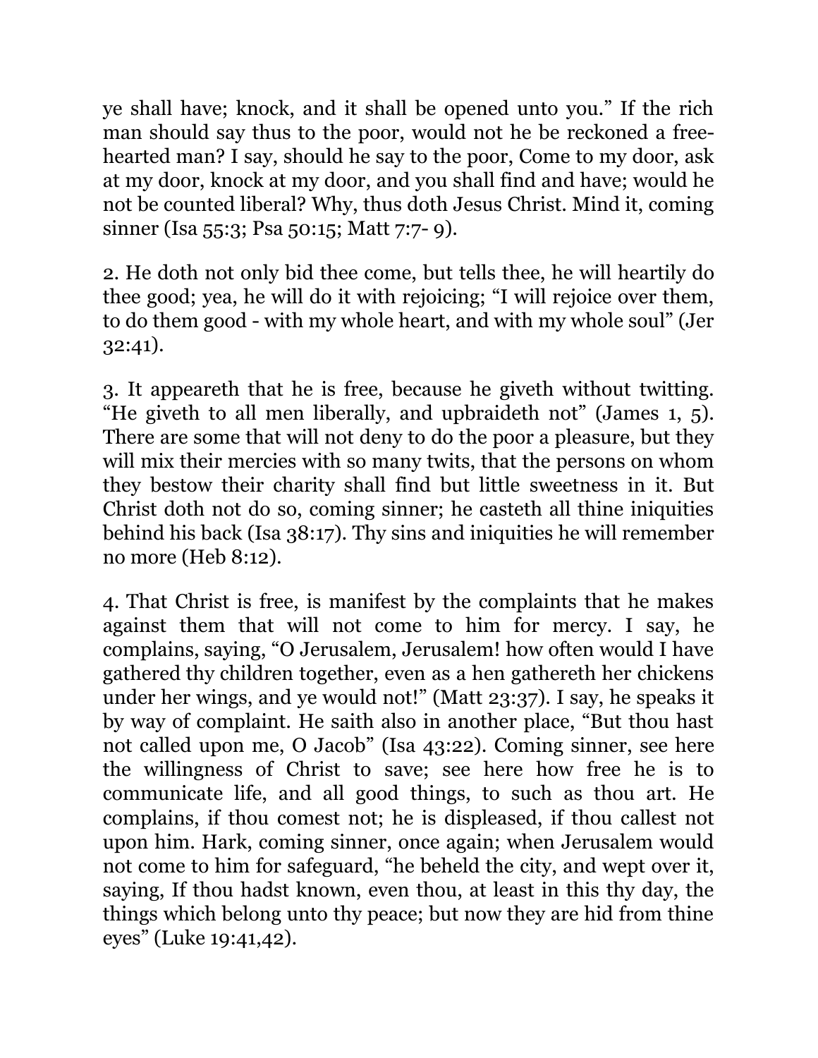ye shall have; knock, and it shall be opened unto you." If the rich man should say thus to the poor, would not he be reckoned a free-hearted man? I say, should he say to the poor, Come to my door, ask at my door, knock at my door, and you shall find and have; would he not be counted liberal? Why, thus doth Jesus Christ. Mind it, coming sinner (Isa 55:3; Psa 50:15; Matt 7:7- 9).

2. He doth not only bid thee come, but tells thee, he will heartily do thee good; yea, he will do it with rejoicing; "I will rejoice over them, to do them good - with my whole heart, and with my whole soul" (Jer 32:41).

3. It appeareth that he is free, because he giveth without twitting. "He giveth to all men liberally, and upbraideth not" (James 1, 5). There are some that will not deny to do the poor a pleasure, but they will mix their mercies with so many twits, that the persons on whom they bestow their charity shall find but little sweetness in it. But Christ doth not do so, coming sinner; he casteth all thine iniquities behind his back (Isa 38:17). Thy sins and iniquities he will remember no more (Heb 8:12).

4. That Christ is free, is manifest by the complaints that he makes against them that will not come to him for mercy. I say, he complains, saying, "O Jerusalem, Jerusalem! how often would I have gathered thy children together, even as a hen gathereth her chickens under her wings, and ye would not!" (Matt 23:37). I say, he speaks it by way of complaint. He saith also in another place, "But thou hast not called upon me, O Jacob" (Isa 43:22). Coming sinner, see here the willingness of Christ to save; see here how free he is to communicate life, and all good things, to such as thou art. He complains, if thou comest not; he is displeased, if thou callest not upon him. Hark, coming sinner, once again; when Jerusalem would not come to him for safeguard, "he beheld the city, and wept over it, saying, If thou hadst known, even thou, at least in this thy day, the things which belong unto thy peace; but now they are hid from thine eyes" (Luke 19:41,42).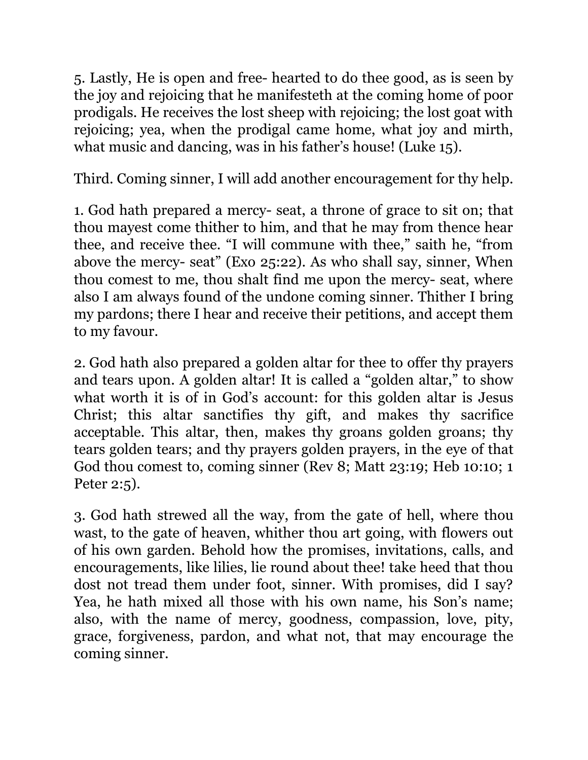5. Lastly, He is open and free- hearted to do thee good, as is seen by the joy and rejoicing that he manifesteth at the coming home of poor prodigals. He receives the lost sheep with rejoicing; the lost goat with rejoicing; yea, when the prodigal came home, what joy and mirth, what music and dancing, was in his father's house! (Luke 15).

Third. Coming sinner, I will add another encouragement for thy help.

1. God hath prepared a mercy- seat, a throne of grace to sit on; that thou mayest come thither to him, and that he may from thence hear thee, and receive thee. "I will commune with thee," saith he, "from above the mercy- seat" (Exo 25:22). As who shall say, sinner, When thou comest to me, thou shalt find me upon the mercy- seat, where also I am always found of the undone coming sinner. Thither I bring my pardons; there I hear and receive their petitions, and accept them to my favour.

2. God hath also prepared a golden altar for thee to offer thy prayers and tears upon. A golden altar! It is called a "golden altar," to show what worth it is of in God's account: for this golden altar is Jesus Christ; this altar sanctifies thy gift, and makes thy sacrifice acceptable. This altar, then, makes thy groans golden groans; thy tears golden tears; and thy prayers golden prayers, in the eye of that God thou comest to, coming sinner (Rev 8; Matt 23:19; Heb 10:10; 1 Peter 2:5).

3. God hath strewed all the way, from the gate of hell, where thou wast, to the gate of heaven, whither thou art going, with flowers out of his own garden. Behold how the promises, invitations, calls, and encouragements, like lilies, lie round about thee! take heed that thou dost not tread them under foot, sinner. With promises, did I say? Yea, he hath mixed all those with his own name, his Son's name; also, with the name of mercy, goodness, compassion, love, pity, grace, forgiveness, pardon, and what not, that may encourage the coming sinner.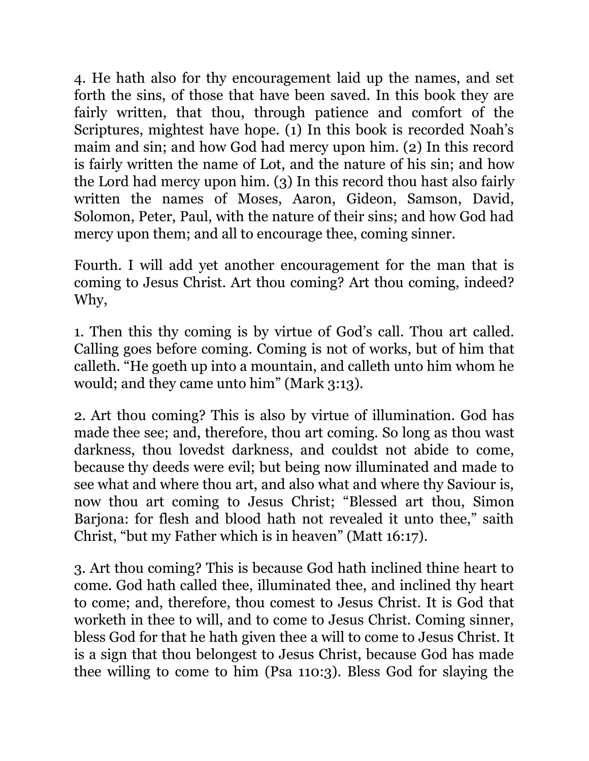4. He hath also for thy encouragement laid up the names, and set forth the sins, of those that have been saved. In this book they are fairly written, that thou, through patience and comfort of the Scriptures, mightest have hope. (1) In this book is recorded Noah's maim and sin; and how God had mercy upon him. (2) In this record is fairly written the name of Lot, and the nature of his sin; and how the Lord had mercy upon him. (3) In this record thou hast also fairly written the names of Moses, Aaron, Gideon, Samson, David, Solomon, Peter, Paul, with the nature of their sins; and how God had mercy upon them; and all to encourage thee, coming sinner.

Fourth. I will add yet another encouragement for the man that is coming to Jesus Christ. Art thou coming? Art thou coming, indeed? Why,

1. Then this thy coming is by virtue of God's call. Thou art called. Calling goes before coming. Coming is not of works, but of him that calleth. "He goeth up into a mountain, and calleth unto him whom he would; and they came unto him" (Mark 3:13).

2. Art thou coming? This is also by virtue of illumination. God has made thee see; and, therefore, thou art coming. So long as thou wast darkness, thou lovedst darkness, and couldst not abide to come, because thy deeds were evil; but being now illuminated and made to see what and where thou art, and also what and where thy Saviour is, now thou art coming to Jesus Christ; "Blessed art thou, Simon Barjona: for flesh and blood hath not revealed it unto thee," saith Christ, "but my Father which is in heaven" (Matt 16:17).

3. Art thou coming? This is because God hath inclined thine heart to come. God hath called thee, illuminated thee, and inclined thy heart to come; and, therefore, thou comest to Jesus Christ. It is God that worketh in thee to will, and to come to Jesus Christ. Coming sinner, bless God for that he hath given thee a will to come to Jesus Christ. It is a sign that thou belongest to Jesus Christ, because God has made thee willing to come to him (Psa 110:3). Bless God for slaying the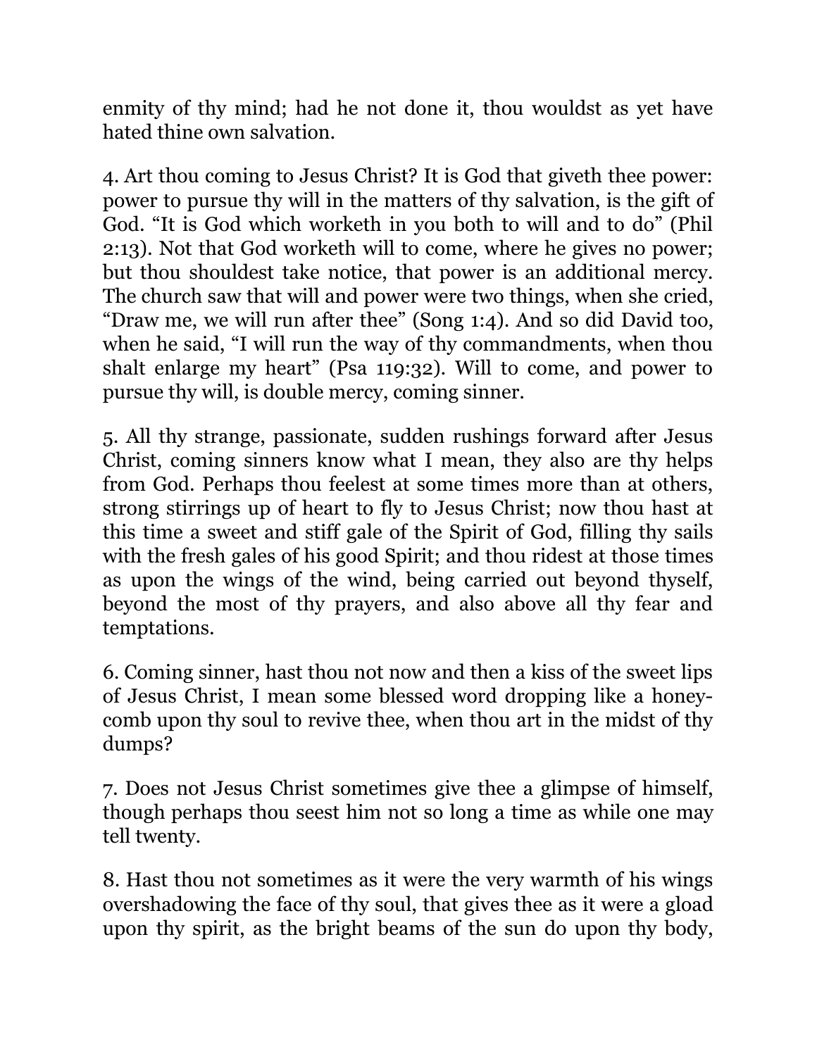enmity of thy mind; had he not done it, thou wouldst as yet have hated thine own salvation.

4. Art thou coming to Jesus Christ? It is God that giveth thee power: power to pursue thy will in the matters of thy salvation, is the gift of God. “It is God which worketh in you both to will and to do” (Phil 2:13). Not that God worketh will to come, where he gives no power; but thou shouldest take notice, that power is an additional mercy. The church saw that will and power were two things, when she cried, “Draw me, we will run after thee” (Song 1:4). And so did David too, when he said, “I will run the way of thy commandments, when thou shalt enlarge my heart” (Psa 119:32). Will to come, and power to pursue thy will, is double mercy, coming sinner.

5. All thy strange, passionate, sudden rushings forward after Jesus Christ, coming sinners know what I mean, they also are thy helps from God. Perhaps thou feelest at some times more than at others, strong stirrings up of heart to fly to Jesus Christ; now thou hast at this time a sweet and stiff gale of the Spirit of God, filling thy sails with the fresh gales of his good Spirit; and thou ridest at those times as upon the wings of the wind, being carried out beyond thyself, beyond the most of thy prayers, and also above all thy fear and temptations.

6. Coming sinner, hast thou not now and then a kiss of the sweet lips of Jesus Christ, I mean some blessed word dropping like a honey-comb upon thy soul to revive thee, when thou art in the midst of thy dumps?

7. Does not Jesus Christ sometimes give thee a glimpse of himself, though perhaps thou seest him not so long a time as while one may tell twenty.

8. Hast thou not sometimes as it were the very warmth of his wings overshadowing the face of thy soul, that gives thee as it were a gload upon thy spirit, as the bright beams of the sun do upon thy body,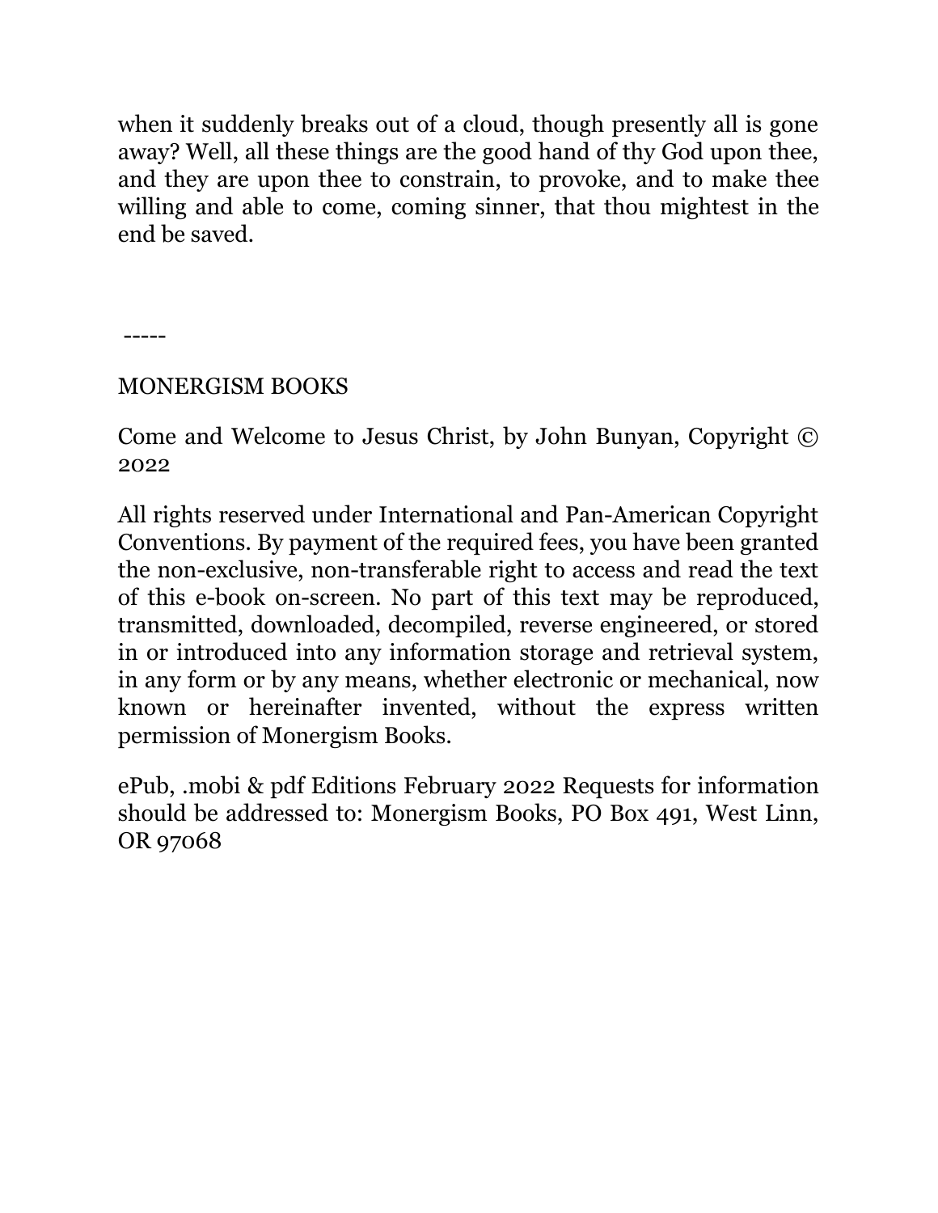when it suddenly breaks out of a cloud, though presently all is gone away? Well, all these things are the good hand of thy God upon thee, and they are upon thee to constrain, to provoke, and to make thee willing and able to come, coming sinner, that thou mightest in the end be saved.

-----

MONERGISM BOOKS

Come and Welcome to Jesus Christ, by John Bunyan, Copyright © 2022

All rights reserved under International and Pan-American Copyright Conventions. By payment of the required fees, you have been granted the non-exclusive, non-transferable right to access and read the text of this e-book on-screen. No part of this text may be reproduced, transmitted, downloaded, decompiled, reverse engineered, or stored in or introduced into any information storage and retrieval system, in any form or by any means, whether electronic or mechanical, now known or hereinafter invented, without the express written permission of Monergism Books.

ePub, .mobi & pdf Editions February 2022 Requests for information should be addressed to: Monergism Books, PO Box 491, West Linn, OR 97068